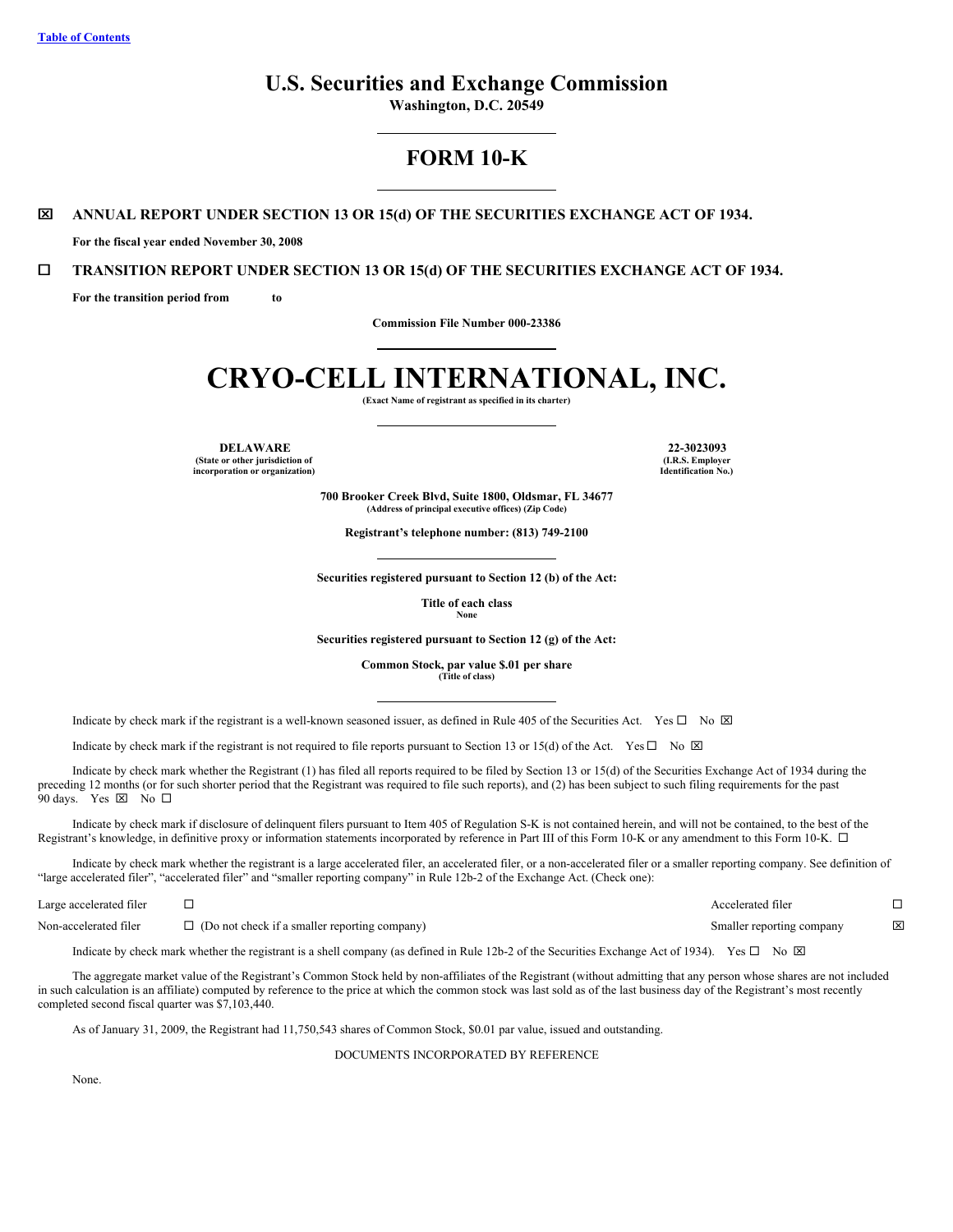[Table of Contents](#)

# U.S. Securities and Exchange Commission

**Washington, D.C. 20549**

## FORM 10-K

☒ **ANNUAL REPORT UNDER SECTION 13 OR 15(d) OF THE SECURITIES EXCHANGE ACT OF 1934.**

**For the fiscal year ended November 30, 2008**

☐ **TRANSITION REPORT UNDER SECTION 13 OR 15(d) OF THE SECURITIES EXCHANGE ACT OF 1934.**

**For the transition period from to**

**Commission File Number 000-23386**

# CRYO-CELL INTERNATIONAL, INC.

**(Exact Name of registrant as specified in its charter)**

| **DELAWARE** | **22-3023093** |
|---|---|
| **(State or other jurisdiction of incorporation or organization)** | **(I.R.S. Employer Identification No.)** |

**700 Brooker Creek Blvd, Suite 1800, Oldsmar, FL 34677**
**(Address of principal executive offices) (Zip Code)**

**Registrant's telephone number: (813) 749-2100**

**Securities registered pursuant to Section 12 (b) of the Act:**

**Title of each class**
**None**

**Securities registered pursuant to Section 12 (g) of the Act:**

**Common Stock, par value $.01 per share**
**(Title of class)**

Indicate by check mark if the registrant is a well-known seasoned issuer, as defined in Rule 405 of the Securities Act. Yes ☐ No ☒

Indicate by check mark if the registrant is not required to file reports pursuant to Section 13 or 15(d) of the Act. Yes ☐ No ☒

Indicate by check mark whether the Registrant (1) has filed all reports required to be filed by Section 13 or 15(d) of the Securities Exchange Act of 1934 during the preceding 12 months (or for such shorter period that the Registrant was required to file such reports), and (2) has been subject to such filing requirements for the past 90 days. Yes ☒ No ☐

Indicate by check mark if disclosure of delinquent filers pursuant to Item 405 of Regulation S-K is not contained herein, and will not be contained, to the best of the Registrant's knowledge, in definitive proxy or information statements incorporated by reference in Part III of this Form 10-K or any amendment to this Form 10-K. ☐

Indicate by check mark whether the registrant is a large accelerated filer, an accelerated filer, or a non-accelerated filer or a smaller reporting company. See definition of "large accelerated filer", "accelerated filer" and "smaller reporting company" in Rule 12b-2 of the Exchange Act. (Check one):

| | | | |
|---|---|---|---|
| Large accelerated filer | ☐ | Accelerated filer | ☐ |
| Non-accelerated filer | ☐ (Do not check if a smaller reporting company) | Smaller reporting company | ☒ |

Indicate by check mark whether the registrant is a shell company (as defined in Rule 12b-2 of the Securities Exchange Act of 1934). Yes ☐ No ☒

The aggregate market value of the Registrant's Common Stock held by non-affiliates of the Registrant (without admitting that any person whose shares are not included in such calculation is an affiliate) computed by reference to the price at which the common stock was last sold as of the last business day of the Registrant's most recently completed second fiscal quarter was $7,103,440.

As of January 31, 2009, the Registrant had 11,750,543 shares of Common Stock, $0.01 par value, issued and outstanding.

DOCUMENTS INCORPORATED BY REFERENCE

None.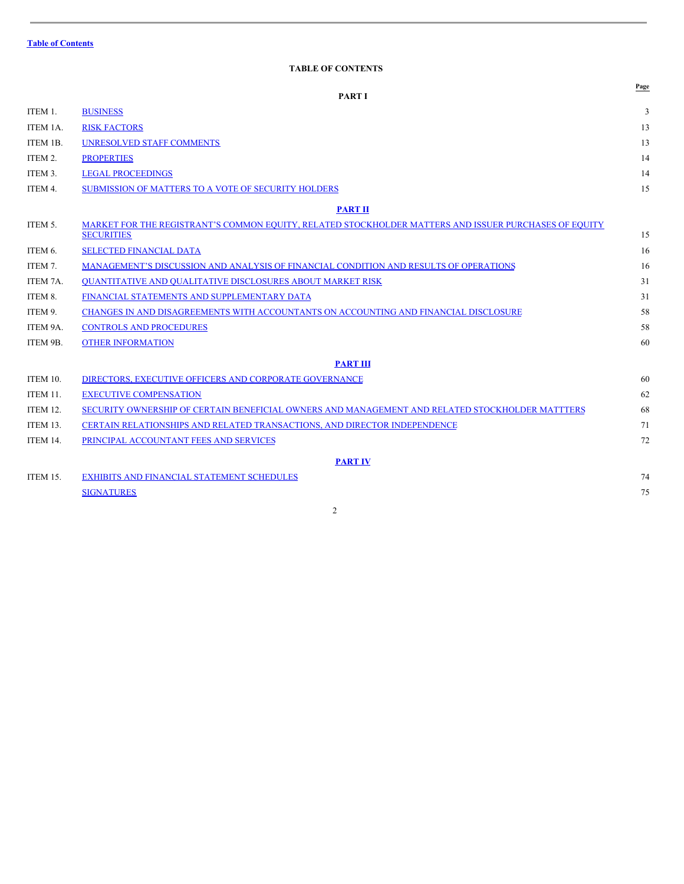Table of Contents

## TABLE OF CONTENTS

| | | Page |
|---|---|---|
| | **PART I** | |
| ITEM 1. | BUSINESS | 3 |
| ITEM 1A. | RISK FACTORS | 13 |
| ITEM 1B. | UNRESOLVED STAFF COMMENTS | 13 |
| ITEM 2. | PROPERTIES | 14 |
| ITEM 3. | LEGAL PROCEEDINGS | 14 |
| ITEM 4. | SUBMISSION OF MATTERS TO A VOTE OF SECURITY HOLDERS | 15 |
| | **PART II** | |
| ITEM 5. | MARKET FOR THE REGISTRANT'S COMMON EQUITY, RELATED STOCKHOLDER MATTERS AND ISSUER PURCHASES OF EQUITY SECURITIES | 15 |
| ITEM 6. | SELECTED FINANCIAL DATA | 16 |
| ITEM 7. | MANAGEMENT'S DISCUSSION AND ANALYSIS OF FINANCIAL CONDITION AND RESULTS OF OPERATIONS | 16 |
| ITEM 7A. | QUANTITATIVE AND QUALITATIVE DISCLOSURES ABOUT MARKET RISK | 31 |
| ITEM 8. | FINANCIAL STATEMENTS AND SUPPLEMENTARY DATA | 31 |
| ITEM 9. | CHANGES IN AND DISAGREEMENTS WITH ACCOUNTANTS ON ACCOUNTING AND FINANCIAL DISCLOSURE | 58 |
| ITEM 9A. | CONTROLS AND PROCEDURES | 58 |
| ITEM 9B. | OTHER INFORMATION | 60 |
| | **PART III** | |
| ITEM 10. | DIRECTORS, EXECUTIVE OFFICERS AND CORPORATE GOVERNANCE | 60 |
| ITEM 11. | EXECUTIVE COMPENSATION | 62 |
| ITEM 12. | SECURITY OWNERSHIP OF CERTAIN BENEFICIAL OWNERS AND MANAGEMENT AND RELATED STOCKHOLDER MATTTERS | 68 |
| ITEM 13. | CERTAIN RELATIONSHIPS AND RELATED TRANSACTIONS, AND DIRECTOR INDEPENDENCE | 71 |
| ITEM 14. | PRINCIPAL ACCOUNTANT FEES AND SERVICES | 72 |
| | **PART IV** | |
| ITEM 15. | EXHIBITS AND FINANCIAL STATEMENT SCHEDULES | 74 |
| | SIGNATURES | 75 |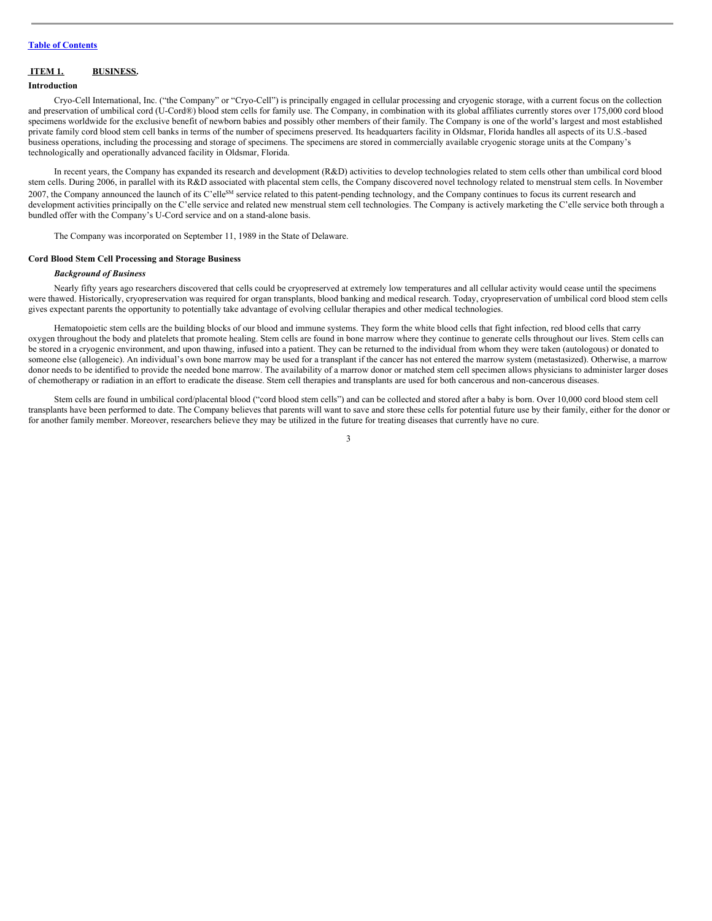[Table of Contents](#)

## ITEM 1. BUSINESS.

### Introduction

Cryo-Cell International, Inc. ("the Company" or "Cryo-Cell") is principally engaged in cellular processing and cryogenic storage, with a current focus on the collection and preservation of umbilical cord (U-Cord®) blood stem cells for family use. The Company, in combination with its global affiliates currently stores over 175,000 cord blood specimens worldwide for the exclusive benefit of newborn babies and possibly other members of their family. The Company is one of the world's largest and most established private family cord blood stem cell banks in terms of the number of specimens preserved. Its headquarters facility in Oldsmar, Florida handles all aspects of its U.S.-based business operations, including the processing and storage of specimens. The specimens are stored in commercially available cryogenic storage units at the Company's technologically and operationally advanced facility in Oldsmar, Florida.

In recent years, the Company has expanded its research and development (R&D) activities to develop technologies related to stem cells other than umbilical cord blood stem cells. During 2006, in parallel with its R&D associated with placental stem cells, the Company discovered novel technology related to menstrual stem cells. In November 2007, the Company announced the launch of its C'elle$^{SM}$ service related to this patent-pending technology, and the Company continues to focus its current research and development activities principally on the C'elle service and related new menstrual stem cell technologies. The Company is actively marketing the C'elle service both through a bundled offer with the Company's U-Cord service and on a stand-alone basis.

The Company was incorporated on September 11, 1989 in the State of Delaware.

### Cord Blood Stem Cell Processing and Storage Business

***Background of Business***

Nearly fifty years ago researchers discovered that cells could be cryopreserved at extremely low temperatures and all cellular activity would cease until the specimens were thawed. Historically, cryopreservation was required for organ transplants, blood banking and medical research. Today, cryopreservation of umbilical cord blood stem cells gives expectant parents the opportunity to potentially take advantage of evolving cellular therapies and other medical technologies.

Hematopoietic stem cells are the building blocks of our blood and immune systems. They form the white blood cells that fight infection, red blood cells that carry oxygen throughout the body and platelets that promote healing. Stem cells are found in bone marrow where they continue to generate cells throughout our lives. Stem cells can be stored in a cryogenic environment, and upon thawing, infused into a patient. They can be returned to the individual from whom they were taken (autologous) or donated to someone else (allogeneic). An individual's own bone marrow may be used for a transplant if the cancer has not entered the marrow system (metastasized). Otherwise, a marrow donor needs to be identified to provide the needed bone marrow. The availability of a marrow donor or matched stem cell specimen allows physicians to administer larger doses of chemotherapy or radiation in an effort to eradicate the disease. Stem cell therapies and transplants are used for both cancerous and non-cancerous diseases.

Stem cells are found in umbilical cord/placental blood ("cord blood stem cells") and can be collected and stored after a baby is born. Over 10,000 cord blood stem cell transplants have been performed to date. The Company believes that parents will want to save and store these cells for potential future use by their family, either for the donor or for another family member. Moreover, researchers believe they may be utilized in the future for treating diseases that currently have no cure.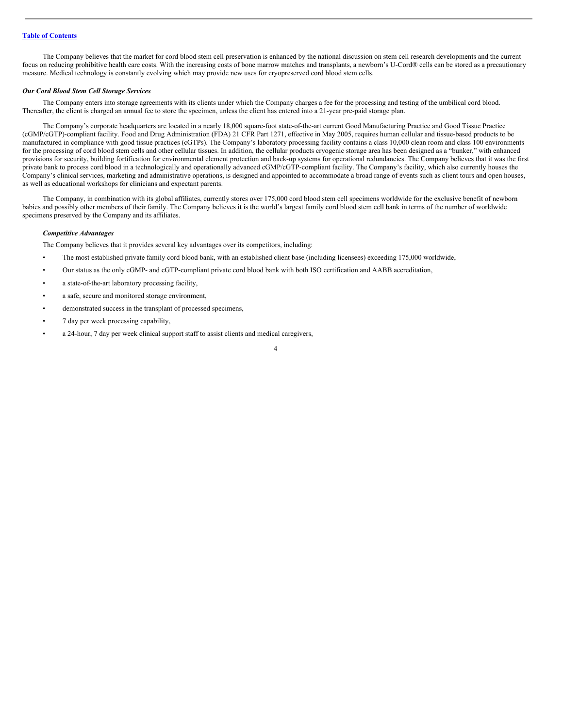The Company believes that the market for cord blood stem cell preservation is enhanced by the national discussion on stem cell research developments and the current focus on reducing prohibitive health care costs. With the increasing costs of bone marrow matches and transplants, a newborn's U-Cord® cells can be stored as a precautionary measure. Medical technology is constantly evolving which may provide new uses for cryopreserved cord blood stem cells.

***Our Cord Blood Stem Cell Storage Services***

The Company enters into storage agreements with its clients under which the Company charges a fee for the processing and testing of the umbilical cord blood. Thereafter, the client is charged an annual fee to store the specimen, unless the client has entered into a 21-year pre-paid storage plan.

The Company's corporate headquarters are located in a nearly 18,000 square-foot state-of-the-art current Good Manufacturing Practice and Good Tissue Practice (cGMP/cGTP)-compliant facility. Food and Drug Administration (FDA) 21 CFR Part 1271, effective in May 2005, requires human cellular and tissue-based products to be manufactured in compliance with good tissue practices (cGTPs). The Company's laboratory processing facility contains a class 10,000 clean room and class 100 environments for the processing of cord blood stem cells and other cellular tissues. In addition, the cellular products cryogenic storage area has been designed as a "bunker," with enhanced provisions for security, building fortification for environmental element protection and back-up systems for operational redundancies. The Company believes that it was the first private bank to process cord blood in a technologically and operationally advanced cGMP/cGTP-compliant facility. The Company's facility, which also currently houses the Company's clinical services, marketing and administrative operations, is designed and appointed to accommodate a broad range of events such as client tours and open houses, as well as educational workshops for clinicians and expectant parents.

The Company, in combination with its global affiliates, currently stores over 175,000 cord blood stem cell specimens worldwide for the exclusive benefit of newborn babies and possibly other members of their family. The Company believes it is the world's largest family cord blood stem cell bank in terms of the number of worldwide specimens preserved by the Company and its affiliates.

***Competitive Advantages***

The Company believes that it provides several key advantages over its competitors, including:

- The most established private family cord blood bank, with an established client base (including licensees) exceeding 175,000 worldwide,
- Our status as the only cGMP- and cGTP-compliant private cord blood bank with both ISO certification and AABB accreditation,
- a state-of-the-art laboratory processing facility,
- a safe, secure and monitored storage environment,
- demonstrated success in the transplant of processed specimens,
- 7 day per week processing capability,
- a 24-hour, 7 day per week clinical support staff to assist clients and medical caregivers,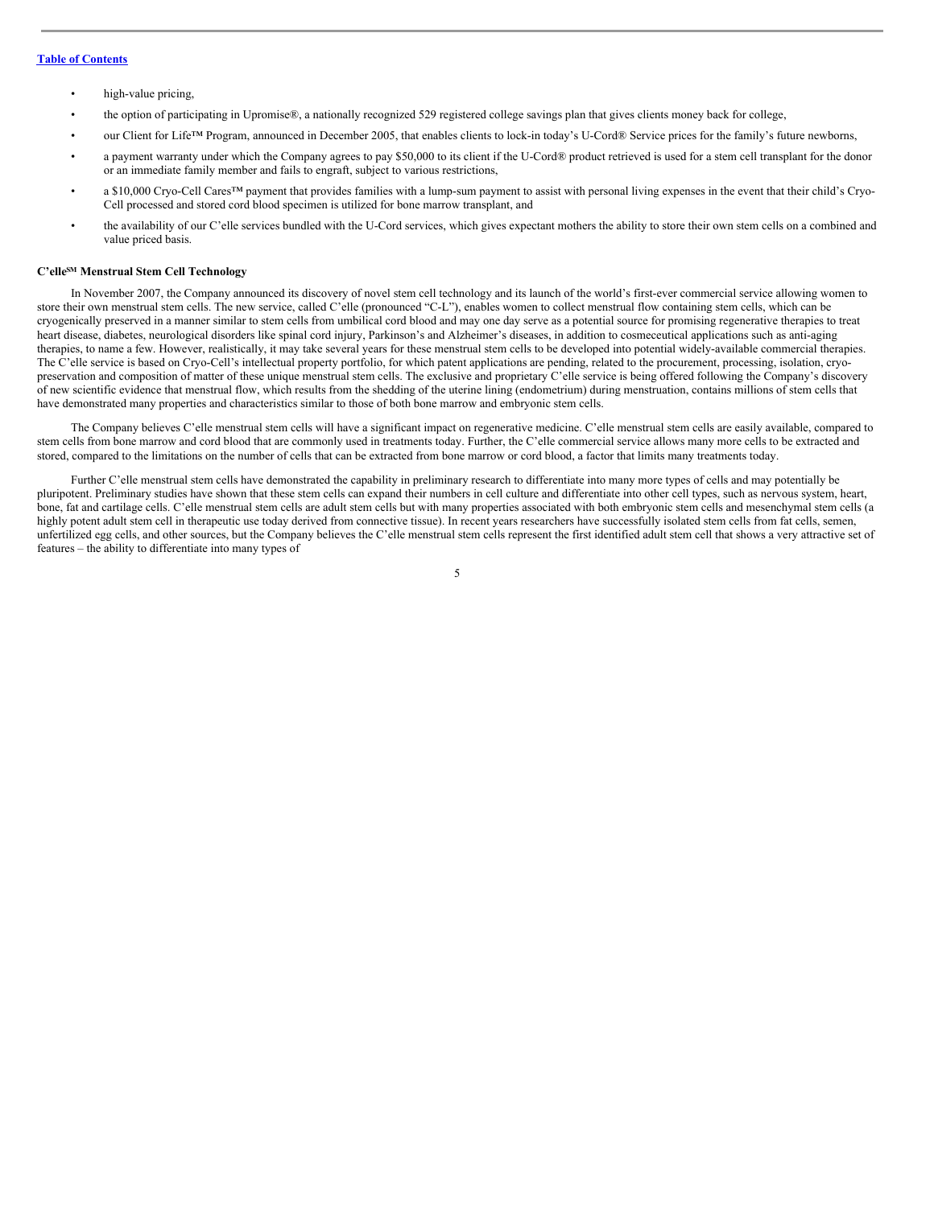- high-value pricing,
- the option of participating in Upromise®, a nationally recognized 529 registered college savings plan that gives clients money back for college,
- our Client for Life™ Program, announced in December 2005, that enables clients to lock-in today's U-Cord® Service prices for the family's future newborns,
- a payment warranty under which the Company agrees to pay $50,000 to its client if the U-Cord® product retrieved is used for a stem cell transplant for the donor or an immediate family member and fails to engraft, subject to various restrictions,
- a $10,000 Cryo-Cell Cares™ payment that provides families with a lump-sum payment to assist with personal living expenses in the event that their child's Cryo-Cell processed and stored cord blood specimen is utilized for bone marrow transplant, and
- the availability of our C'elle services bundled with the U-Cord services, which gives expectant mothers the ability to store their own stem cells on a combined and value priced basis.

### C'elle℠ Menstrual Stem Cell Technology

In November 2007, the Company announced its discovery of novel stem cell technology and its launch of the world's first-ever commercial service allowing women to store their own menstrual stem cells. The new service, called C'elle (pronounced "C-L"), enables women to collect menstrual flow containing stem cells, which can be cryogenically preserved in a manner similar to stem cells from umbilical cord blood and may one day serve as a potential source for promising regenerative therapies to treat heart disease, diabetes, neurological disorders like spinal cord injury, Parkinson's and Alzheimer's diseases, in addition to cosmeceutical applications such as anti-aging therapies, to name a few. However, realistically, it may take several years for these menstrual stem cells to be developed into potential widely-available commercial therapies. The C'elle service is based on Cryo-Cell's intellectual property portfolio, for which patent applications are pending, related to the procurement, processing, isolation, cryo-preservation and composition of matter of these unique menstrual stem cells. The exclusive and proprietary C'elle service is being offered following the Company's discovery of new scientific evidence that menstrual flow, which results from the shedding of the uterine lining (endometrium) during menstruation, contains millions of stem cells that have demonstrated many properties and characteristics similar to those of both bone marrow and embryonic stem cells.

The Company believes C'elle menstrual stem cells will have a significant impact on regenerative medicine. C'elle menstrual stem cells are easily available, compared to stem cells from bone marrow and cord blood that are commonly used in treatments today. Further, the C'elle commercial service allows many more cells to be extracted and stored, compared to the limitations on the number of cells that can be extracted from bone marrow or cord blood, a factor that limits many treatments today.

Further C'elle menstrual stem cells have demonstrated the capability in preliminary research to differentiate into many more types of cells and may potentially be pluripotent. Preliminary studies have shown that these stem cells can expand their numbers in cell culture and differentiate into other cell types, such as nervous system, heart, bone, fat and cartilage cells. C'elle menstrual stem cells are adult stem cells but with many properties associated with both embryonic stem cells and mesenchymal stem cells (a highly potent adult stem cell in therapeutic use today derived from connective tissue). In recent years researchers have successfully isolated stem cells from fat cells, semen, unfertilized egg cells, and other sources, but the Company believes the C'elle menstrual stem cells represent the first identified adult stem cell that shows a very attractive set of features – the ability to differentiate into many types of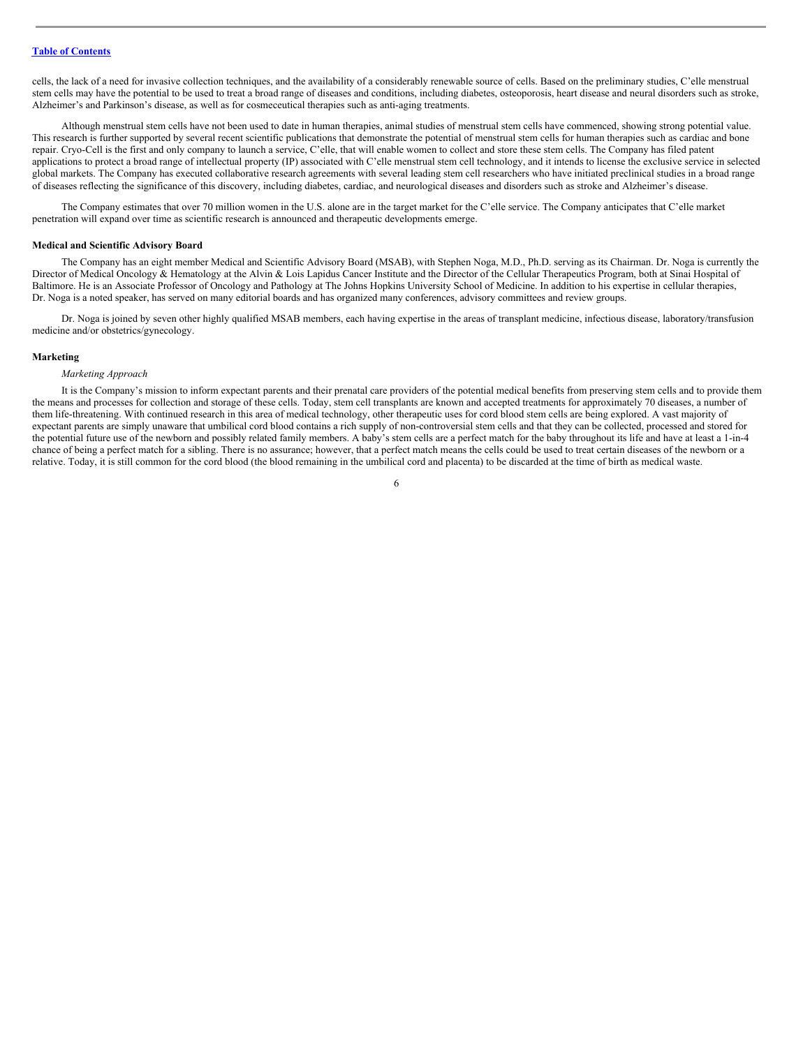cells, the lack of a need for invasive collection techniques, and the availability of a considerably renewable source of cells. Based on the preliminary studies, C'elle menstrual stem cells may have the potential to be used to treat a broad range of diseases and conditions, including diabetes, osteoporosis, heart disease and neural disorders such as stroke, Alzheimer's and Parkinson's disease, as well as for cosmeceutical therapies such as anti-aging treatments.

Although menstrual stem cells have not been used to date in human therapies, animal studies of menstrual stem cells have commenced, showing strong potential value. This research is further supported by several recent scientific publications that demonstrate the potential of menstrual stem cells for human therapies such as cardiac and bone repair. Cryo-Cell is the first and only company to launch a service, C'elle, that will enable women to collect and store these stem cells. The Company has filed patent applications to protect a broad range of intellectual property (IP) associated with C'elle menstrual stem cell technology, and it intends to license the exclusive service in selected global markets. The Company has executed collaborative research agreements with several leading stem cell researchers who have initiated preclinical studies in a broad range of diseases reflecting the significance of this discovery, including diabetes, cardiac, and neurological diseases and disorders such as stroke and Alzheimer's disease.

The Company estimates that over 70 million women in the U.S. alone are in the target market for the C'elle service. The Company anticipates that C'elle market penetration will expand over time as scientific research is announced and therapeutic developments emerge.

**Medical and Scientific Advisory Board**

The Company has an eight member Medical and Scientific Advisory Board (MSAB), with Stephen Noga, M.D., Ph.D. serving as its Chairman. Dr. Noga is currently the Director of Medical Oncology & Hematology at the Alvin & Lois Lapidus Cancer Institute and the Director of the Cellular Therapeutics Program, both at Sinai Hospital of Baltimore. He is an Associate Professor of Oncology and Pathology at The Johns Hopkins University School of Medicine. In addition to his expertise in cellular therapies, Dr. Noga is a noted speaker, has served on many editorial boards and has organized many conferences, advisory committees and review groups.

Dr. Noga is joined by seven other highly qualified MSAB members, each having expertise in the areas of transplant medicine, infectious disease, laboratory/transfusion medicine and/or obstetrics/gynecology.

**Marketing**

*Marketing Approach*

It is the Company's mission to inform expectant parents and their prenatal care providers of the potential medical benefits from preserving stem cells and to provide them the means and processes for collection and storage of these cells. Today, stem cell transplants are known and accepted treatments for approximately 70 diseases, a number of them life-threatening. With continued research in this area of medical technology, other therapeutic uses for cord blood stem cells are being explored. A vast majority of expectant parents are simply unaware that umbilical cord blood contains a rich supply of non-controversial stem cells and that they can be collected, processed and stored for the potential future use of the newborn and possibly related family members. A baby's stem cells are a perfect match for the baby throughout its life and have at least a 1-in-4 chance of being a perfect match for a sibling. There is no assurance; however, that a perfect match means the cells could be used to treat certain diseases of the newborn or a relative. Today, it is still common for the cord blood (the blood remaining in the umbilical cord and placenta) to be discarded at the time of birth as medical waste.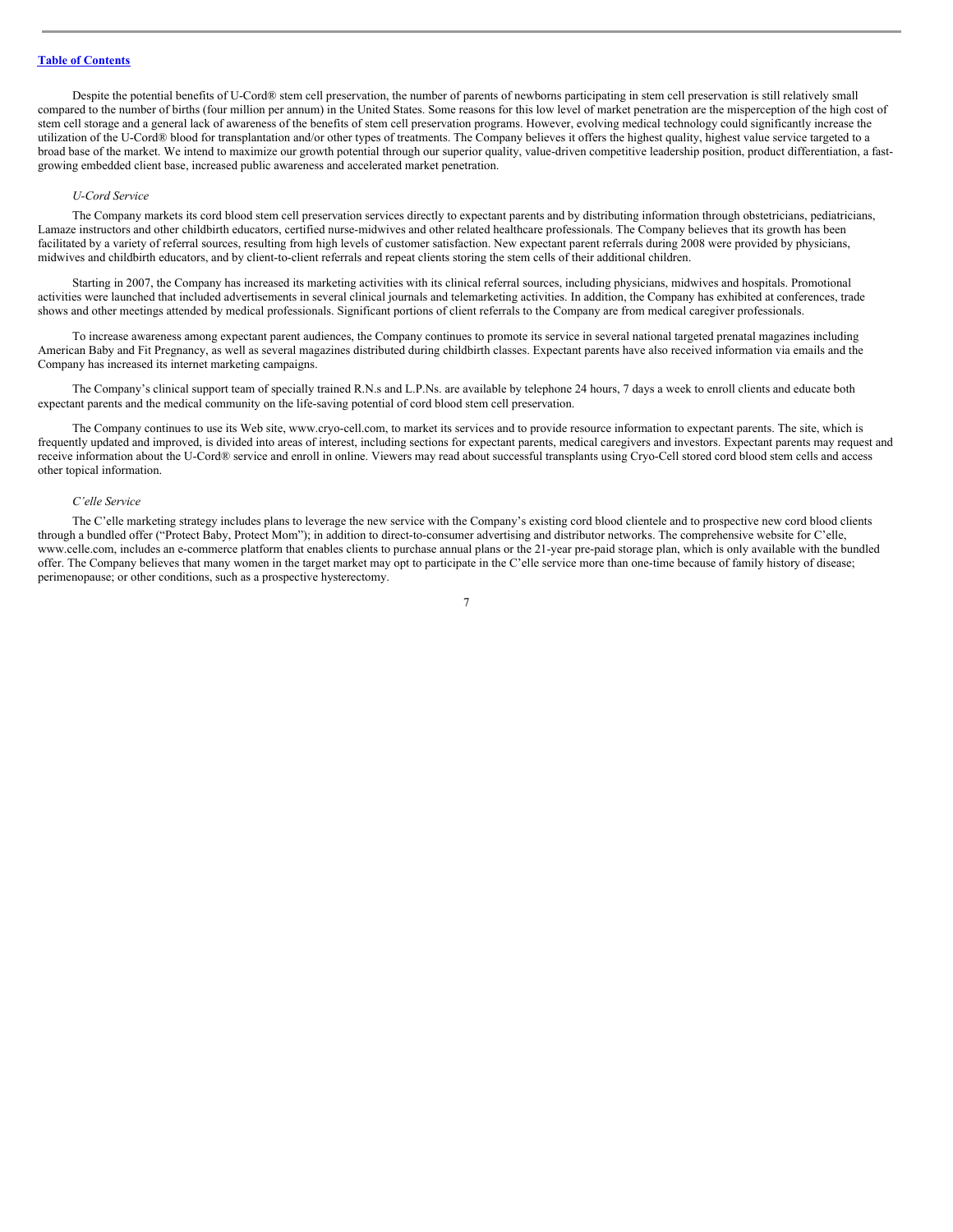Despite the potential benefits of U-Cord® stem cell preservation, the number of parents of newborns participating in stem cell preservation is still relatively small compared to the number of births (four million per annum) in the United States. Some reasons for this low level of market penetration are the misperception of the high cost of stem cell storage and a general lack of awareness of the benefits of stem cell preservation programs. However, evolving medical technology could significantly increase the utilization of the U-Cord® blood for transplantation and/or other types of treatments. The Company believes it offers the highest quality, highest value service targeted to a broad base of the market. We intend to maximize our growth potential through our superior quality, value-driven competitive leadership position, product differentiation, a fast-growing embedded client base, increased public awareness and accelerated market penetration.

*U-Cord Service*

The Company markets its cord blood stem cell preservation services directly to expectant parents and by distributing information through obstetricians, pediatricians, Lamaze instructors and other childbirth educators, certified nurse-midwives and other related healthcare professionals. The Company believes that its growth has been facilitated by a variety of referral sources, resulting from high levels of customer satisfaction. New expectant parent referrals during 2008 were provided by physicians, midwives and childbirth educators, and by client-to-client referrals and repeat clients storing the stem cells of their additional children.

Starting in 2007, the Company has increased its marketing activities with its clinical referral sources, including physicians, midwives and hospitals. Promotional activities were launched that included advertisements in several clinical journals and telemarketing activities. In addition, the Company has exhibited at conferences, trade shows and other meetings attended by medical professionals. Significant portions of client referrals to the Company are from medical caregiver professionals.

To increase awareness among expectant parent audiences, the Company continues to promote its service in several national targeted prenatal magazines including American Baby and Fit Pregnancy, as well as several magazines distributed during childbirth classes. Expectant parents have also received information via emails and the Company has increased its internet marketing campaigns.

The Company's clinical support team of specially trained R.N.s and L.P.Ns. are available by telephone 24 hours, 7 days a week to enroll clients and educate both expectant parents and the medical community on the life-saving potential of cord blood stem cell preservation.

The Company continues to use its Web site, www.cryo-cell.com, to market its services and to provide resource information to expectant parents. The site, which is frequently updated and improved, is divided into areas of interest, including sections for expectant parents, medical caregivers and investors. Expectant parents may request and receive information about the U-Cord® service and enroll in online. Viewers may read about successful transplants using Cryo-Cell stored cord blood stem cells and access other topical information.

*C'elle Service*

The C'elle marketing strategy includes plans to leverage the new service with the Company's existing cord blood clientele and to prospective new cord blood clients through a bundled offer ("Protect Baby, Protect Mom"); in addition to direct-to-consumer advertising and distributor networks. The comprehensive website for C'elle, www.celle.com, includes an e-commerce platform that enables clients to purchase annual plans or the 21-year pre-paid storage plan, which is only available with the bundled offer. The Company believes that many women in the target market may opt to participate in the C'elle service more than one-time because of family history of disease; perimenopause; or other conditions, such as a prospective hysterectomy.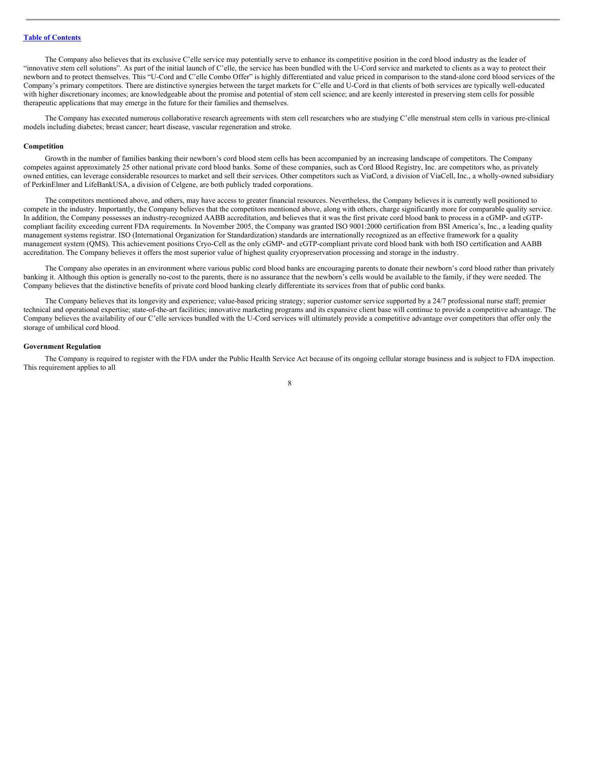The Company also believes that its exclusive C'elle service may potentially serve to enhance its competitive position in the cord blood industry as the leader of "innovative stem cell solutions". As part of the initial launch of C'elle, the service has been bundled with the U-Cord service and marketed to clients as a way to protect their newborn and to protect themselves. This "U-Cord and C'elle Combo Offer" is highly differentiated and value priced in comparison to the stand-alone cord blood services of the Company's primary competitors. There are distinctive synergies between the target markets for C'elle and U-Cord in that clients of both services are typically well-educated with higher discretionary incomes; are knowledgeable about the promise and potential of stem cell science; and are keenly interested in preserving stem cells for possible therapeutic applications that may emerge in the future for their families and themselves.

The Company has executed numerous collaborative research agreements with stem cell researchers who are studying C'elle menstrual stem cells in various pre-clinical models including diabetes; breast cancer; heart disease, vascular regeneration and stroke.

**Competition**

Growth in the number of families banking their newborn's cord blood stem cells has been accompanied by an increasing landscape of competitors. The Company competes against approximately 25 other national private cord blood banks. Some of these companies, such as Cord Blood Registry, Inc. are competitors who, as privately owned entities, can leverage considerable resources to market and sell their services. Other competitors such as ViaCord, a division of ViaCell, Inc., a wholly-owned subsidiary of PerkinElmer and LifeBankUSA, a division of Celgene, are both publicly traded corporations.

The competitors mentioned above, and others, may have access to greater financial resources. Nevertheless, the Company believes it is currently well positioned to compete in the industry. Importantly, the Company believes that the competitors mentioned above, along with others, charge significantly more for comparable quality service. In addition, the Company possesses an industry-recognized AABB accreditation, and believes that it was the first private cord blood bank to process in a cGMP- and cGTP-compliant facility exceeding current FDA requirements. In November 2005, the Company was granted ISO 9001:2000 certification from BSI America's, Inc., a leading quality management systems registrar. ISO (International Organization for Standardization) standards are internationally recognized as an effective framework for a quality management system (QMS). This achievement positions Cryo-Cell as the only cGMP- and cGTP-compliant private cord blood bank with both ISO certification and AABB accreditation. The Company believes it offers the most superior value of highest quality cryopreservation processing and storage in the industry.

The Company also operates in an environment where various public cord blood banks are encouraging parents to donate their newborn's cord blood rather than privately banking it. Although this option is generally no-cost to the parents, there is no assurance that the newborn's cells would be available to the family, if they were needed. The Company believes that the distinctive benefits of private cord blood banking clearly differentiate its services from that of public cord banks.

The Company believes that its longevity and experience; value-based pricing strategy; superior customer service supported by a 24/7 professional nurse staff; premier technical and operational expertise; state-of-the-art facilities; innovative marketing programs and its expansive client base will continue to provide a competitive advantage. The Company believes the availability of our C'elle services bundled with the U-Cord services will ultimately provide a competitive advantage over competitors that offer only the storage of umbilical cord blood.

**Government Regulation**

The Company is required to register with the FDA under the Public Health Service Act because of its ongoing cellular storage business and is subject to FDA inspection. This requirement applies to all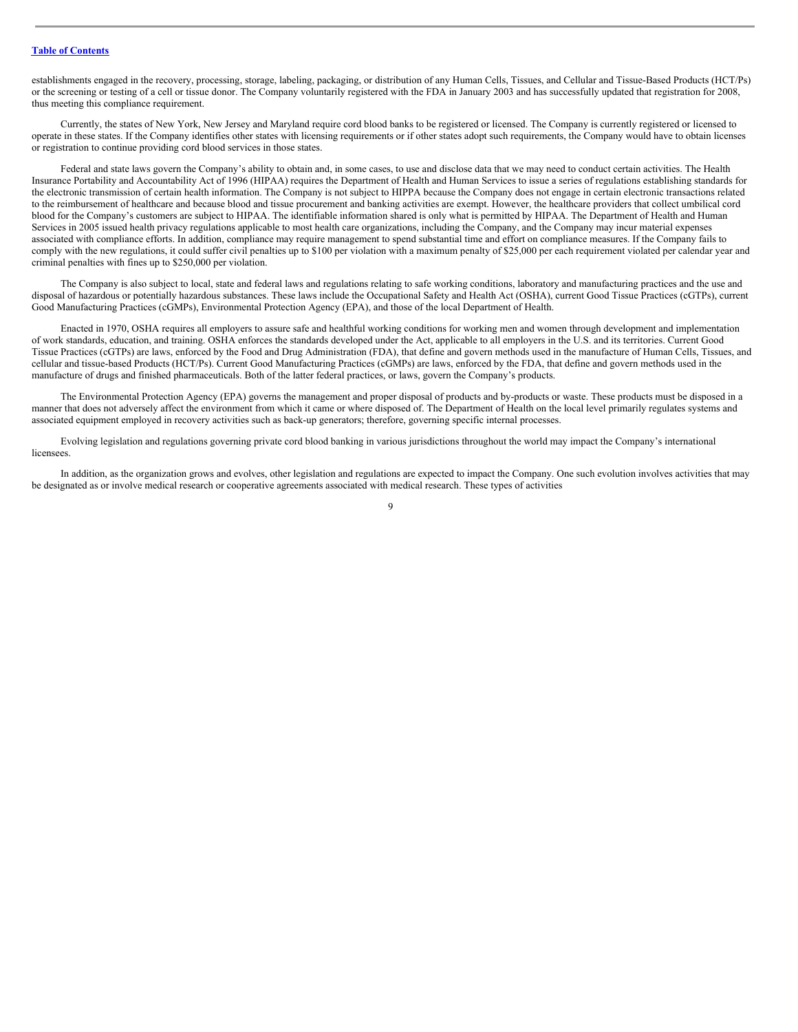establishments engaged in the recovery, processing, storage, labeling, packaging, or distribution of any Human Cells, Tissues, and Cellular and Tissue-Based Products (HCT/Ps) or the screening or testing of a cell or tissue donor. The Company voluntarily registered with the FDA in January 2003 and has successfully updated that registration for 2008, thus meeting this compliance requirement.

Currently, the states of New York, New Jersey and Maryland require cord blood banks to be registered or licensed. The Company is currently registered or licensed to operate in these states. If the Company identifies other states with licensing requirements or if other states adopt such requirements, the Company would have to obtain licenses or registration to continue providing cord blood services in those states.

Federal and state laws govern the Company's ability to obtain and, in some cases, to use and disclose data that we may need to conduct certain activities. The Health Insurance Portability and Accountability Act of 1996 (HIPAA) requires the Department of Health and Human Services to issue a series of regulations establishing standards for the electronic transmission of certain health information. The Company is not subject to HIPPA because the Company does not engage in certain electronic transactions related to the reimbursement of healthcare and because blood and tissue procurement and banking activities are exempt. However, the healthcare providers that collect umbilical cord blood for the Company's customers are subject to HIPAA. The identifiable information shared is only what is permitted by HIPAA. The Department of Health and Human Services in 2005 issued health privacy regulations applicable to most health care organizations, including the Company, and the Company may incur material expenses associated with compliance efforts. In addition, compliance may require management to spend substantial time and effort on compliance measures. If the Company fails to comply with the new regulations, it could suffer civil penalties up to $100 per violation with a maximum penalty of $25,000 per each requirement violated per calendar year and criminal penalties with fines up to $250,000 per violation.

The Company is also subject to local, state and federal laws and regulations relating to safe working conditions, laboratory and manufacturing practices and the use and disposal of hazardous or potentially hazardous substances. These laws include the Occupational Safety and Health Act (OSHA), current Good Tissue Practices (cGTPs), current Good Manufacturing Practices (cGMPs), Environmental Protection Agency (EPA), and those of the local Department of Health.

Enacted in 1970, OSHA requires all employers to assure safe and healthful working conditions for working men and women through development and implementation of work standards, education, and training. OSHA enforces the standards developed under the Act, applicable to all employers in the U.S. and its territories. Current Good Tissue Practices (cGTPs) are laws, enforced by the Food and Drug Administration (FDA), that define and govern methods used in the manufacture of Human Cells, Tissues, and cellular and tissue-based Products (HCT/Ps). Current Good Manufacturing Practices (cGMPs) are laws, enforced by the FDA, that define and govern methods used in the manufacture of drugs and finished pharmaceuticals. Both of the latter federal practices, or laws, govern the Company's products.

The Environmental Protection Agency (EPA) governs the management and proper disposal of products and by-products or waste. These products must be disposed in a manner that does not adversely affect the environment from which it came or where disposed of. The Department of Health on the local level primarily regulates systems and associated equipment employed in recovery activities such as back-up generators; therefore, governing specific internal processes.

Evolving legislation and regulations governing private cord blood banking in various jurisdictions throughout the world may impact the Company's international licensees.

In addition, as the organization grows and evolves, other legislation and regulations are expected to impact the Company. One such evolution involves activities that may be designated as or involve medical research or cooperative agreements associated with medical research. These types of activities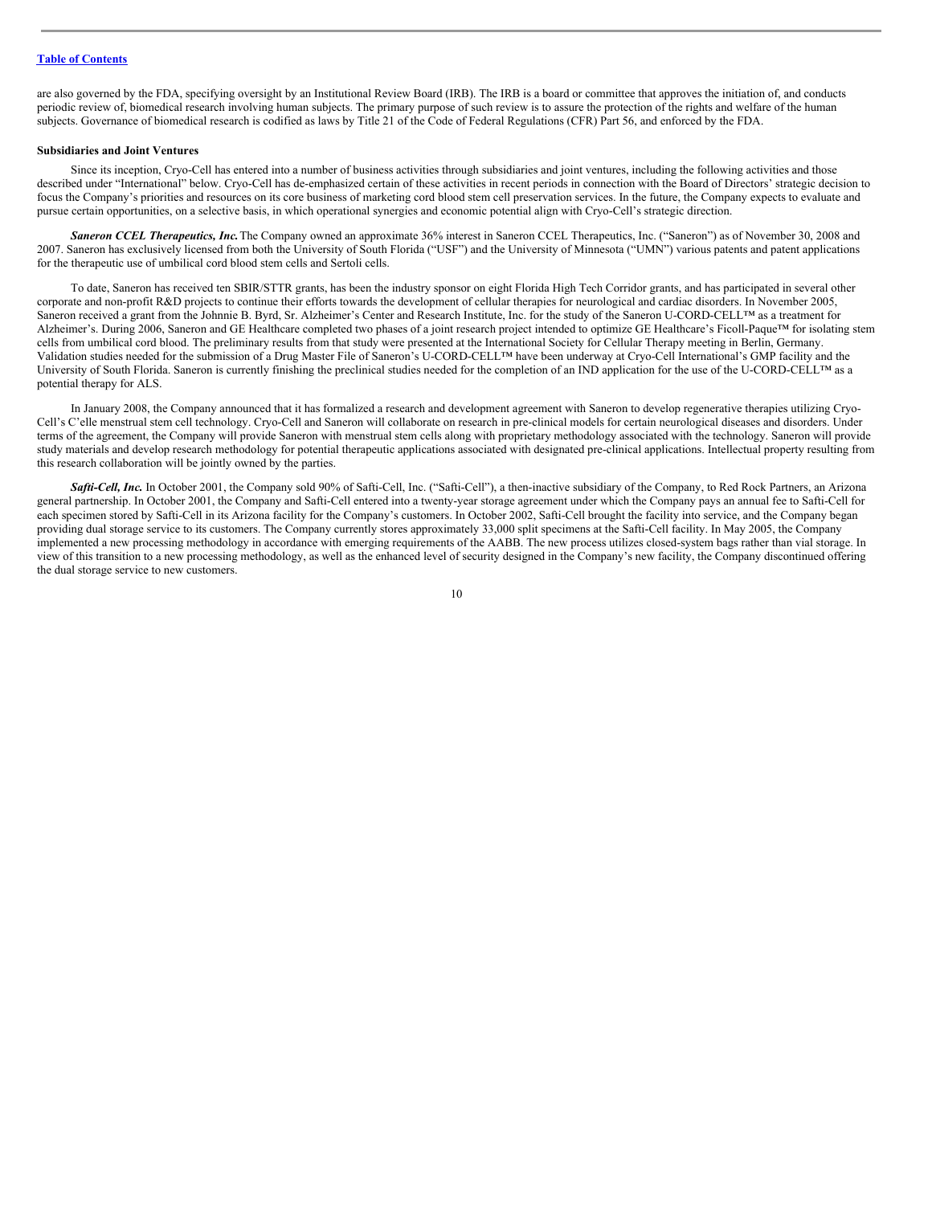are also governed by the FDA, specifying oversight by an Institutional Review Board (IRB). The IRB is a board or committee that approves the initiation of, and conducts periodic review of, biomedical research involving human subjects. The primary purpose of such review is to assure the protection of the rights and welfare of the human subjects. Governance of biomedical research is codified as laws by Title 21 of the Code of Federal Regulations (CFR) Part 56, and enforced by the FDA.

**Subsidiaries and Joint Ventures**

Since its inception, Cryo-Cell has entered into a number of business activities through subsidiaries and joint ventures, including the following activities and those described under "International" below. Cryo-Cell has de-emphasized certain of these activities in recent periods in connection with the Board of Directors' strategic decision to focus the Company's priorities and resources on its core business of marketing cord blood stem cell preservation services. In the future, the Company expects to evaluate and pursue certain opportunities, on a selective basis, in which operational synergies and economic potential align with Cryo-Cell's strategic direction.

***Saneron CCEL Therapeutics, Inc.*** The Company owned an approximate 36% interest in Saneron CCEL Therapeutics, Inc. ("Saneron") as of November 30, 2008 and 2007. Saneron has exclusively licensed from both the University of South Florida ("USF") and the University of Minnesota ("UMN") various patents and patent applications for the therapeutic use of umbilical cord blood stem cells and Sertoli cells.

To date, Saneron has received ten SBIR/STTR grants, has been the industry sponsor on eight Florida High Tech Corridor grants, and has participated in several other corporate and non-profit R&D projects to continue their efforts towards the development of cellular therapies for neurological and cardiac disorders. In November 2005, Saneron received a grant from the Johnnie B. Byrd, Sr. Alzheimer's Center and Research Institute, Inc. for the study of the Saneron U-CORD-CELL™ as a treatment for Alzheimer's. During 2006, Saneron and GE Healthcare completed two phases of a joint research project intended to optimize GE Healthcare's Ficoll-Paque™ for isolating stem cells from umbilical cord blood. The preliminary results from that study were presented at the International Society for Cellular Therapy meeting in Berlin, Germany. Validation studies needed for the submission of a Drug Master File of Saneron's U-CORD-CELL™ have been underway at Cryo-Cell International's GMP facility and the University of South Florida. Saneron is currently finishing the preclinical studies needed for the completion of an IND application for the use of the U-CORD-CELL™ as a potential therapy for ALS.

In January 2008, the Company announced that it has formalized a research and development agreement with Saneron to develop regenerative therapies utilizing Cryo-Cell's C'elle menstrual stem cell technology. Cryo-Cell and Saneron will collaborate on research in pre-clinical models for certain neurological diseases and disorders. Under terms of the agreement, the Company will provide Saneron with menstrual stem cells along with proprietary methodology associated with the technology. Saneron will provide study materials and develop research methodology for potential therapeutic applications associated with designated pre-clinical applications. Intellectual property resulting from this research collaboration will be jointly owned by the parties.

***Safti-Cell, Inc.*** In October 2001, the Company sold 90% of Safti-Cell, Inc. ("Safti-Cell"), a then-inactive subsidiary of the Company, to Red Rock Partners, an Arizona general partnership. In October 2001, the Company and Safti-Cell entered into a twenty-year storage agreement under which the Company pays an annual fee to Safti-Cell for each specimen stored by Safti-Cell in its Arizona facility for the Company's customers. In October 2002, Safti-Cell brought the facility into service, and the Company began providing dual storage service to its customers. The Company currently stores approximately 33,000 split specimens at the Safti-Cell facility. In May 2005, the Company implemented a new processing methodology in accordance with emerging requirements of the AABB. The new process utilizes closed-system bags rather than vial storage. In view of this transition to a new processing methodology, as well as the enhanced level of security designed in the Company's new facility, the Company discontinued offering the dual storage service to new customers.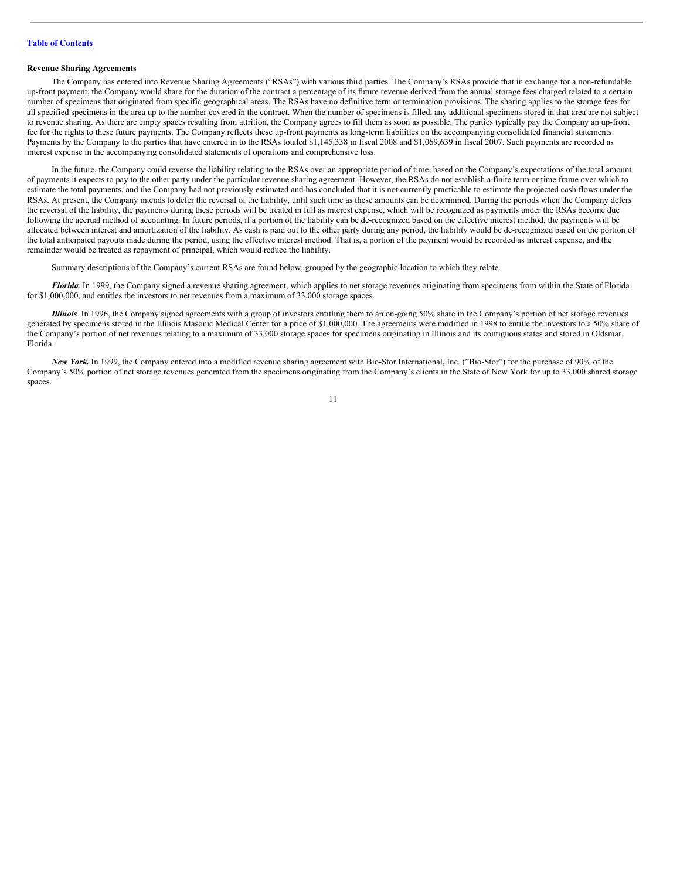**Revenue Sharing Agreements**

The Company has entered into Revenue Sharing Agreements ("RSAs") with various third parties. The Company's RSAs provide that in exchange for a non-refundable up-front payment, the Company would share for the duration of the contract a percentage of its future revenue derived from the annual storage fees charged related to a certain number of specimens that originated from specific geographical areas. The RSAs have no definitive term or termination provisions. The sharing applies to the storage fees for all specified specimens in the area up to the number covered in the contract. When the number of specimens is filled, any additional specimens stored in that area are not subject to revenue sharing. As there are empty spaces resulting from attrition, the Company agrees to fill them as soon as possible. The parties typically pay the Company an up-front fee for the rights to these future payments. The Company reflects these up-front payments as long-term liabilities on the accompanying consolidated financial statements. Payments by the Company to the parties that have entered in to the RSAs totaled $1,145,338 in fiscal 2008 and $1,069,639 in fiscal 2007. Such payments are recorded as interest expense in the accompanying consolidated statements of operations and comprehensive loss.

In the future, the Company could reverse the liability relating to the RSAs over an appropriate period of time, based on the Company's expectations of the total amount of payments it expects to pay to the other party under the particular revenue sharing agreement. However, the RSAs do not establish a finite term or time frame over which to estimate the total payments, and the Company had not previously estimated and has concluded that it is not currently practicable to estimate the projected cash flows under the RSAs. At present, the Company intends to defer the reversal of the liability, until such time as these amounts can be determined. During the periods when the Company defers the reversal of the liability, the payments during these periods will be treated in full as interest expense, which will be recognized as payments under the RSAs become due following the accrual method of accounting. In future periods, if a portion of the liability can be de-recognized based on the effective interest method, the payments will be allocated between interest and amortization of the liability. As cash is paid out to the other party during any period, the liability would be de-recognized based on the portion of the total anticipated payouts made during the period, using the effective interest method. That is, a portion of the payment would be recorded as interest expense, and the remainder would be treated as repayment of principal, which would reduce the liability.

Summary descriptions of the Company's current RSAs are found below, grouped by the geographic location to which they relate.

***Florida***. In 1999, the Company signed a revenue sharing agreement, which applies to net storage revenues originating from specimens from within the State of Florida for $1,000,000, and entitles the investors to net revenues from a maximum of 33,000 storage spaces.

***Illinois***. In 1996, the Company signed agreements with a group of investors entitling them to an on-going 50% share in the Company's portion of net storage revenues generated by specimens stored in the Illinois Masonic Medical Center for a price of $1,000,000. The agreements were modified in 1998 to entitle the investors to a 50% share of the Company's portion of net revenues relating to a maximum of 33,000 storage spaces for specimens originating in Illinois and its contiguous states and stored in Oldsmar, Florida.

***New York.*** In 1999, the Company entered into a modified revenue sharing agreement with Bio-Stor International, Inc. ("Bio-Stor") for the purchase of 90% of the Company's 50% portion of net storage revenues generated from the specimens originating from the Company's clients in the State of New York for up to 33,000 shared storage spaces.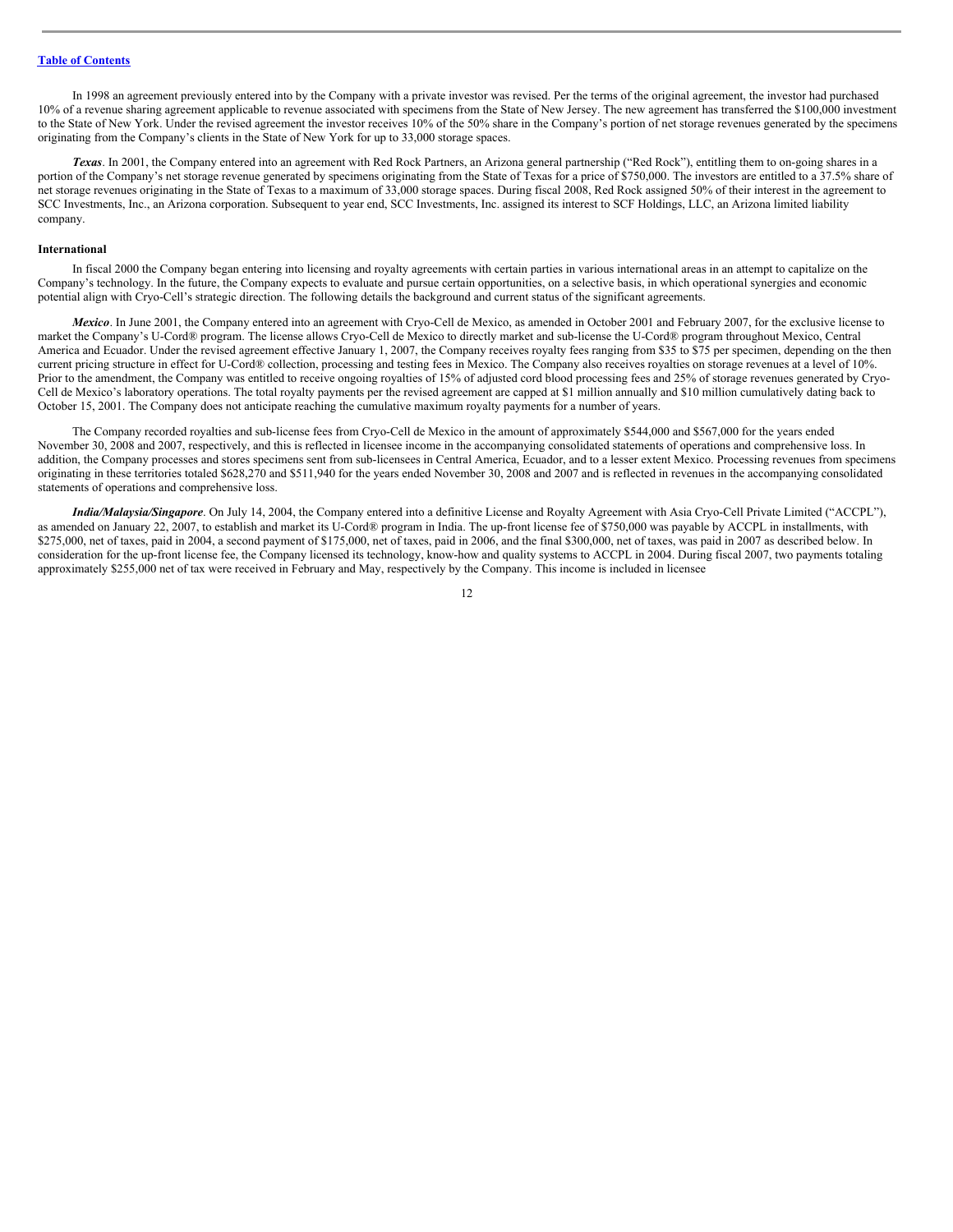In 1998 an agreement previously entered into by the Company with a private investor was revised. Per the terms of the original agreement, the investor had purchased 10% of a revenue sharing agreement applicable to revenue associated with specimens from the State of New Jersey. The new agreement has transferred the $100,000 investment to the State of New York. Under the revised agreement the investor receives 10% of the 50% share in the Company's portion of net storage revenues generated by the specimens originating from the Company's clients in the State of New York for up to 33,000 storage spaces.

***Texas***. In 2001, the Company entered into an agreement with Red Rock Partners, an Arizona general partnership ("Red Rock"), entitling them to on-going shares in a portion of the Company's net storage revenue generated by specimens originating from the State of Texas for a price of $750,000. The investors are entitled to a 37.5% share of net storage revenues originating in the State of Texas to a maximum of 33,000 storage spaces. During fiscal 2008, Red Rock assigned 50% of their interest in the agreement to SCC Investments, Inc., an Arizona corporation. Subsequent to year end, SCC Investments, Inc. assigned its interest to SCF Holdings, LLC, an Arizona limited liability company.

**International**

In fiscal 2000 the Company began entering into licensing and royalty agreements with certain parties in various international areas in an attempt to capitalize on the Company's technology. In the future, the Company expects to evaluate and pursue certain opportunities, on a selective basis, in which operational synergies and economic potential align with Cryo-Cell's strategic direction. The following details the background and current status of the significant agreements.

***Mexico***. In June 2001, the Company entered into an agreement with Cryo-Cell de Mexico, as amended in October 2001 and February 2007, for the exclusive license to market the Company's U-Cord® program. The license allows Cryo-Cell de Mexico to directly market and sub-license the U-Cord® program throughout Mexico, Central America and Ecuador. Under the revised agreement effective January 1, 2007, the Company receives royalty fees ranging from $35 to $75 per specimen, depending on the then current pricing structure in effect for U-Cord® collection, processing and testing fees in Mexico. The Company also receives royalties on storage revenues at a level of 10%. Prior to the amendment, the Company was entitled to receive ongoing royalties of 15% of adjusted cord blood processing fees and 25% of storage revenues generated by Cryo-Cell de Mexico's laboratory operations. The total royalty payments per the revised agreement are capped at $1 million annually and $10 million cumulatively dating back to October 15, 2001. The Company does not anticipate reaching the cumulative maximum royalty payments for a number of years.

The Company recorded royalties and sub-license fees from Cryo-Cell de Mexico in the amount of approximately $544,000 and $567,000 for the years ended November 30, 2008 and 2007, respectively, and this is reflected in licensee income in the accompanying consolidated statements of operations and comprehensive loss. In addition, the Company processes and stores specimens sent from sub-licensees in Central America, Ecuador, and to a lesser extent Mexico. Processing revenues from specimens originating in these territories totaled $628,270 and $511,940 for the years ended November 30, 2008 and 2007 and is reflected in revenues in the accompanying consolidated statements of operations and comprehensive loss.

***India/Malaysia/Singapore***. On July 14, 2004, the Company entered into a definitive License and Royalty Agreement with Asia Cryo-Cell Private Limited ("ACCPL"), as amended on January 22, 2007, to establish and market its U-Cord® program in India. The up-front license fee of $750,000 was payable by ACCPL in installments, with $275,000, net of taxes, paid in 2004, a second payment of $175,000, net of taxes, paid in 2006, and the final $300,000, net of taxes, was paid in 2007 as described below. In consideration for the up-front license fee, the Company licensed its technology, know-how and quality systems to ACCPL in 2004. During fiscal 2007, two payments totaling approximately $255,000 net of tax were received in February and May, respectively by the Company. This income is included in licensee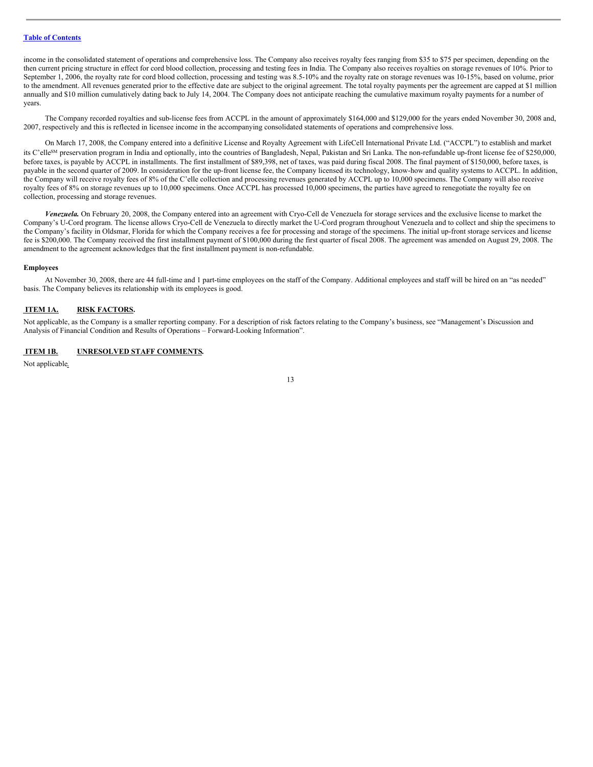income in the consolidated statement of operations and comprehensive loss. The Company also receives royalty fees ranging from $35 to $75 per specimen, depending on the then current pricing structure in effect for cord blood collection, processing and testing fees in India. The Company also receives royalties on storage revenues of 10%. Prior to September 1, 2006, the royalty rate for cord blood collection, processing and testing was 8.5-10% and the royalty rate on storage revenues was 10-15%, based on volume, prior to the amendment. All revenues generated prior to the effective date are subject to the original agreement. The total royalty payments per the agreement are capped at $1 million annually and $10 million cumulatively dating back to July 14, 2004. The Company does not anticipate reaching the cumulative maximum royalty payments for a number of years.

The Company recorded royalties and sub-license fees from ACCPL in the amount of approximately $164,000 and $129,000 for the years ended November 30, 2008 and, 2007, respectively and this is reflected in licensee income in the accompanying consolidated statements of operations and comprehensive loss.

On March 17, 2008, the Company entered into a definitive License and Royalty Agreement with LifeCell International Private Ltd. ("ACCPL") to establish and market its C'elle[SM] preservation program in India and optionally, into the countries of Bangladesh, Nepal, Pakistan and Sri Lanka. The non-refundable up-front license fee of $250,000, before taxes, is payable by ACCPL in installments. The first installment of $89,398, net of taxes, was paid during fiscal 2008. The final payment of $150,000, before taxes, is payable in the second quarter of 2009. In consideration for the up-front license fee, the Company licensed its technology, know-how and quality systems to ACCPL. In addition, the Company will receive royalty fees of 8% of the C'elle collection and processing revenues generated by ACCPL up to 10,000 specimens. The Company will also receive royalty fees of 8% on storage revenues up to 10,000 specimens. Once ACCPL has processed 10,000 specimens, the parties have agreed to renegotiate the royalty fee on collection, processing and storage revenues.

***Venezuela.*** On February 20, 2008, the Company entered into an agreement with Cryo-Cell de Venezuela for storage services and the exclusive license to market the Company's U-Cord program. The license allows Cryo-Cell de Venezuela to directly market the U-Cord program throughout Venezuela and to collect and ship the specimens to the Company's facility in Oldsmar, Florida for which the Company receives a fee for processing and storage of the specimens. The initial up-front storage services and license fee is $200,000. The Company received the first installment payment of $100,000 during the first quarter of fiscal 2008. The agreement was amended on August 29, 2008. The amendment to the agreement acknowledges that the first installment payment is non-refundable.

**Employees**

At November 30, 2008, there are 44 full-time and 1 part-time employees on the staff of the Company. Additional employees and staff will be hired on an "as needed" basis. The Company believes its relationship with its employees is good.

## ITEM 1A. RISK FACTORS.

Not applicable, as the Company is a smaller reporting company. For a description of risk factors relating to the Company's business, see "Management's Discussion and Analysis of Financial Condition and Results of Operations – Forward-Looking Information".

## ITEM 1B. UNRESOLVED STAFF COMMENTS.

Not applicable.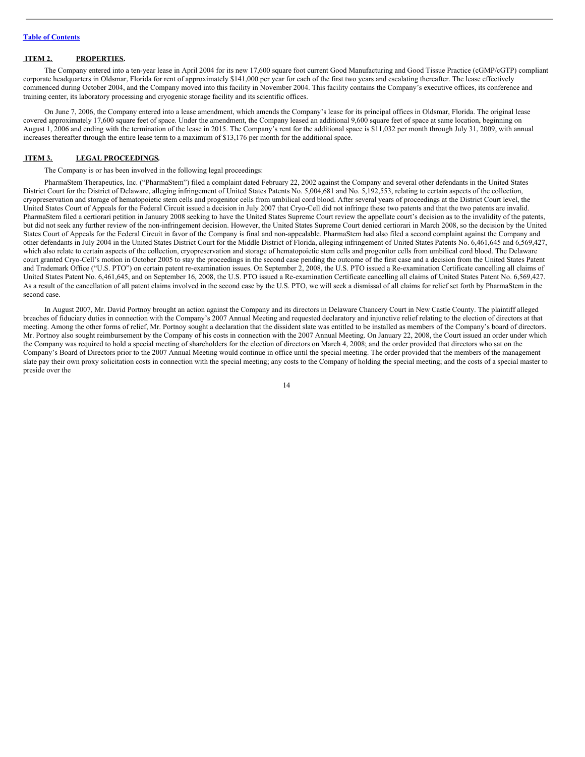## ITEM 2. PROPERTIES.

The Company entered into a ten-year lease in April 2004 for its new 17,600 square foot current Good Manufacturing and Good Tissue Practice (cGMP/cGTP) compliant corporate headquarters in Oldsmar, Florida for rent of approximately $141,000 per year for each of the first two years and escalating thereafter. The lease effectively commenced during October 2004, and the Company moved into this facility in November 2004. This facility contains the Company's executive offices, its conference and training center, its laboratory processing and cryogenic storage facility and its scientific offices.

On June 7, 2006, the Company entered into a lease amendment, which amends the Company's lease for its principal offices in Oldsmar, Florida. The original lease covered approximately 17,600 square feet of space. Under the amendment, the Company leased an additional 9,600 square feet of space at same location, beginning on August 1, 2006 and ending with the termination of the lease in 2015. The Company's rent for the additional space is $11,032 per month through July 31, 2009, with annual increases thereafter through the entire lease term to a maximum of $13,176 per month for the additional space.

## ITEM 3. LEGAL PROCEEDINGS.

The Company is or has been involved in the following legal proceedings:

PharmaStem Therapeutics, Inc. ("PharmaStem") filed a complaint dated February 22, 2002 against the Company and several other defendants in the United States District Court for the District of Delaware, alleging infringement of United States Patents No. 5,004,681 and No. 5,192,553, relating to certain aspects of the collection, cryopreservation and storage of hematopoietic stem cells and progenitor cells from umbilical cord blood. After several years of proceedings at the District Court level, the United States Court of Appeals for the Federal Circuit issued a decision in July 2007 that Cryo-Cell did not infringe these two patents and that the two patents are invalid. PharmaStem filed a certiorari petition in January 2008 seeking to have the United States Supreme Court review the appellate court's decision as to the invalidity of the patents, but did not seek any further review of the non-infringement decision. However, the United States Supreme Court denied certiorari in March 2008, so the decision by the United States Court of Appeals for the Federal Circuit in favor of the Company is final and non-appealable. PharmaStem had also filed a second complaint against the Company and other defendants in July 2004 in the United States District Court for the Middle District of Florida, alleging infringement of United States Patents No. 6,461,645 and 6,569,427, which also relate to certain aspects of the collection, cryopreservation and storage of hematopoietic stem cells and progenitor cells from umbilical cord blood. The Delaware court granted Cryo-Cell's motion in October 2005 to stay the proceedings in the second case pending the outcome of the first case and a decision from the United States Patent and Trademark Office ("U.S. PTO") on certain patent re-examination issues. On September 2, 2008, the U.S. PTO issued a Re-examination Certificate cancelling all claims of United States Patent No. 6,461,645, and on September 16, 2008, the U.S. PTO issued a Re-examination Certificate cancelling all claims of United States Patent No. 6,569,427. As a result of the cancellation of all patent claims involved in the second case by the U.S. PTO, we will seek a dismissal of all claims for relief set forth by PharmaStem in the second case.

In August 2007, Mr. David Portnoy brought an action against the Company and its directors in Delaware Chancery Court in New Castle County. The plaintiff alleged breaches of fiduciary duties in connection with the Company's 2007 Annual Meeting and requested declaratory and injunctive relief relating to the election of directors at that meeting. Among the other forms of relief, Mr. Portnoy sought a declaration that the dissident slate was entitled to be installed as members of the Company's board of directors. Mr. Portnoy also sought reimbursement by the Company of his costs in connection with the 2007 Annual Meeting. On January 22, 2008, the Court issued an order under which the Company was required to hold a special meeting of shareholders for the election of directors on March 4, 2008; and the order provided that directors who sat on the Company's Board of Directors prior to the 2007 Annual Meeting would continue in office until the special meeting. The order provided that the members of the management slate pay their own proxy solicitation costs in connection with the special meeting; any costs to the Company of holding the special meeting; and the costs of a special master to preside over the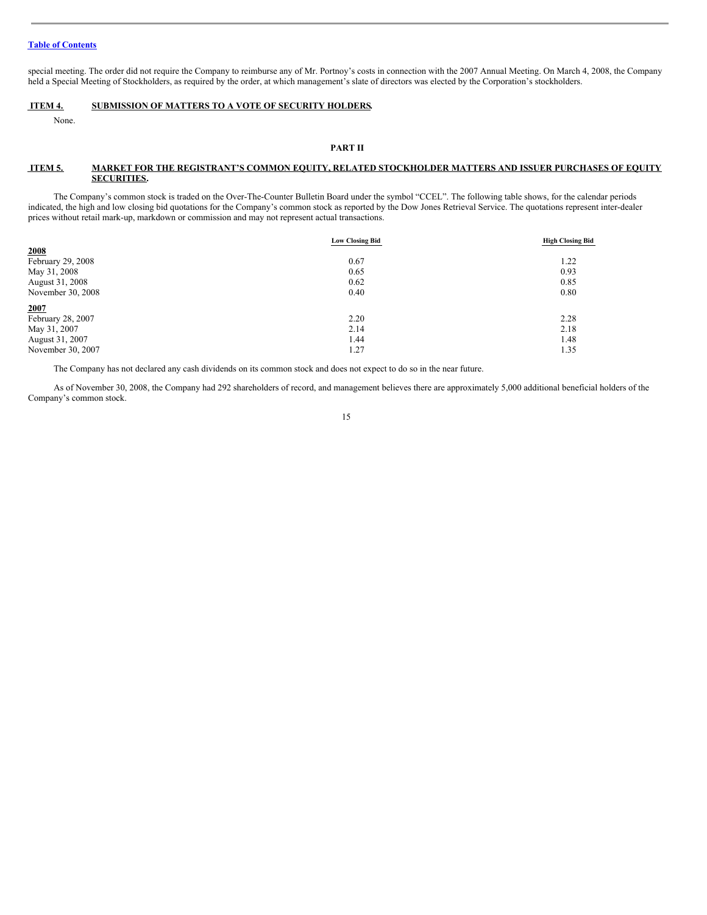special meeting. The order did not require the Company to reimburse any of Mr. Portnoy's costs in connection with the 2007 Annual Meeting. On March 4, 2008, the Company held a Special Meeting of Stockholders, as required by the order, at which management's slate of directors was elected by the Corporation's stockholders.

## ITEM 4. SUBMISSION OF MATTERS TO A VOTE OF SECURITY HOLDERS.

None.

# PART II

## ITEM 5. MARKET FOR THE REGISTRANT'S COMMON EQUITY, RELATED STOCKHOLDER MATTERS AND ISSUER PURCHASES OF EQUITY SECURITIES.

The Company's common stock is traded on the Over-The-Counter Bulletin Board under the symbol "CCEL". The following table shows, for the calendar periods indicated, the high and low closing bid quotations for the Company's common stock as reported by the Dow Jones Retrieval Service. The quotations represent inter-dealer prices without retail mark-up, markdown or commission and may not represent actual transactions.

| | Low Closing Bid | High Closing Bid |
|---|---|---|
| **2008** | | |
| February 29, 2008 | 0.67 | 1.22 |
| May 31, 2008 | 0.65 | 0.93 |
| August 31, 2008 | 0.62 | 0.85 |
| November 30, 2008 | 0.40 | 0.80 |
| **2007** | | |
| February 28, 2007 | 2.20 | 2.28 |
| May 31, 2007 | 2.14 | 2.18 |
| August 31, 2007 | 1.44 | 1.48 |
| November 30, 2007 | 1.27 | 1.35 |

The Company has not declared any cash dividends on its common stock and does not expect to do so in the near future.

As of November 30, 2008, the Company had 292 shareholders of record, and management believes there are approximately 5,000 additional beneficial holders of the Company's common stock.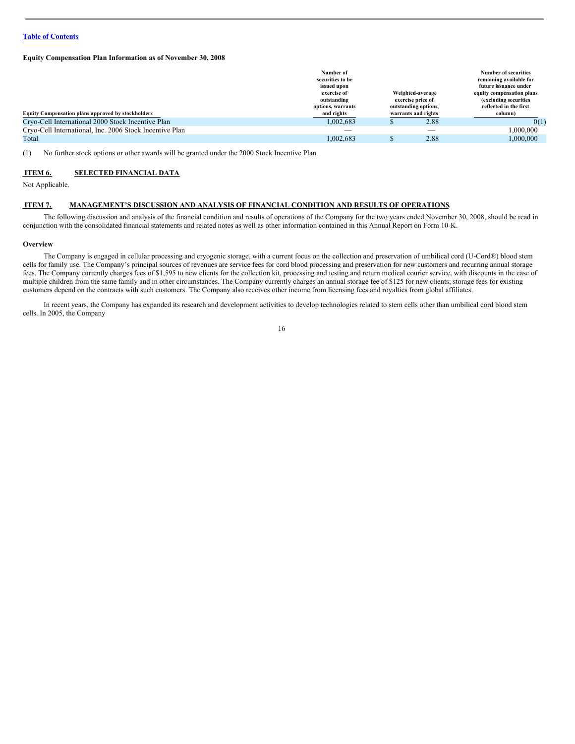**Equity Compensation Plan Information as of November 30, 2008**

| Equity Compensation plans approved by stockholders | Number of securities to be issued upon exercise of outstanding options, warrants and rights | Weighted-average exercise price of outstanding options, warrants and rights | Number of securities remaining available for future issuance under equity compensation plans (excluding securities reflected in the first column) |
|---|---|---|---|
| Cryo-Cell International 2000 Stock Incentive Plan | 1,002,683 | $ 2.88 | 0(1) |
| Cryo-Cell International, Inc. 2006 Stock Incentive Plan | — | — | 1,000,000 |
| Total | 1,002,683 | $ 2.88 | 1,000,000 |

(1) No further stock options or other awards will be granted under the 2000 Stock Incentive Plan.

## ITEM 6. SELECTED FINANCIAL DATA

Not Applicable.

## ITEM 7. MANAGEMENT'S DISCUSSION AND ANALYSIS OF FINANCIAL CONDITION AND RESULTS OF OPERATIONS

The following discussion and analysis of the financial condition and results of operations of the Company for the two years ended November 30, 2008, should be read in conjunction with the consolidated financial statements and related notes as well as other information contained in this Annual Report on Form 10-K.

**Overview**

The Company is engaged in cellular processing and cryogenic storage, with a current focus on the collection and preservation of umbilical cord (U-Cord®) blood stem cells for family use. The Company's principal sources of revenues are service fees for cord blood processing and preservation for new customers and recurring annual storage fees. The Company currently charges fees of $1,595 to new clients for the collection kit, processing and testing and return medical courier service, with discounts in the case of multiple children from the same family and in other circumstances. The Company currently charges an annual storage fee of $125 for new clients; storage fees for existing customers depend on the contracts with such customers. The Company also receives other income from licensing fees and royalties from global affiliates.

In recent years, the Company has expanded its research and development activities to develop technologies related to stem cells other than umbilical cord blood stem cells. In 2005, the Company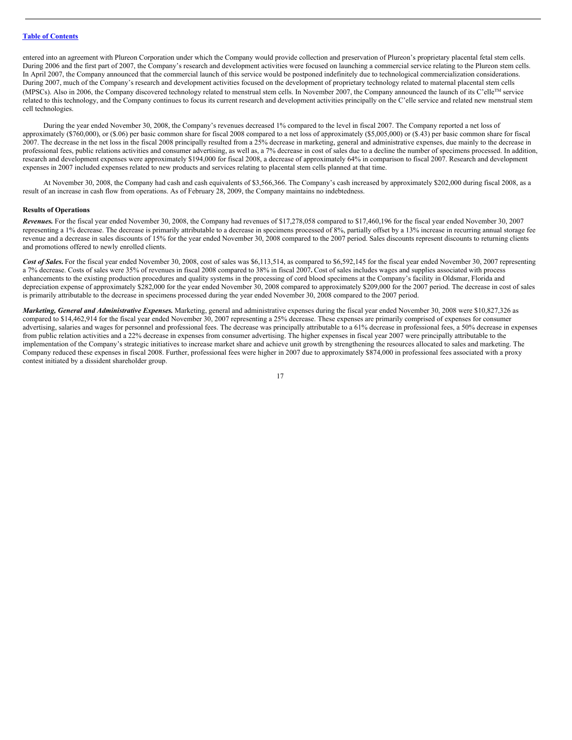entered into an agreement with Plureon Corporation under which the Company would provide collection and preservation of Plureon's proprietary placental fetal stem cells. During 2006 and the first part of 2007, the Company's research and development activities were focused on launching a commercial service relating to the Plureon stem cells. In April 2007, the Company announced that the commercial launch of this service would be postponed indefinitely due to technological commercialization considerations. During 2007, much of the Company's research and development activities focused on the development of proprietary technology related to maternal placental stem cells (MPSCs). Also in 2006, the Company discovered technology related to menstrual stem cells. In November 2007, the Company announced the launch of its C'elle™ service related to this technology, and the Company continues to focus its current research and development activities principally on the C'elle service and related new menstrual stem cell technologies.

During the year ended November 30, 2008, the Company's revenues decreased 1% compared to the level in fiscal 2007. The Company reported a net loss of approximately ($760,000), or ($.06) per basic common share for fiscal 2008 compared to a net loss of approximately ($5,005,000) or ($.43) per basic common share for fiscal 2007. The decrease in the net loss in the fiscal 2008 principally resulted from a 25% decrease in marketing, general and administrative expenses, due mainly to the decrease in professional fees, public relations activities and consumer advertising, as well as, a 7% decrease in cost of sales due to a decline the number of specimens processed. In addition, research and development expenses were approximately $194,000 for fiscal 2008, a decrease of approximately 64% in comparison to fiscal 2007. Research and development expenses in 2007 included expenses related to new products and services relating to placental stem cells planned at that time.

At November 30, 2008, the Company had cash and cash equivalents of $3,566,366. The Company's cash increased by approximately $202,000 during fiscal 2008, as a result of an increase in cash flow from operations. As of February 28, 2009, the Company maintains no indebtedness.

**Results of Operations**

***Revenues.*** For the fiscal year ended November 30, 2008, the Company had revenues of $17,278,058 compared to $17,460,196 for the fiscal year ended November 30, 2007 representing a 1% decrease. The decrease is primarily attributable to a decrease in specimens processed of 8%, partially offset by a 13% increase in recurring annual storage fee revenue and a decrease in sales discounts of 15% for the year ended November 30, 2008 compared to the 2007 period. Sales discounts represent discounts to returning clients and promotions offered to newly enrolled clients.

***Cost of Sales.*** For the fiscal year ended November 30, 2008, cost of sales was $6,113,514, as compared to $6,592,145 for the fiscal year ended November 30, 2007 representing a 7% decrease. Costs of sales were 35% of revenues in fiscal 2008 compared to 38% in fiscal 2007**.** Cost of sales includes wages and supplies associated with process enhancements to the existing production procedures and quality systems in the processing of cord blood specimens at the Company's facility in Oldsmar, Florida and depreciation expense of approximately $282,000 for the year ended November 30, 2008 compared to approximately $209,000 for the 2007 period. The decrease in cost of sales is primarily attributable to the decrease in specimens processed during the year ended November 30, 2008 compared to the 2007 period.

***Marketing, General and Administrative Expenses.*** Marketing, general and administrative expenses during the fiscal year ended November 30, 2008 were $10,827,326 as compared to $14,462,914 for the fiscal year ended November 30, 2007 representing a 25% decrease. These expenses are primarily comprised of expenses for consumer advertising, salaries and wages for personnel and professional fees. The decrease was principally attributable to a 61% decrease in professional fees, a 50% decrease in expenses from public relation activities and a 22% decrease in expenses from consumer advertising. The higher expenses in fiscal year 2007 were principally attributable to the implementation of the Company's strategic initiatives to increase market share and achieve unit growth by strengthening the resources allocated to sales and marketing. The Company reduced these expenses in fiscal 2008. Further, professional fees were higher in 2007 due to approximately $874,000 in professional fees associated with a proxy contest initiated by a dissident shareholder group.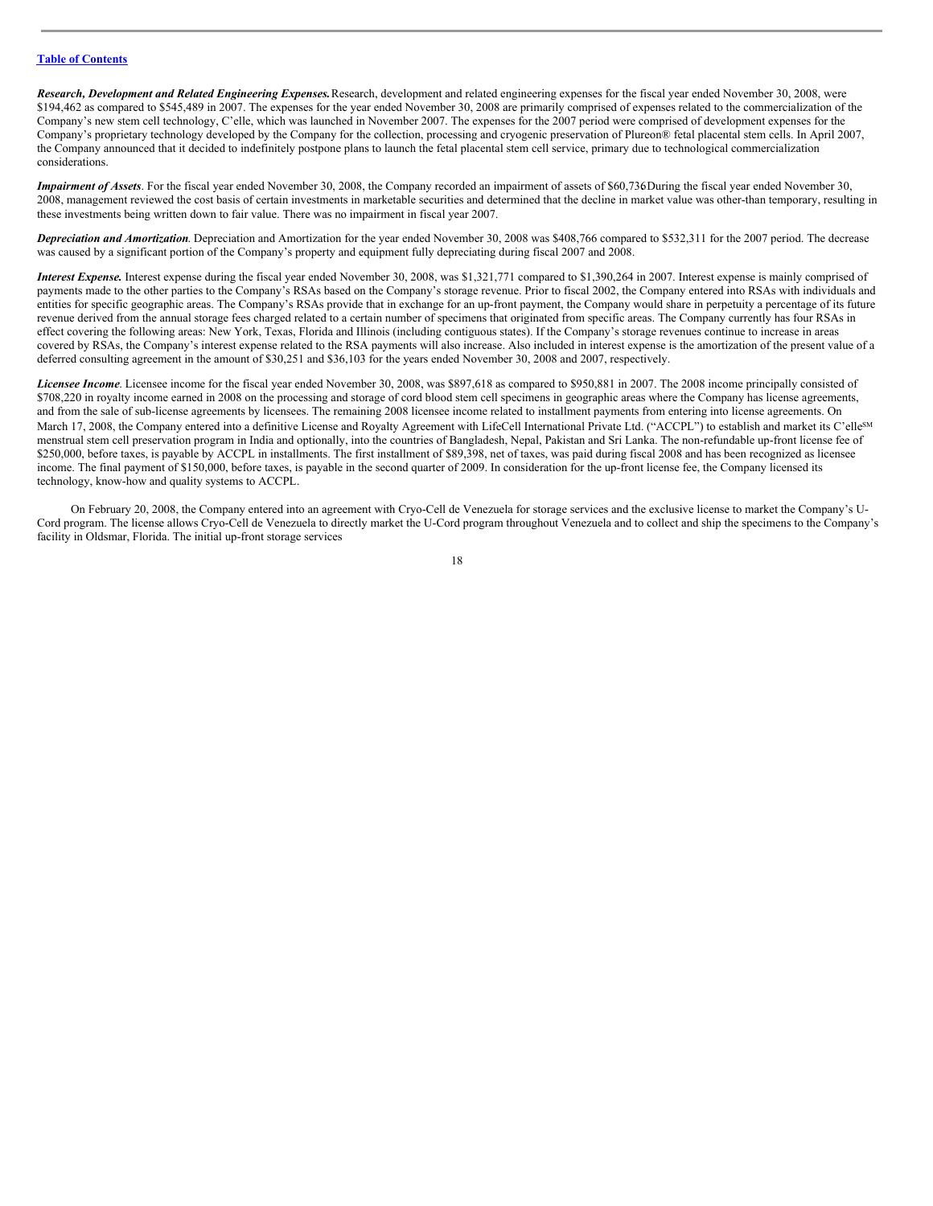[Table of Contents](#)

***Research, Development and Related Engineering Expenses.*** Research, development and related engineering expenses for the fiscal year ended November 30, 2008, were $194,462 as compared to $545,489 in 2007. The expenses for the year ended November 30, 2008 are primarily comprised of expenses related to the commercialization of the Company's new stem cell technology, C'elle, which was launched in November 2007. The expenses for the 2007 period were comprised of development expenses for the Company's proprietary technology developed by the Company for the collection, processing and cryogenic preservation of Plureon® fetal placental stem cells. In April 2007, the Company announced that it decided to indefinitely postpone plans to launch the fetal placental stem cell service, primary due to technological commercialization considerations.

***Impairment of Assets***. For the fiscal year ended November 30, 2008, the Company recorded an impairment of assets of $60,736During the fiscal year ended November 30, 2008, management reviewed the cost basis of certain investments in marketable securities and determined that the decline in market value was other-than temporary, resulting in these investments being written down to fair value. There was no impairment in fiscal year 2007.

***Depreciation and Amortization***. Depreciation and Amortization for the year ended November 30, 2008 was $408,766 compared to $532,311 for the 2007 period. The decrease was caused by a significant portion of the Company's property and equipment fully depreciating during fiscal 2007 and 2008.

***Interest Expense.*** Interest expense during the fiscal year ended November 30, 2008, was $1,321,771 compared to $1,390,264 in 2007. Interest expense is mainly comprised of payments made to the other parties to the Company's RSAs based on the Company's storage revenue. Prior to fiscal 2002, the Company entered into RSAs with individuals and entities for specific geographic areas. The Company's RSAs provide that in exchange for an up-front payment, the Company would share in perpetuity a percentage of its future revenue derived from the annual storage fees charged related to a certain number of specimens that originated from specific areas. The Company currently has four RSAs in effect covering the following areas: New York, Texas, Florida and Illinois (including contiguous states). If the Company's storage revenues continue to increase in areas covered by RSAs, the Company's interest expense related to the RSA payments will also increase. Also included in interest expense is the amortization of the present value of a deferred consulting agreement in the amount of $30,251 and $36,103 for the years ended November 30, 2008 and 2007, respectively.

***Licensee Income***. Licensee income for the fiscal year ended November 30, 2008, was $897,618 as compared to $950,881 in 2007. The 2008 income principally consisted of $708,220 in royalty income earned in 2008 on the processing and storage of cord blood stem cell specimens in geographic areas where the Company has license agreements, and from the sale of sub-license agreements by licensees. The remaining 2008 licensee income related to installment payments from entering into license agreements. On March 17, 2008, the Company entered into a definitive License and Royalty Agreement with LifeCell International Private Ltd. ("ACCPL") to establish and market its C'elle℠ menstrual stem cell preservation program in India and optionally, into the countries of Bangladesh, Nepal, Pakistan and Sri Lanka. The non-refundable up-front license fee of $250,000, before taxes, is payable by ACCPL in installments. The first installment of $89,398, net of taxes, was paid during fiscal 2008 and has been recognized as licensee income. The final payment of $150,000, before taxes, is payable in the second quarter of 2009. In consideration for the up-front license fee, the Company licensed its technology, know-how and quality systems to ACCPL.

On February 20, 2008, the Company entered into an agreement with Cryo-Cell de Venezuela for storage services and the exclusive license to market the Company's U-Cord program. The license allows Cryo-Cell de Venezuela to directly market the U-Cord program throughout Venezuela and to collect and ship the specimens to the Company's facility in Oldsmar, Florida. The initial up-front storage services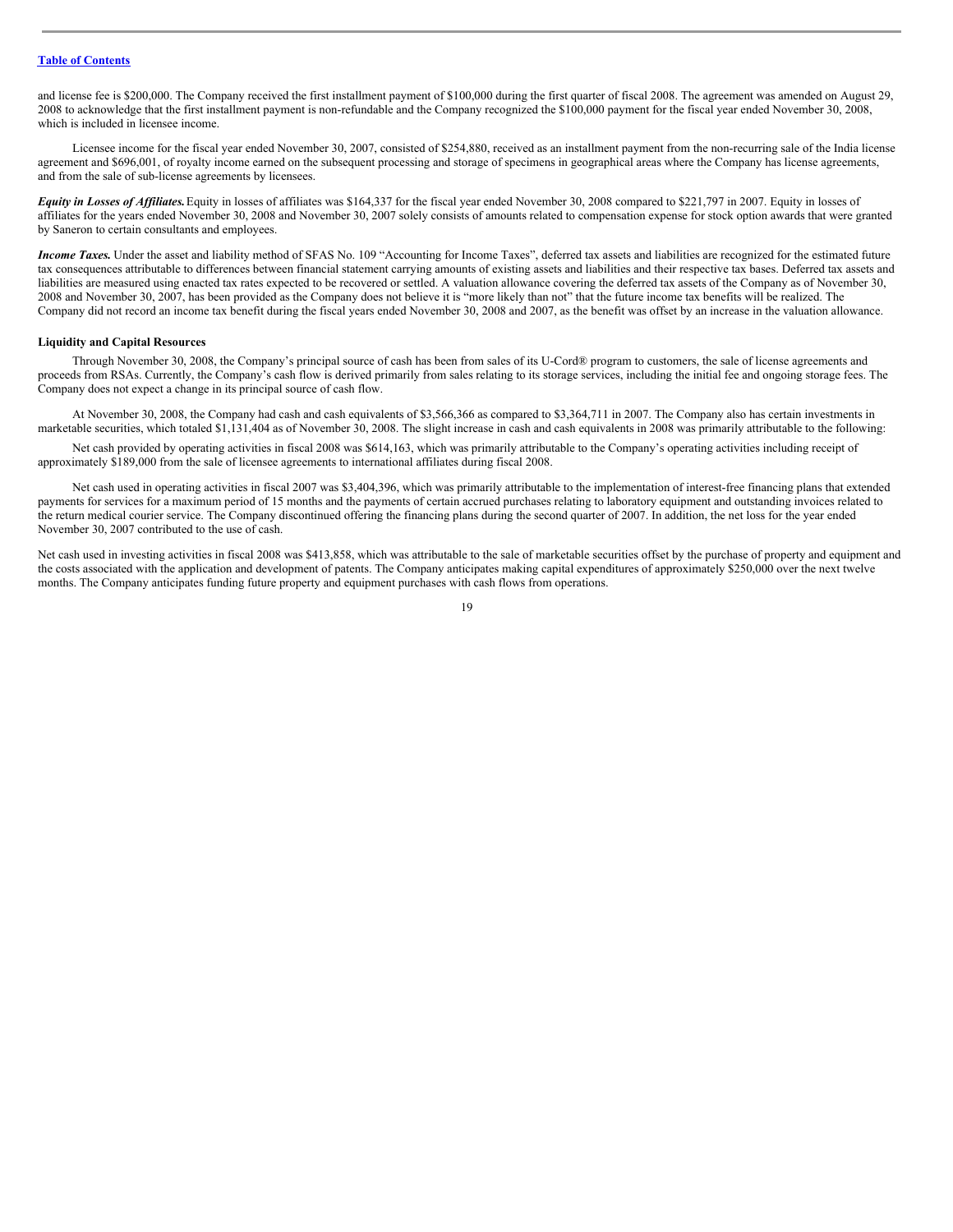and license fee is $200,000. The Company received the first installment payment of $100,000 during the first quarter of fiscal 2008. The agreement was amended on August 29, 2008 to acknowledge that the first installment payment is non-refundable and the Company recognized the $100,000 payment for the fiscal year ended November 30, 2008, which is included in licensee income.

Licensee income for the fiscal year ended November 30, 2007, consisted of $254,880, received as an installment payment from the non-recurring sale of the India license agreement and $696,001, of royalty income earned on the subsequent processing and storage of specimens in geographical areas where the Company has license agreements, and from the sale of sub-license agreements by licensees.

***Equity in Losses of Affiliates.*** Equity in losses of affiliates was $164,337 for the fiscal year ended November 30, 2008 compared to $221,797 in 2007. Equity in losses of affiliates for the years ended November 30, 2008 and November 30, 2007 solely consists of amounts related to compensation expense for stock option awards that were granted by Saneron to certain consultants and employees.

***Income Taxes.*** Under the asset and liability method of SFAS No. 109 "Accounting for Income Taxes", deferred tax assets and liabilities are recognized for the estimated future tax consequences attributable to differences between financial statement carrying amounts of existing assets and liabilities and their respective tax bases. Deferred tax assets and liabilities are measured using enacted tax rates expected to be recovered or settled. A valuation allowance covering the deferred tax assets of the Company as of November 30, 2008 and November 30, 2007, has been provided as the Company does not believe it is "more likely than not" that the future income tax benefits will be realized. The Company did not record an income tax benefit during the fiscal years ended November 30, 2008 and 2007, as the benefit was offset by an increase in the valuation allowance.

**Liquidity and Capital Resources**

Through November 30, 2008, the Company's principal source of cash has been from sales of its U-Cord® program to customers, the sale of license agreements and proceeds from RSAs. Currently, the Company's cash flow is derived primarily from sales relating to its storage services, including the initial fee and ongoing storage fees. The Company does not expect a change in its principal source of cash flow.

At November 30, 2008, the Company had cash and cash equivalents of $3,566,366 as compared to $3,364,711 in 2007. The Company also has certain investments in marketable securities, which totaled $1,131,404 as of November 30, 2008. The slight increase in cash and cash equivalents in 2008 was primarily attributable to the following:

Net cash provided by operating activities in fiscal 2008 was $614,163, which was primarily attributable to the Company's operating activities including receipt of approximately $189,000 from the sale of licensee agreements to international affiliates during fiscal 2008.

Net cash used in operating activities in fiscal 2007 was $3,404,396, which was primarily attributable to the implementation of interest-free financing plans that extended payments for services for a maximum period of 15 months and the payments of certain accrued purchases relating to laboratory equipment and outstanding invoices related to the return medical courier service. The Company discontinued offering the financing plans during the second quarter of 2007. In addition, the net loss for the year ended November 30, 2007 contributed to the use of cash.

Net cash used in investing activities in fiscal 2008 was $413,858, which was attributable to the sale of marketable securities offset by the purchase of property and equipment and the costs associated with the application and development of patents. The Company anticipates making capital expenditures of approximately $250,000 over the next twelve months. The Company anticipates funding future property and equipment purchases with cash flows from operations.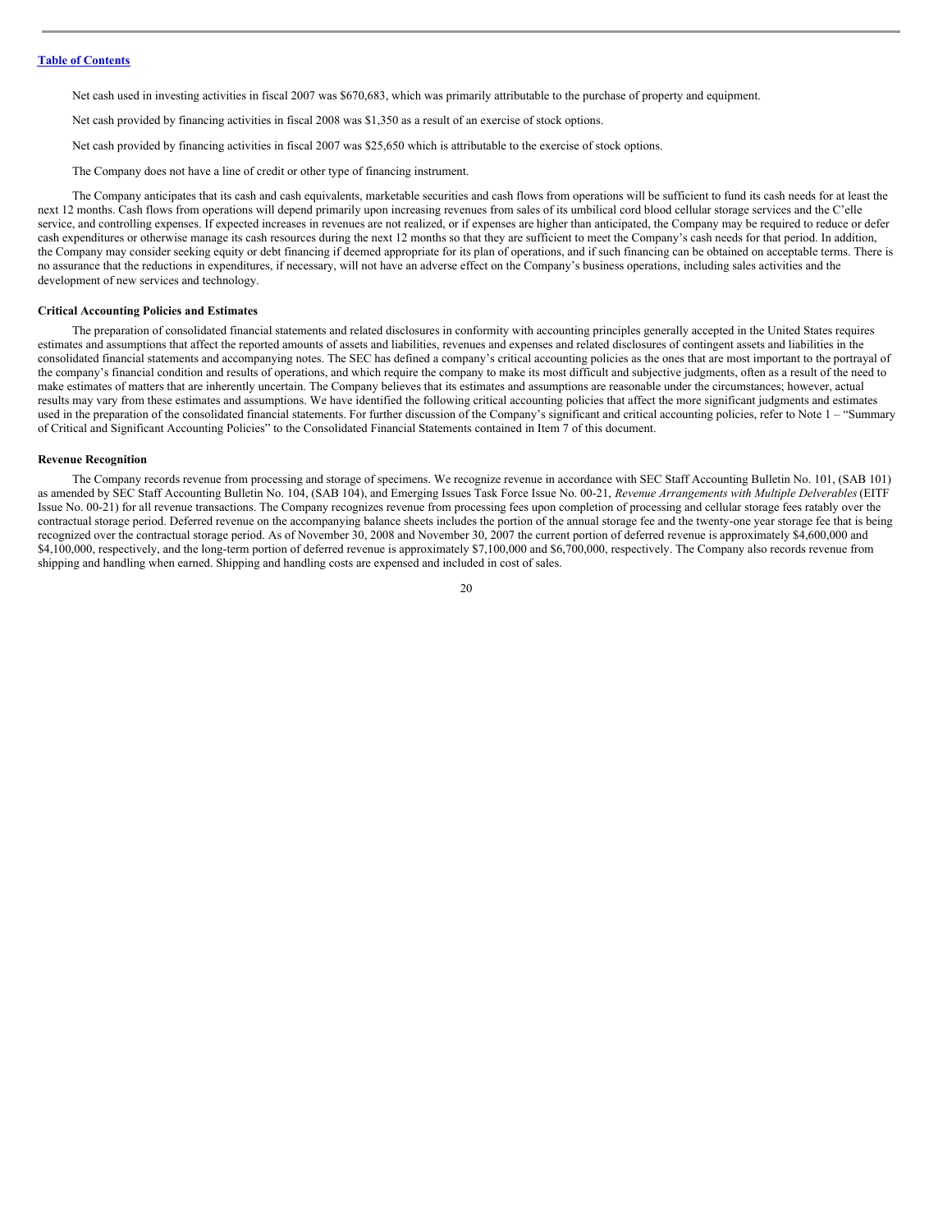Net cash used in investing activities in fiscal 2007 was $670,683, which was primarily attributable to the purchase of property and equipment.

Net cash provided by financing activities in fiscal 2008 was $1,350 as a result of an exercise of stock options.

Net cash provided by financing activities in fiscal 2007 was $25,650 which is attributable to the exercise of stock options.

The Company does not have a line of credit or other type of financing instrument.

The Company anticipates that its cash and cash equivalents, marketable securities and cash flows from operations will be sufficient to fund its cash needs for at least the next 12 months. Cash flows from operations will depend primarily upon increasing revenues from sales of its umbilical cord blood cellular storage services and the C'elle service, and controlling expenses. If expected increases in revenues are not realized, or if expenses are higher than anticipated, the Company may be required to reduce or defer cash expenditures or otherwise manage its cash resources during the next 12 months so that they are sufficient to meet the Company's cash needs for that period. In addition, the Company may consider seeking equity or debt financing if deemed appropriate for its plan of operations, and if such financing can be obtained on acceptable terms. There is no assurance that the reductions in expenditures, if necessary, will not have an adverse effect on the Company's business operations, including sales activities and the development of new services and technology.

**Critical Accounting Policies and Estimates**

The preparation of consolidated financial statements and related disclosures in conformity with accounting principles generally accepted in the United States requires estimates and assumptions that affect the reported amounts of assets and liabilities, revenues and expenses and related disclosures of contingent assets and liabilities in the consolidated financial statements and accompanying notes. The SEC has defined a company's critical accounting policies as the ones that are most important to the portrayal of the company's financial condition and results of operations, and which require the company to make its most difficult and subjective judgments, often as a result of the need to make estimates of matters that are inherently uncertain. The Company believes that its estimates and assumptions are reasonable under the circumstances; however, actual results may vary from these estimates and assumptions. We have identified the following critical accounting policies that affect the more significant judgments and estimates used in the preparation of the consolidated financial statements. For further discussion of the Company's significant and critical accounting policies, refer to Note 1 – "Summary of Critical and Significant Accounting Policies" to the Consolidated Financial Statements contained in Item 7 of this document.

**Revenue Recognition**

The Company records revenue from processing and storage of specimens. We recognize revenue in accordance with SEC Staff Accounting Bulletin No. 101, (SAB 101) as amended by SEC Staff Accounting Bulletin No. 104, (SAB 104), and Emerging Issues Task Force Issue No. 00-21, *Revenue Arrangements with Multiple Delverables* (EITF Issue No. 00-21) for all revenue transactions. The Company recognizes revenue from processing fees upon completion of processing and cellular storage fees ratably over the contractual storage period. Deferred revenue on the accompanying balance sheets includes the portion of the annual storage fee and the twenty-one year storage fee that is being recognized over the contractual storage period. As of November 30, 2008 and November 30, 2007 the current portion of deferred revenue is approximately $4,600,000 and $4,100,000, respectively, and the long-term portion of deferred revenue is approximately $7,100,000 and $6,700,000, respectively. The Company also records revenue from shipping and handling when earned. Shipping and handling costs are expensed and included in cost of sales.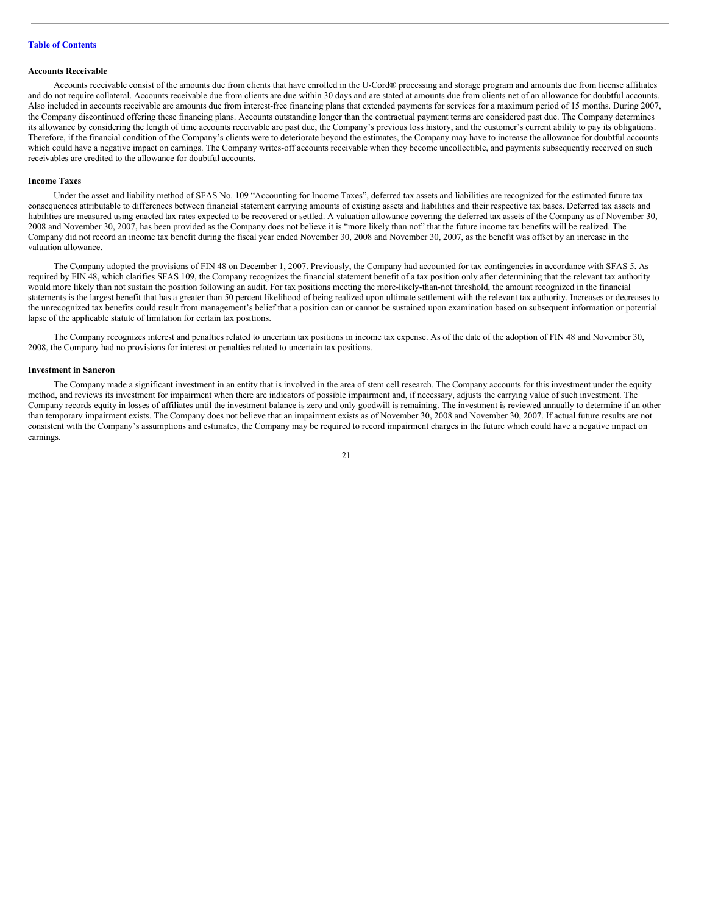**Accounts Receivable**

Accounts receivable consist of the amounts due from clients that have enrolled in the U-Cord® processing and storage program and amounts due from license affiliates and do not require collateral. Accounts receivable due from clients are due within 30 days and are stated at amounts due from clients net of an allowance for doubtful accounts. Also included in accounts receivable are amounts due from interest-free financing plans that extended payments for services for a maximum period of 15 months. During 2007, the Company discontinued offering these financing plans. Accounts outstanding longer than the contractual payment terms are considered past due. The Company determines its allowance by considering the length of time accounts receivable are past due, the Company's previous loss history, and the customer's current ability to pay its obligations. Therefore, if the financial condition of the Company's clients were to deteriorate beyond the estimates, the Company may have to increase the allowance for doubtful accounts which could have a negative impact on earnings. The Company writes-off accounts receivable when they become uncollectible, and payments subsequently received on such receivables are credited to the allowance for doubtful accounts.

**Income Taxes**

Under the asset and liability method of SFAS No. 109 "Accounting for Income Taxes", deferred tax assets and liabilities are recognized for the estimated future tax consequences attributable to differences between financial statement carrying amounts of existing assets and liabilities and their respective tax bases. Deferred tax assets and liabilities are measured using enacted tax rates expected to be recovered or settled. A valuation allowance covering the deferred tax assets of the Company as of November 30, 2008 and November 30, 2007, has been provided as the Company does not believe it is "more likely than not" that the future income tax benefits will be realized. The Company did not record an income tax benefit during the fiscal year ended November 30, 2008 and November 30, 2007, as the benefit was offset by an increase in the valuation allowance.

The Company adopted the provisions of FIN 48 on December 1, 2007. Previously, the Company had accounted for tax contingencies in accordance with SFAS 5. As required by FIN 48, which clarifies SFAS 109, the Company recognizes the financial statement benefit of a tax position only after determining that the relevant tax authority would more likely than not sustain the position following an audit. For tax positions meeting the more-likely-than-not threshold, the amount recognized in the financial statements is the largest benefit that has a greater than 50 percent likelihood of being realized upon ultimate settlement with the relevant tax authority. Increases or decreases to the unrecognized tax benefits could result from management's belief that a position can or cannot be sustained upon examination based on subsequent information or potential lapse of the applicable statute of limitation for certain tax positions.

The Company recognizes interest and penalties related to uncertain tax positions in income tax expense. As of the date of the adoption of FIN 48 and November 30, 2008, the Company had no provisions for interest or penalties related to uncertain tax positions.

**Investment in Saneron**

The Company made a significant investment in an entity that is involved in the area of stem cell research. The Company accounts for this investment under the equity method, and reviews its investment for impairment when there are indicators of possible impairment and, if necessary, adjusts the carrying value of such investment. The Company records equity in losses of affiliates until the investment balance is zero and only goodwill is remaining. The investment is reviewed annually to determine if an other than temporary impairment exists. The Company does not believe that an impairment exists as of November 30, 2008 and November 30, 2007. If actual future results are not consistent with the Company's assumptions and estimates, the Company may be required to record impairment charges in the future which could have a negative impact on earnings.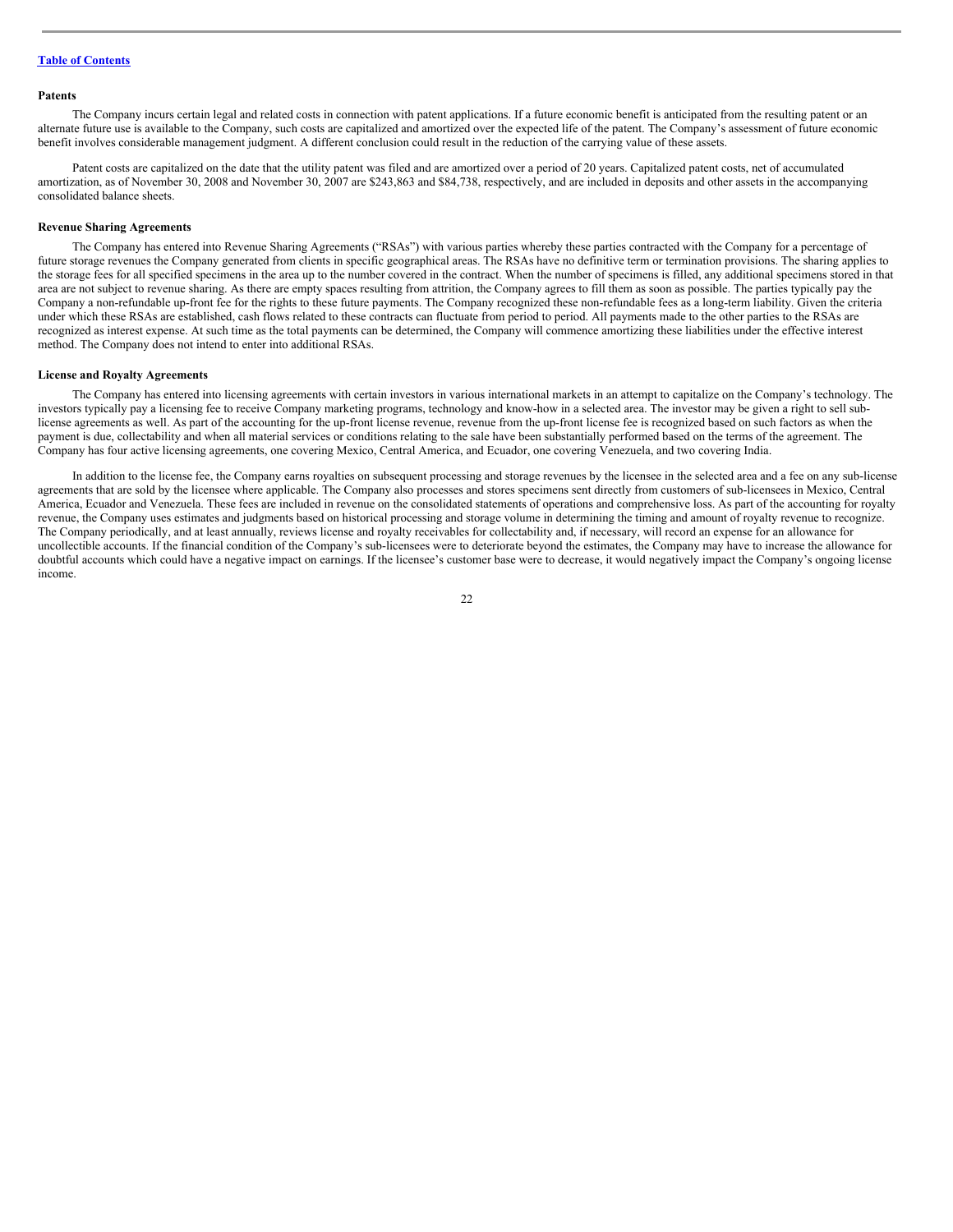**Patents**

The Company incurs certain legal and related costs in connection with patent applications. If a future economic benefit is anticipated from the resulting patent or an alternate future use is available to the Company, such costs are capitalized and amortized over the expected life of the patent. The Company's assessment of future economic benefit involves considerable management judgment. A different conclusion could result in the reduction of the carrying value of these assets.

Patent costs are capitalized on the date that the utility patent was filed and are amortized over a period of 20 years. Capitalized patent costs, net of accumulated amortization, as of November 30, 2008 and November 30, 2007 are $243,863 and $84,738, respectively, and are included in deposits and other assets in the accompanying consolidated balance sheets.

**Revenue Sharing Agreements**

The Company has entered into Revenue Sharing Agreements ("RSAs") with various parties whereby these parties contracted with the Company for a percentage of future storage revenues the Company generated from clients in specific geographical areas. The RSAs have no definitive term or termination provisions. The sharing applies to the storage fees for all specified specimens in the area up to the number covered in the contract. When the number of specimens is filled, any additional specimens stored in that area are not subject to revenue sharing. As there are empty spaces resulting from attrition, the Company agrees to fill them as soon as possible. The parties typically pay the Company a non-refundable up-front fee for the rights to these future payments. The Company recognized these non-refundable fees as a long-term liability. Given the criteria under which these RSAs are established, cash flows related to these contracts can fluctuate from period to period. All payments made to the other parties to the RSAs are recognized as interest expense. At such time as the total payments can be determined, the Company will commence amortizing these liabilities under the effective interest method. The Company does not intend to enter into additional RSAs.

**License and Royalty Agreements**

The Company has entered into licensing agreements with certain investors in various international markets in an attempt to capitalize on the Company's technology. The investors typically pay a licensing fee to receive Company marketing programs, technology and know-how in a selected area. The investor may be given a right to sell sub-license agreements as well. As part of the accounting for the up-front license revenue, revenue from the up-front license fee is recognized based on such factors as when the payment is due, collectability and when all material services or conditions relating to the sale have been substantially performed based on the terms of the agreement. The Company has four active licensing agreements, one covering Mexico, Central America, and Ecuador, one covering Venezuela, and two covering India.

In addition to the license fee, the Company earns royalties on subsequent processing and storage revenues by the licensee in the selected area and a fee on any sub-license agreements that are sold by the licensee where applicable. The Company also processes and stores specimens sent directly from customers of sub-licensees in Mexico, Central America, Ecuador and Venezuela. These fees are included in revenue on the consolidated statements of operations and comprehensive loss. As part of the accounting for royalty revenue, the Company uses estimates and judgments based on historical processing and storage volume in determining the timing and amount of royalty revenue to recognize. The Company periodically, and at least annually, reviews license and royalty receivables for collectability and, if necessary, will record an expense for an allowance for uncollectible accounts. If the financial condition of the Company's sub-licensees were to deteriorate beyond the estimates, the Company may have to increase the allowance for doubtful accounts which could have a negative impact on earnings. If the licensee's customer base were to decrease, it would negatively impact the Company's ongoing license income.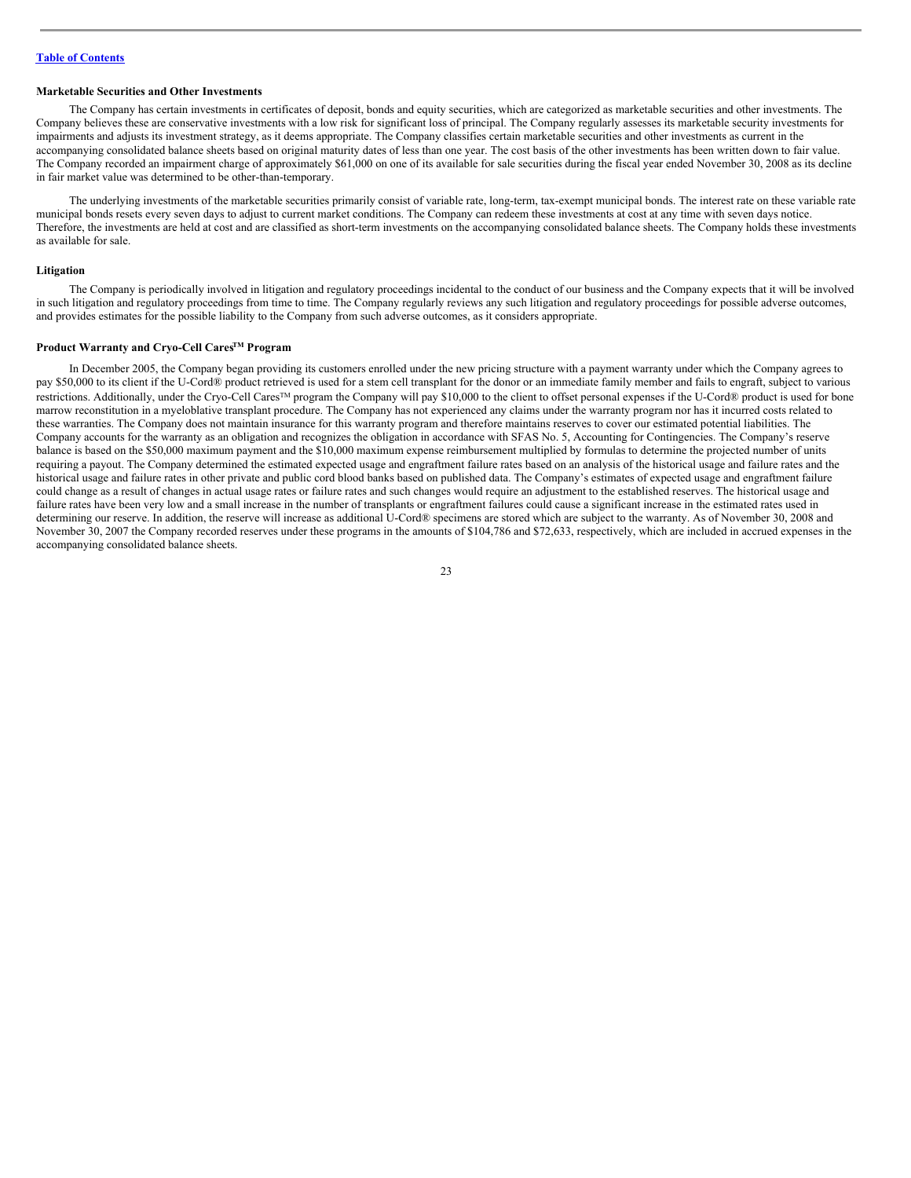[Table of Contents](#)

### Marketable Securities and Other Investments

The Company has certain investments in certificates of deposit, bonds and equity securities, which are categorized as marketable securities and other investments. The Company believes these are conservative investments with a low risk for significant loss of principal. The Company regularly assesses its marketable security investments for impairments and adjusts its investment strategy, as it deems appropriate. The Company classifies certain marketable securities and other investments as current in the accompanying consolidated balance sheets based on original maturity dates of less than one year. The cost basis of the other investments has been written down to fair value. The Company recorded an impairment charge of approximately $61,000 on one of its available for sale securities during the fiscal year ended November 30, 2008 as its decline in fair market value was determined to be other-than-temporary.

The underlying investments of the marketable securities primarily consist of variable rate, long-term, tax-exempt municipal bonds. The interest rate on these variable rate municipal bonds resets every seven days to adjust to current market conditions. The Company can redeem these investments at cost at any time with seven days notice. Therefore, the investments are held at cost and are classified as short-term investments on the accompanying consolidated balance sheets. The Company holds these investments as available for sale.

### Litigation

The Company is periodically involved in litigation and regulatory proceedings incidental to the conduct of our business and the Company expects that it will be involved in such litigation and regulatory proceedings from time to time. The Company regularly reviews any such litigation and regulatory proceedings for possible adverse outcomes, and provides estimates for the possible liability to the Company from such adverse outcomes, as it considers appropriate.

### Product Warranty and Cryo-Cell Cares™ Program

In December 2005, the Company began providing its customers enrolled under the new pricing structure with a payment warranty under which the Company agrees to pay $50,000 to its client if the U-Cord® product retrieved is used for a stem cell transplant for the donor or an immediate family member and fails to engraft, subject to various restrictions. Additionally, under the Cryo-Cell Cares™ program the Company will pay $10,000 to the client to offset personal expenses if the U-Cord® product is used for bone marrow reconstitution in a myeloblative transplant procedure. The Company has not experienced any claims under the warranty program nor has it incurred costs related to these warranties. The Company does not maintain insurance for this warranty program and therefore maintains reserves to cover our estimated potential liabilities. The Company accounts for the warranty as an obligation and recognizes the obligation in accordance with SFAS No. 5, Accounting for Contingencies. The Company's reserve balance is based on the $50,000 maximum payment and the $10,000 maximum expense reimbursement multiplied by formulas to determine the projected number of units requiring a payout. The Company determined the estimated expected usage and engraftment failure rates based on an analysis of the historical usage and failure rates and the historical usage and failure rates in other private and public cord blood banks based on published data. The Company's estimates of expected usage and engraftment failure could change as a result of changes in actual usage rates or failure rates and such changes would require an adjustment to the established reserves. The historical usage and failure rates have been very low and a small increase in the number of transplants or engraftment failures could cause a significant increase in the estimated rates used in determining our reserve. In addition, the reserve will increase as additional U-Cord® specimens are stored which are subject to the warranty. As of November 30, 2008 and November 30, 2007 the Company recorded reserves under these programs in the amounts of $104,786 and $72,633, respectively, which are included in accrued expenses in the accompanying consolidated balance sheets.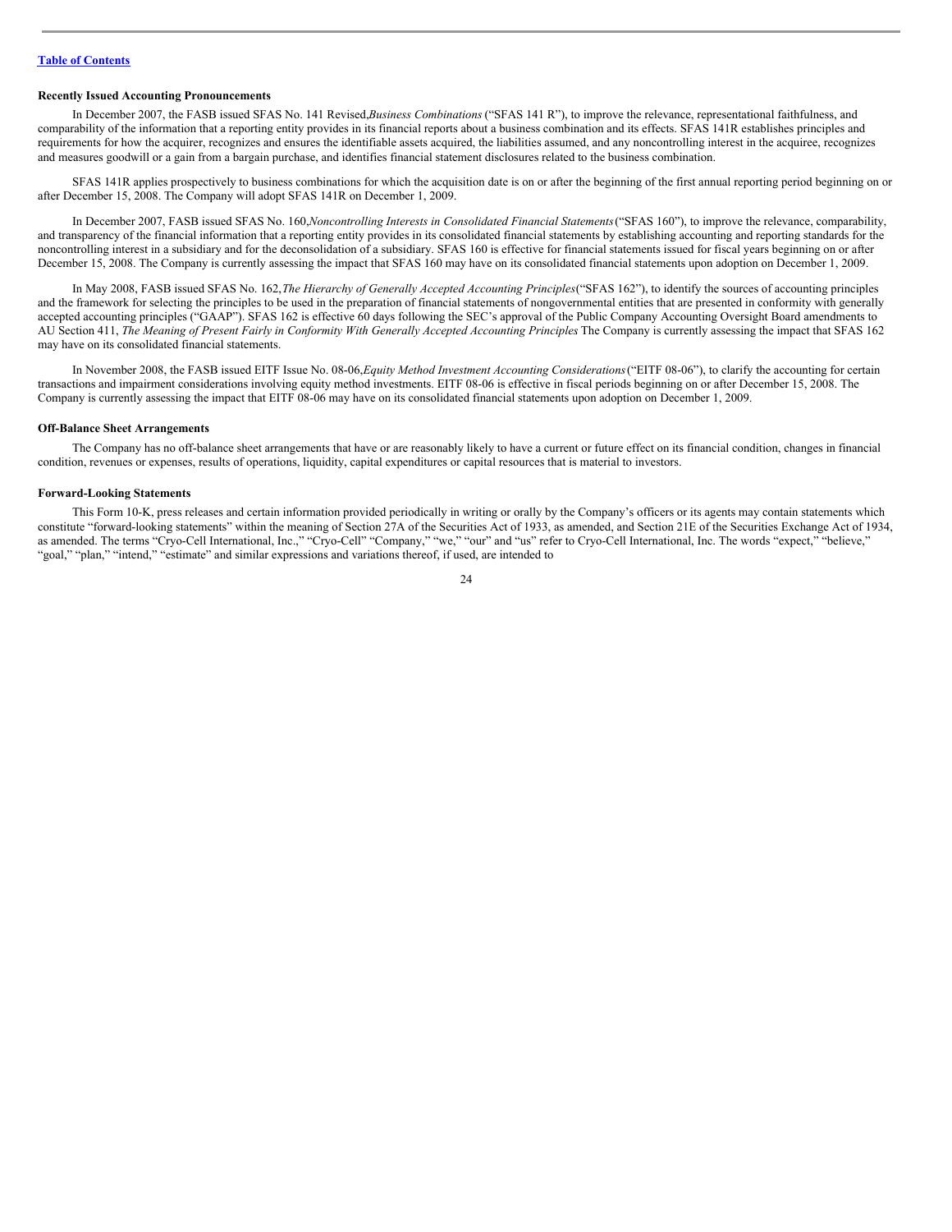**Recently Issued Accounting Pronouncements**

In December 2007, the FASB issued SFAS No. 141 Revised,*Business Combinations* ("SFAS 141 R"), to improve the relevance, representational faithfulness, and comparability of the information that a reporting entity provides in its financial reports about a business combination and its effects. SFAS 141R establishes principles and requirements for how the acquirer, recognizes and ensures the identifiable assets acquired, the liabilities assumed, and any noncontrolling interest in the acquiree, recognizes and measures goodwill or a gain from a bargain purchase, and identifies financial statement disclosures related to the business combination.

SFAS 141R applies prospectively to business combinations for which the acquisition date is on or after the beginning of the first annual reporting period beginning on or after December 15, 2008. The Company will adopt SFAS 141R on December 1, 2009.

In December 2007, FASB issued SFAS No. 160,*Noncontrolling Interests in Consolidated Financial Statements*("SFAS 160"), to improve the relevance, comparability, and transparency of the financial information that a reporting entity provides in its consolidated financial statements by establishing accounting and reporting standards for the noncontrolling interest in a subsidiary and for the deconsolidation of a subsidiary. SFAS 160 is effective for financial statements issued for fiscal years beginning on or after December 15, 2008. The Company is currently assessing the impact that SFAS 160 may have on its consolidated financial statements upon adoption on December 1, 2009.

In May 2008, FASB issued SFAS No. 162,*The Hierarchy of Generally Accepted Accounting Principles*("SFAS 162"), to identify the sources of accounting principles and the framework for selecting the principles to be used in the preparation of financial statements of nongovernmental entities that are presented in conformity with generally accepted accounting principles ("GAAP"). SFAS 162 is effective 60 days following the SEC's approval of the Public Company Accounting Oversight Board amendments to AU Section 411, *The Meaning of Present Fairly in Conformity With Generally Accepted Accounting Principles* The Company is currently assessing the impact that SFAS 162 may have on its consolidated financial statements.

In November 2008, the FASB issued EITF Issue No. 08-06,*Equity Method Investment Accounting Considerations*("EITF 08-06"), to clarify the accounting for certain transactions and impairment considerations involving equity method investments. EITF 08-06 is effective in fiscal periods beginning on or after December 15, 2008. The Company is currently assessing the impact that EITF 08-06 may have on its consolidated financial statements upon adoption on December 1, 2009.

**Off-Balance Sheet Arrangements**

The Company has no off-balance sheet arrangements that have or are reasonably likely to have a current or future effect on its financial condition, changes in financial condition, revenues or expenses, results of operations, liquidity, capital expenditures or capital resources that is material to investors.

**Forward-Looking Statements**

This Form 10-K, press releases and certain information provided periodically in writing or orally by the Company's officers or its agents may contain statements which constitute "forward-looking statements" within the meaning of Section 27A of the Securities Act of 1933, as amended, and Section 21E of the Securities Exchange Act of 1934, as amended. The terms "Cryo-Cell International, Inc.," "Cryo-Cell" "Company," "we," "our" and "us" refer to Cryo-Cell International, Inc. The words "expect," "believe," "goal," "plan," "intend," "estimate" and similar expressions and variations thereof, if used, are intended to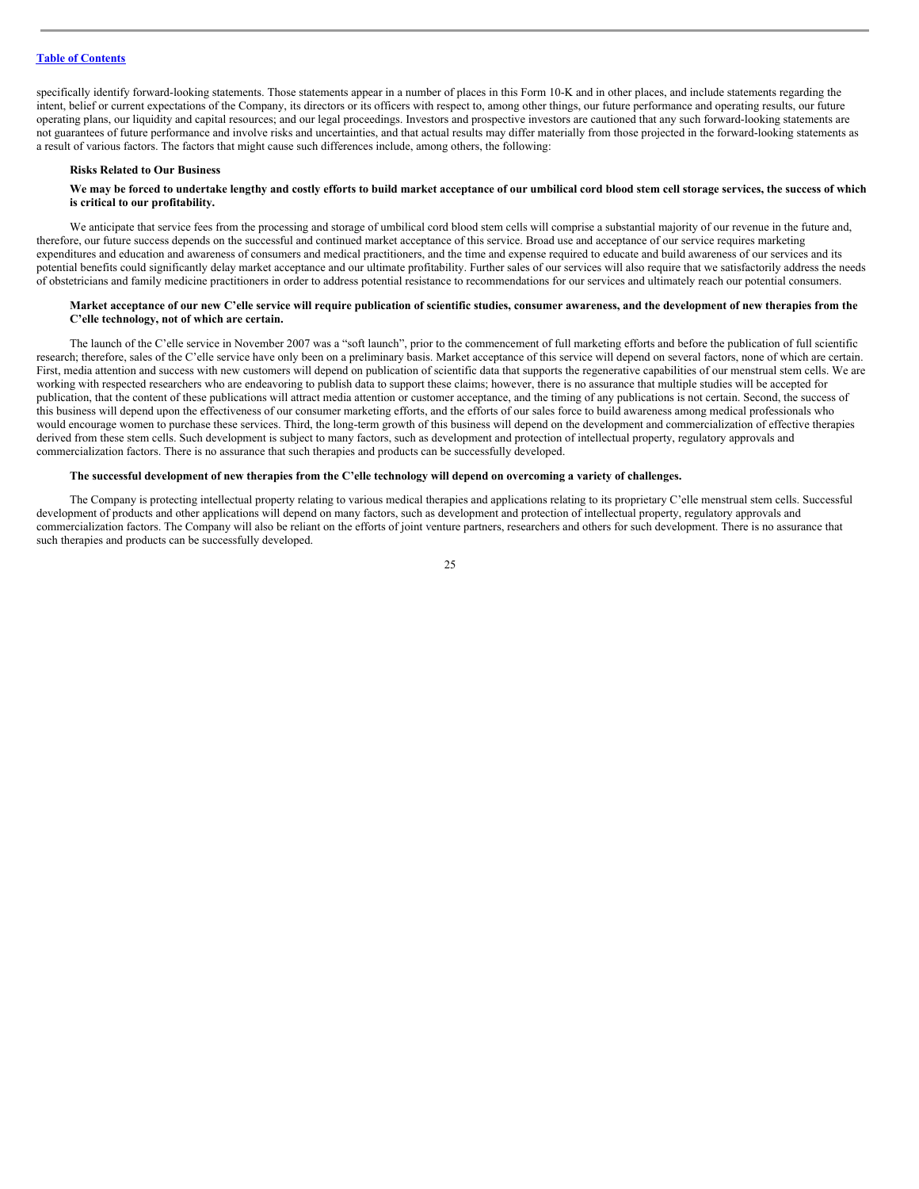specifically identify forward-looking statements. Those statements appear in a number of places in this Form 10-K and in other places, and include statements regarding the intent, belief or current expectations of the Company, its directors or its officers with respect to, among other things, our future performance and operating results, our future operating plans, our liquidity and capital resources; and our legal proceedings. Investors and prospective investors are cautioned that any such forward-looking statements are not guarantees of future performance and involve risks and uncertainties, and that actual results may differ materially from those projected in the forward-looking statements as a result of various factors. The factors that might cause such differences include, among others, the following:

**Risks Related to Our Business**

**We may be forced to undertake lengthy and costly efforts to build market acceptance of our umbilical cord blood stem cell storage services, the success of which is critical to our profitability.**

We anticipate that service fees from the processing and storage of umbilical cord blood stem cells will comprise a substantial majority of our revenue in the future and, therefore, our future success depends on the successful and continued market acceptance of this service. Broad use and acceptance of our service requires marketing expenditures and education and awareness of consumers and medical practitioners, and the time and expense required to educate and build awareness of our services and its potential benefits could significantly delay market acceptance and our ultimate profitability. Further sales of our services will also require that we satisfactorily address the needs of obstetricians and family medicine practitioners in order to address potential resistance to recommendations for our services and ultimately reach our potential consumers.

**Market acceptance of our new C'elle service will require publication of scientific studies, consumer awareness, and the development of new therapies from the C'elle technology, not of which are certain.**

The launch of the C'elle service in November 2007 was a "soft launch", prior to the commencement of full marketing efforts and before the publication of full scientific research; therefore, sales of the C'elle service have only been on a preliminary basis. Market acceptance of this service will depend on several factors, none of which are certain. First, media attention and success with new customers will depend on publication of scientific data that supports the regenerative capabilities of our menstrual stem cells. We are working with respected researchers who are endeavoring to publish data to support these claims; however, there is no assurance that multiple studies will be accepted for publication, that the content of these publications will attract media attention or customer acceptance, and the timing of any publications is not certain. Second, the success of this business will depend upon the effectiveness of our consumer marketing efforts, and the efforts of our sales force to build awareness among medical professionals who would encourage women to purchase these services. Third, the long-term growth of this business will depend on the development and commercialization of effective therapies derived from these stem cells. Such development is subject to many factors, such as development and protection of intellectual property, regulatory approvals and commercialization factors. There is no assurance that such therapies and products can be successfully developed.

**The successful development of new therapies from the C'elle technology will depend on overcoming a variety of challenges.**

The Company is protecting intellectual property relating to various medical therapies and applications relating to its proprietary C'elle menstrual stem cells. Successful development of products and other applications will depend on many factors, such as development and protection of intellectual property, regulatory approvals and commercialization factors. The Company will also be reliant on the efforts of joint venture partners, researchers and others for such development. There is no assurance that such therapies and products can be successfully developed.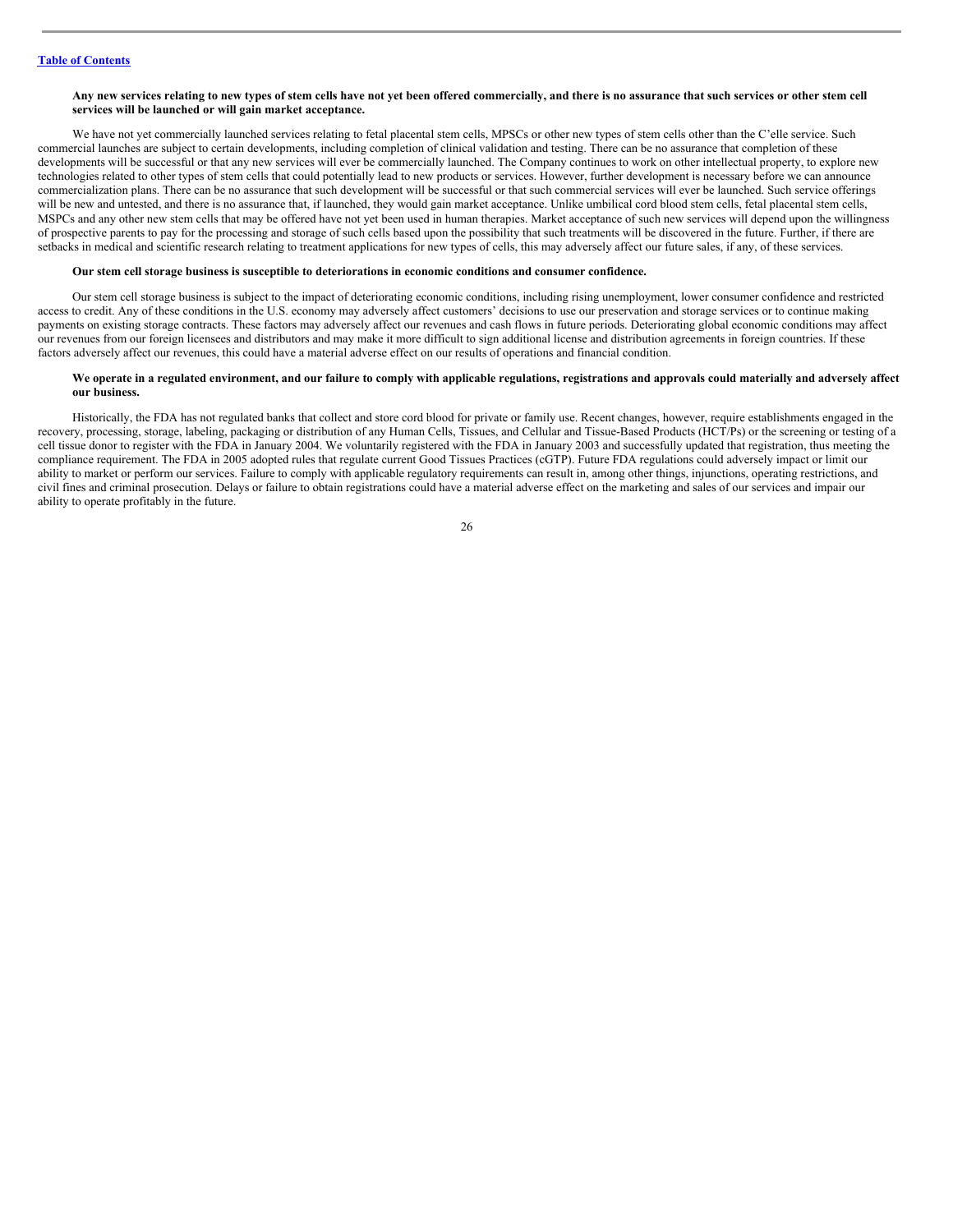**Any new services relating to new types of stem cells have not yet been offered commercially, and there is no assurance that such services or other stem cell services will be launched or will gain market acceptance.**

We have not yet commercially launched services relating to fetal placental stem cells, MPSCs or other new types of stem cells other than the C'elle service. Such commercial launches are subject to certain developments, including completion of clinical validation and testing. There can be no assurance that completion of these developments will be successful or that any new services will ever be commercially launched. The Company continues to work on other intellectual property, to explore new technologies related to other types of stem cells that could potentially lead to new products or services. However, further development is necessary before we can announce commercialization plans. There can be no assurance that such development will be successful or that such commercial services will ever be launched. Such service offerings will be new and untested, and there is no assurance that, if launched, they would gain market acceptance. Unlike umbilical cord blood stem cells, fetal placental stem cells, MSPCs and any other new stem cells that may be offered have not yet been used in human therapies. Market acceptance of such new services will depend upon the willingness of prospective parents to pay for the processing and storage of such cells based upon the possibility that such treatments will be discovered in the future. Further, if there are setbacks in medical and scientific research relating to treatment applications for new types of cells, this may adversely affect our future sales, if any, of these services.

**Our stem cell storage business is susceptible to deteriorations in economic conditions and consumer confidence.**

Our stem cell storage business is subject to the impact of deteriorating economic conditions, including rising unemployment, lower consumer confidence and restricted access to credit. Any of these conditions in the U.S. economy may adversely affect customers' decisions to use our preservation and storage services or to continue making payments on existing storage contracts. These factors may adversely affect our revenues and cash flows in future periods. Deteriorating global economic conditions may affect our revenues from our foreign licensees and distributors and may make it more difficult to sign additional license and distribution agreements in foreign countries. If these factors adversely affect our revenues, this could have a material adverse effect on our results of operations and financial condition.

**We operate in a regulated environment, and our failure to comply with applicable regulations, registrations and approvals could materially and adversely affect our business.**

Historically, the FDA has not regulated banks that collect and store cord blood for private or family use. Recent changes, however, require establishments engaged in the recovery, processing, storage, labeling, packaging or distribution of any Human Cells, Tissues, and Cellular and Tissue-Based Products (HCT/Ps) or the screening or testing of a cell tissue donor to register with the FDA in January 2004. We voluntarily registered with the FDA in January 2003 and successfully updated that registration, thus meeting the compliance requirement. The FDA in 2005 adopted rules that regulate current Good Tissues Practices (cGTP). Future FDA regulations could adversely impact or limit our ability to market or perform our services. Failure to comply with applicable regulatory requirements can result in, among other things, injunctions, operating restrictions, and civil fines and criminal prosecution. Delays or failure to obtain registrations could have a material adverse effect on the marketing and sales of our services and impair our ability to operate profitably in the future.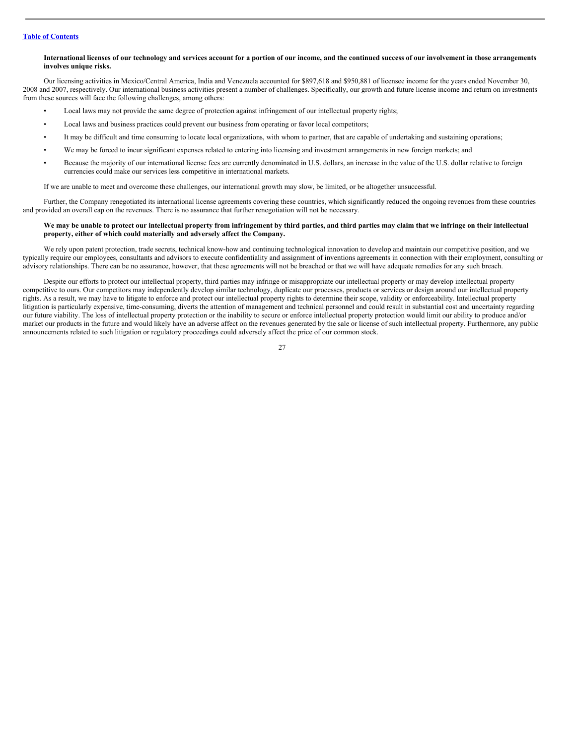**International licenses of our technology and services account for a portion of our income, and the continued success of our involvement in those arrangements involves unique risks.**

Our licensing activities in Mexico/Central America, India and Venezuela accounted for $897,618 and $950,881 of licensee income for the years ended November 30, 2008 and 2007, respectively. Our international business activities present a number of challenges. Specifically, our growth and future license income and return on investments from these sources will face the following challenges, among others:

- Local laws may not provide the same degree of protection against infringement of our intellectual property rights;
- Local laws and business practices could prevent our business from operating or favor local competitors;
- It may be difficult and time consuming to locate local organizations, with whom to partner, that are capable of undertaking and sustaining operations;
- We may be forced to incur significant expenses related to entering into licensing and investment arrangements in new foreign markets; and
- Because the majority of our international license fees are currently denominated in U.S. dollars, an increase in the value of the U.S. dollar relative to foreign currencies could make our services less competitive in international markets.

If we are unable to meet and overcome these challenges, our international growth may slow, be limited, or be altogether unsuccessful.

Further, the Company renegotiated its international license agreements covering these countries, which significantly reduced the ongoing revenues from these countries and provided an overall cap on the revenues. There is no assurance that further renegotiation will not be necessary.

**We may be unable to protect our intellectual property from infringement by third parties, and third parties may claim that we infringe on their intellectual property, either of which could materially and adversely affect the Company.**

We rely upon patent protection, trade secrets, technical know-how and continuing technological innovation to develop and maintain our competitive position, and we typically require our employees, consultants and advisors to execute confidentiality and assignment of inventions agreements in connection with their employment, consulting or advisory relationships. There can be no assurance, however, that these agreements will not be breached or that we will have adequate remedies for any such breach.

Despite our efforts to protect our intellectual property, third parties may infringe or misappropriate our intellectual property or may develop intellectual property competitive to ours. Our competitors may independently develop similar technology, duplicate our processes, products or services or design around our intellectual property rights. As a result, we may have to litigate to enforce and protect our intellectual property rights to determine their scope, validity or enforceability. Intellectual property litigation is particularly expensive, time-consuming, diverts the attention of management and technical personnel and could result in substantial cost and uncertainty regarding our future viability. The loss of intellectual property protection or the inability to secure or enforce intellectual property protection would limit our ability to produce and/or market our products in the future and would likely have an adverse affect on the revenues generated by the sale or license of such intellectual property. Furthermore, any public announcements related to such litigation or regulatory proceedings could adversely affect the price of our common stock.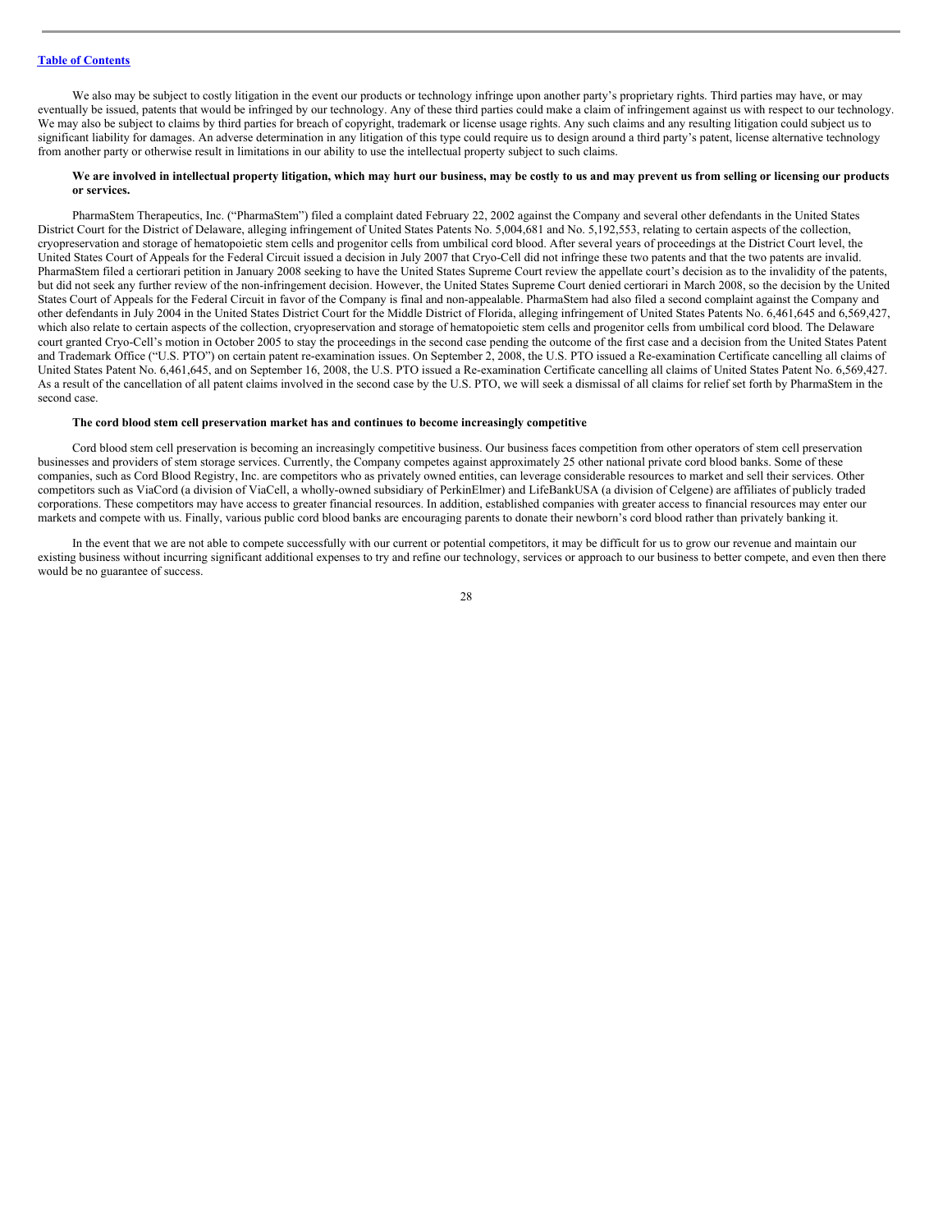We also may be subject to costly litigation in the event our products or technology infringe upon another party's proprietary rights. Third parties may have, or may eventually be issued, patents that would be infringed by our technology. Any of these third parties could make a claim of infringement against us with respect to our technology. We may also be subject to claims by third parties for breach of copyright, trademark or license usage rights. Any such claims and any resulting litigation could subject us to significant liability for damages. An adverse determination in any litigation of this type could require us to design around a third party's patent, license alternative technology from another party or otherwise result in limitations in our ability to use the intellectual property subject to such claims.

**We are involved in intellectual property litigation, which may hurt our business, may be costly to us and may prevent us from selling or licensing our products or services.**

PharmaStem Therapeutics, Inc. ("PharmaStem") filed a complaint dated February 22, 2002 against the Company and several other defendants in the United States District Court for the District of Delaware, alleging infringement of United States Patents No. 5,004,681 and No. 5,192,553, relating to certain aspects of the collection, cryopreservation and storage of hematopoietic stem cells and progenitor cells from umbilical cord blood. After several years of proceedings at the District Court level, the United States Court of Appeals for the Federal Circuit issued a decision in July 2007 that Cryo-Cell did not infringe these two patents and that the two patents are invalid. PharmaStem filed a certiorari petition in January 2008 seeking to have the United States Supreme Court review the appellate court's decision as to the invalidity of the patents, but did not seek any further review of the non-infringement decision. However, the United States Supreme Court denied certiorari in March 2008, so the decision by the United States Court of Appeals for the Federal Circuit in favor of the Company is final and non-appealable. PharmaStem had also filed a second complaint against the Company and other defendants in July 2004 in the United States District Court for the Middle District of Florida, alleging infringement of United States Patents No. 6,461,645 and 6,569,427, which also relate to certain aspects of the collection, cryopreservation and storage of hematopoietic stem cells and progenitor cells from umbilical cord blood. The Delaware court granted Cryo-Cell's motion in October 2005 to stay the proceedings in the second case pending the outcome of the first case and a decision from the United States Patent and Trademark Office ("U.S. PTO") on certain patent re-examination issues. On September 2, 2008, the U.S. PTO issued a Re-examination Certificate cancelling all claims of United States Patent No. 6,461,645, and on September 16, 2008, the U.S. PTO issued a Re-examination Certificate cancelling all claims of United States Patent No. 6,569,427. As a result of the cancellation of all patent claims involved in the second case by the U.S. PTO, we will seek a dismissal of all claims for relief set forth by PharmaStem in the second case.

**The cord blood stem cell preservation market has and continues to become increasingly competitive**

Cord blood stem cell preservation is becoming an increasingly competitive business. Our business faces competition from other operators of stem cell preservation businesses and providers of stem storage services. Currently, the Company competes against approximately 25 other national private cord blood banks. Some of these companies, such as Cord Blood Registry, Inc. are competitors who as privately owned entities, can leverage considerable resources to market and sell their services. Other competitors such as ViaCord (a division of ViaCell, a wholly-owned subsidiary of PerkinElmer) and LifeBankUSA (a division of Celgene) are affiliates of publicly traded corporations. These competitors may have access to greater financial resources. In addition, established companies with greater access to financial resources may enter our markets and compete with us. Finally, various public cord blood banks are encouraging parents to donate their newborn's cord blood rather than privately banking it.

In the event that we are not able to compete successfully with our current or potential competitors, it may be difficult for us to grow our revenue and maintain our existing business without incurring significant additional expenses to try and refine our technology, services or approach to our business to better compete, and even then there would be no guarantee of success.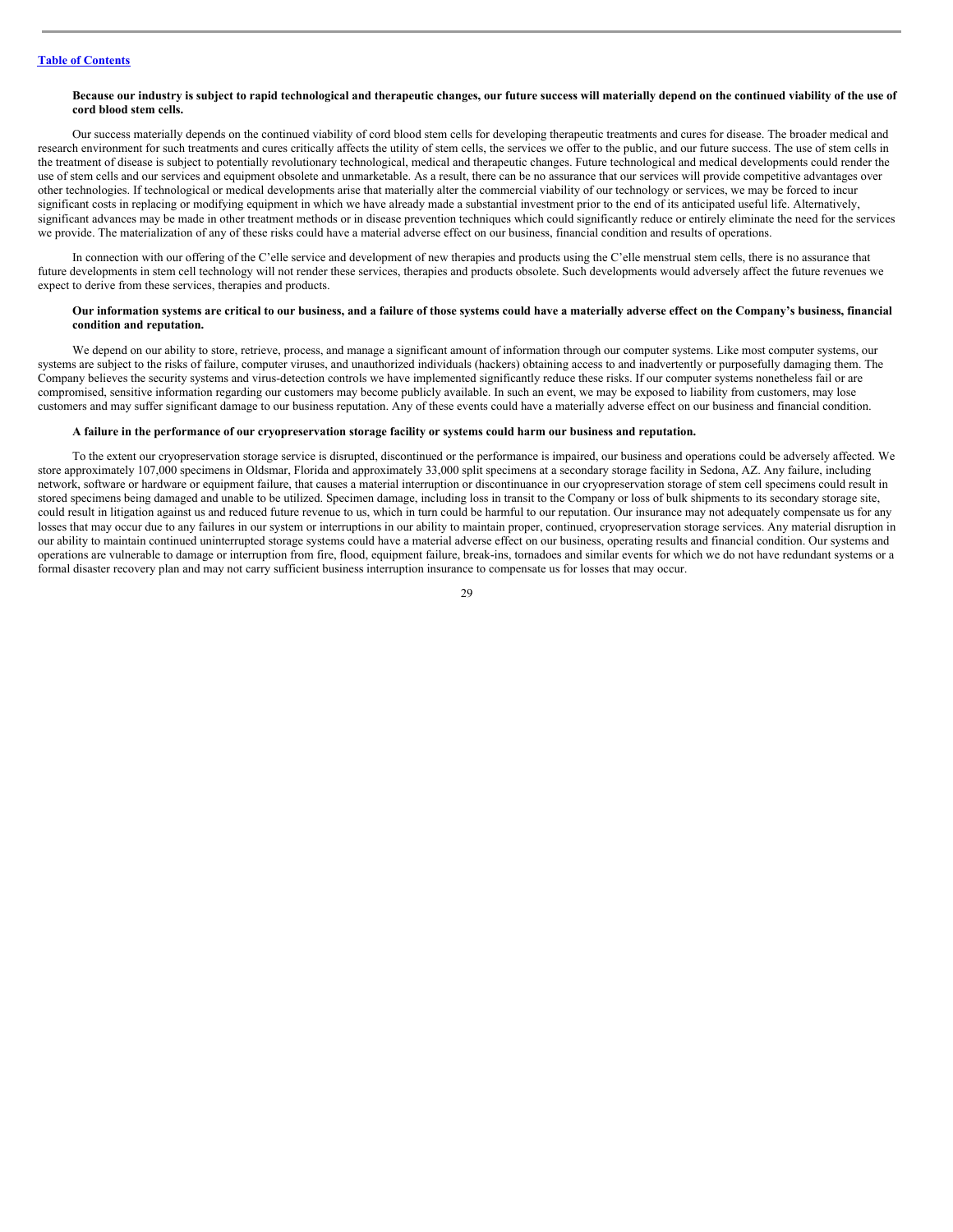**Because our industry is subject to rapid technological and therapeutic changes, our future success will materially depend on the continued viability of the use of cord blood stem cells.**

Our success materially depends on the continued viability of cord blood stem cells for developing therapeutic treatments and cures for disease. The broader medical and research environment for such treatments and cures critically affects the utility of stem cells, the services we offer to the public, and our future success. The use of stem cells in the treatment of disease is subject to potentially revolutionary technological, medical and therapeutic changes. Future technological and medical developments could render the use of stem cells and our services and equipment obsolete and unmarketable. As a result, there can be no assurance that our services will provide competitive advantages over other technologies. If technological or medical developments arise that materially alter the commercial viability of our technology or services, we may be forced to incur significant costs in replacing or modifying equipment in which we have already made a substantial investment prior to the end of its anticipated useful life. Alternatively, significant advances may be made in other treatment methods or in disease prevention techniques which could significantly reduce or entirely eliminate the need for the services we provide. The materialization of any of these risks could have a material adverse effect on our business, financial condition and results of operations.

In connection with our offering of the C'elle service and development of new therapies and products using the C'elle menstrual stem cells, there is no assurance that future developments in stem cell technology will not render these services, therapies and products obsolete. Such developments would adversely affect the future revenues we expect to derive from these services, therapies and products.

**Our information systems are critical to our business, and a failure of those systems could have a materially adverse effect on the Company's business, financial condition and reputation.**

We depend on our ability to store, retrieve, process, and manage a significant amount of information through our computer systems. Like most computer systems, our systems are subject to the risks of failure, computer viruses, and unauthorized individuals (hackers) obtaining access to and inadvertently or purposefully damaging them. The Company believes the security systems and virus-detection controls we have implemented significantly reduce these risks. If our computer systems nonetheless fail or are compromised, sensitive information regarding our customers may become publicly available. In such an event, we may be exposed to liability from customers, may lose customers and may suffer significant damage to our business reputation. Any of these events could have a materially adverse effect on our business and financial condition.

**A failure in the performance of our cryopreservation storage facility or systems could harm our business and reputation.**

To the extent our cryopreservation storage service is disrupted, discontinued or the performance is impaired, our business and operations could be adversely affected. We store approximately 107,000 specimens in Oldsmar, Florida and approximately 33,000 split specimens at a secondary storage facility in Sedona, AZ. Any failure, including network, software or hardware or equipment failure, that causes a material interruption or discontinuance in our cryopreservation storage of stem cell specimens could result in stored specimens being damaged and unable to be utilized. Specimen damage, including loss in transit to the Company or loss of bulk shipments to its secondary storage site, could result in litigation against us and reduced future revenue to us, which in turn could be harmful to our reputation. Our insurance may not adequately compensate us for any losses that may occur due to any failures in our system or interruptions in our ability to maintain proper, continued, cryopreservation storage services. Any material disruption in our ability to maintain continued uninterrupted storage systems could have a material adverse effect on our business, operating results and financial condition. Our systems and operations are vulnerable to damage or interruption from fire, flood, equipment failure, break-ins, tornadoes and similar events for which we do not have redundant systems or a formal disaster recovery plan and may not carry sufficient business interruption insurance to compensate us for losses that may occur.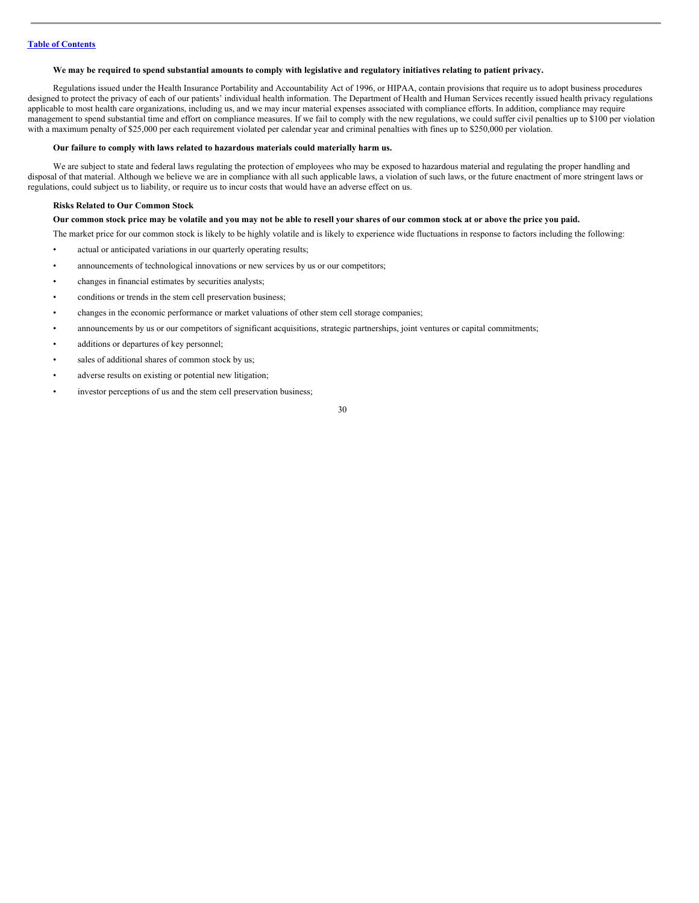**We may be required to spend substantial amounts to comply with legislative and regulatory initiatives relating to patient privacy.**

Regulations issued under the Health Insurance Portability and Accountability Act of 1996, or HIPAA, contain provisions that require us to adopt business procedures designed to protect the privacy of each of our patients' individual health information. The Department of Health and Human Services recently issued health privacy regulations applicable to most health care organizations, including us, and we may incur material expenses associated with compliance efforts. In addition, compliance may require management to spend substantial time and effort on compliance measures. If we fail to comply with the new regulations, we could suffer civil penalties up to $100 per violation with a maximum penalty of $25,000 per each requirement violated per calendar year and criminal penalties with fines up to $250,000 per violation.

**Our failure to comply with laws related to hazardous materials could materially harm us.**

We are subject to state and federal laws regulating the protection of employees who may be exposed to hazardous material and regulating the proper handling and disposal of that material. Although we believe we are in compliance with all such applicable laws, a violation of such laws, or the future enactment of more stringent laws or regulations, could subject us to liability, or require us to incur costs that would have an adverse effect on us.

**Risks Related to Our Common Stock**

**Our common stock price may be volatile and you may not be able to resell your shares of our common stock at or above the price you paid.**

The market price for our common stock is likely to be highly volatile and is likely to experience wide fluctuations in response to factors including the following:

- actual or anticipated variations in our quarterly operating results;
- announcements of technological innovations or new services by us or our competitors;
- changes in financial estimates by securities analysts;
- conditions or trends in the stem cell preservation business;
- changes in the economic performance or market valuations of other stem cell storage companies;
- announcements by us or our competitors of significant acquisitions, strategic partnerships, joint ventures or capital commitments;
- additions or departures of key personnel;
- sales of additional shares of common stock by us;
- adverse results on existing or potential new litigation;
- investor perceptions of us and the stem cell preservation business;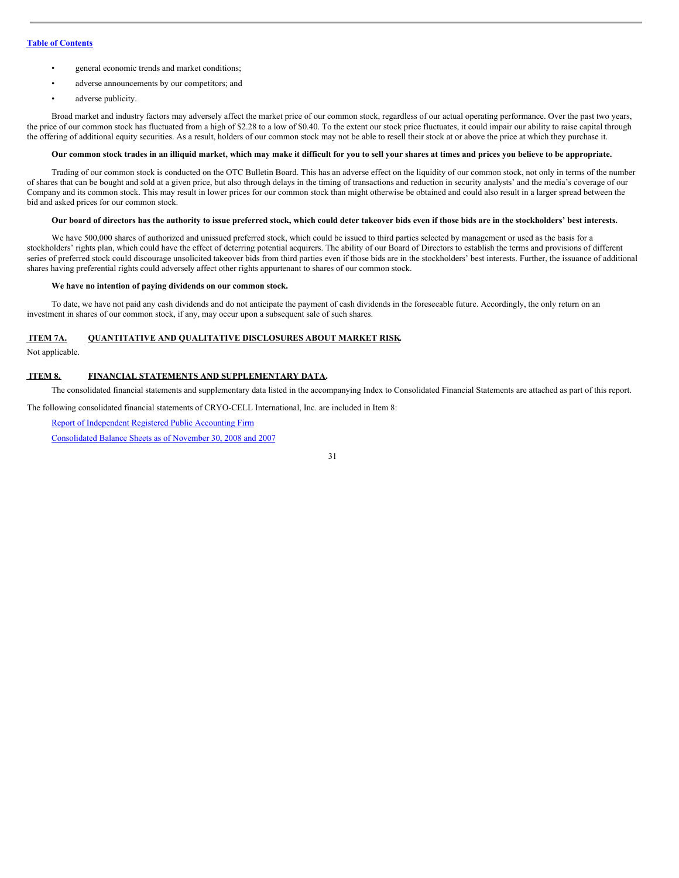- general economic trends and market conditions;
- adverse announcements by our competitors; and
- adverse publicity.

Broad market and industry factors may adversely affect the market price of our common stock, regardless of our actual operating performance. Over the past two years, the price of our common stock has fluctuated from a high of $2.28 to a low of $0.40. To the extent our stock price fluctuates, it could impair our ability to raise capital through the offering of additional equity securities. As a result, holders of our common stock may not be able to resell their stock at or above the price at which they purchase it.

**Our common stock trades in an illiquid market, which may make it difficult for you to sell your shares at times and prices you believe to be appropriate.**

Trading of our common stock is conducted on the OTC Bulletin Board. This has an adverse effect on the liquidity of our common stock, not only in terms of the number of shares that can be bought and sold at a given price, but also through delays in the timing of transactions and reduction in security analysts' and the media's coverage of our Company and its common stock. This may result in lower prices for our common stock than might otherwise be obtained and could also result in a larger spread between the bid and asked prices for our common stock.

**Our board of directors has the authority to issue preferred stock, which could deter takeover bids even if those bids are in the stockholders' best interests.**

We have 500,000 shares of authorized and unissued preferred stock, which could be issued to third parties selected by management or used as the basis for a stockholders' rights plan, which could have the effect of deterring potential acquirers. The ability of our Board of Directors to establish the terms and provisions of different series of preferred stock could discourage unsolicited takeover bids from third parties even if those bids are in the stockholders' best interests. Further, the issuance of additional shares having preferential rights could adversely affect other rights appurtenant to shares of our common stock.

**We have no intention of paying dividends on our common stock.**

To date, we have not paid any cash dividends and do not anticipate the payment of cash dividends in the foreseeable future. Accordingly, the only return on an investment in shares of our common stock, if any, may occur upon a subsequent sale of such shares.

## ITEM 7A. QUANTITATIVE AND QUALITATIVE DISCLOSURES ABOUT MARKET RISK.

Not applicable.

## ITEM 8. FINANCIAL STATEMENTS AND SUPPLEMENTARY DATA.

The consolidated financial statements and supplementary data listed in the accompanying Index to Consolidated Financial Statements are attached as part of this report.

The following consolidated financial statements of CRYO-CELL International, Inc. are included in Item 8:

Report of Independent Registered Public Accounting Firm

Consolidated Balance Sheets as of November 30, 2008 and 2007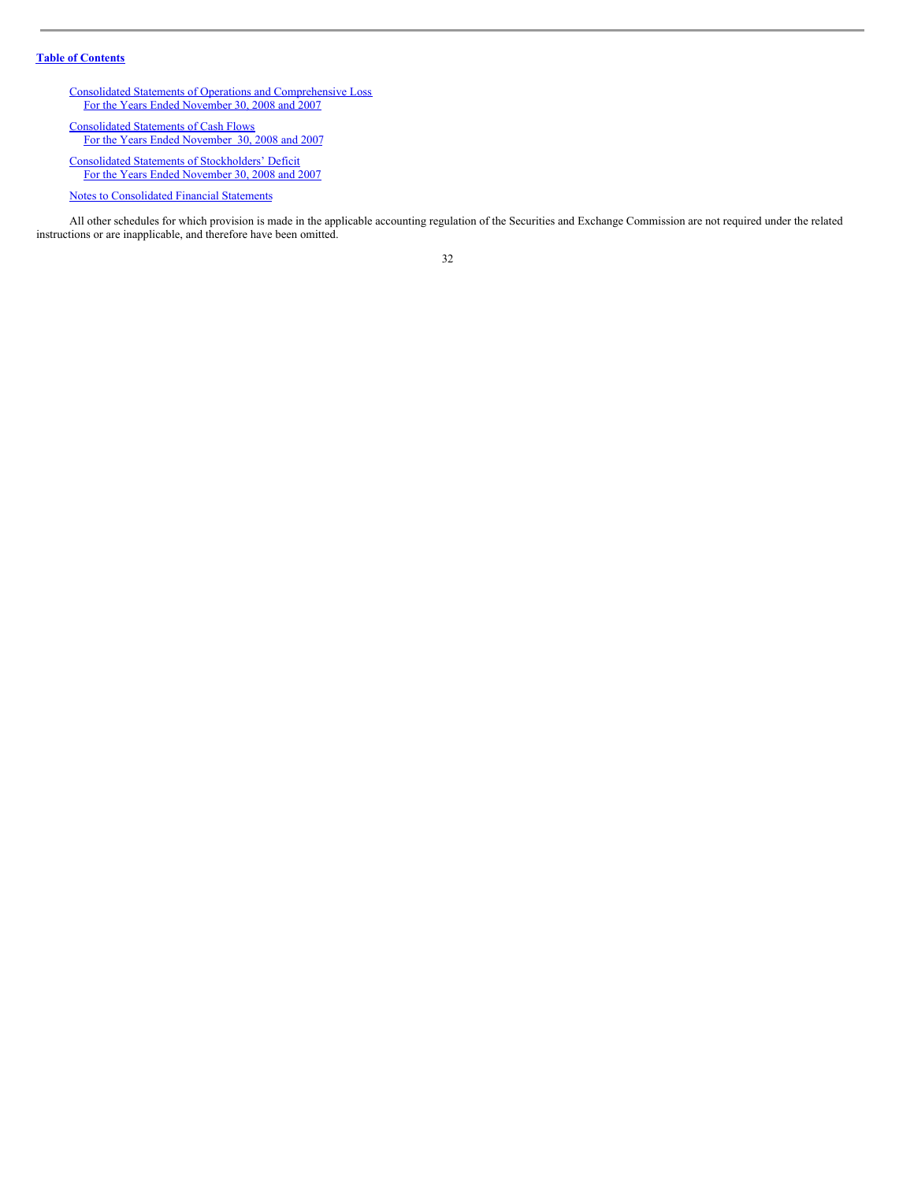**Table of Contents**

Consolidated Statements of Operations and Comprehensive Loss
  For the Years Ended November 30, 2008 and 2007

Consolidated Statements of Cash Flows
  For the Years Ended November 30, 2008 and 2007

Consolidated Statements of Stockholders' Deficit
  For the Years Ended November 30, 2008 and 2007

Notes to Consolidated Financial Statements

All other schedules for which provision is made in the applicable accounting regulation of the Securities and Exchange Commission are not required under the related instructions or are inapplicable, and therefore have been omitted.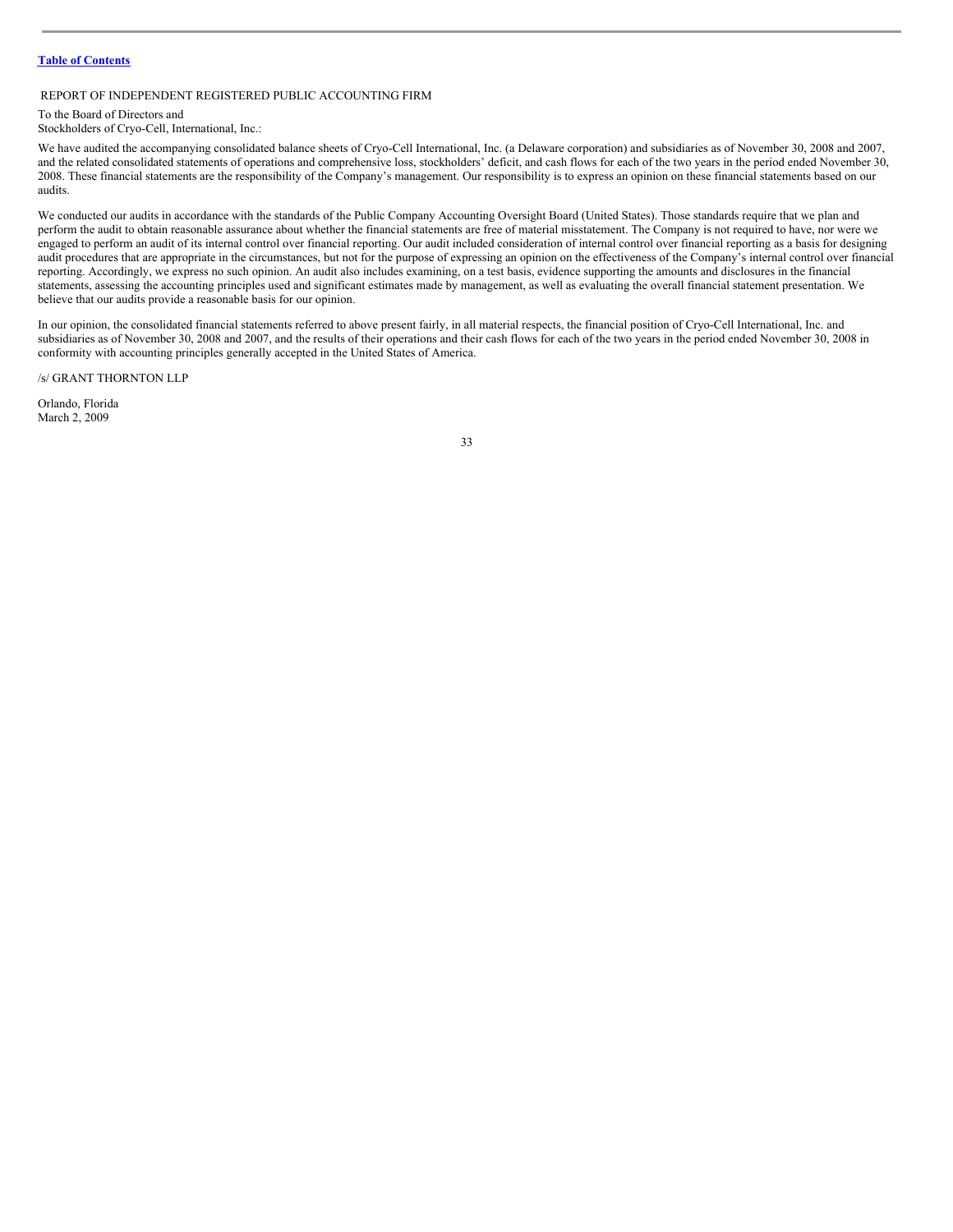# REPORT OF INDEPENDENT REGISTERED PUBLIC ACCOUNTING FIRM

To the Board of Directors and
Stockholders of Cryo-Cell, International, Inc.:

We have audited the accompanying consolidated balance sheets of Cryo-Cell International, Inc. (a Delaware corporation) and subsidiaries as of November 30, 2008 and 2007, and the related consolidated statements of operations and comprehensive loss, stockholders' deficit, and cash flows for each of the two years in the period ended November 30, 2008. These financial statements are the responsibility of the Company's management. Our responsibility is to express an opinion on these financial statements based on our audits.

We conducted our audits in accordance with the standards of the Public Company Accounting Oversight Board (United States). Those standards require that we plan and perform the audit to obtain reasonable assurance about whether the financial statements are free of material misstatement. The Company is not required to have, nor were we engaged to perform an audit of its internal control over financial reporting. Our audit included consideration of internal control over financial reporting as a basis for designing audit procedures that are appropriate in the circumstances, but not for the purpose of expressing an opinion on the effectiveness of the Company's internal control over financial reporting. Accordingly, we express no such opinion. An audit also includes examining, on a test basis, evidence supporting the amounts and disclosures in the financial statements, assessing the accounting principles used and significant estimates made by management, as well as evaluating the overall financial statement presentation. We believe that our audits provide a reasonable basis for our opinion.

In our opinion, the consolidated financial statements referred to above present fairly, in all material respects, the financial position of Cryo-Cell International, Inc. and subsidiaries as of November 30, 2008 and 2007, and the results of their operations and their cash flows for each of the two years in the period ended November 30, 2008 in conformity with accounting principles generally accepted in the United States of America.

/s/ GRANT THORNTON LLP

Orlando, Florida
March 2, 2009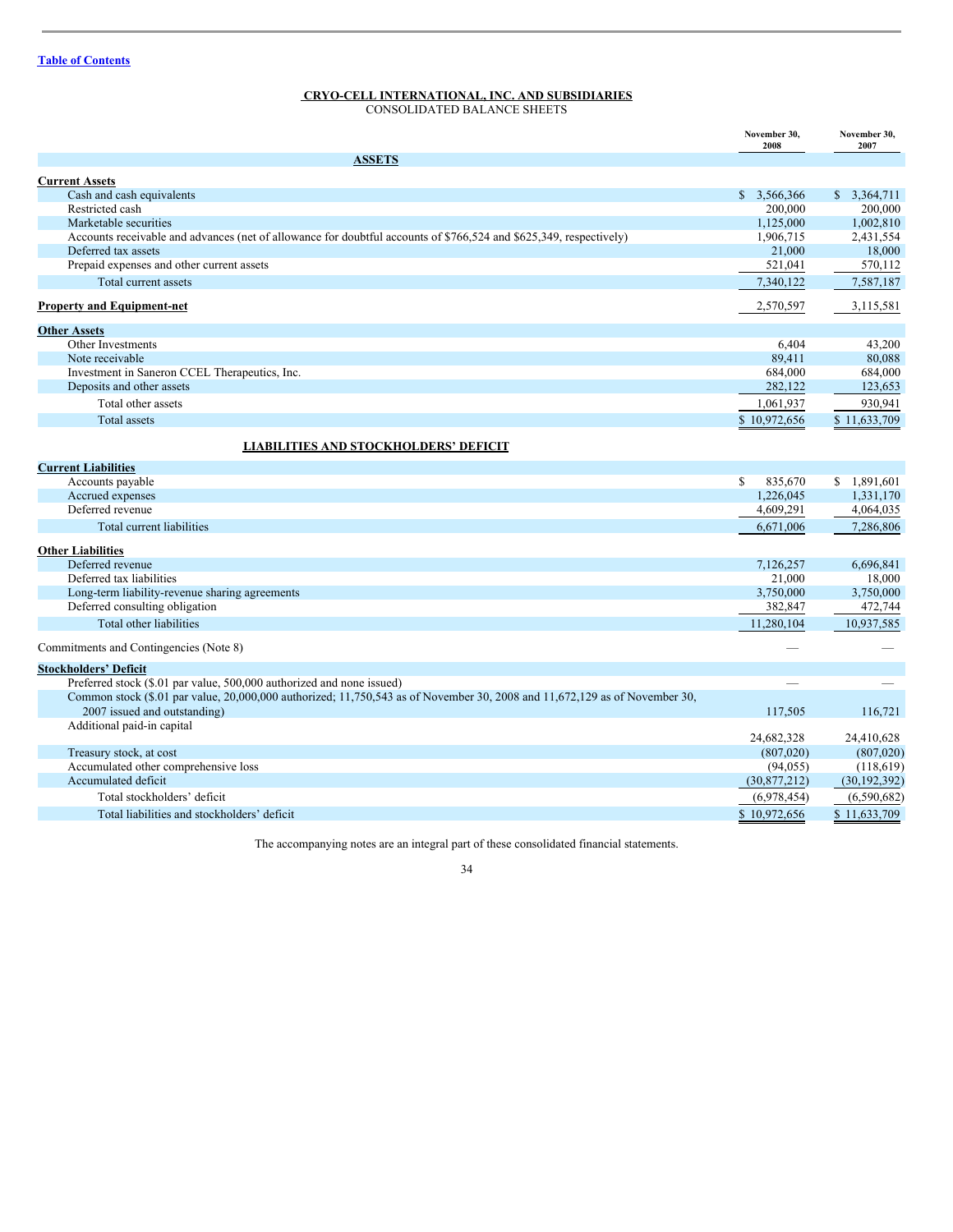[Table of Contents](#)

# CRYO-CELL INTERNATIONAL, INC. AND SUBSIDIARIES

CONSOLIDATED BALANCE SHEETS

| | November 30, 2008 | November 30, 2007 |
|---|---|---|
| **ASSETS** | | |
| **Current Assets** | | |
| Cash and cash equivalents | $ 3,566,366 | $ 3,364,711 |
| Restricted cash | 200,000 | 200,000 |
| Marketable securities | 1,125,000 | 1,002,810 |
| Accounts receivable and advances (net of allowance for doubtful accounts of $766,524 and $625,349, respectively) | 1,906,715 | 2,431,554 |
| Deferred tax assets | 21,000 | 18,000 |
| Prepaid expenses and other current assets | 521,041 | 570,112 |
| Total current assets | 7,340,122 | 7,587,187 |
| **Property and Equipment-net** | 2,570,597 | 3,115,581 |
| **Other Assets** | | |
| Other Investments | 6,404 | 43,200 |
| Note receivable | 89,411 | 80,088 |
| Investment in Saneron CCEL Therapeutics, Inc. | 684,000 | 684,000 |
| Deposits and other assets | 282,122 | 123,653 |
| Total other assets | 1,061,937 | 930,941 |
| Total assets | $ 10,972,656 | $ 11,633,709 |
| **LIABILITIES AND STOCKHOLDERS' DEFICIT** | | |
| **Current Liabilities** | | |
| Accounts payable | $ 835,670 | $ 1,891,601 |
| Accrued expenses | 1,226,045 | 1,331,170 |
| Deferred revenue | 4,609,291 | 4,064,035 |
| Total current liabilities | 6,671,006 | 7,286,806 |
| **Other Liabilities** | | |
| Deferred revenue | 7,126,257 | 6,696,841 |
| Deferred tax liabilities | 21,000 | 18,000 |
| Long-term liability-revenue sharing agreements | 3,750,000 | 3,750,000 |
| Deferred consulting obligation | 382,847 | 472,744 |
| Total other liabilities | 11,280,104 | 10,937,585 |
| Commitments and Contingencies (Note 8) | — | — |
| **Stockholders' Deficit** | | |
| Preferred stock ($.01 par value, 500,000 authorized and none issued) | — | — |
| Common stock ($.01 par value, 20,000,000 authorized; 11,750,543 as of November 30, 2008 and 11,672,129 as of November 30, 2007 issued and outstanding) | 117,505 | 116,721 |
| Additional paid-in capital | 24,682,328 | 24,410,628 |
| Treasury stock, at cost | (807,020) | (807,020) |
| Accumulated other comprehensive loss | (94,055) | (118,619) |
| Accumulated deficit | (30,877,212) | (30,192,392) |
| Total stockholders' deficit | (6,978,454) | (6,590,682) |
| Total liabilities and stockholders' deficit | $ 10,972,656 | $ 11,633,709 |

The accompanying notes are an integral part of these consolidated financial statements.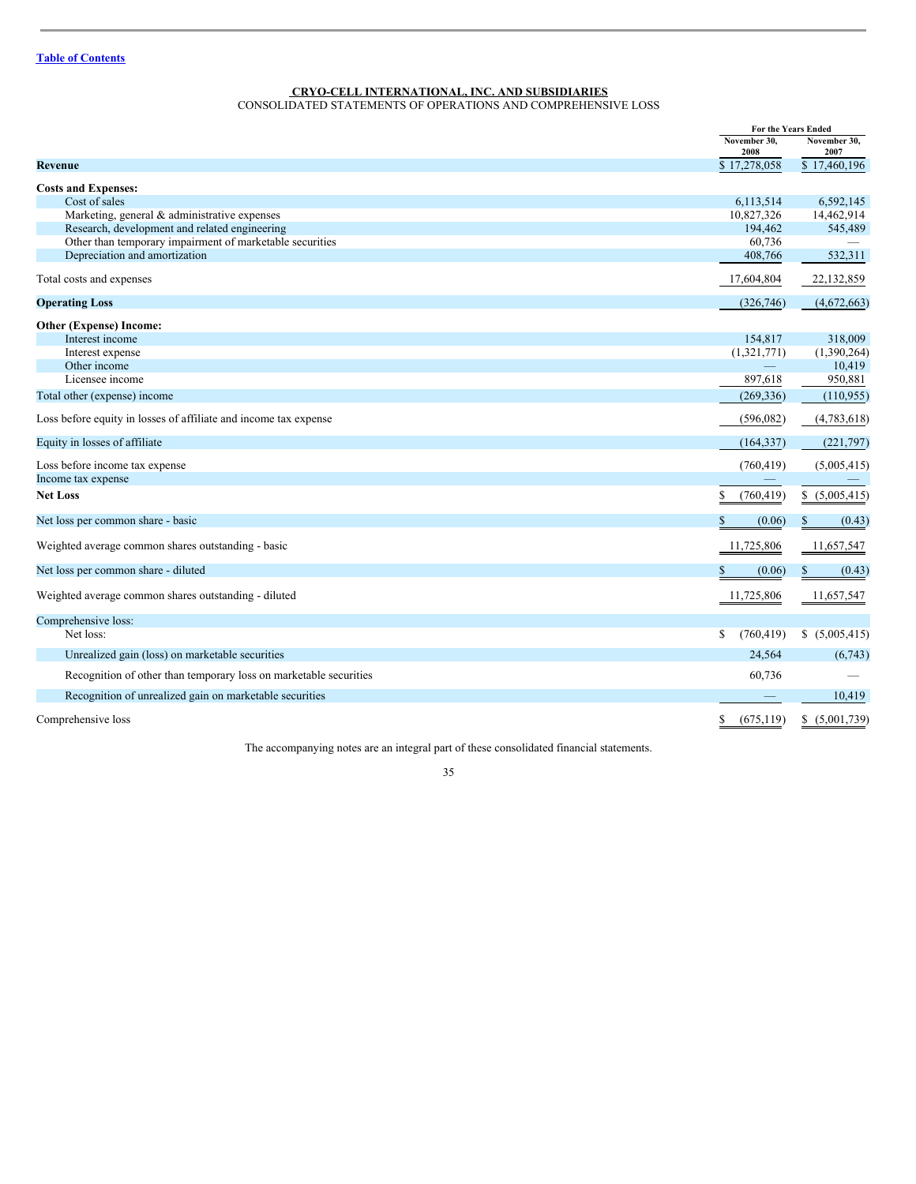Table of Contents

**CRYO-CELL INTERNATIONAL, INC. AND SUBSIDIARIES**
CONSOLIDATED STATEMENTS OF OPERATIONS AND COMPREHENSIVE LOSS

| | For the Years Ended | |
|---|---|---|
| | November 30, 2008 | November 30, 2007 |
| **Revenue** | $ 17,278,058 | $ 17,460,196 |
| **Costs and Expenses:** | | |
| Cost of sales | 6,113,514 | 6,592,145 |
| Marketing, general & administrative expenses | 10,827,326 | 14,462,914 |
| Research, development and related engineering | 194,462 | 545,489 |
| Other than temporary impairment of marketable securities | 60,736 | — |
| Depreciation and amortization | 408,766 | 532,311 |
| Total costs and expenses | 17,604,804 | 22,132,859 |
| **Operating Loss** | (326,746) | (4,672,663) |
| **Other (Expense) Income:** | | |
| Interest income | 154,817 | 318,009 |
| Interest expense | (1,321,771) | (1,390,264) |
| Other income | — | 10,419 |
| Licensee income | 897,618 | 950,881 |
| Total other (expense) income | (269,336) | (110,955) |
| Loss before equity in losses of affiliate and income tax expense | (596,082) | (4,783,618) |
| Equity in losses of affiliate | (164,337) | (221,797) |
| Loss before income tax expense | (760,419) | (5,005,415) |
| Income tax expense | — | — |
| **Net Loss** | $ (760,419) | $ (5,005,415) |
| Net loss per common share - basic | $ (0.06) | $ (0.43) |
| Weighted average common shares outstanding - basic | 11,725,806 | 11,657,547 |
| Net loss per common share - diluted | $ (0.06) | $ (0.43) |
| Weighted average common shares outstanding - diluted | 11,725,806 | 11,657,547 |
| Comprehensive loss: | | |
| Net loss: | $ (760,419) | $ (5,005,415) |
| Unrealized gain (loss) on marketable securities | 24,564 | (6,743) |
| Recognition of other than temporary loss on marketable securities | 60,736 | — |
| Recognition of unrealized gain on marketable securities | — | 10,419 |
| Comprehensive loss | $ (675,119) | $ (5,001,739) |

The accompanying notes are an integral part of these consolidated financial statements.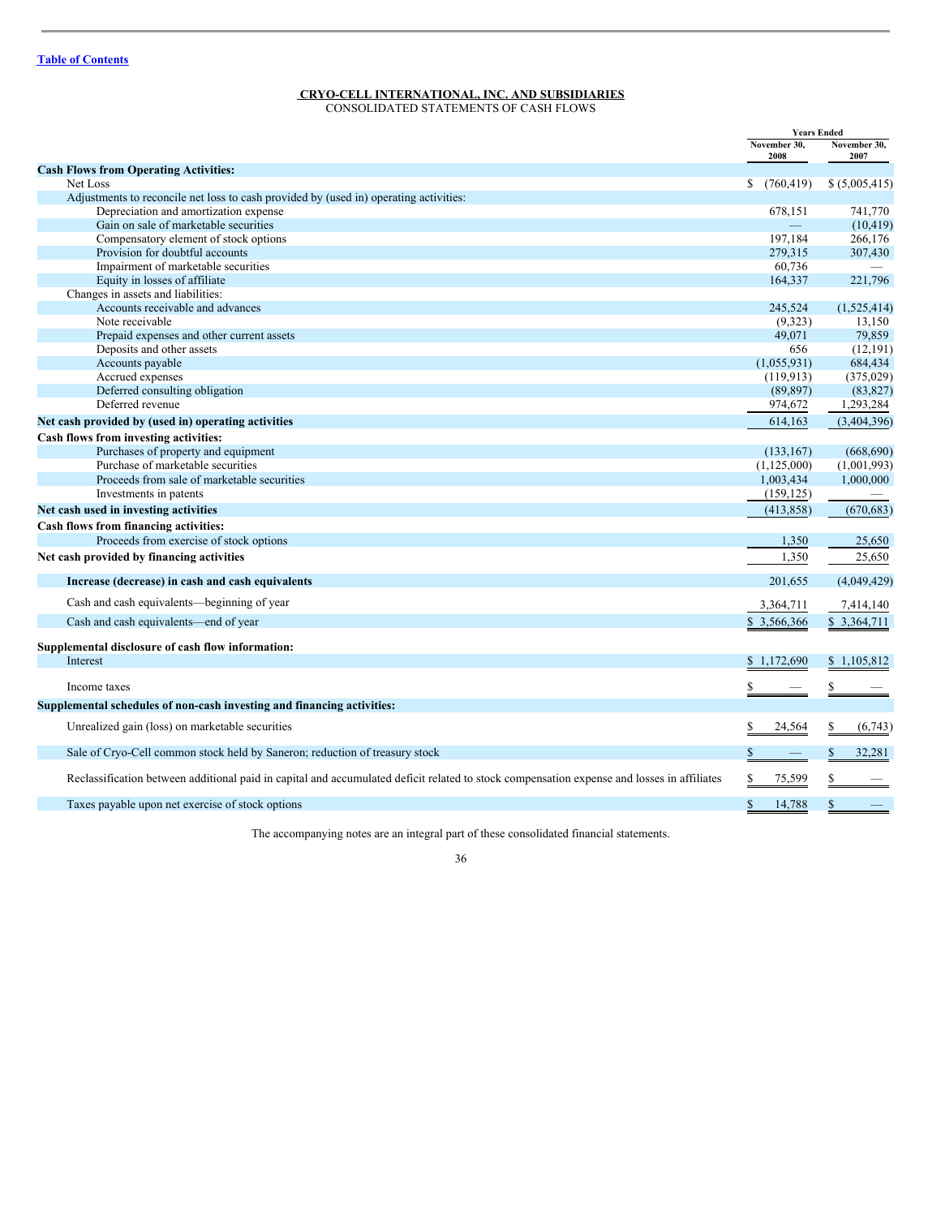[Table of Contents](#)

**CRYO-CELL INTERNATIONAL, INC. AND SUBSIDIARIES**
CONSOLIDATED STATEMENTS OF CASH FLOWS

| | Years Ended | |
|---|---|---|
| | November 30, 2008 | November 30, 2007 |
| **Cash Flows from Operating Activities:** | | |
| Net Loss | $ (760,419) | $ (5,005,415) |
| Adjustments to reconcile net loss to cash provided by (used in) operating activities: | | |
| Depreciation and amortization expense | 678,151 | 741,770 |
| Gain on sale of marketable securities | — | (10,419) |
| Compensatory element of stock options | 197,184 | 266,176 |
| Provision for doubtful accounts | 279,315 | 307,430 |
| Impairment of marketable securities | 60,736 | — |
| Equity in losses of affiliate | 164,337 | 221,796 |
| Changes in assets and liabilities: | | |
| Accounts receivable and advances | 245,524 | (1,525,414) |
| Note receivable | (9,323) | 13,150 |
| Prepaid expenses and other current assets | 49,071 | 79,859 |
| Deposits and other assets | 656 | (12,191) |
| Accounts payable | (1,055,931) | 684,434 |
| Accrued expenses | (119,913) | (375,029) |
| Deferred consulting obligation | (89,897) | (83,827) |
| Deferred revenue | 974,672 | 1,293,284 |
| **Net cash provided by (used in) operating activities** | 614,163 | (3,404,396) |
| **Cash flows from investing activities:** | | |
| Purchases of property and equipment | (133,167) | (668,690) |
| Purchase of marketable securities | (1,125,000) | (1,001,993) |
| Proceeds from sale of marketable securities | 1,003,434 | 1,000,000 |
| Investments in patents | (159,125) | — |
| **Net cash used in investing activities** | (413,858) | (670,683) |
| **Cash flows from financing activities:** | | |
| Proceeds from exercise of stock options | 1,350 | 25,650 |
| **Net cash provided by financing activities** | 1,350 | 25,650 |
| **Increase (decrease) in cash and cash equivalents** | 201,655 | (4,049,429) |
| Cash and cash equivalents—beginning of year | 3,364,711 | 7,414,140 |
| Cash and cash equivalents—end of year | $ 3,566,366 | $ 3,364,711 |
| **Supplemental disclosure of cash flow information:** | | |
| Interest | $ 1,172,690 | $ 1,105,812 |
| Income taxes | $ — | $ — |
| **Supplemental schedules of non-cash investing and financing activities:** | | |
| Unrealized gain (loss) on marketable securities | $ 24,564 | $ (6,743) |
| Sale of Cryo-Cell common stock held by Saneron; reduction of treasury stock | $ — | $ 32,281 |
| Reclassification between additional paid in capital and accumulated deficit related to stock compensation expense and losses in affiliates | $ 75,599 | $ — |
| Taxes payable upon net exercise of stock options | $ 14,788 | $ — |

The accompanying notes are an integral part of these consolidated financial statements.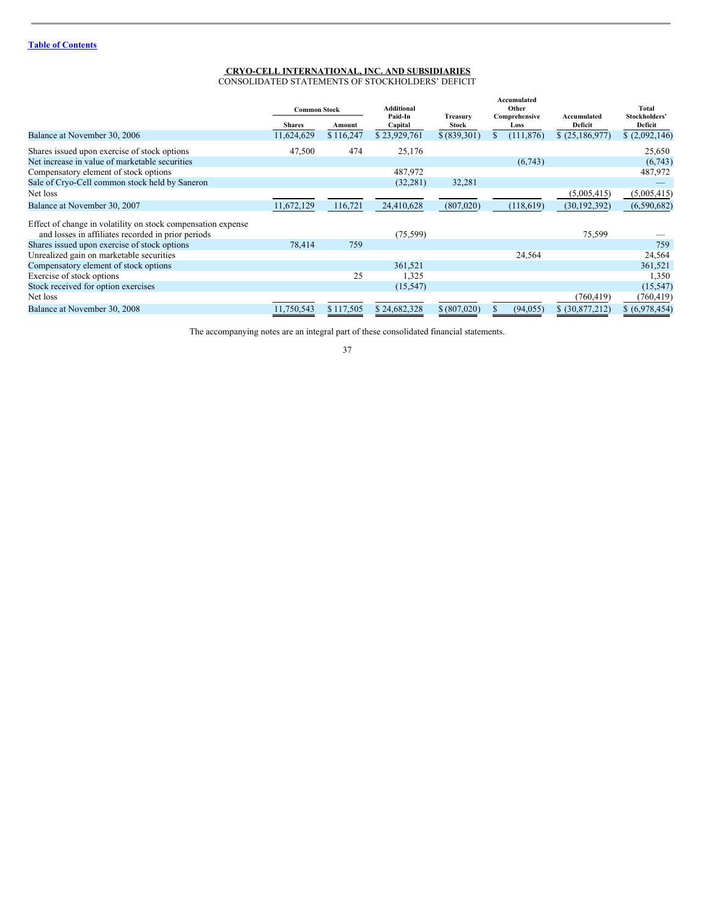[Table of Contents](#)

**CRYO-CELL INTERNATIONAL, INC. AND SUBSIDIARIES**
CONSOLIDATED STATEMENTS OF STOCKHOLDERS' DEFICIT

| | Common Stock | | Additional Paid-In Capital | Treasury Stock | Accumulated Other Comprehensive Loss | Accumulated Deficit | Total Stockholders' Deficit |
|---|---|---|---|---|---|---|---|
| | Shares | Amount | | | | | |
| Balance at November 30, 2006 | 11,624,629 | $ 116,247 | $ 23,929,761 | $ (839,301) | $ (111,876) | $ (25,186,977) | $ (2,092,146) |
| Shares issued upon exercise of stock options | 47,500 | 474 | 25,176 | | | | 25,650 |
| Net increase in value of marketable securities | | | | | (6,743) | | (6,743) |
| Compensatory element of stock options | | | 487,972 | | | | 487,972 |
| Sale of Cryo-Cell common stock held by Saneron | | | (32,281) | 32,281 | | | — |
| Net loss | | | | | | (5,005,415) | (5,005,415) |
| Balance at November 30, 2007 | 11,672,129 | 116,721 | 24,410,628 | (807,020) | (118,619) | (30,192,392) | (6,590,682) |
| Effect of change in volatility on stock compensation expense and losses in affiliates recorded in prior periods | | | (75,599) | | | 75,599 | — |
| Shares issued upon exercise of stock options | 78,414 | 759 | | | | | 759 |
| Unrealized gain on marketable securities | | | | | 24,564 | | 24,564 |
| Compensatory element of stock options | | | 361,521 | | | | 361,521 |
| Exercise of stock options | | 25 | 1,325 | | | | 1,350 |
| Stock received for option exercises | | | (15,547) | | | | (15,547) |
| Net loss | | | | | | (760,419) | (760,419) |
| Balance at November 30, 2008 | 11,750,543 | $ 117,505 | $ 24,682,328 | $ (807,020) | $ (94,055) | $ (30,877,212) | $ (6,978,454) |

The accompanying notes are an integral part of these consolidated financial statements.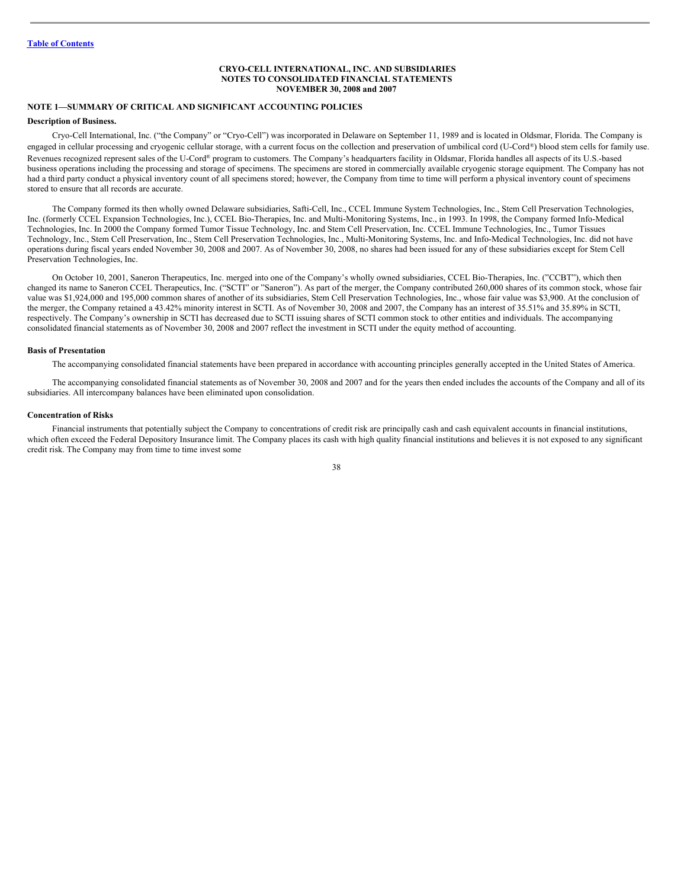**CRYO-CELL INTERNATIONAL, INC. AND SUBSIDIARIES**
**NOTES TO CONSOLIDATED FINANCIAL STATEMENTS**
**NOVEMBER 30, 2008 and 2007**

## NOTE 1—SUMMARY OF CRITICAL AND SIGNIFICANT ACCOUNTING POLICIES

### Description of Business.

Cryo-Cell International, Inc. ("the Company" or "Cryo-Cell") was incorporated in Delaware on September 11, 1989 and is located in Oldsmar, Florida. The Company is engaged in cellular processing and cryogenic cellular storage, with a current focus on the collection and preservation of umbilical cord (U-Cord®) blood stem cells for family use. Revenues recognized represent sales of the U-Cord® program to customers. The Company's headquarters facility in Oldsmar, Florida handles all aspects of its U.S.-based business operations including the processing and storage of specimens. The specimens are stored in commercially available cryogenic storage equipment. The Company has not had a third party conduct a physical inventory count of all specimens stored; however, the Company from time to time will perform a physical inventory count of specimens stored to ensure that all records are accurate.

The Company formed its then wholly owned Delaware subsidiaries, Safti-Cell, Inc., CCEL Immune System Technologies, Inc., Stem Cell Preservation Technologies, Inc. (formerly CCEL Expansion Technologies, Inc.), CCEL Bio-Therapies, Inc. and Multi-Monitoring Systems, Inc., in 1993. In 1998, the Company formed Info-Medical Technologies, Inc. In 2000 the Company formed Tumor Tissue Technology, Inc. and Stem Cell Preservation, Inc. CCEL Immune Technologies, Inc., Tumor Tissues Technology, Inc., Stem Cell Preservation, Inc., Stem Cell Preservation Technologies, Inc., Multi-Monitoring Systems, Inc. and Info-Medical Technologies, Inc. did not have operations during fiscal years ended November 30, 2008 and 2007. As of November 30, 2008, no shares had been issued for any of these subsidiaries except for Stem Cell Preservation Technologies, Inc.

On October 10, 2001, Saneron Therapeutics, Inc. merged into one of the Company's wholly owned subsidiaries, CCEL Bio-Therapies, Inc. ("CCBT"), which then changed its name to Saneron CCEL Therapeutics, Inc. ("SCTI" or "Saneron"). As part of the merger, the Company contributed 260,000 shares of its common stock, whose fair value was $1,924,000 and 195,000 common shares of another of its subsidiaries, Stem Cell Preservation Technologies, Inc., whose fair value was $3,900. At the conclusion of the merger, the Company retained a 43.42% minority interest in SCTI. As of November 30, 2008 and 2007, the Company has an interest of 35.51% and 35.89% in SCTI, respectively. The Company's ownership in SCTI has decreased due to SCTI issuing shares of SCTI common stock to other entities and individuals. The accompanying consolidated financial statements as of November 30, 2008 and 2007 reflect the investment in SCTI under the equity method of accounting.

### Basis of Presentation

The accompanying consolidated financial statements have been prepared in accordance with accounting principles generally accepted in the United States of America.

The accompanying consolidated financial statements as of November 30, 2008 and 2007 and for the years then ended includes the accounts of the Company and all of its subsidiaries. All intercompany balances have been eliminated upon consolidation.

### Concentration of Risks

Financial instruments that potentially subject the Company to concentrations of credit risk are principally cash and cash equivalent accounts in financial institutions, which often exceed the Federal Depository Insurance limit. The Company places its cash with high quality financial institutions and believes it is not exposed to any significant credit risk. The Company may from time to time invest some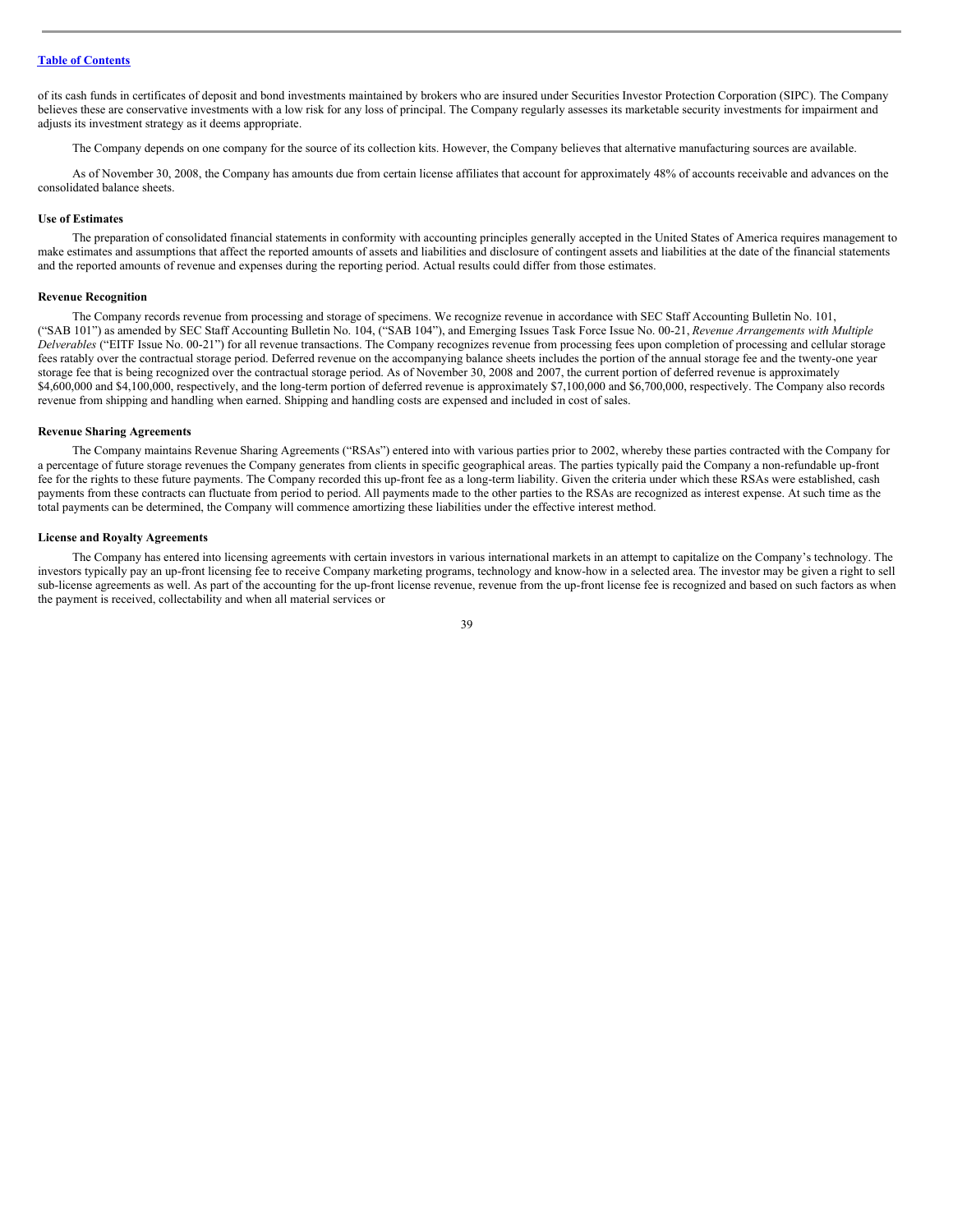of its cash funds in certificates of deposit and bond investments maintained by brokers who are insured under Securities Investor Protection Corporation (SIPC). The Company believes these are conservative investments with a low risk for any loss of principal. The Company regularly assesses its marketable security investments for impairment and adjusts its investment strategy as it deems appropriate.

The Company depends on one company for the source of its collection kits. However, the Company believes that alternative manufacturing sources are available.

As of November 30, 2008, the Company has amounts due from certain license affiliates that account for approximately 48% of accounts receivable and advances on the consolidated balance sheets.

**Use of Estimates**

The preparation of consolidated financial statements in conformity with accounting principles generally accepted in the United States of America requires management to make estimates and assumptions that affect the reported amounts of assets and liabilities and disclosure of contingent assets and liabilities at the date of the financial statements and the reported amounts of revenue and expenses during the reporting period. Actual results could differ from those estimates.

**Revenue Recognition**

The Company records revenue from processing and storage of specimens. We recognize revenue in accordance with SEC Staff Accounting Bulletin No. 101, ("SAB 101") as amended by SEC Staff Accounting Bulletin No. 104, ("SAB 104"), and Emerging Issues Task Force Issue No. 00-21, *Revenue Arrangements with Multiple Delverables* ("EITF Issue No. 00-21") for all revenue transactions. The Company recognizes revenue from processing fees upon completion of processing and cellular storage fees ratably over the contractual storage period. Deferred revenue on the accompanying balance sheets includes the portion of the annual storage fee and the twenty-one year storage fee that is being recognized over the contractual storage period. As of November 30, 2008 and 2007, the current portion of deferred revenue is approximately $4,600,000 and $4,100,000, respectively, and the long-term portion of deferred revenue is approximately $7,100,000 and $6,700,000, respectively. The Company also records revenue from shipping and handling when earned. Shipping and handling costs are expensed and included in cost of sales.

**Revenue Sharing Agreements**

The Company maintains Revenue Sharing Agreements ("RSAs") entered into with various parties prior to 2002, whereby these parties contracted with the Company for a percentage of future storage revenues the Company generates from clients in specific geographical areas. The parties typically paid the Company a non-refundable up-front fee for the rights to these future payments. The Company recorded this up-front fee as a long-term liability. Given the criteria under which these RSAs were established, cash payments from these contracts can fluctuate from period to period. All payments made to the other parties to the RSAs are recognized as interest expense. At such time as the total payments can be determined, the Company will commence amortizing these liabilities under the effective interest method.

**License and Royalty Agreements**

The Company has entered into licensing agreements with certain investors in various international markets in an attempt to capitalize on the Company's technology. The investors typically pay an up-front licensing fee to receive Company marketing programs, technology and know-how in a selected area. The investor may be given a right to sell sub-license agreements as well. As part of the accounting for the up-front license revenue, revenue from the up-front license fee is recognized and based on such factors as when the payment is received, collectability and when all material services or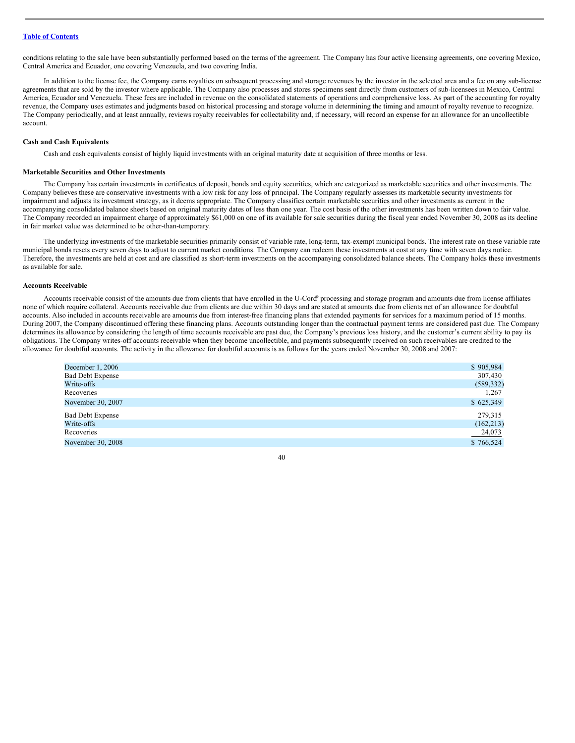conditions relating to the sale have been substantially performed based on the terms of the agreement. The Company has four active licensing agreements, one covering Mexico, Central America and Ecuador, one covering Venezuela, and two covering India.

In addition to the license fee, the Company earns royalties on subsequent processing and storage revenues by the investor in the selected area and a fee on any sub-license agreements that are sold by the investor where applicable. The Company also processes and stores specimens sent directly from customers of sub-licensees in Mexico, Central America, Ecuador and Venezuela. These fees are included in revenue on the consolidated statements of operations and comprehensive loss. As part of the accounting for royalty revenue, the Company uses estimates and judgments based on historical processing and storage volume in determining the timing and amount of royalty revenue to recognize. The Company periodically, and at least annually, reviews royalty receivables for collectability and, if necessary, will record an expense for an allowance for an uncollectible account.

**Cash and Cash Equivalents**

Cash and cash equivalents consist of highly liquid investments with an original maturity date at acquisition of three months or less.

**Marketable Securities and Other Investments**

The Company has certain investments in certificates of deposit, bonds and equity securities, which are categorized as marketable securities and other investments. The Company believes these are conservative investments with a low risk for any loss of principal. The Company regularly assesses its marketable security investments for impairment and adjusts its investment strategy, as it deems appropriate. The Company classifies certain marketable securities and other investments as current in the accompanying consolidated balance sheets based on original maturity dates of less than one year. The cost basis of the other investments has been written down to fair value. The Company recorded an impairment charge of approximately $61,000 on one of its available for sale securities during the fiscal year ended November 30, 2008 as its decline in fair market value was determined to be other-than-temporary.

The underlying investments of the marketable securities primarily consist of variable rate, long-term, tax-exempt municipal bonds. The interest rate on these variable rate municipal bonds resets every seven days to adjust to current market conditions. The Company can redeem these investments at cost at any time with seven days notice. Therefore, the investments are held at cost and are classified as short-term investments on the accompanying consolidated balance sheets. The Company holds these investments as available for sale.

**Accounts Receivable**

Accounts receivable consist of the amounts due from clients that have enrolled in the U-Cord® processing and storage program and amounts due from license affiliates none of which require collateral. Accounts receivable due from clients are due within 30 days and are stated at amounts due from clients net of an allowance for doubtful accounts. Also included in accounts receivable are amounts due from interest-free financing plans that extended payments for services for a maximum period of 15 months. During 2007, the Company discontinued offering these financing plans. Accounts outstanding longer than the contractual payment terms are considered past due. The Company determines its allowance by considering the length of time accounts receivable are past due, the Company's previous loss history, and the customer's current ability to pay its obligations. The Company writes-off accounts receivable when they become uncollectible, and payments subsequently received on such receivables are credited to the allowance for doubtful accounts. The activity in the allowance for doubtful accounts is as follows for the years ended November 30, 2008 and 2007:

| | |
|---|---|
| December 1, 2006 | $ 905,984 |
| Bad Debt Expense | 307,430 |
| Write-offs | (589,332) |
| Recoveries | 1,267 |
| November 30, 2007 | $ 625,349 |
| Bad Debt Expense | 279,315 |
| Write-offs | (162,213) |
| Recoveries | 24,073 |
| November 30, 2008 | $ 766,524 |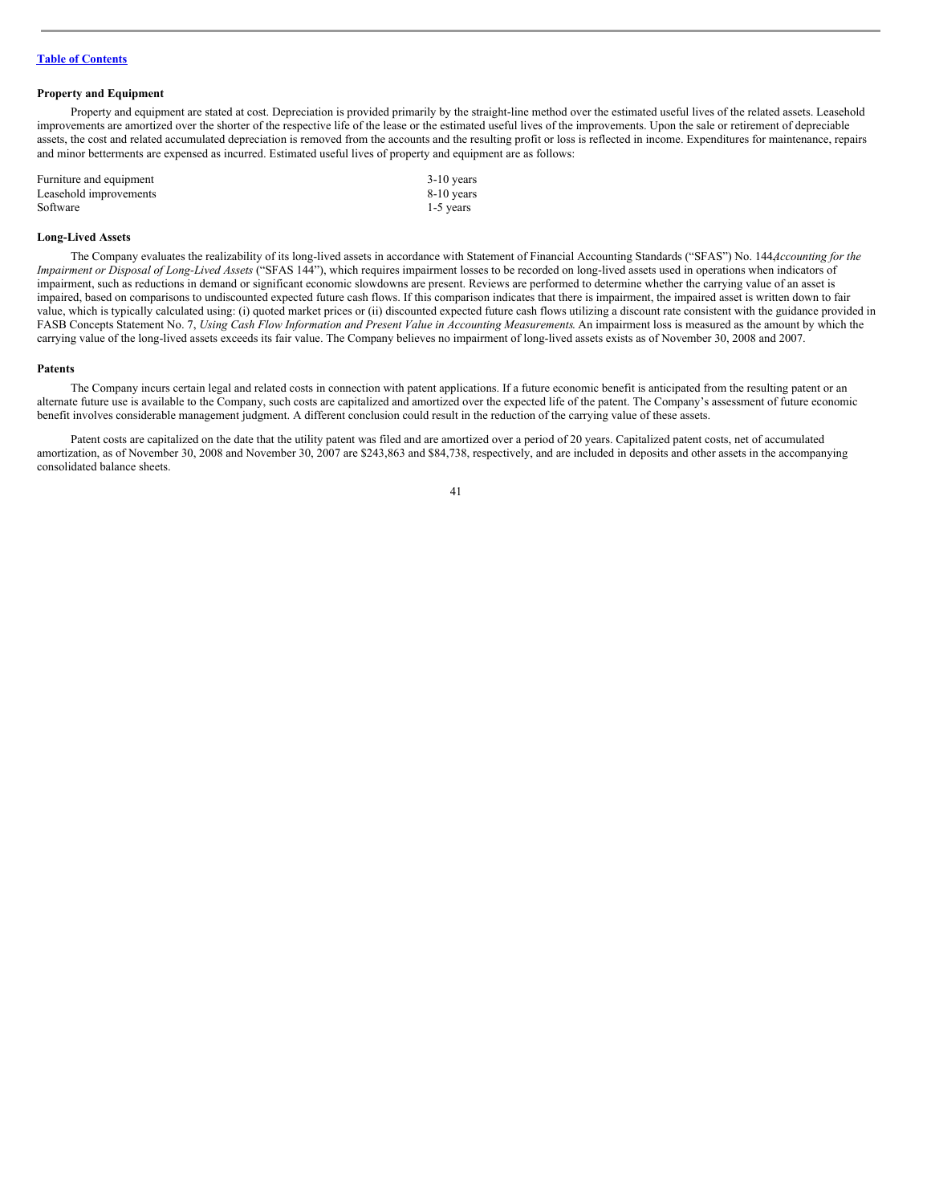**Property and Equipment**

Property and equipment are stated at cost. Depreciation is provided primarily by the straight-line method over the estimated useful lives of the related assets. Leasehold improvements are amortized over the shorter of the respective life of the lease or the estimated useful lives of the improvements. Upon the sale or retirement of depreciable assets, the cost and related accumulated depreciation is removed from the accounts and the resulting profit or loss is reflected in income. Expenditures for maintenance, repairs and minor betterments are expensed as incurred. Estimated useful lives of property and equipment are as follows:

| | |
|---|---|
| Furniture and equipment | 3-10 years |
| Leasehold improvements | 8-10 years |
| Software | 1-5 years |

**Long-Lived Assets**

The Company evaluates the realizability of its long-lived assets in accordance with Statement of Financial Accounting Standards ("SFAS") No. 144*Accounting for the Impairment or Disposal of Long-Lived Assets* ("SFAS 144"), which requires impairment losses to be recorded on long-lived assets used in operations when indicators of impairment, such as reductions in demand or significant economic slowdowns are present. Reviews are performed to determine whether the carrying value of an asset is impaired, based on comparisons to undiscounted expected future cash flows. If this comparison indicates that there is impairment, the impaired asset is written down to fair value, which is typically calculated using: (i) quoted market prices or (ii) discounted expected future cash flows utilizing a discount rate consistent with the guidance provided in FASB Concepts Statement No. 7, *Using Cash Flow Information and Present Value in Accounting Measurements*. An impairment loss is measured as the amount by which the carrying value of the long-lived assets exceeds its fair value. The Company believes no impairment of long-lived assets exists as of November 30, 2008 and 2007.

**Patents**

The Company incurs certain legal and related costs in connection with patent applications. If a future economic benefit is anticipated from the resulting patent or an alternate future use is available to the Company, such costs are capitalized and amortized over the expected life of the patent. The Company's assessment of future economic benefit involves considerable management judgment. A different conclusion could result in the reduction of the carrying value of these assets.

Patent costs are capitalized on the date that the utility patent was filed and are amortized over a period of 20 years. Capitalized patent costs, net of accumulated amortization, as of November 30, 2008 and November 30, 2007 are $243,863 and $84,738, respectively, and are included in deposits and other assets in the accompanying consolidated balance sheets.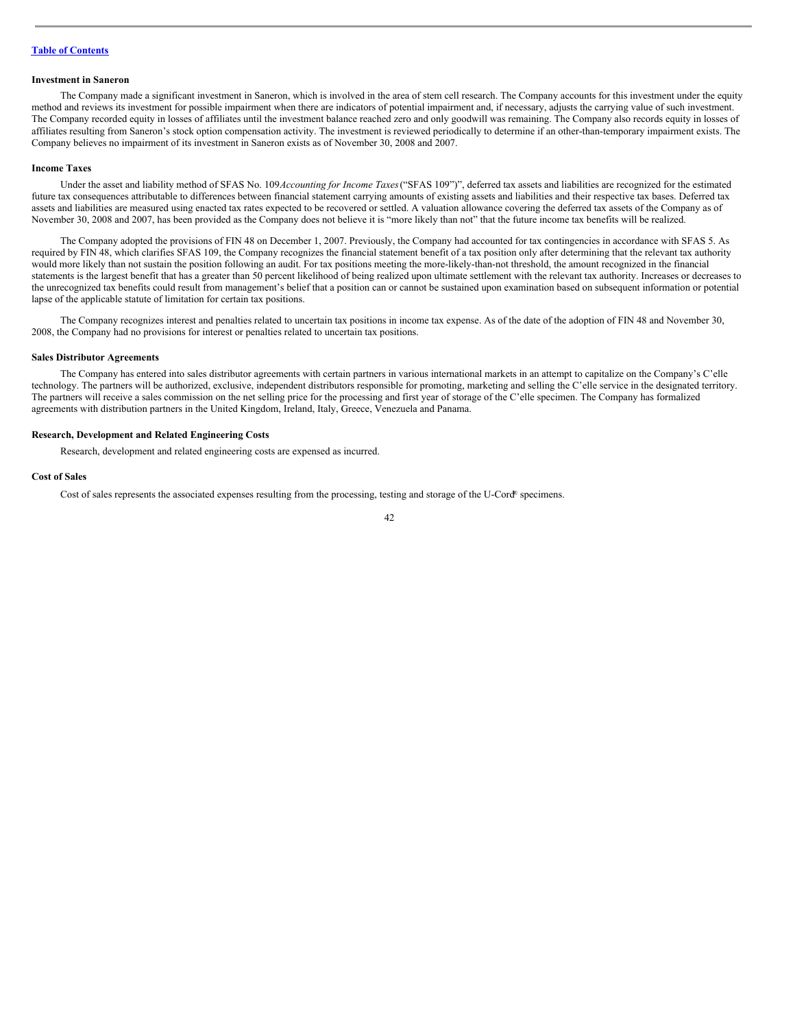[Table of Contents](#)

**Investment in Saneron**

The Company made a significant investment in Saneron, which is involved in the area of stem cell research. The Company accounts for this investment under the equity method and reviews its investment for possible impairment when there are indicators of potential impairment and, if necessary, adjusts the carrying value of such investment. The Company recorded equity in losses of affiliates until the investment balance reached zero and only goodwill was remaining. The Company also records equity in losses of affiliates resulting from Saneron's stock option compensation activity. The investment is reviewed periodically to determine if an other-than-temporary impairment exists. The Company believes no impairment of its investment in Saneron exists as of November 30, 2008 and 2007.

**Income Taxes**

Under the asset and liability method of SFAS No. 109*Accounting for Income Taxes* ("SFAS 109")", deferred tax assets and liabilities are recognized for the estimated future tax consequences attributable to differences between financial statement carrying amounts of existing assets and liabilities and their respective tax bases. Deferred tax assets and liabilities are measured using enacted tax rates expected to be recovered or settled. A valuation allowance covering the deferred tax assets of the Company as of November 30, 2008 and 2007, has been provided as the Company does not believe it is "more likely than not" that the future income tax benefits will be realized.

The Company adopted the provisions of FIN 48 on December 1, 2007. Previously, the Company had accounted for tax contingencies in accordance with SFAS 5. As required by FIN 48, which clarifies SFAS 109, the Company recognizes the financial statement benefit of a tax position only after determining that the relevant tax authority would more likely than not sustain the position following an audit. For tax positions meeting the more-likely-than-not threshold, the amount recognized in the financial statements is the largest benefit that has a greater than 50 percent likelihood of being realized upon ultimate settlement with the relevant tax authority. Increases or decreases to the unrecognized tax benefits could result from management's belief that a position can or cannot be sustained upon examination based on subsequent information or potential lapse of the applicable statute of limitation for certain tax positions.

The Company recognizes interest and penalties related to uncertain tax positions in income tax expense. As of the date of the adoption of FIN 48 and November 30, 2008, the Company had no provisions for interest or penalties related to uncertain tax positions.

**Sales Distributor Agreements**

The Company has entered into sales distributor agreements with certain partners in various international markets in an attempt to capitalize on the Company's C'elle technology. The partners will be authorized, exclusive, independent distributors responsible for promoting, marketing and selling the C'elle service in the designated territory. The partners will receive a sales commission on the net selling price for the processing and first year of storage of the C'elle specimen. The Company has formalized agreements with distribution partners in the United Kingdom, Ireland, Italy, Greece, Venezuela and Panama.

**Research, Development and Related Engineering Costs**

Research, development and related engineering costs are expensed as incurred.

**Cost of Sales**

Cost of sales represents the associated expenses resulting from the processing, testing and storage of the U-Cord® specimens.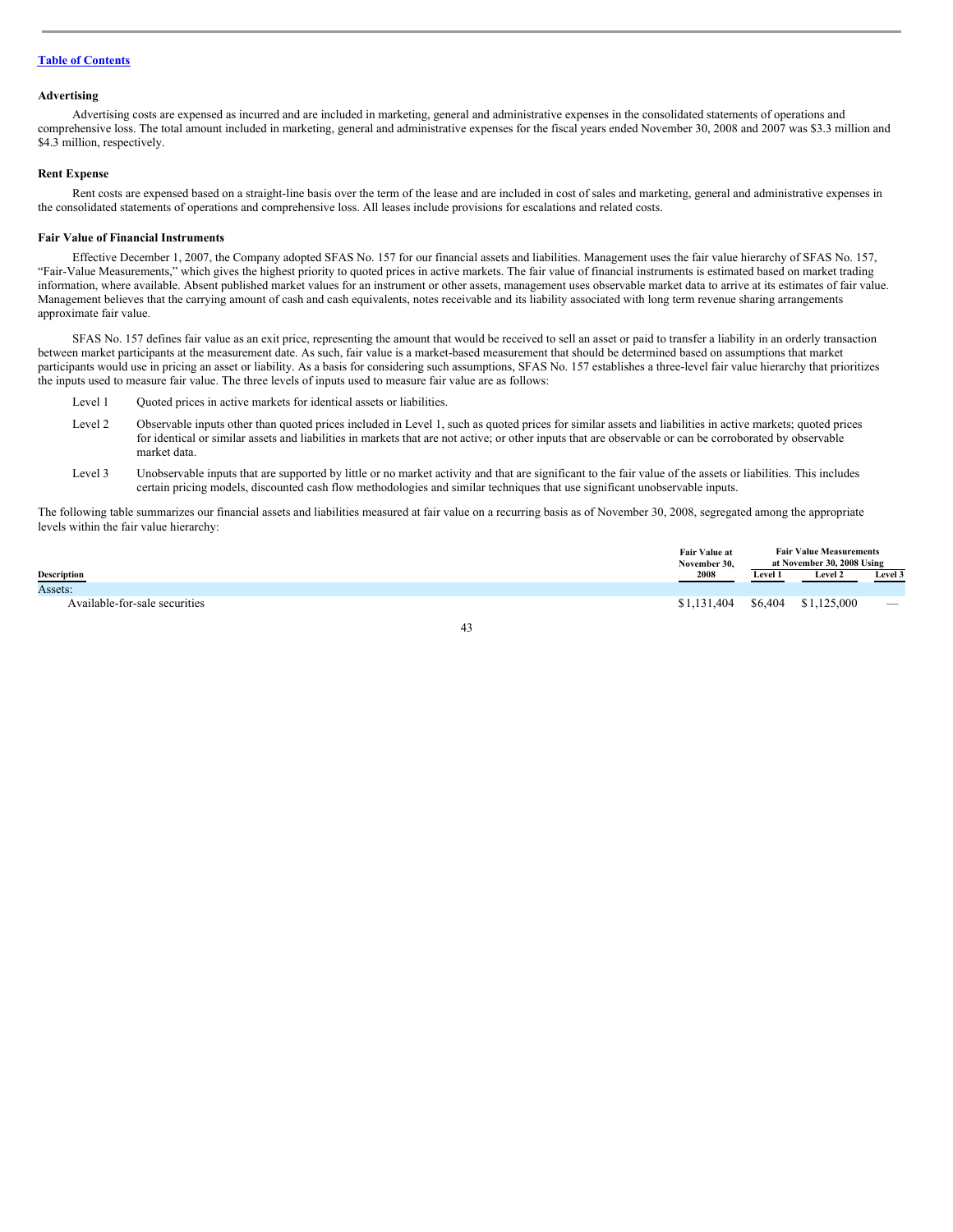[Table of Contents](#)

**Advertising**

Advertising costs are expensed as incurred and are included in marketing, general and administrative expenses in the consolidated statements of operations and comprehensive loss. The total amount included in marketing, general and administrative expenses for the fiscal years ended November 30, 2008 and 2007 was $3.3 million and $4.3 million, respectively.

**Rent Expense**

Rent costs are expensed based on a straight-line basis over the term of the lease and are included in cost of sales and marketing, general and administrative expenses in the consolidated statements of operations and comprehensive loss. All leases include provisions for escalations and related costs.

**Fair Value of Financial Instruments**

Effective December 1, 2007, the Company adopted SFAS No. 157 for our financial assets and liabilities. Management uses the fair value hierarchy of SFAS No. 157, "Fair-Value Measurements," which gives the highest priority to quoted prices in active markets. The fair value of financial instruments is estimated based on market trading information, where available. Absent published market values for an instrument or other assets, management uses observable market data to arrive at its estimates of fair value. Management believes that the carrying amount of cash and cash equivalents, notes receivable and its liability associated with long term revenue sharing arrangements approximate fair value.

SFAS No. 157 defines fair value as an exit price, representing the amount that would be received to sell an asset or paid to transfer a liability in an orderly transaction between market participants at the measurement date. As such, fair value is a market-based measurement that should be determined based on assumptions that market participants would use in pricing an asset or liability. As a basis for considering such assumptions, SFAS No. 157 establishes a three-level fair value hierarchy that prioritizes the inputs used to measure fair value. The three levels of inputs used to measure fair value are as follows:

- Level 1 Quoted prices in active markets for identical assets or liabilities.
- Level 2 Observable inputs other than quoted prices included in Level 1, such as quoted prices for similar assets and liabilities in active markets; quoted prices for identical or similar assets and liabilities in markets that are not active; or other inputs that are observable or can be corroborated by observable market data.
- Level 3 Unobservable inputs that are supported by little or no market activity and that are significant to the fair value of the assets or liabilities. This includes certain pricing models, discounted cash flow methodologies and similar techniques that use significant unobservable inputs.

The following table summarizes our financial assets and liabilities measured at fair value on a recurring basis as of November 30, 2008, segregated among the appropriate levels within the fair value hierarchy:

| Description | Fair Value at November 30, 2008 | Fair Value Measurements at November 30, 2008 Using | | |
|---|---|---|---|---|
| | | Level 1 | Level 2 | Level 3 |
| Assets: | | | | |
| Available-for-sale securities | $1,131,404 | $6,404 | $1,125,000 | — |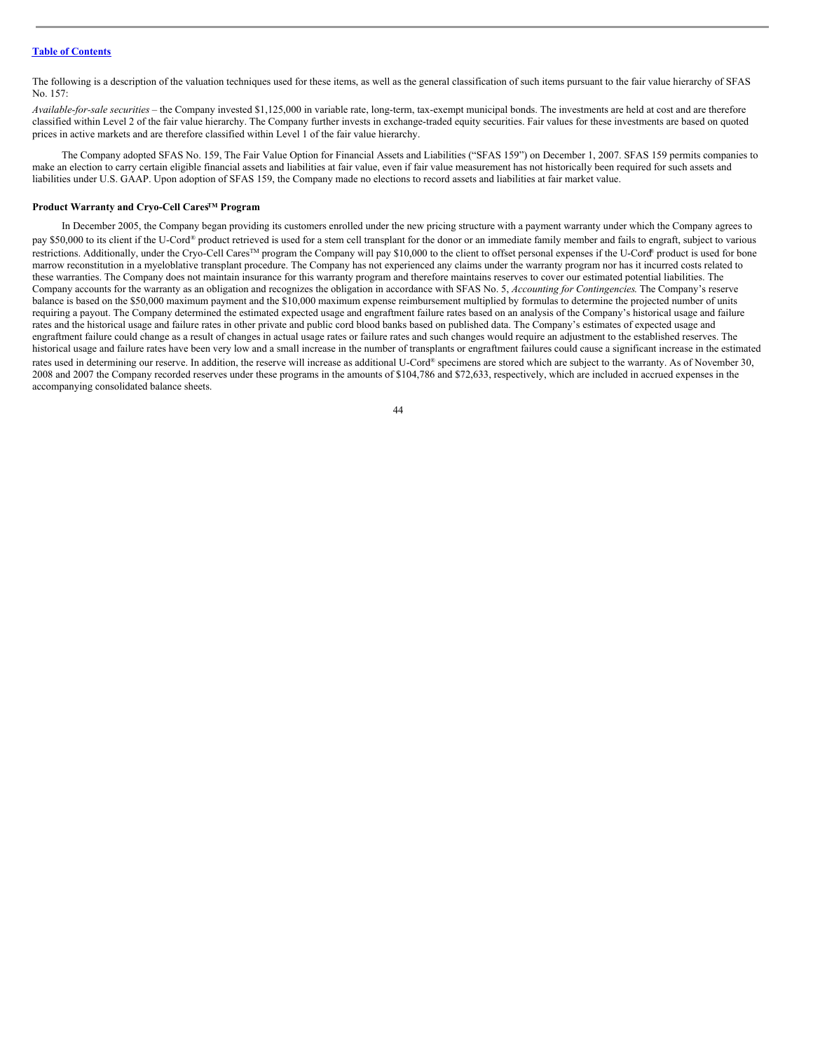The following is a description of the valuation techniques used for these items, as well as the general classification of such items pursuant to the fair value hierarchy of SFAS No. 157:

*Available-for-sale securities* – the Company invested $1,125,000 in variable rate, long-term, tax-exempt municipal bonds. The investments are held at cost and are therefore classified within Level 2 of the fair value hierarchy. The Company further invests in exchange-traded equity securities. Fair values for these investments are based on quoted prices in active markets and are therefore classified within Level 1 of the fair value hierarchy.

The Company adopted SFAS No. 159, The Fair Value Option for Financial Assets and Liabilities ("SFAS 159") on December 1, 2007. SFAS 159 permits companies to make an election to carry certain eligible financial assets and liabilities at fair value, even if fair value measurement has not historically been required for such assets and liabilities under U.S. GAAP. Upon adoption of SFAS 159, the Company made no elections to record assets and liabilities at fair market value.

**Product Warranty and Cryo-Cell Cares™ Program**

In December 2005, the Company began providing its customers enrolled under the new pricing structure with a payment warranty under which the Company agrees to pay $50,000 to its client if the U-Cord® product retrieved is used for a stem cell transplant for the donor or an immediate family member and fails to engraft, subject to various restrictions. Additionally, under the Cryo-Cell Cares™ program the Company will pay $10,000 to the client to offset personal expenses if the U-Cord® product is used for bone marrow reconstitution in a myeloblative transplant procedure. The Company has not experienced any claims under the warranty program nor has it incurred costs related to these warranties. The Company does not maintain insurance for this warranty program and therefore maintains reserves to cover our estimated potential liabilities. The Company accounts for the warranty as an obligation and recognizes the obligation in accordance with SFAS No. 5, *Accounting for Contingencies*. The Company's reserve balance is based on the $50,000 maximum payment and the $10,000 maximum expense reimbursement multiplied by formulas to determine the projected number of units requiring a payout. The Company determined the estimated expected usage and engraftment failure rates based on an analysis of the Company's historical usage and failure rates and the historical usage and failure rates in other private and public cord blood banks based on published data. The Company's estimates of expected usage and engraftment failure could change as a result of changes in actual usage rates or failure rates and such changes would require an adjustment to the established reserves. The historical usage and failure rates have been very low and a small increase in the number of transplants or engraftment failures could cause a significant increase in the estimated rates used in determining our reserve. In addition, the reserve will increase as additional U-Cord® specimens are stored which are subject to the warranty. As of November 30, 2008 and 2007 the Company recorded reserves under these programs in the amounts of $104,786 and $72,633, respectively, which are included in accrued expenses in the accompanying consolidated balance sheets.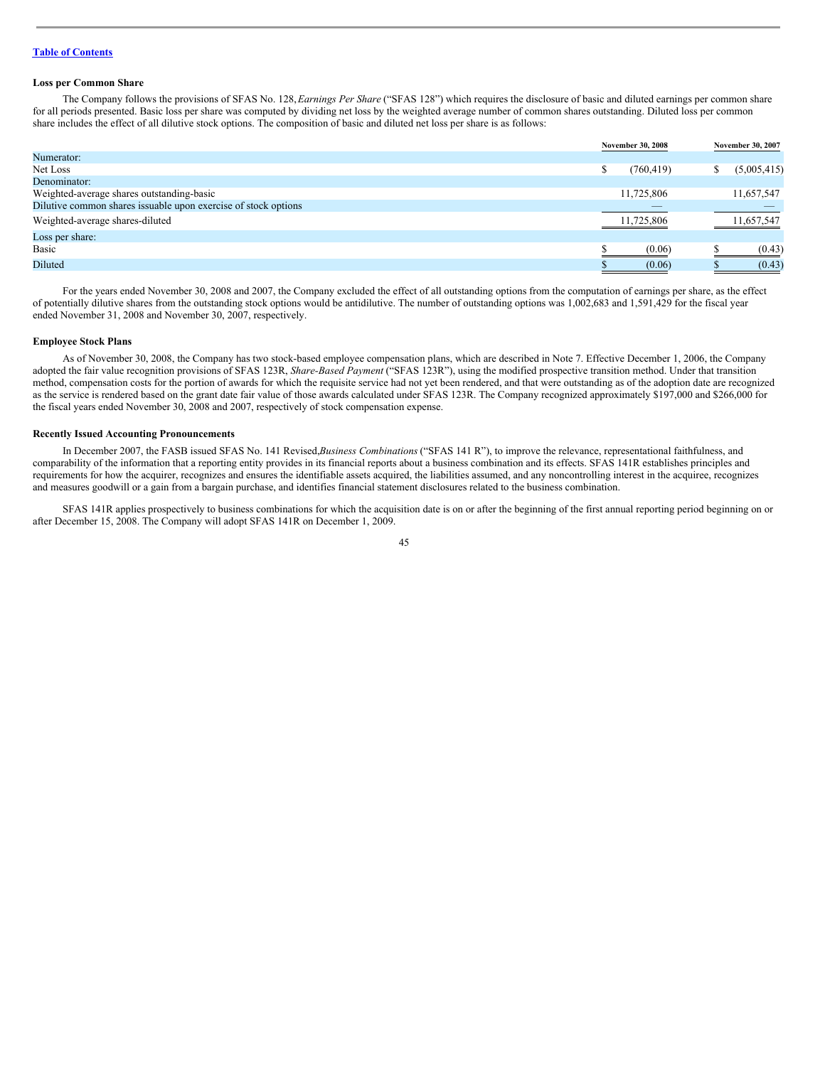[Table of Contents](#)

**Loss per Common Share**

The Company follows the provisions of SFAS No. 128, *Earnings Per Share* ("SFAS 128") which requires the disclosure of basic and diluted earnings per common share for all periods presented. Basic loss per share was computed by dividing net loss by the weighted average number of common shares outstanding. Diluted loss per common share includes the effect of all dilutive stock options. The composition of basic and diluted net loss per share is as follows:

| | November 30, 2008 | November 30, 2007 |
|---|---|---|
| Numerator: | | |
| Net Loss | $ (760,419) | $ (5,005,415) |
| Denominator: | | |
| Weighted-average shares outstanding-basic | 11,725,806 | 11,657,547 |
| Dilutive common shares issuable upon exercise of stock options | — | — |
| Weighted-average shares-diluted | 11,725,806 | 11,657,547 |
| Loss per share: | | |
| Basic | $ (0.06) | $ (0.43) |
| Diluted | $ (0.06) | $ (0.43) |

For the years ended November 30, 2008 and 2007, the Company excluded the effect of all outstanding options from the computation of earnings per share, as the effect of potentially dilutive shares from the outstanding stock options would be antidilutive. The number of outstanding options was 1,002,683 and 1,591,429 for the fiscal year ended November 31, 2008 and November 30, 2007, respectively.

**Employee Stock Plans**

As of November 30, 2008, the Company has two stock-based employee compensation plans, which are described in Note 7. Effective December 1, 2006, the Company adopted the fair value recognition provisions of SFAS 123R, *Share-Based Payment* ("SFAS 123R"), using the modified prospective transition method. Under that transition method, compensation costs for the portion of awards for which the requisite service had not yet been rendered, and that were outstanding as of the adoption date are recognized as the service is rendered based on the grant date fair value of those awards calculated under SFAS 123R. The Company recognized approximately $197,000 and $266,000 for the fiscal years ended November 30, 2008 and 2007, respectively of stock compensation expense.

**Recently Issued Accounting Pronouncements**

In December 2007, the FASB issued SFAS No. 141 Revised, *Business Combinations* ("SFAS 141 R"), to improve the relevance, representational faithfulness, and comparability of the information that a reporting entity provides in its financial reports about a business combination and its effects. SFAS 141R establishes principles and requirements for how the acquirer, recognizes and ensures the identifiable assets acquired, the liabilities assumed, and any noncontrolling interest in the acquiree, recognizes and measures goodwill or a gain from a bargain purchase, and identifies financial statement disclosures related to the business combination.

SFAS 141R applies prospectively to business combinations for which the acquisition date is on or after the beginning of the first annual reporting period beginning on or after December 15, 2008. The Company will adopt SFAS 141R on December 1, 2009.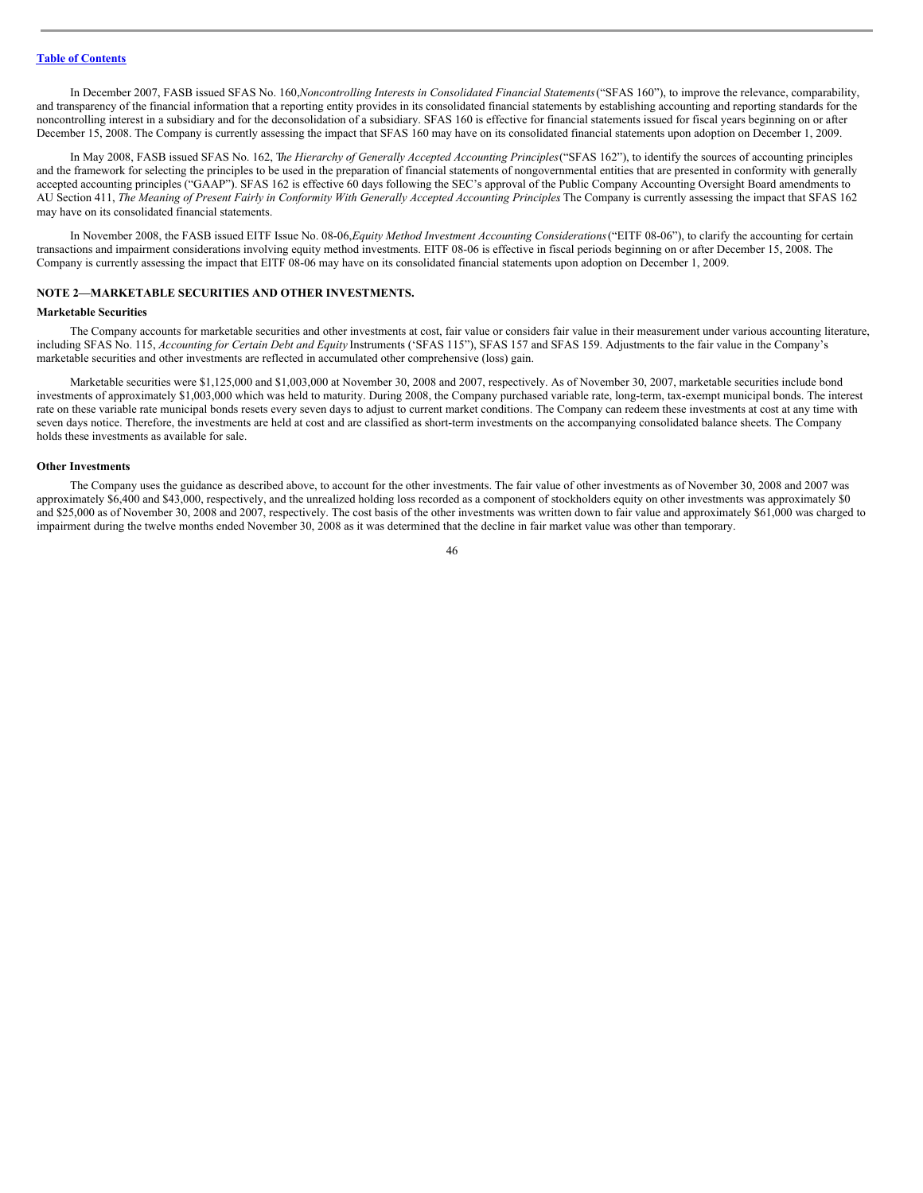In December 2007, FASB issued SFAS No. 160,*Noncontrolling Interests in Consolidated Financial Statements*("SFAS 160"), to improve the relevance, comparability, and transparency of the financial information that a reporting entity provides in its consolidated financial statements by establishing accounting and reporting standards for the noncontrolling interest in a subsidiary and for the deconsolidation of a subsidiary. SFAS 160 is effective for financial statements issued for fiscal years beginning on or after December 15, 2008. The Company is currently assessing the impact that SFAS 160 may have on its consolidated financial statements upon adoption on December 1, 2009.

In May 2008, FASB issued SFAS No. 162, *The Hierarchy of Generally Accepted Accounting Principles*("SFAS 162"), to identify the sources of accounting principles and the framework for selecting the principles to be used in the preparation of financial statements of nongovernmental entities that are presented in conformity with generally accepted accounting principles ("GAAP"). SFAS 162 is effective 60 days following the SEC's approval of the Public Company Accounting Oversight Board amendments to AU Section 411, *The Meaning of Present Fairly in Conformity With Generally Accepted Accounting Principles* The Company is currently assessing the impact that SFAS 162 may have on its consolidated financial statements.

In November 2008, the FASB issued EITF Issue No. 08-06,*Equity Method Investment Accounting Considerations*("EITF 08-06"), to clarify the accounting for certain transactions and impairment considerations involving equity method investments. EITF 08-06 is effective in fiscal periods beginning on or after December 15, 2008. The Company is currently assessing the impact that EITF 08-06 may have on its consolidated financial statements upon adoption on December 1, 2009.

## NOTE 2—MARKETABLE SECURITIES AND OTHER INVESTMENTS.

### Marketable Securities

The Company accounts for marketable securities and other investments at cost, fair value or considers fair value in their measurement under various accounting literature, including SFAS No. 115, *Accounting for Certain Debt and Equity* Instruments ('SFAS 115"), SFAS 157 and SFAS 159. Adjustments to the fair value in the Company's marketable securities and other investments are reflected in accumulated other comprehensive (loss) gain.

Marketable securities were $1,125,000 and $1,003,000 at November 30, 2008 and 2007, respectively. As of November 30, 2007, marketable securities include bond investments of approximately $1,003,000 which was held to maturity. During 2008, the Company purchased variable rate, long-term, tax-exempt municipal bonds. The interest rate on these variable rate municipal bonds resets every seven days to adjust to current market conditions. The Company can redeem these investments at cost at any time with seven days notice. Therefore, the investments are held at cost and are classified as short-term investments on the accompanying consolidated balance sheets. The Company holds these investments as available for sale.

### Other Investments

The Company uses the guidance as described above, to account for the other investments. The fair value of other investments as of November 30, 2008 and 2007 was approximately $6,400 and $43,000, respectively, and the unrealized holding loss recorded as a component of stockholders equity on other investments was approximately $0 and $25,000 as of November 30, 2008 and 2007, respectively. The cost basis of the other investments was written down to fair value and approximately $61,000 was charged to impairment during the twelve months ended November 30, 2008 as it was determined that the decline in fair market value was other than temporary.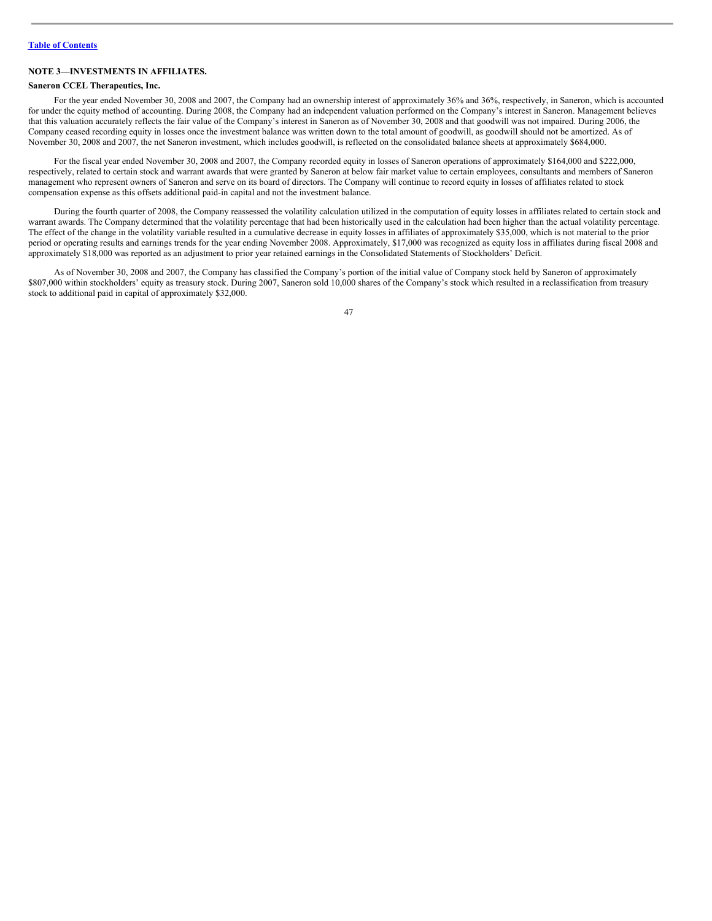## NOTE 3—INVESTMENTS IN AFFILIATES.

### Saneron CCEL Therapeutics, Inc.

For the year ended November 30, 2008 and 2007, the Company had an ownership interest of approximately 36% and 36%, respectively, in Saneron, which is accounted for under the equity method of accounting. During 2008, the Company had an independent valuation performed on the Company's interest in Saneron. Management believes that this valuation accurately reflects the fair value of the Company's interest in Saneron as of November 30, 2008 and that goodwill was not impaired. During 2006, the Company ceased recording equity in losses once the investment balance was written down to the total amount of goodwill, as goodwill should not be amortized. As of November 30, 2008 and 2007, the net Saneron investment, which includes goodwill, is reflected on the consolidated balance sheets at approximately $684,000.

For the fiscal year ended November 30, 2008 and 2007, the Company recorded equity in losses of Saneron operations of approximately $164,000 and $222,000, respectively, related to certain stock and warrant awards that were granted by Saneron at below fair market value to certain employees, consultants and members of Saneron management who represent owners of Saneron and serve on its board of directors. The Company will continue to record equity in losses of affiliates related to stock compensation expense as this offsets additional paid-in capital and not the investment balance.

During the fourth quarter of 2008, the Company reassessed the volatility calculation utilized in the computation of equity losses in affiliates related to certain stock and warrant awards. The Company determined that the volatility percentage that had been historically used in the calculation had been higher than the actual volatility percentage. The effect of the change in the volatility variable resulted in a cumulative decrease in equity losses in affiliates of approximately $35,000, which is not material to the prior period or operating results and earnings trends for the year ending November 2008. Approximately, $17,000 was recognized as equity loss in affiliates during fiscal 2008 and approximately $18,000 was reported as an adjustment to prior year retained earnings in the Consolidated Statements of Stockholders' Deficit.

As of November 30, 2008 and 2007, the Company has classified the Company's portion of the initial value of Company stock held by Saneron of approximately $807,000 within stockholders' equity as treasury stock. During 2007, Saneron sold 10,000 shares of the Company's stock which resulted in a reclassification from treasury stock to additional paid in capital of approximately $32,000.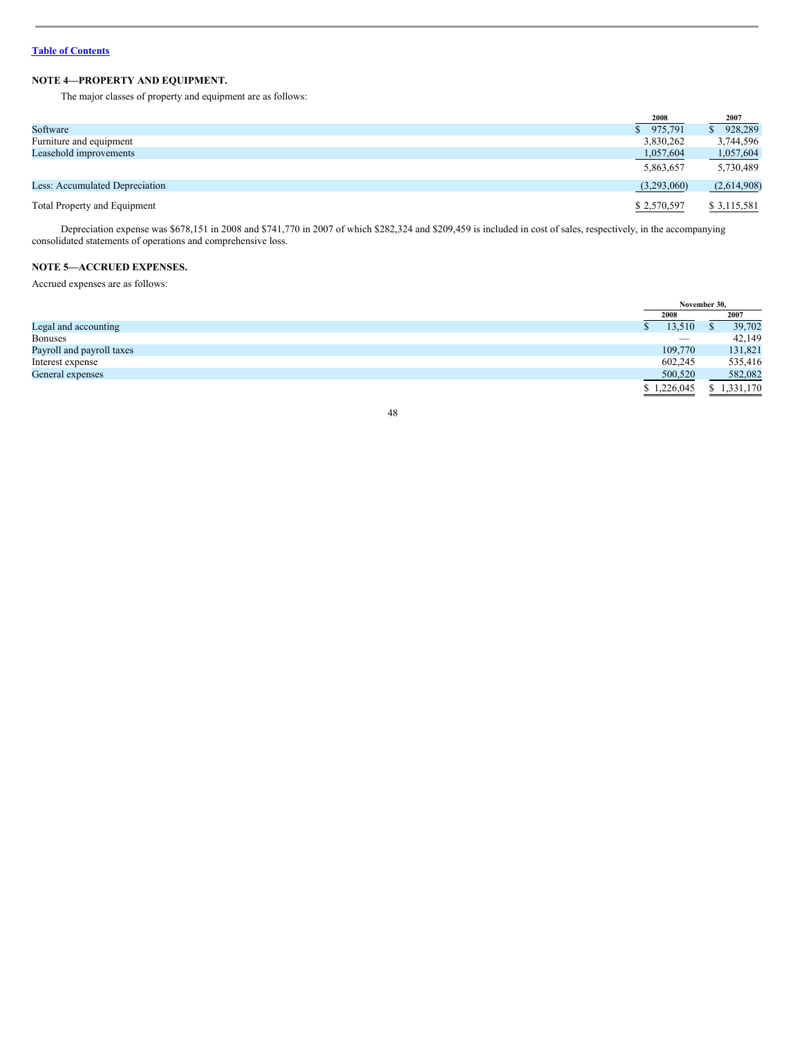[Table of Contents](#)

## NOTE 4—PROPERTY AND EQUIPMENT.

The major classes of property and equipment are as follows:

| | 2008 | 2007 |
|---|---|---|
| Software | $ 975,791 | $ 928,289 |
| Furniture and equipment | 3,830,262 | 3,744,596 |
| Leasehold improvements | 1,057,604 | 1,057,604 |
| | 5,863,657 | 5,730,489 |
| Less: Accumulated Depreciation | (3,293,060) | (2,614,908) |
| Total Property and Equipment | $ 2,570,597 | $ 3,115,581 |

Depreciation expense was $678,151 in 2008 and $741,770 in 2007 of which $282,324 and $209,459 is included in cost of sales, respectively, in the accompanying consolidated statements of operations and comprehensive loss.

## NOTE 5—ACCRUED EXPENSES.

Accrued expenses are as follows:

| | November 30, | |
|---|---|---|
| | 2008 | 2007 |
| Legal and accounting | $ 13,510 | $ 39,702 |
| Bonuses | — | 42,149 |
| Payroll and payroll taxes | 109,770 | 131,821 |
| Interest expense | 602,245 | 535,416 |
| General expenses | 500,520 | 582,082 |
| | $ 1,226,045 | $ 1,331,170 |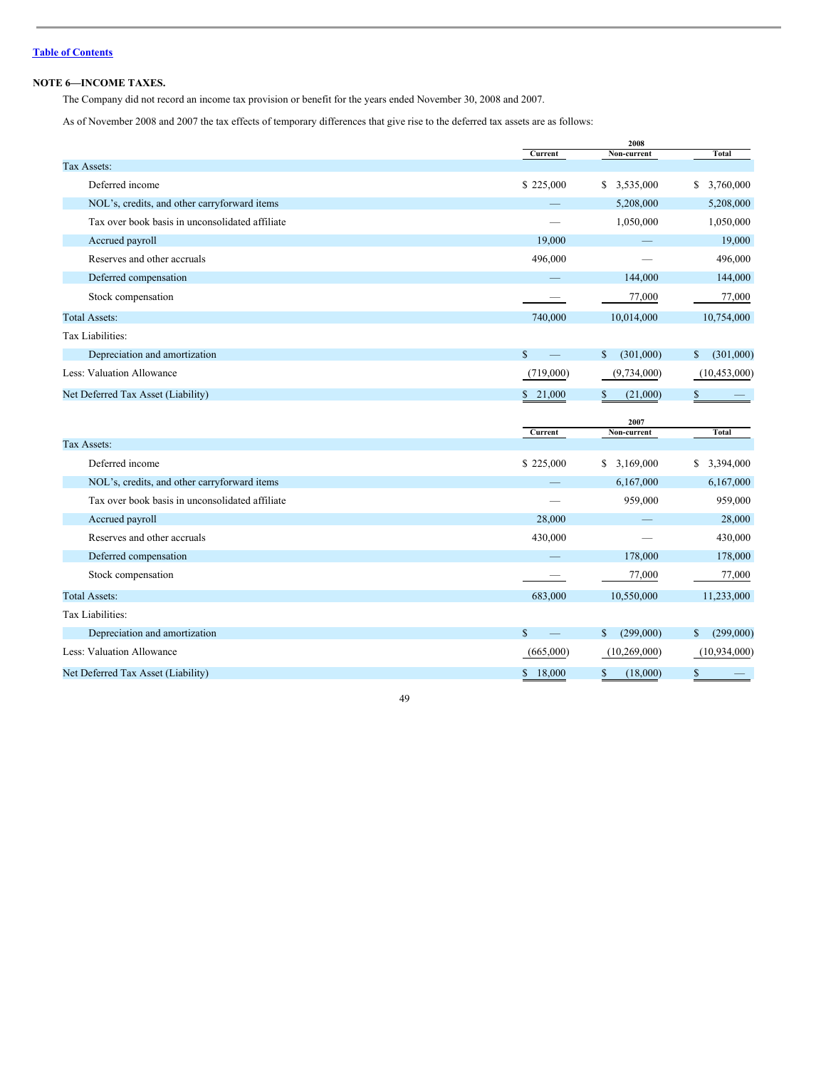[Table of Contents](#)

**NOTE 6—INCOME TAXES.**

The Company did not record an income tax provision or benefit for the years ended November 30, 2008 and 2007.

As of November 2008 and 2007 the tax effects of temporary differences that give rise to the deferred tax assets are as follows:

| | 2008 | | |
|---|---|---|---|
| | Current | Non-current | Total |
| Tax Assets: | | | |
| Deferred income | $ 225,000 | $ 3,535,000 | $ 3,760,000 |
| NOL's, credits, and other carryforward items | — | 5,208,000 | 5,208,000 |
| Tax over book basis in unconsolidated affiliate | — | 1,050,000 | 1,050,000 |
| Accrued payroll | 19,000 | — | 19,000 |
| Reserves and other accruals | 496,000 | — | 496,000 |
| Deferred compensation | — | 144,000 | 144,000 |
| Stock compensation | — | 77,000 | 77,000 |
| Total Assets: | 740,000 | 10,014,000 | 10,754,000 |
| Tax Liabilities: | | | |
| Depreciation and amortization | $ — | $ (301,000) | $ (301,000) |
| Less: Valuation Allowance | (719,000) | (9,734,000) | (10,453,000) |
| Net Deferred Tax Asset (Liability) | $ 21,000 | $ (21,000) | $ — |

| | 2007 | | |
|---|---|---|---|
| | Current | Non-current | Total |
| Tax Assets: | | | |
| Deferred income | $ 225,000 | $ 3,169,000 | $ 3,394,000 |
| NOL's, credits, and other carryforward items | — | 6,167,000 | 6,167,000 |
| Tax over book basis in unconsolidated affiliate | — | 959,000 | 959,000 |
| Accrued payroll | 28,000 | — | 28,000 |
| Reserves and other accruals | 430,000 | — | 430,000 |
| Deferred compensation | — | 178,000 | 178,000 |
| Stock compensation | — | 77,000 | 77,000 |
| Total Assets: | 683,000 | 10,550,000 | 11,233,000 |
| Tax Liabilities: | | | |
| Depreciation and amortization | $ — | $ (299,000) | $ (299,000) |
| Less: Valuation Allowance | (665,000) | (10,269,000) | (10,934,000) |
| Net Deferred Tax Asset (Liability) | $ 18,000 | $ (18,000) | $ — |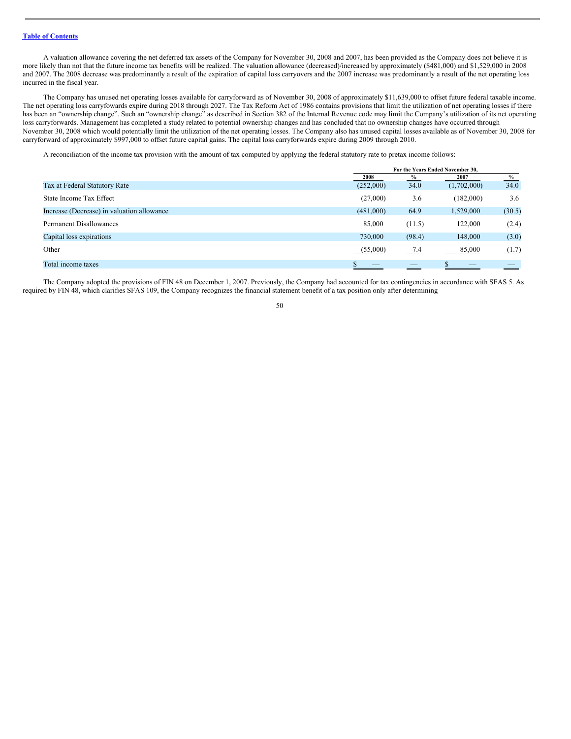A valuation allowance covering the net deferred tax assets of the Company for November 30, 2008 and 2007, has been provided as the Company does not believe it is more likely than not that the future income tax benefits will be realized. The valuation allowance (decreased)/increased by approximately ($481,000) and $1,529,000 in 2008 and 2007. The 2008 decrease was predominantly a result of the expiration of capital loss carryovers and the 2007 increase was predominantly a result of the net operating loss incurred in the fiscal year.

The Company has unused net operating losses available for carryforward as of November 30, 2008 of approximately $11,639,000 to offset future federal taxable income. The net operating loss carryfowards expire during 2018 through 2027. The Tax Reform Act of 1986 contains provisions that limit the utilization of net operating losses if there has been an "ownership change". Such an "ownership change" as described in Section 382 of the Internal Revenue code may limit the Company's utilization of its net operating loss carryforwards. Management has completed a study related to potential ownership changes and has concluded that no ownership changes have occurred through November 30, 2008 which would potentially limit the utilization of the net operating losses. The Company also has unused capital losses available as of November 30, 2008 for carryforward of approximately $997,000 to offset future capital gains. The capital loss carryforwards expire during 2009 through 2010.

A reconciliation of the income tax provision with the amount of tax computed by applying the federal statutory rate to pretax income follows:

| | For the Years Ended November 30, | | | |
|---|---|---|---|---|
| | 2008 | % | 2007 | % |
| Tax at Federal Statutory Rate | (252,000) | 34.0 | (1,702,000) | 34.0 |
| State Income Tax Effect | (27,000) | 3.6 | (182,000) | 3.6 |
| Increase (Decrease) in valuation allowance | (481,000) | 64.9 | 1,529,000 | (30.5) |
| Permanent Disallowances | 85,000 | (11.5) | 122,000 | (2.4) |
| Capital loss expirations | 730,000 | (98.4) | 148,000 | (3.0) |
| Other | (55,000) | 7.4 | 85,000 | (1.7) |
| Total income taxes | $ — | — | $ — | — |

The Company adopted the provisions of FIN 48 on December 1, 2007. Previously, the Company had accounted for tax contingencies in accordance with SFAS 5. As required by FIN 48, which clarifies SFAS 109, the Company recognizes the financial statement benefit of a tax position only after determining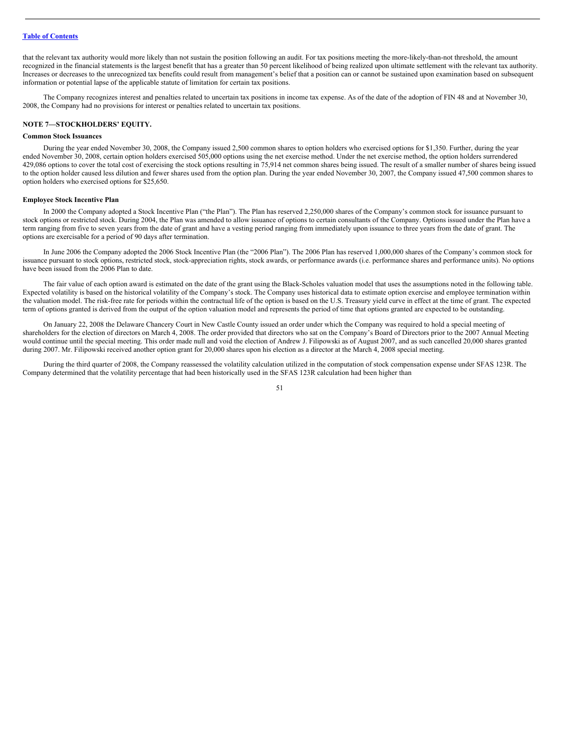that the relevant tax authority would more likely than not sustain the position following an audit. For tax positions meeting the more-likely-than-not threshold, the amount recognized in the financial statements is the largest benefit that has a greater than 50 percent likelihood of being realized upon ultimate settlement with the relevant tax authority. Increases or decreases to the unrecognized tax benefits could result from management's belief that a position can or cannot be sustained upon examination based on subsequent information or potential lapse of the applicable statute of limitation for certain tax positions.

The Company recognizes interest and penalties related to uncertain tax positions in income tax expense. As of the date of the adoption of FIN 48 and at November 30, 2008, the Company had no provisions for interest or penalties related to uncertain tax positions.

## NOTE 7—STOCKHOLDERS' EQUITY.

### Common Stock Issuances

During the year ended November 30, 2008, the Company issued 2,500 common shares to option holders who exercised options for $1,350. Further, during the year ended November 30, 2008, certain option holders exercised 505,000 options using the net exercise method. Under the net exercise method, the option holders surrendered 429,086 options to cover the total cost of exercising the stock options resulting in 75,914 net common shares being issued. The result of a smaller number of shares being issued to the option holder caused less dilution and fewer shares used from the option plan. During the year ended November 30, 2007, the Company issued 47,500 common shares to option holders who exercised options for $25,650.

### Employee Stock Incentive Plan

In 2000 the Company adopted a Stock Incentive Plan ("the Plan"). The Plan has reserved 2,250,000 shares of the Company's common stock for issuance pursuant to stock options or restricted stock. During 2004, the Plan was amended to allow issuance of options to certain consultants of the Company. Options issued under the Plan have a term ranging from five to seven years from the date of grant and have a vesting period ranging from immediately upon issuance to three years from the date of grant. The options are exercisable for a period of 90 days after termination.

In June 2006 the Company adopted the 2006 Stock Incentive Plan (the "2006 Plan"). The 2006 Plan has reserved 1,000,000 shares of the Company's common stock for issuance pursuant to stock options, restricted stock, stock-appreciation rights, stock awards, or performance awards (i.e. performance shares and performance units). No options have been issued from the 2006 Plan to date.

The fair value of each option award is estimated on the date of the grant using the Black-Scholes valuation model that uses the assumptions noted in the following table. Expected volatility is based on the historical volatility of the Company's stock. The Company uses historical data to estimate option exercise and employee termination within the valuation model. The risk-free rate for periods within the contractual life of the option is based on the U.S. Treasury yield curve in effect at the time of grant. The expected term of options granted is derived from the output of the option valuation model and represents the period of time that options granted are expected to be outstanding.

On January 22, 2008 the Delaware Chancery Court in New Castle County issued an order under which the Company was required to hold a special meeting of shareholders for the election of directors on March 4, 2008. The order provided that directors who sat on the Company's Board of Directors prior to the 2007 Annual Meeting would continue until the special meeting. This order made null and void the election of Andrew J. Filipowski as of August 2007, and as such cancelled 20,000 shares granted during 2007. Mr. Filipowski received another option grant for 20,000 shares upon his election as a director at the March 4, 2008 special meeting.

During the third quarter of 2008, the Company reassessed the volatility calculation utilized in the computation of stock compensation expense under SFAS 123R. The Company determined that the volatility percentage that had been historically used in the SFAS 123R calculation had been higher than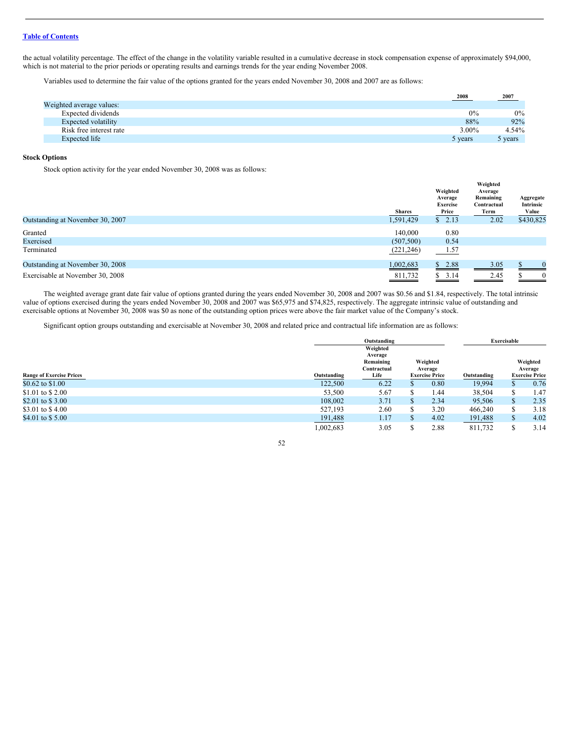the actual volatility percentage. The effect of the change in the volatility variable resulted in a cumulative decrease in stock compensation expense of approximately $94,000, which is not material to the prior periods or operating results and earnings trends for the year ending November 2008.

Variables used to determine the fair value of the options granted for the years ended November 30, 2008 and 2007 are as follows:

| | 2008 | 2007 |
|---|---|---|
| Weighted average values: | | |
| Expected dividends | 0% | 0% |
| Expected volatility | 88% | 92% |
| Risk free interest rate | 3.00% | 4.54% |
| Expected life | 5 years | 5 years |

**Stock Options**

Stock option activity for the year ended November 30, 2008 was as follows:

| | Shares | Weighted Average Exercise Price | Weighted Average Remaining Contractual Term | Aggregate Intrinsic Value |
|---|---|---|---|---|
| Outstanding at November 30, 2007 | 1,591,429 | $ 2.13 | 2.02 | $430,825 |
| Granted | 140,000 | 0.80 | | |
| Exercised | (507,500) | 0.54 | | |
| Terminated | (221,246) | 1.57 | | |
| Outstanding at November 30, 2008 | 1,002,683 | $ 2.88 | 3.05 | $ 0 |
| Exercisable at November 30, 2008 | 811,732 | $ 3.14 | 2.45 | $ 0 |

The weighted average grant date fair value of options granted during the years ended November 30, 2008 and 2007 was $0.56 and $1.84, respectively. The total intrinsic value of options exercised during the years ended November 30, 2008 and 2007 was $65,975 and $74,825, respectively. The aggregate intrinsic value of outstanding and exercisable options at November 30, 2008 was $0 as none of the outstanding option prices were above the fair market value of the Company's stock.

Significant option groups outstanding and exercisable at November 30, 2008 and related price and contractual life information are as follows:

| | Outstanding | | | Exercisable | |
|---|---|---|---|---|---|
| Range of Exercise Prices | Outstanding | Weighted Average Remaining Contractual Life | Weighted Average Exercise Price | Outstanding | Weighted Average Exercise Price |
| $0.62 to $1.00 | 122,500 | 6.22 | $ 0.80 | 19,994 | $ 0.76 |
| $1.01 to $ 2.00 | 53,500 | 5.67 | $ 1.44 | 38,504 | $ 1.47 |
| $2.01 to $ 3.00 | 108,002 | 3.71 | $ 2.34 | 95,506 | $ 2.35 |
| $3.01 to $ 4.00 | 527,193 | 2.60 | $ 3.20 | 466,240 | $ 3.18 |
| $4.01 to $ 5.00 | 191,488 | 1.17 | $ 4.02 | 191,488 | $ 4.02 |
| | 1,002,683 | 3.05 | $ 2.88 | 811,732 | $ 3.14 |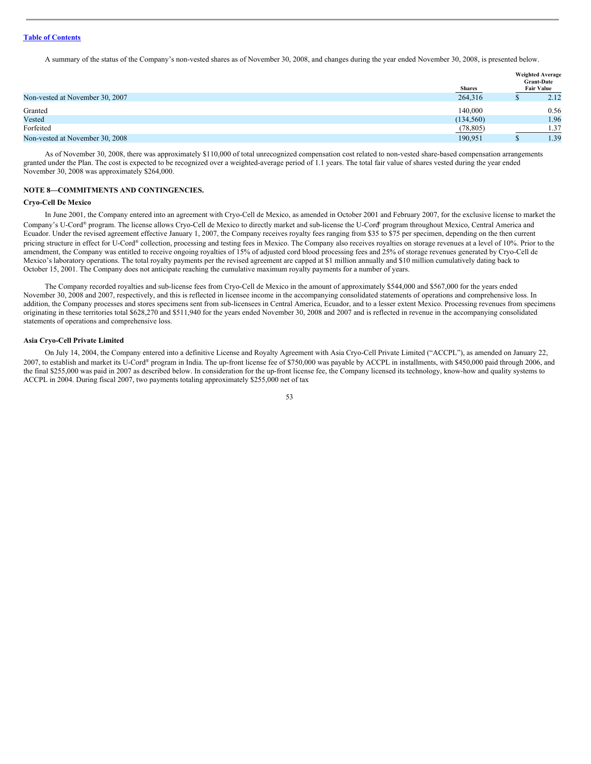A summary of the status of the Company's non-vested shares as of November 30, 2008, and changes during the year ended November 30, 2008, is presented below.

| | Shares | Weighted Average Grant-Date Fair Value |
|---|---|---|
| Non-vested at November 30, 2007 | 264,316 | $ 2.12 |
| Granted | 140,000 | 0.56 |
| Vested | (134,560) | 1.96 |
| Forfeited | (78,805) | 1.37 |
| Non-vested at November 30, 2008 | 190,951 | $ 1.39 |

As of November 30, 2008, there was approximately $110,000 of total unrecognized compensation cost related to non-vested share-based compensation arrangements granted under the Plan. The cost is expected to be recognized over a weighted-average period of 1.1 years. The total fair value of shares vested during the year ended November 30, 2008 was approximately $264,000.

## NOTE 8—COMMITMENTS AND CONTINGENCIES.

### Cryo-Cell De Mexico

In June 2001, the Company entered into an agreement with Cryo-Cell de Mexico, as amended in October 2001 and February 2007, for the exclusive license to market the Company's U-Cord® program. The license allows Cryo-Cell de Mexico to directly market and sub-license the U-Cord® program throughout Mexico, Central America and Ecuador. Under the revised agreement effective January 1, 2007, the Company receives royalty fees ranging from $35 to $75 per specimen, depending on the then current pricing structure in effect for U-Cord® collection, processing and testing fees in Mexico. The Company also receives royalties on storage revenues at a level of 10%. Prior to the amendment, the Company was entitled to receive ongoing royalties of 15% of adjusted cord blood processing fees and 25% of storage revenues generated by Cryo-Cell de Mexico's laboratory operations. The total royalty payments per the revised agreement are capped at $1 million annually and $10 million cumulatively dating back to October 15, 2001. The Company does not anticipate reaching the cumulative maximum royalty payments for a number of years.

The Company recorded royalties and sub-license fees from Cryo-Cell de Mexico in the amount of approximately $544,000 and $567,000 for the years ended November 30, 2008 and 2007, respectively, and this is reflected in licensee income in the accompanying consolidated statements of operations and comprehensive loss. In addition, the Company processes and stores specimens sent from sub-licensees in Central America, Ecuador, and to a lesser extent Mexico. Processing revenues from specimens originating in these territories total $628,270 and $511,940 for the years ended November 30, 2008 and 2007 and is reflected in revenue in the accompanying consolidated statements of operations and comprehensive loss.

### Asia Cryo-Cell Private Limited

On July 14, 2004, the Company entered into a definitive License and Royalty Agreement with Asia Cryo-Cell Private Limited ("ACCPL"), as amended on January 22, 2007, to establish and market its U-Cord® program in India. The up-front license fee of $750,000 was payable by ACCPL in installments, with $450,000 paid through 2006, and the final $255,000 was paid in 2007 as described below. In consideration for the up-front license fee, the Company licensed its technology, know-how and quality systems to ACCPL in 2004. During fiscal 2007, two payments totaling approximately $255,000 net of tax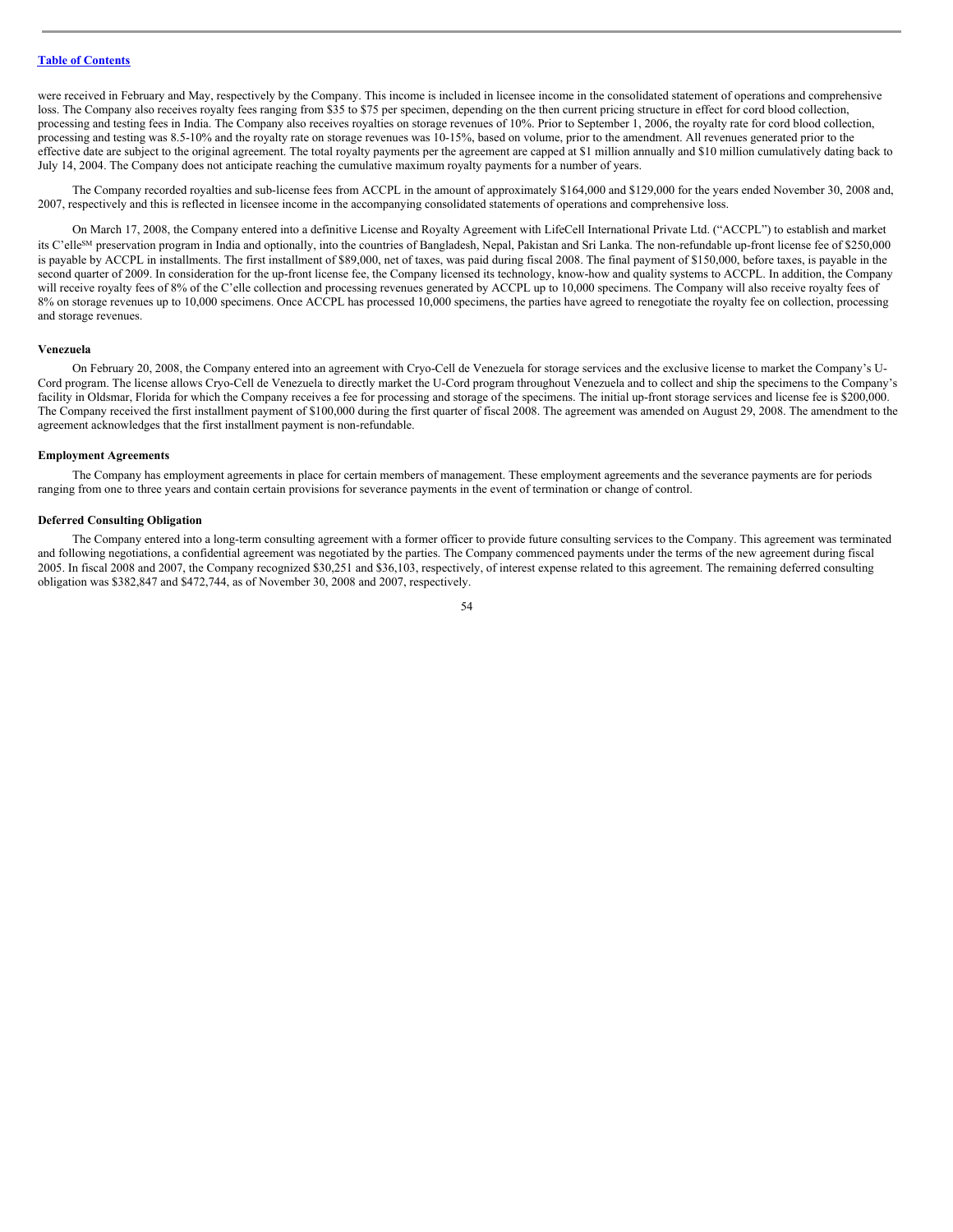were received in February and May, respectively by the Company. This income is included in licensee income in the consolidated statement of operations and comprehensive loss. The Company also receives royalty fees ranging from $35 to $75 per specimen, depending on the then current pricing structure in effect for cord blood collection, processing and testing fees in India. The Company also receives royalties on storage revenues of 10%. Prior to September 1, 2006, the royalty rate for cord blood collection, processing and testing was 8.5-10% and the royalty rate on storage revenues was 10-15%, based on volume, prior to the amendment. All revenues generated prior to the effective date are subject to the original agreement. The total royalty payments per the agreement are capped at $1 million annually and $10 million cumulatively dating back to July 14, 2004. The Company does not anticipate reaching the cumulative maximum royalty payments for a number of years.

The Company recorded royalties and sub-license fees from ACCPL in the amount of approximately $164,000 and $129,000 for the years ended November 30, 2008 and, 2007, respectively and this is reflected in licensee income in the accompanying consolidated statements of operations and comprehensive loss.

On March 17, 2008, the Company entered into a definitive License and Royalty Agreement with LifeCell International Private Ltd. ("ACCPL") to establish and market its C'elle[SM] preservation program in India and optionally, into the countries of Bangladesh, Nepal, Pakistan and Sri Lanka. The non-refundable up-front license fee of $250,000 is payable by ACCPL in installments. The first installment of $89,000, net of taxes, was paid during fiscal 2008. The final payment of $150,000, before taxes, is payable in the second quarter of 2009. In consideration for the up-front license fee, the Company licensed its technology, know-how and quality systems to ACCPL. In addition, the Company will receive royalty fees of 8% of the C'elle collection and processing revenues generated by ACCPL up to 10,000 specimens. The Company will also receive royalty fees of 8% on storage revenues up to 10,000 specimens. Once ACCPL has processed 10,000 specimens, the parties have agreed to renegotiate the royalty fee on collection, processing and storage revenues.

**Venezuela**

On February 20, 2008, the Company entered into an agreement with Cryo-Cell de Venezuela for storage services and the exclusive license to market the Company's U-Cord program. The license allows Cryo-Cell de Venezuela to directly market the U-Cord program throughout Venezuela and to collect and ship the specimens to the Company's facility in Oldsmar, Florida for which the Company receives a fee for processing and storage of the specimens. The initial up-front storage services and license fee is $200,000. The Company received the first installment payment of $100,000 during the first quarter of fiscal 2008. The agreement was amended on August 29, 2008. The amendment to the agreement acknowledges that the first installment payment is non-refundable.

**Employment Agreements**

The Company has employment agreements in place for certain members of management. These employment agreements and the severance payments are for periods ranging from one to three years and contain certain provisions for severance payments in the event of termination or change of control.

**Deferred Consulting Obligation**

The Company entered into a long-term consulting agreement with a former officer to provide future consulting services to the Company. This agreement was terminated and following negotiations, a confidential agreement was negotiated by the parties. The Company commenced payments under the terms of the new agreement during fiscal 2005. In fiscal 2008 and 2007, the Company recognized $30,251 and $36,103, respectively, of interest expense related to this agreement. The remaining deferred consulting obligation was $382,847 and $472,744, as of November 30, 2008 and 2007, respectively.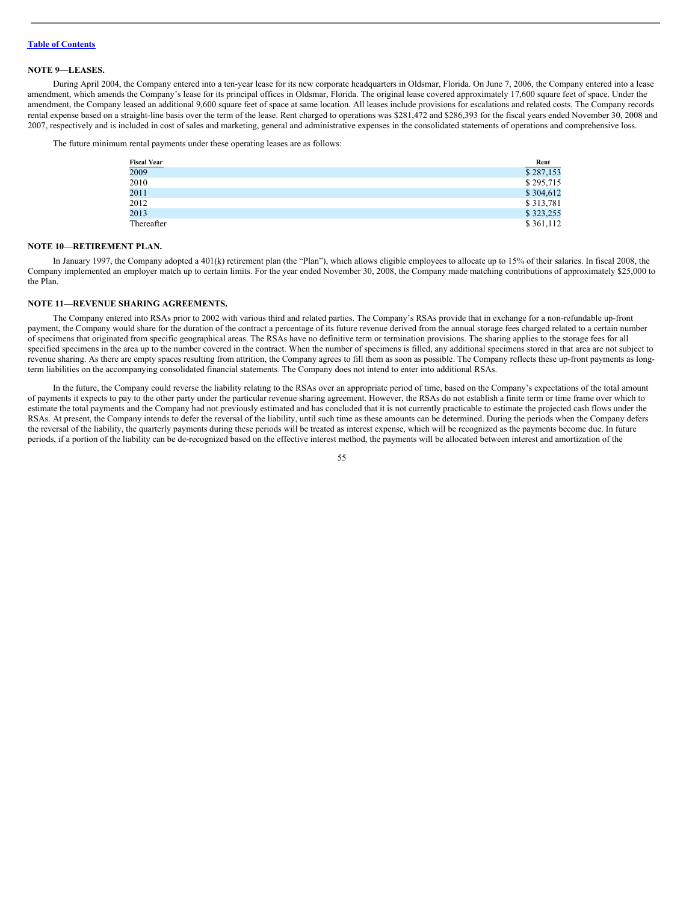**NOTE 9—LEASES.**

During April 2004, the Company entered into a ten-year lease for its new corporate headquarters in Oldsmar, Florida. On June 7, 2006, the Company entered into a lease amendment, which amends the Company's lease for its principal offices in Oldsmar, Florida. The original lease covered approximately 17,600 square feet of space. Under the amendment, the Company leased an additional 9,600 square feet of space at same location. All leases include provisions for escalations and related costs. The Company records rental expense based on a straight-line basis over the term of the lease. Rent charged to operations was $281,472 and $286,393 for the fiscal years ended November 30, 2008 and 2007, respectively and is included in cost of sales and marketing, general and administrative expenses in the consolidated statements of operations and comprehensive loss.

The future minimum rental payments under these operating leases are as follows:

| Fiscal Year | Rent |
|---|---|
| 2009 | $ 287,153 |
| 2010 | $ 295,715 |
| 2011 | $ 304,612 |
| 2012 | $ 313,781 |
| 2013 | $ 323,255 |
| Thereafter | $ 361,112 |

**NOTE 10—RETIREMENT PLAN.**

In January 1997, the Company adopted a 401(k) retirement plan (the "Plan"), which allows eligible employees to allocate up to 15% of their salaries. In fiscal 2008, the Company implemented an employer match up to certain limits. For the year ended November 30, 2008, the Company made matching contributions of approximately $25,000 to the Plan.

**NOTE 11—REVENUE SHARING AGREEMENTS.**

The Company entered into RSAs prior to 2002 with various third and related parties. The Company's RSAs provide that in exchange for a non-refundable up-front payment, the Company would share for the duration of the contract a percentage of its future revenue derived from the annual storage fees charged related to a certain number of specimens that originated from specific geographical areas. The RSAs have no definitive term or termination provisions. The sharing applies to the storage fees for all specified specimens in the area up to the number covered in the contract. When the number of specimens is filled, any additional specimens stored in that area are not subject to revenue sharing. As there are empty spaces resulting from attrition, the Company agrees to fill them as soon as possible. The Company reflects these up-front payments as long-term liabilities on the accompanying consolidated financial statements. The Company does not intend to enter into additional RSAs.

In the future, the Company could reverse the liability relating to the RSAs over an appropriate period of time, based on the Company's expectations of the total amount of payments it expects to pay to the other party under the particular revenue sharing agreement. However, the RSAs do not establish a finite term or time frame over which to estimate the total payments and the Company had not previously estimated and has concluded that it is not currently practicable to estimate the projected cash flows under the RSAs. At present, the Company intends to defer the reversal of the liability, until such time as these amounts can be determined. During the periods when the Company defers the reversal of the liability, the quarterly payments during these periods will be treated as interest expense, which will be recognized as the payments become due. In future periods, if a portion of the liability can be de-recognized based on the effective interest method, the payments will be allocated between interest and amortization of the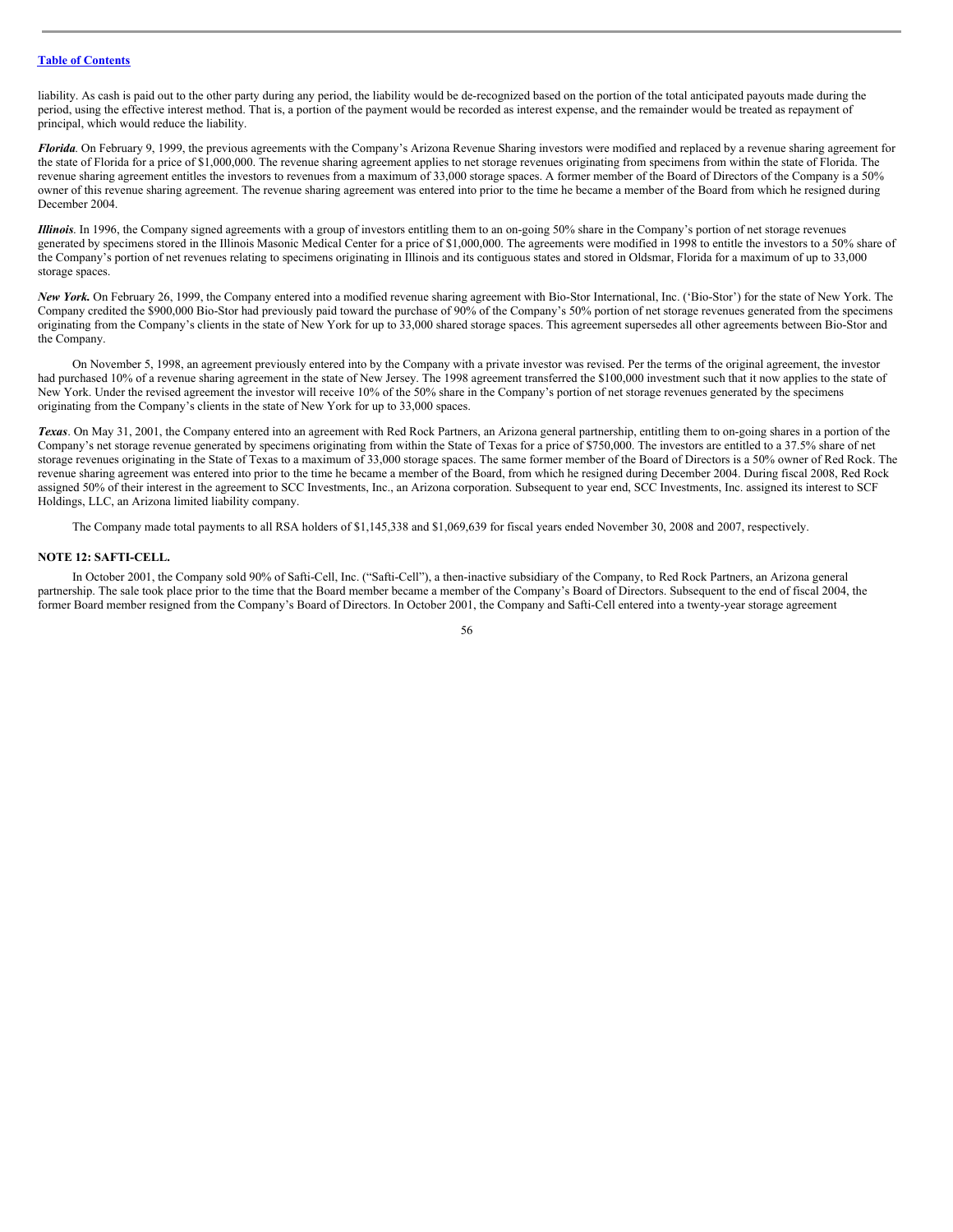liability. As cash is paid out to the other party during any period, the liability would be de-recognized based on the portion of the total anticipated payouts made during the period, using the effective interest method. That is, a portion of the payment would be recorded as interest expense, and the remainder would be treated as repayment of principal, which would reduce the liability.

***Florida***. On February 9, 1999, the previous agreements with the Company's Arizona Revenue Sharing investors were modified and replaced by a revenue sharing agreement for the state of Florida for a price of $1,000,000. The revenue sharing agreement applies to net storage revenues originating from specimens from within the state of Florida. The revenue sharing agreement entitles the investors to revenues from a maximum of 33,000 storage spaces. A former member of the Board of Directors of the Company is a 50% owner of this revenue sharing agreement. The revenue sharing agreement was entered into prior to the time he became a member of the Board from which he resigned during December 2004.

***Illinois***. In 1996, the Company signed agreements with a group of investors entitling them to an on-going 50% share in the Company's portion of net storage revenues generated by specimens stored in the Illinois Masonic Medical Center for a price of $1,000,000. The agreements were modified in 1998 to entitle the investors to a 50% share of the Company's portion of net revenues relating to specimens originating in Illinois and its contiguous states and stored in Oldsmar, Florida for a maximum of up to 33,000 storage spaces.

***New York.*** On February 26, 1999, the Company entered into a modified revenue sharing agreement with Bio-Stor International, Inc. ('Bio-Stor') for the state of New York. The Company credited the $900,000 Bio-Stor had previously paid toward the purchase of 90% of the Company's 50% portion of net storage revenues generated from the specimens originating from the Company's clients in the state of New York for up to 33,000 shared storage spaces. This agreement supersedes all other agreements between Bio-Stor and the Company.

On November 5, 1998, an agreement previously entered into by the Company with a private investor was revised. Per the terms of the original agreement, the investor had purchased 10% of a revenue sharing agreement in the state of New Jersey. The 1998 agreement transferred the $100,000 investment such that it now applies to the state of New York. Under the revised agreement the investor will receive 10% of the 50% share in the Company's portion of net storage revenues generated by the specimens originating from the Company's clients in the state of New York for up to 33,000 spaces.

***Texas***. On May 31, 2001, the Company entered into an agreement with Red Rock Partners, an Arizona general partnership, entitling them to on-going shares in a portion of the Company's net storage revenue generated by specimens originating from within the State of Texas for a price of $750,000. The investors are entitled to a 37.5% share of net storage revenues originating in the State of Texas to a maximum of 33,000 storage spaces. The same former member of the Board of Directors is a 50% owner of Red Rock. The revenue sharing agreement was entered into prior to the time he became a member of the Board, from which he resigned during December 2004. During fiscal 2008, Red Rock assigned 50% of their interest in the agreement to SCC Investments, Inc., an Arizona corporation. Subsequent to year end, SCC Investments, Inc. assigned its interest to SCF Holdings, LLC, an Arizona limited liability company.

The Company made total payments to all RSA holders of $1,145,338 and $1,069,639 for fiscal years ended November 30, 2008 and 2007, respectively.

**NOTE 12: SAFTI-CELL.**

In October 2001, the Company sold 90% of Safti-Cell, Inc. ("Safti-Cell"), a then-inactive subsidiary of the Company, to Red Rock Partners, an Arizona general partnership. The sale took place prior to the time that the Board member became a member of the Company's Board of Directors. Subsequent to the end of fiscal 2004, the former Board member resigned from the Company's Board of Directors. In October 2001, the Company and Safti-Cell entered into a twenty-year storage agreement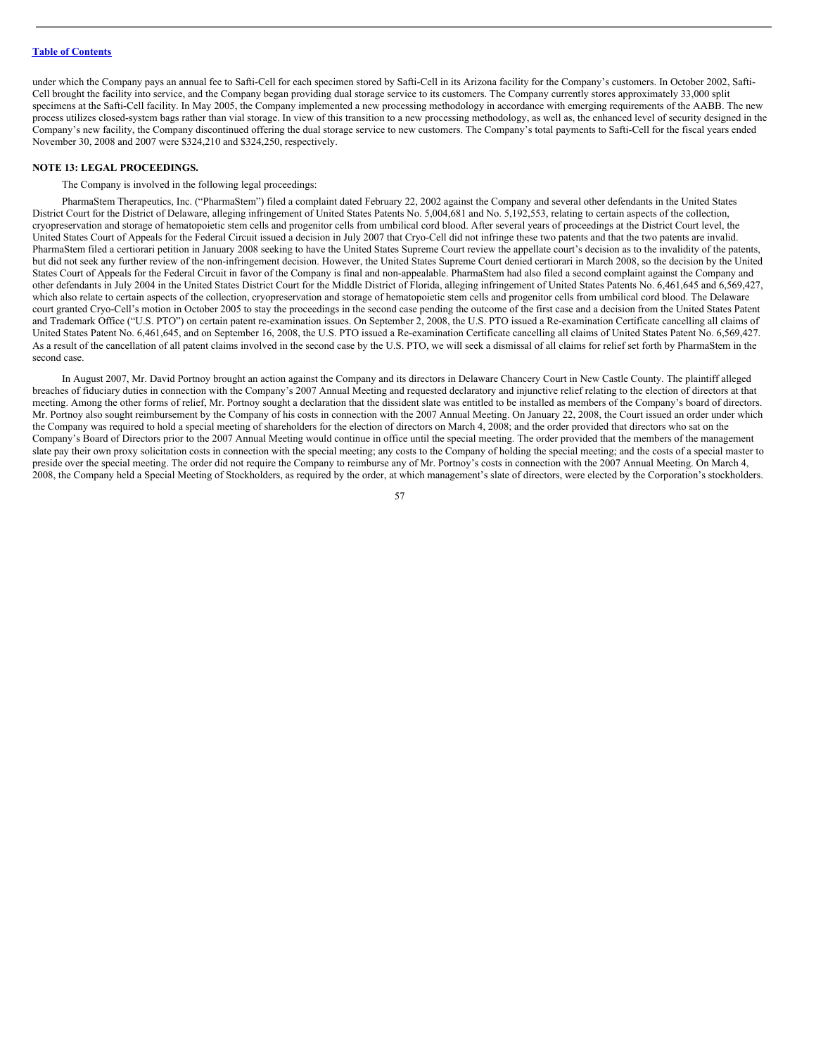under which the Company pays an annual fee to Safti-Cell for each specimen stored by Safti-Cell in its Arizona facility for the Company's customers. In October 2002, Safti-Cell brought the facility into service, and the Company began providing dual storage service to its customers. The Company currently stores approximately 33,000 split specimens at the Safti-Cell facility. In May 2005, the Company implemented a new processing methodology in accordance with emerging requirements of the AABB. The new process utilizes closed-system bags rather than vial storage. In view of this transition to a new processing methodology, as well as, the enhanced level of security designed in the Company's new facility, the Company discontinued offering the dual storage service to new customers. The Company's total payments to Safti-Cell for the fiscal years ended November 30, 2008 and 2007 were $324,210 and $324,250, respectively.

**NOTE 13: LEGAL PROCEEDINGS.**

The Company is involved in the following legal proceedings:

PharmaStem Therapeutics, Inc. ("PharmaStem") filed a complaint dated February 22, 2002 against the Company and several other defendants in the United States District Court for the District of Delaware, alleging infringement of United States Patents No. 5,004,681 and No. 5,192,553, relating to certain aspects of the collection, cryopreservation and storage of hematopoietic stem cells and progenitor cells from umbilical cord blood. After several years of proceedings at the District Court level, the United States Court of Appeals for the Federal Circuit issued a decision in July 2007 that Cryo-Cell did not infringe these two patents and that the two patents are invalid. PharmaStem filed a certiorari petition in January 2008 seeking to have the United States Supreme Court review the appellate court's decision as to the invalidity of the patents, but did not seek any further review of the non-infringement decision. However, the United States Supreme Court denied certiorari in March 2008, so the decision by the United States Court of Appeals for the Federal Circuit in favor of the Company is final and non-appealable. PharmaStem had also filed a second complaint against the Company and other defendants in July 2004 in the United States District Court for the Middle District of Florida, alleging infringement of United States Patents No. 6,461,645 and 6,569,427, which also relate to certain aspects of the collection, cryopreservation and storage of hematopoietic stem cells and progenitor cells from umbilical cord blood. The Delaware court granted Cryo-Cell's motion in October 2005 to stay the proceedings in the second case pending the outcome of the first case and a decision from the United States Patent and Trademark Office ("U.S. PTO") on certain patent re-examination issues. On September 2, 2008, the U.S. PTO issued a Re-examination Certificate cancelling all claims of United States Patent No. 6,461,645, and on September 16, 2008, the U.S. PTO issued a Re-examination Certificate cancelling all claims of United States Patent No. 6,569,427. As a result of the cancellation of all patent claims involved in the second case by the U.S. PTO, we will seek a dismissal of all claims for relief set forth by PharmaStem in the second case.

In August 2007, Mr. David Portnoy brought an action against the Company and its directors in Delaware Chancery Court in New Castle County. The plaintiff alleged breaches of fiduciary duties in connection with the Company's 2007 Annual Meeting and requested declaratory and injunctive relief relating to the election of directors at that meeting. Among the other forms of relief, Mr. Portnoy sought a declaration that the dissident slate was entitled to be installed as members of the Company's board of directors. Mr. Portnoy also sought reimbursement by the Company of his costs in connection with the 2007 Annual Meeting. On January 22, 2008, the Court issued an order under which the Company was required to hold a special meeting of shareholders for the election of directors on March 4, 2008; and the order provided that directors who sat on the Company's Board of Directors prior to the 2007 Annual Meeting would continue in office until the special meeting. The order provided that the members of the management slate pay their own proxy solicitation costs in connection with the special meeting; any costs to the Company of holding the special meeting; and the costs of a special master to preside over the special meeting. The order did not require the Company to reimburse any of Mr. Portnoy's costs in connection with the 2007 Annual Meeting. On March 4, 2008, the Company held a Special Meeting of Stockholders, as required by the order, at which management's slate of directors, were elected by the Corporation's stockholders.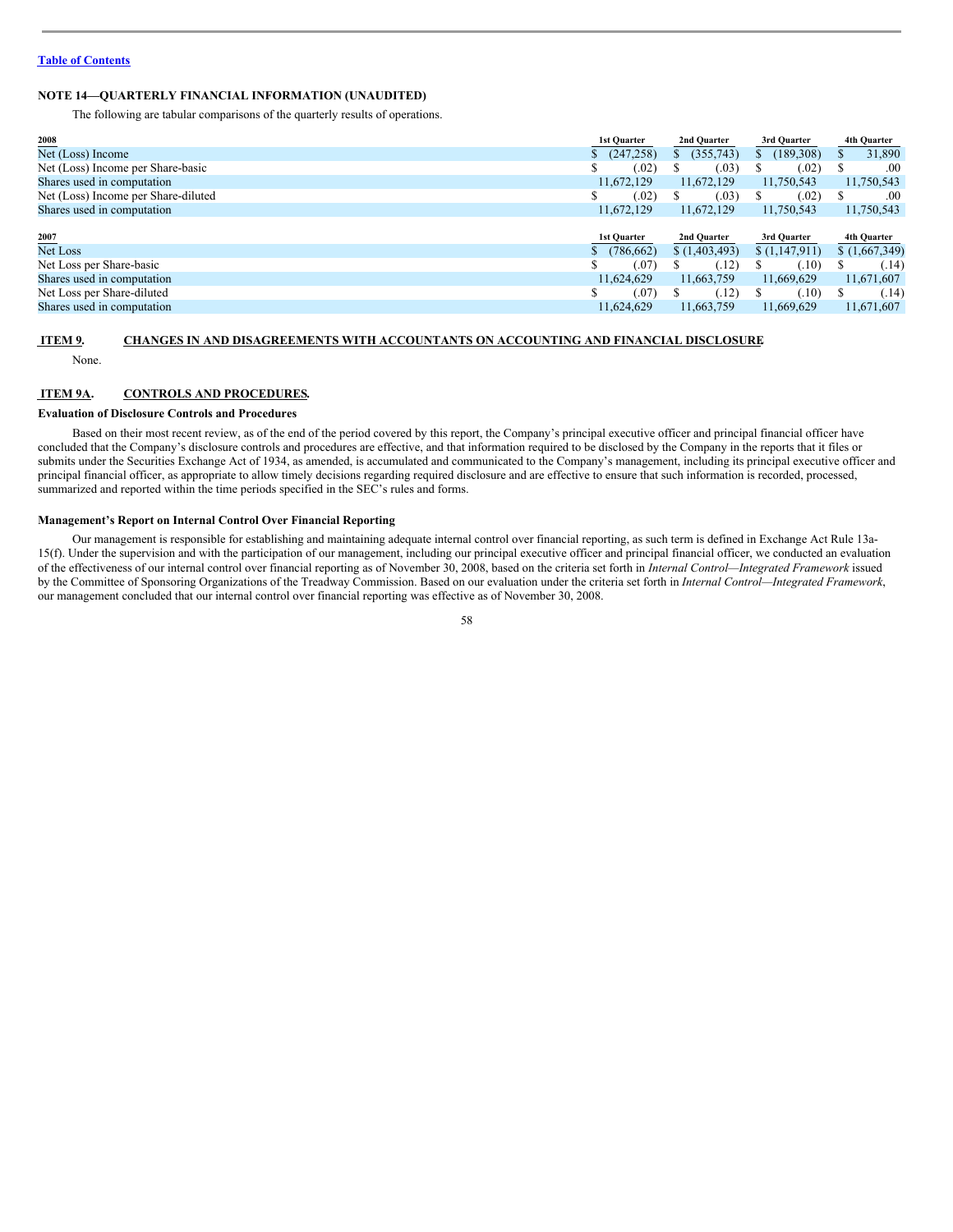[Table of Contents](#)

## NOTE 14—QUARTERLY FINANCIAL INFORMATION (UNAUDITED)

The following are tabular comparisons of the quarterly results of operations.

| 2008 | 1st Quarter | 2nd Quarter | 3rd Quarter | 4th Quarter |
|---|---|---|---|---|
| Net (Loss) Income | $ (247,258) | $ (355,743) | $ (189,308) | $ 31,890 |
| Net (Loss) Income per Share-basic | $ (.02) | $ (.03) | $ (.02) | $ .00 |
| Shares used in computation | 11,672,129 | 11,672,129 | 11,750,543 | 11,750,543 |
| Net (Loss) Income per Share-diluted | $ (.02) | $ (.03) | $ (.02) | $ .00 |
| Shares used in computation | 11,672,129 | 11,672,129 | 11,750,543 | 11,750,543 |

| 2007 | 1st Quarter | 2nd Quarter | 3rd Quarter | 4th Quarter |
|---|---|---|---|---|
| Net Loss | $ (786,662) | $ (1,403,493) | $ (1,147,911) | $ (1,667,349) |
| Net Loss per Share-basic | $ (.07) | $ (.12) | $ (.10) | $ (.14) |
| Shares used in computation | 11,624,629 | 11,663,759 | 11,669,629 | 11,671,607 |
| Net Loss per Share-diluted | $ (.07) | $ (.12) | $ (.10) | $ (.14) |
| Shares used in computation | 11,624,629 | 11,663,759 | 11,669,629 | 11,671,607 |

## ITEM 9. CHANGES IN AND DISAGREEMENTS WITH ACCOUNTANTS ON ACCOUNTING AND FINANCIAL DISCLOSURE

None.

## ITEM 9A. CONTROLS AND PROCEDURES.

**Evaluation of Disclosure Controls and Procedures**

Based on their most recent review, as of the end of the period covered by this report, the Company's principal executive officer and principal financial officer have concluded that the Company's disclosure controls and procedures are effective, and that information required to be disclosed by the Company in the reports that it files or submits under the Securities Exchange Act of 1934, as amended, is accumulated and communicated to the Company's management, including its principal executive officer and principal financial officer, as appropriate to allow timely decisions regarding required disclosure and are effective to ensure that such information is recorded, processed, summarized and reported within the time periods specified in the SEC's rules and forms.

**Management's Report on Internal Control Over Financial Reporting**

Our management is responsible for establishing and maintaining adequate internal control over financial reporting, as such term is defined in Exchange Act Rule 13a-15(f). Under the supervision and with the participation of our management, including our principal executive officer and principal financial officer, we conducted an evaluation of the effectiveness of our internal control over financial reporting as of November 30, 2008, based on the criteria set forth in *Internal Control—Integrated Framework* issued by the Committee of Sponsoring Organizations of the Treadway Commission. Based on our evaluation under the criteria set forth in *Internal Control—Integrated Framework*, our management concluded that our internal control over financial reporting was effective as of November 30, 2008.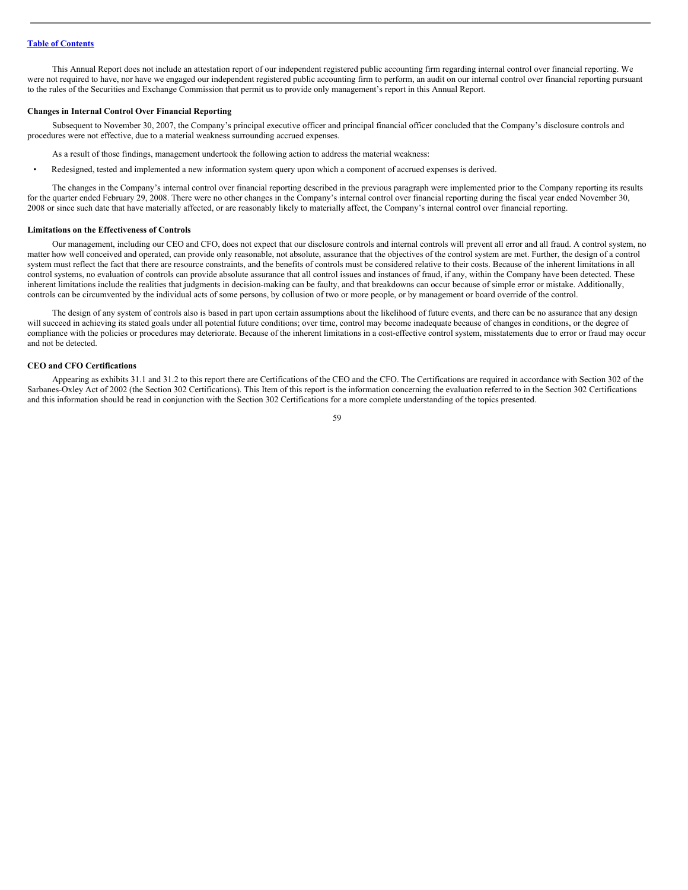This Annual Report does not include an attestation report of our independent registered public accounting firm regarding internal control over financial reporting. We were not required to have, nor have we engaged our independent registered public accounting firm to perform, an audit on our internal control over financial reporting pursuant to the rules of the Securities and Exchange Commission that permit us to provide only management's report in this Annual Report.

**Changes in Internal Control Over Financial Reporting**

Subsequent to November 30, 2007, the Company's principal executive officer and principal financial officer concluded that the Company's disclosure controls and procedures were not effective, due to a material weakness surrounding accrued expenses.

As a result of those findings, management undertook the following action to address the material weakness:

- Redesigned, tested and implemented a new information system query upon which a component of accrued expenses is derived.

The changes in the Company's internal control over financial reporting described in the previous paragraph were implemented prior to the Company reporting its results for the quarter ended February 29, 2008. There were no other changes in the Company's internal control over financial reporting during the fiscal year ended November 30, 2008 or since such date that have materially affected, or are reasonably likely to materially affect, the Company's internal control over financial reporting.

**Limitations on the Effectiveness of Controls**

Our management, including our CEO and CFO, does not expect that our disclosure controls and internal controls will prevent all error and all fraud. A control system, no matter how well conceived and operated, can provide only reasonable, not absolute, assurance that the objectives of the control system are met. Further, the design of a control system must reflect the fact that there are resource constraints, and the benefits of controls must be considered relative to their costs. Because of the inherent limitations in all control systems, no evaluation of controls can provide absolute assurance that all control issues and instances of fraud, if any, within the Company have been detected. These inherent limitations include the realities that judgments in decision-making can be faulty, and that breakdowns can occur because of simple error or mistake. Additionally, controls can be circumvented by the individual acts of some persons, by collusion of two or more people, or by management or board override of the control.

The design of any system of controls also is based in part upon certain assumptions about the likelihood of future events, and there can be no assurance that any design will succeed in achieving its stated goals under all potential future conditions; over time, control may become inadequate because of changes in conditions, or the degree of compliance with the policies or procedures may deteriorate. Because of the inherent limitations in a cost-effective control system, misstatements due to error or fraud may occur and not be detected.

**CEO and CFO Certifications**

Appearing as exhibits 31.1 and 31.2 to this report there are Certifications of the CEO and the CFO. The Certifications are required in accordance with Section 302 of the Sarbanes-Oxley Act of 2002 (the Section 302 Certifications). This Item of this report is the information concerning the evaluation referred to in the Section 302 Certifications and this information should be read in conjunction with the Section 302 Certifications for a more complete understanding of the topics presented.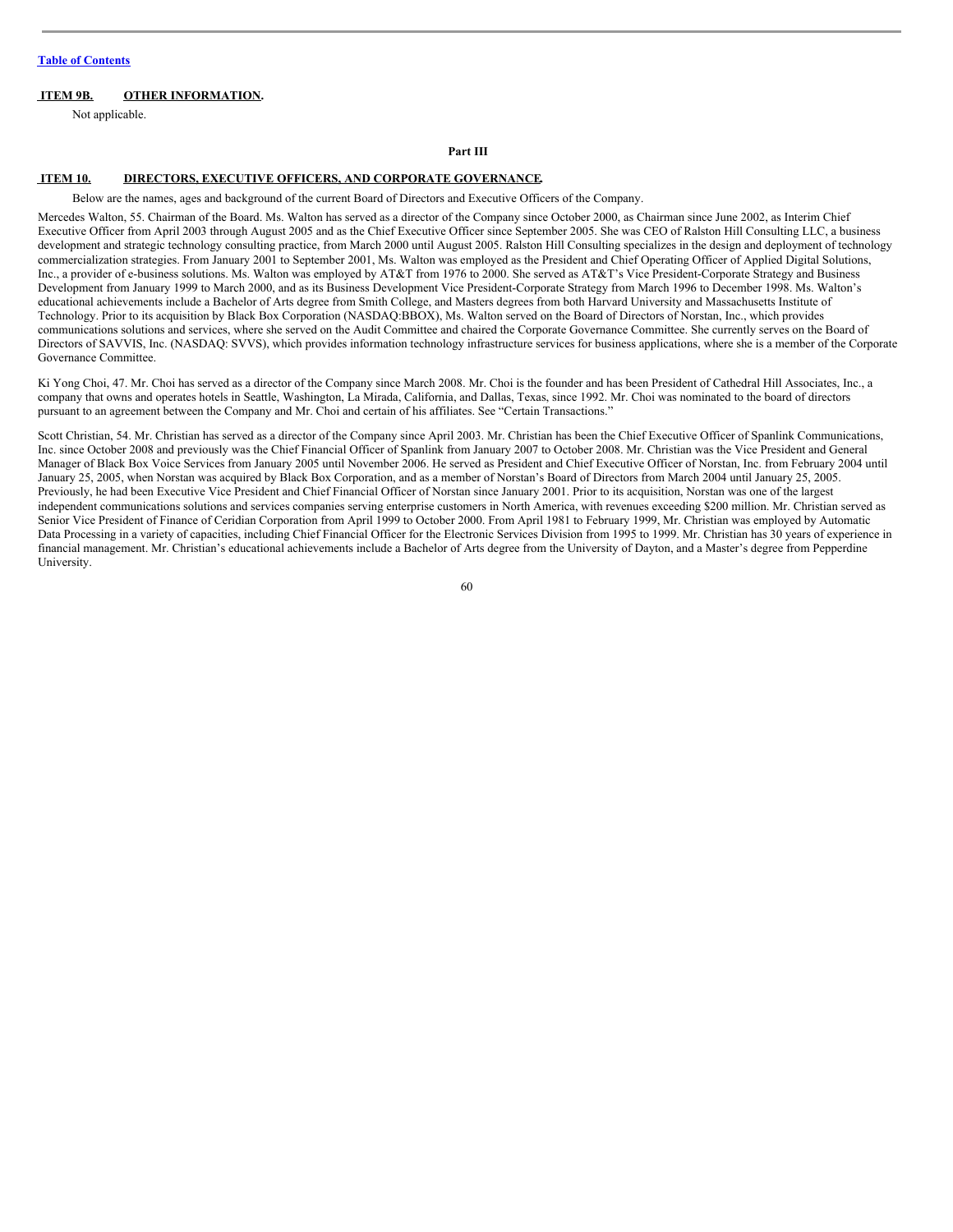[Table of Contents](#)

## ITEM 9B. OTHER INFORMATION.

Not applicable.

# Part III

## ITEM 10. DIRECTORS, EXECUTIVE OFFICERS, AND CORPORATE GOVERNANCE.

Below are the names, ages and background of the current Board of Directors and Executive Officers of the Company.

Mercedes Walton, 55. Chairman of the Board. Ms. Walton has served as a director of the Company since October 2000, as Chairman since June 2002, as Interim Chief Executive Officer from April 2003 through August 2005 and as the Chief Executive Officer since September 2005. She was CEO of Ralston Hill Consulting LLC, a business development and strategic technology consulting practice, from March 2000 until August 2005. Ralston Hill Consulting specializes in the design and deployment of technology commercialization strategies. From January 2001 to September 2001, Ms. Walton was employed as the President and Chief Operating Officer of Applied Digital Solutions, Inc., a provider of e-business solutions. Ms. Walton was employed by AT&T from 1976 to 2000. She served as AT&T's Vice President-Corporate Strategy and Business Development from January 1999 to March 2000, and as its Business Development Vice President-Corporate Strategy from March 1996 to December 1998. Ms. Walton's educational achievements include a Bachelor of Arts degree from Smith College, and Masters degrees from both Harvard University and Massachusetts Institute of Technology. Prior to its acquisition by Black Box Corporation (NASDAQ:BBOX), Ms. Walton served on the Board of Directors of Norstan, Inc., which provides communications solutions and services, where she served on the Audit Committee and chaired the Corporate Governance Committee. She currently serves on the Board of Directors of SAVVIS, Inc. (NASDAQ: SVVS), which provides information technology infrastructure services for business applications, where she is a member of the Corporate Governance Committee.

Ki Yong Choi, 47. Mr. Choi has served as a director of the Company since March 2008. Mr. Choi is the founder and has been President of Cathedral Hill Associates, Inc., a company that owns and operates hotels in Seattle, Washington, La Mirada, California, and Dallas, Texas, since 1992. Mr. Choi was nominated to the board of directors pursuant to an agreement between the Company and Mr. Choi and certain of his affiliates. See "Certain Transactions."

Scott Christian, 54. Mr. Christian has served as a director of the Company since April 2003. Mr. Christian has been the Chief Executive Officer of Spanlink Communications, Inc. since October 2008 and previously was the Chief Financial Officer of Spanlink from January 2007 to October 2008. Mr. Christian was the Vice President and General Manager of Black Box Voice Services from January 2005 until November 2006. He served as President and Chief Executive Officer of Norstan, Inc. from February 2004 until January 25, 2005, when Norstan was acquired by Black Box Corporation, and as a member of Norstan's Board of Directors from March 2004 until January 25, 2005. Previously, he had been Executive Vice President and Chief Financial Officer of Norstan since January 2001. Prior to its acquisition, Norstan was one of the largest independent communications solutions and services companies serving enterprise customers in North America, with revenues exceeding $200 million. Mr. Christian served as Senior Vice President of Finance of Ceridian Corporation from April 1999 to October 2000. From April 1981 to February 1999, Mr. Christian was employed by Automatic Data Processing in a variety of capacities, including Chief Financial Officer for the Electronic Services Division from 1995 to 1999. Mr. Christian has 30 years of experience in financial management. Mr. Christian's educational achievements include a Bachelor of Arts degree from the University of Dayton, and a Master's degree from Pepperdine University.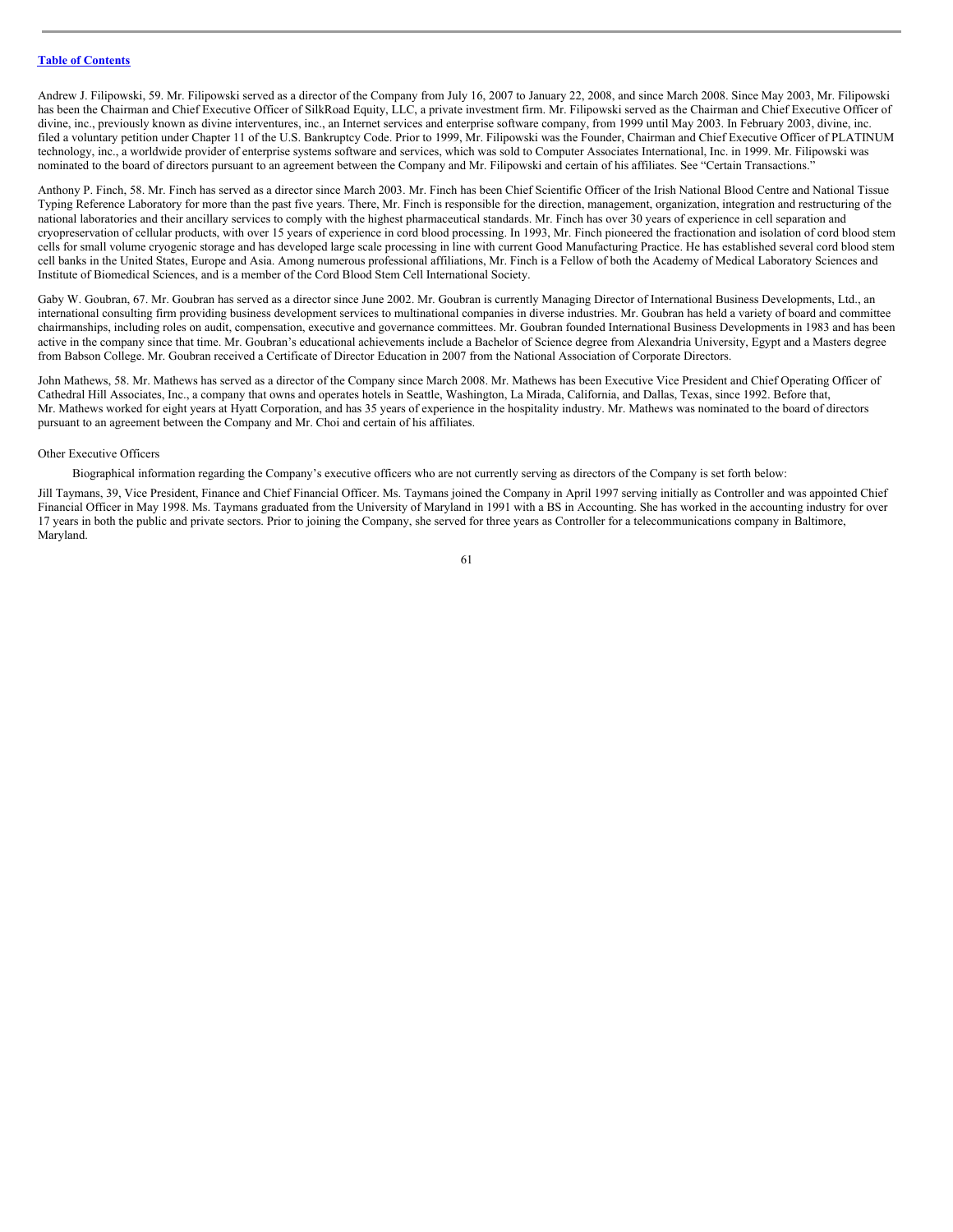Andrew J. Filipowski, 59. Mr. Filipowski served as a director of the Company from July 16, 2007 to January 22, 2008, and since March 2008. Since May 2003, Mr. Filipowski has been the Chairman and Chief Executive Officer of SilkRoad Equity, LLC, a private investment firm. Mr. Filipowski served as the Chairman and Chief Executive Officer of divine, inc., previously known as divine interventures, inc., an Internet services and enterprise software company, from 1999 until May 2003. In February 2003, divine, inc. filed a voluntary petition under Chapter 11 of the U.S. Bankruptcy Code. Prior to 1999, Mr. Filipowski was the Founder, Chairman and Chief Executive Officer of PLATINUM technology, inc., a worldwide provider of enterprise systems software and services, which was sold to Computer Associates International, Inc. in 1999. Mr. Filipowski was nominated to the board of directors pursuant to an agreement between the Company and Mr. Filipowski and certain of his affiliates. See "Certain Transactions."

Anthony P. Finch, 58. Mr. Finch has served as a director since March 2003. Mr. Finch has been Chief Scientific Officer of the Irish National Blood Centre and National Tissue Typing Reference Laboratory for more than the past five years. There, Mr. Finch is responsible for the direction, management, organization, integration and restructuring of the national laboratories and their ancillary services to comply with the highest pharmaceutical standards. Mr. Finch has over 30 years of experience in cell separation and cryopreservation of cellular products, with over 15 years of experience in cord blood processing. In 1993, Mr. Finch pioneered the fractionation and isolation of cord blood stem cells for small volume cryogenic storage and has developed large scale processing in line with current Good Manufacturing Practice. He has established several cord blood stem cell banks in the United States, Europe and Asia. Among numerous professional affiliations, Mr. Finch is a Fellow of both the Academy of Medical Laboratory Sciences and Institute of Biomedical Sciences, and is a member of the Cord Blood Stem Cell International Society.

Gaby W. Goubran, 67. Mr. Goubran has served as a director since June 2002. Mr. Goubran is currently Managing Director of International Business Developments, Ltd., an international consulting firm providing business development services to multinational companies in diverse industries. Mr. Goubran has held a variety of board and committee chairmanships, including roles on audit, compensation, executive and governance committees. Mr. Goubran founded International Business Developments in 1983 and has been active in the company since that time. Mr. Goubran's educational achievements include a Bachelor of Science degree from Alexandria University, Egypt and a Masters degree from Babson College. Mr. Goubran received a Certificate of Director Education in 2007 from the National Association of Corporate Directors.

John Mathews, 58. Mr. Mathews has served as a director of the Company since March 2008. Mr. Mathews has been Executive Vice President and Chief Operating Officer of Cathedral Hill Associates, Inc., a company that owns and operates hotels in Seattle, Washington, La Mirada, California, and Dallas, Texas, since 1992. Before that, Mr. Mathews worked for eight years at Hyatt Corporation, and has 35 years of experience in the hospitality industry. Mr. Mathews was nominated to the board of directors pursuant to an agreement between the Company and Mr. Choi and certain of his affiliates.

Other Executive Officers

Biographical information regarding the Company's executive officers who are not currently serving as directors of the Company is set forth below:

Jill Taymans, 39, Vice President, Finance and Chief Financial Officer. Ms. Taymans joined the Company in April 1997 serving initially as Controller and was appointed Chief Financial Officer in May 1998. Ms. Taymans graduated from the University of Maryland in 1991 with a BS in Accounting. She has worked in the accounting industry for over 17 years in both the public and private sectors. Prior to joining the Company, she served for three years as Controller for a telecommunications company in Baltimore, Maryland.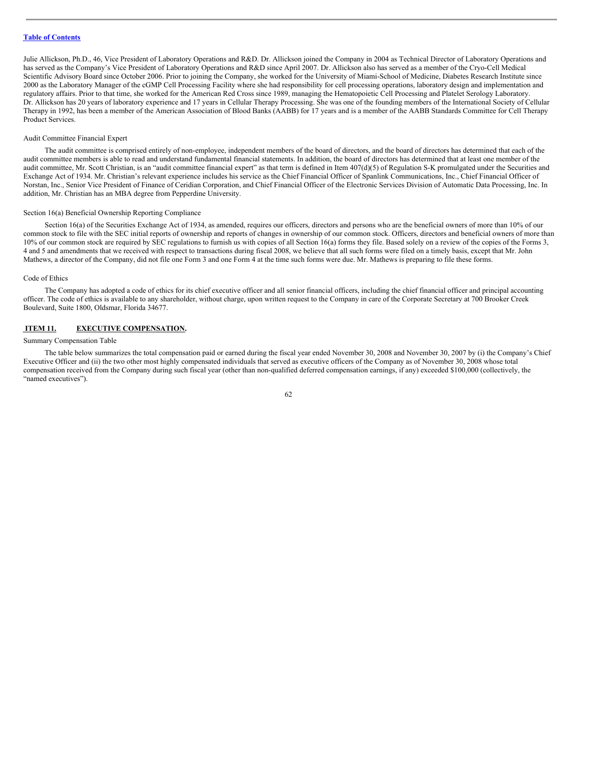Julie Allickson, Ph.D., 46, Vice President of Laboratory Operations and R&D. Dr. Allickson joined the Company in 2004 as Technical Director of Laboratory Operations and has served as the Company's Vice President of Laboratory Operations and R&D since April 2007. Dr. Allickson also has served as a member of the Cryo-Cell Medical Scientific Advisory Board since October 2006. Prior to joining the Company, she worked for the University of Miami-School of Medicine, Diabetes Research Institute since 2000 as the Laboratory Manager of the cGMP Cell Processing Facility where she had responsibility for cell processing operations, laboratory design and implementation and regulatory affairs. Prior to that time, she worked for the American Red Cross since 1989, managing the Hematopoietic Cell Processing and Platelet Serology Laboratory. Dr. Allickson has 20 years of laboratory experience and 17 years in Cellular Therapy Processing. She was one of the founding members of the International Society of Cellular Therapy in 1992, has been a member of the American Association of Blood Banks (AABB) for 17 years and is a member of the AABB Standards Committee for Cell Therapy Product Services.

Audit Committee Financial Expert

The audit committee is comprised entirely of non-employee, independent members of the board of directors, and the board of directors has determined that each of the audit committee members is able to read and understand fundamental financial statements. In addition, the board of directors has determined that at least one member of the audit committee, Mr. Scott Christian, is an "audit committee financial expert" as that term is defined in Item 407(d)(5) of Regulation S-K promulgated under the Securities and Exchange Act of 1934. Mr. Christian's relevant experience includes his service as the Chief Financial Officer of Spanlink Communications, Inc., Chief Financial Officer of Norstan, Inc., Senior Vice President of Finance of Ceridian Corporation, and Chief Financial Officer of the Electronic Services Division of Automatic Data Processing, Inc. In addition, Mr. Christian has an MBA degree from Pepperdine University.

Section 16(a) Beneficial Ownership Reporting Compliance

Section 16(a) of the Securities Exchange Act of 1934, as amended, requires our officers, directors and persons who are the beneficial owners of more than 10% of our common stock to file with the SEC initial reports of ownership and reports of changes in ownership of our common stock. Officers, directors and beneficial owners of more than 10% of our common stock are required by SEC regulations to furnish us with copies of all Section 16(a) forms they file. Based solely on a review of the copies of the Forms 3, 4 and 5 and amendments that we received with respect to transactions during fiscal 2008, we believe that all such forms were filed on a timely basis, except that Mr. John Mathews, a director of the Company, did not file one Form 3 and one Form 4 at the time such forms were due. Mr. Mathews is preparing to file these forms.

Code of Ethics

The Company has adopted a code of ethics for its chief executive officer and all senior financial officers, including the chief financial officer and principal accounting officer. The code of ethics is available to any shareholder, without charge, upon written request to the Company in care of the Corporate Secretary at 700 Brooker Creek Boulevard, Suite 1800, Oldsmar, Florida 34677.

## ITEM 11. EXECUTIVE COMPENSATION.

Summary Compensation Table

The table below summarizes the total compensation paid or earned during the fiscal year ended November 30, 2008 and November 30, 2007 by (i) the Company's Chief Executive Officer and (ii) the two other most highly compensated individuals that served as executive officers of the Company as of November 30, 2008 whose total compensation received from the Company during such fiscal year (other than non-qualified deferred compensation earnings, if any) exceeded $100,000 (collectively, the "named executives").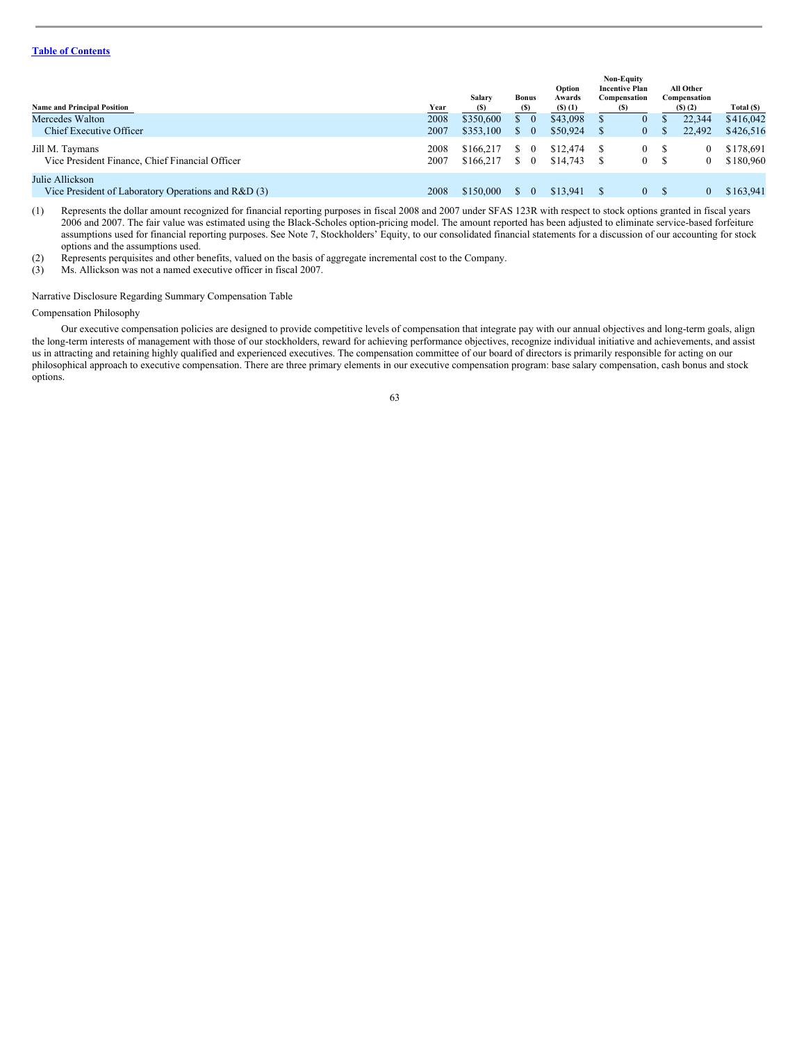[Table of Contents](#)

| Name and Principal Position | Year | Salary ($) | Bonus ($) | Option Awards ($) (1) | Non-Equity Incentive Plan Compensation ($) | All Other Compensation ($) (2) | Total ($) |
|---|---|---|---|---|---|---|---|
| Mercedes Walton | 2008 | $350,600 | $ 0 | $43,098 | $ 0 | $ 22,344 | $416,042 |
| Chief Executive Officer | 2007 | $353,100 | $ 0 | $50,924 | $ 0 | $ 22,492 | $426,516 |
| Jill M. Taymans | 2008 | $166,217 | $ 0 | $12,474 | $ 0 | $ 0 | $178,691 |
| Vice President Finance, Chief Financial Officer | 2007 | $166,217 | $ 0 | $14,743 | $ 0 | $ 0 | $180,960 |
| Julie Allickson<br>Vice President of Laboratory Operations and R&D (3) | 2008 | $150,000 | $ 0 | $13,941 | $ 0 | $ 0 | $163,941 |

(1) Represents the dollar amount recognized for financial reporting purposes in fiscal 2008 and 2007 under SFAS 123R with respect to stock options granted in fiscal years 2006 and 2007. The fair value was estimated using the Black-Scholes option-pricing model. The amount reported has been adjusted to eliminate service-based forfeiture assumptions used for financial reporting purposes. See Note 7, Stockholders' Equity, to our consolidated financial statements for a discussion of our accounting for stock options and the assumptions used.

(2) Represents perquisites and other benefits, valued on the basis of aggregate incremental cost to the Company.

(3) Ms. Allickson was not a named executive officer in fiscal 2007.

Narrative Disclosure Regarding Summary Compensation Table

Compensation Philosophy

Our executive compensation policies are designed to provide competitive levels of compensation that integrate pay with our annual objectives and long-term goals, align the long-term interests of management with those of our stockholders, reward for achieving performance objectives, recognize individual initiative and achievements, and assist us in attracting and retaining highly qualified and experienced executives. The compensation committee of our board of directors is primarily responsible for acting on our philosophical approach to executive compensation. There are three primary elements in our executive compensation program: base salary compensation, cash bonus and stock options.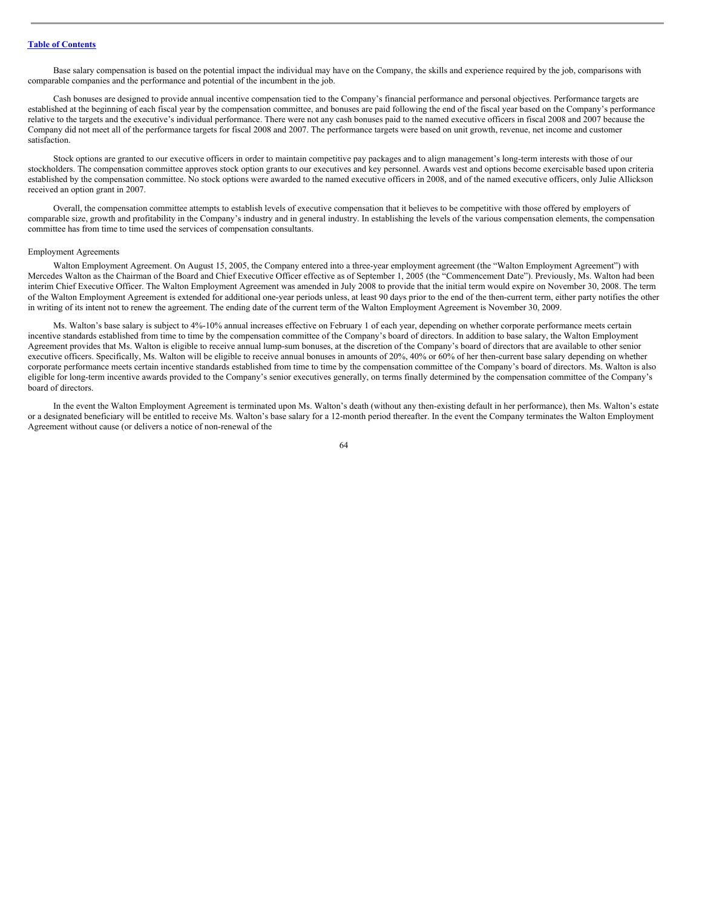Base salary compensation is based on the potential impact the individual may have on the Company, the skills and experience required by the job, comparisons with comparable companies and the performance and potential of the incumbent in the job.

Cash bonuses are designed to provide annual incentive compensation tied to the Company's financial performance and personal objectives. Performance targets are established at the beginning of each fiscal year by the compensation committee, and bonuses are paid following the end of the fiscal year based on the Company's performance relative to the targets and the executive's individual performance. There were not any cash bonuses paid to the named executive officers in fiscal 2008 and 2007 because the Company did not meet all of the performance targets for fiscal 2008 and 2007. The performance targets were based on unit growth, revenue, net income and customer satisfaction.

Stock options are granted to our executive officers in order to maintain competitive pay packages and to align management's long-term interests with those of our stockholders. The compensation committee approves stock option grants to our executives and key personnel. Awards vest and options become exercisable based upon criteria established by the compensation committee. No stock options were awarded to the named executive officers in 2008, and of the named executive officers, only Julie Allickson received an option grant in 2007.

Overall, the compensation committee attempts to establish levels of executive compensation that it believes to be competitive with those offered by employers of comparable size, growth and profitability in the Company's industry and in general industry. In establishing the levels of the various compensation elements, the compensation committee has from time to time used the services of compensation consultants.

Employment Agreements

Walton Employment Agreement. On August 15, 2005, the Company entered into a three-year employment agreement (the "Walton Employment Agreement") with Mercedes Walton as the Chairman of the Board and Chief Executive Officer effective as of September 1, 2005 (the "Commencement Date"). Previously, Ms. Walton had been interim Chief Executive Officer. The Walton Employment Agreement was amended in July 2008 to provide that the initial term would expire on November 30, 2008. The term of the Walton Employment Agreement is extended for additional one-year periods unless, at least 90 days prior to the end of the then-current term, either party notifies the other in writing of its intent not to renew the agreement. The ending date of the current term of the Walton Employment Agreement is November 30, 2009.

Ms. Walton's base salary is subject to 4%-10% annual increases effective on February 1 of each year, depending on whether corporate performance meets certain incentive standards established from time to time by the compensation committee of the Company's board of directors. In addition to base salary, the Walton Employment Agreement provides that Ms. Walton is eligible to receive annual lump-sum bonuses, at the discretion of the Company's board of directors that are available to other senior executive officers. Specifically, Ms. Walton will be eligible to receive annual bonuses in amounts of 20%, 40% or 60% of her then-current base salary depending on whether corporate performance meets certain incentive standards established from time to time by the compensation committee of the Company's board of directors. Ms. Walton is also eligible for long-term incentive awards provided to the Company's senior executives generally, on terms finally determined by the compensation committee of the Company's board of directors.

In the event the Walton Employment Agreement is terminated upon Ms. Walton's death (without any then-existing default in her performance), then Ms. Walton's estate or a designated beneficiary will be entitled to receive Ms. Walton's base salary for a 12-month period thereafter. In the event the Company terminates the Walton Employment Agreement without cause (or delivers a notice of non-renewal of the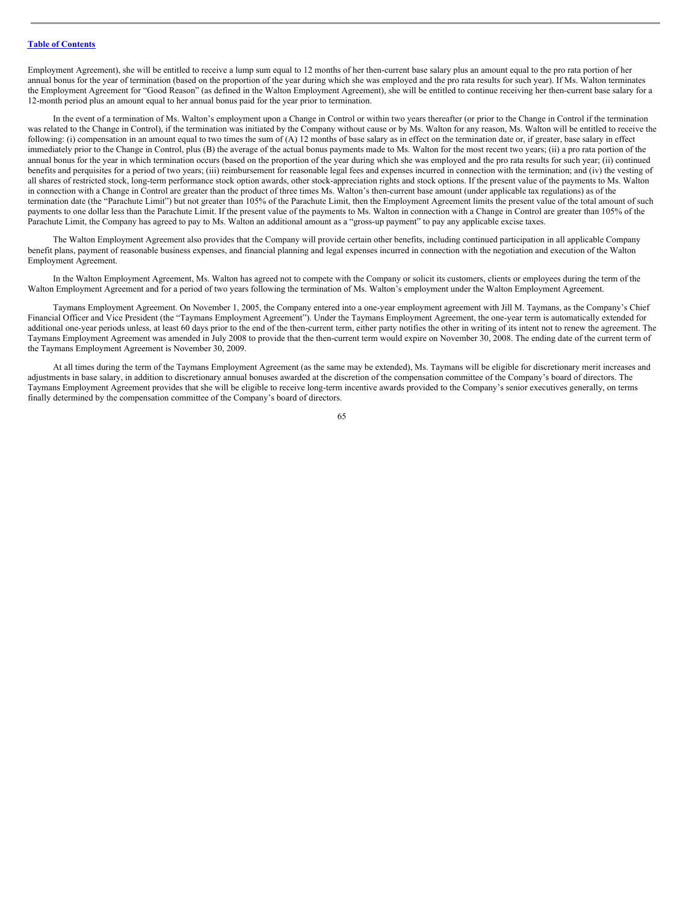Employment Agreement), she will be entitled to receive a lump sum equal to 12 months of her then-current base salary plus an amount equal to the pro rata portion of her annual bonus for the year of termination (based on the proportion of the year during which she was employed and the pro rata results for such year). If Ms. Walton terminates the Employment Agreement for "Good Reason" (as defined in the Walton Employment Agreement), she will be entitled to continue receiving her then-current base salary for a 12-month period plus an amount equal to her annual bonus paid for the year prior to termination.

In the event of a termination of Ms. Walton's employment upon a Change in Control or within two years thereafter (or prior to the Change in Control if the termination was related to the Change in Control), if the termination was initiated by the Company without cause or by Ms. Walton for any reason, Ms. Walton will be entitled to receive the following: (i) compensation in an amount equal to two times the sum of (A) 12 months of base salary as in effect on the termination date or, if greater, base salary in effect immediately prior to the Change in Control, plus (B) the average of the actual bonus payments made to Ms. Walton for the most recent two years; (ii) a pro rata portion of the annual bonus for the year in which termination occurs (based on the proportion of the year during which she was employed and the pro rata results for such year; (ii) continued benefits and perquisites for a period of two years; (iii) reimbursement for reasonable legal fees and expenses incurred in connection with the termination; and (iv) the vesting of all shares of restricted stock, long-term performance stock option awards, other stock-appreciation rights and stock options. If the present value of the payments to Ms. Walton in connection with a Change in Control are greater than the product of three times Ms. Walton's then-current base amount (under applicable tax regulations) as of the termination date (the "Parachute Limit") but not greater than 105% of the Parachute Limit, then the Employment Agreement limits the present value of the total amount of such payments to one dollar less than the Parachute Limit. If the present value of the payments to Ms. Walton in connection with a Change in Control are greater than 105% of the Parachute Limit, the Company has agreed to pay to Ms. Walton an additional amount as a "gross-up payment" to pay any applicable excise taxes.

The Walton Employment Agreement also provides that the Company will provide certain other benefits, including continued participation in all applicable Company benefit plans, payment of reasonable business expenses, and financial planning and legal expenses incurred in connection with the negotiation and execution of the Walton Employment Agreement.

In the Walton Employment Agreement, Ms. Walton has agreed not to compete with the Company or solicit its customers, clients or employees during the term of the Walton Employment Agreement and for a period of two years following the termination of Ms. Walton's employment under the Walton Employment Agreement.

Taymans Employment Agreement. On November 1, 2005, the Company entered into a one-year employment agreement with Jill M. Taymans, as the Company's Chief Financial Officer and Vice President (the "Taymans Employment Agreement"). Under the Taymans Employment Agreement, the one-year term is automatically extended for additional one-year periods unless, at least 60 days prior to the end of the then-current term, either party notifies the other in writing of its intent not to renew the agreement. The Taymans Employment Agreement was amended in July 2008 to provide that the then-current term would expire on November 30, 2008. The ending date of the current term of the Taymans Employment Agreement is November 30, 2009.

At all times during the term of the Taymans Employment Agreement (as the same may be extended), Ms. Taymans will be eligible for discretionary merit increases and adjustments in base salary, in addition to discretionary annual bonuses awarded at the discretion of the compensation committee of the Company's board of directors. The Taymans Employment Agreement provides that she will be eligible to receive long-term incentive awards provided to the Company's senior executives generally, on terms finally determined by the compensation committee of the Company's board of directors.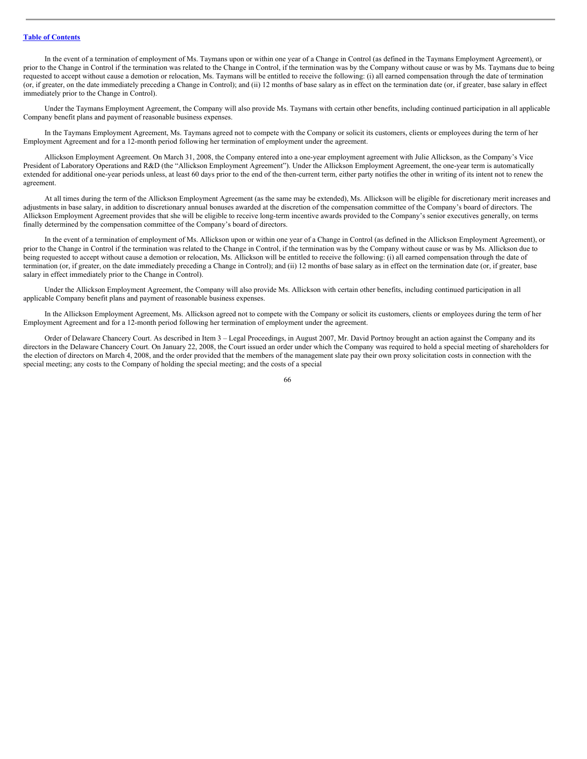In the event of a termination of employment of Ms. Taymans upon or within one year of a Change in Control (as defined in the Taymans Employment Agreement), or prior to the Change in Control if the termination was related to the Change in Control, if the termination was by the Company without cause or was by Ms. Taymans due to being requested to accept without cause a demotion or relocation, Ms. Taymans will be entitled to receive the following: (i) all earned compensation through the date of termination (or, if greater, on the date immediately preceding a Change in Control); and (ii) 12 months of base salary as in effect on the termination date (or, if greater, base salary in effect immediately prior to the Change in Control).

Under the Taymans Employment Agreement, the Company will also provide Ms. Taymans with certain other benefits, including continued participation in all applicable Company benefit plans and payment of reasonable business expenses.

In the Taymans Employment Agreement, Ms. Taymans agreed not to compete with the Company or solicit its customers, clients or employees during the term of her Employment Agreement and for a 12-month period following her termination of employment under the agreement.

Allickson Employment Agreement. On March 31, 2008, the Company entered into a one-year employment agreement with Julie Allickson, as the Company's Vice President of Laboratory Operations and R&D (the "Allickson Employment Agreement"). Under the Allickson Employment Agreement, the one-year term is automatically extended for additional one-year periods unless, at least 60 days prior to the end of the then-current term, either party notifies the other in writing of its intent not to renew the agreement.

At all times during the term of the Allickson Employment Agreement (as the same may be extended), Ms. Allickson will be eligible for discretionary merit increases and adjustments in base salary, in addition to discretionary annual bonuses awarded at the discretion of the compensation committee of the Company's board of directors. The Allickson Employment Agreement provides that she will be eligible to receive long-term incentive awards provided to the Company's senior executives generally, on terms finally determined by the compensation committee of the Company's board of directors.

In the event of a termination of employment of Ms. Allickson upon or within one year of a Change in Control (as defined in the Allickson Employment Agreement), or prior to the Change in Control if the termination was related to the Change in Control, if the termination was by the Company without cause or was by Ms. Allickson due to being requested to accept without cause a demotion or relocation, Ms. Allickson will be entitled to receive the following: (i) all earned compensation through the date of termination (or, if greater, on the date immediately preceding a Change in Control); and (ii) 12 months of base salary as in effect on the termination date (or, if greater, base salary in effect immediately prior to the Change in Control).

Under the Allickson Employment Agreement, the Company will also provide Ms. Allickson with certain other benefits, including continued participation in all applicable Company benefit plans and payment of reasonable business expenses.

In the Allickson Employment Agreement, Ms. Allickson agreed not to compete with the Company or solicit its customers, clients or employees during the term of her Employment Agreement and for a 12-month period following her termination of employment under the agreement.

Order of Delaware Chancery Court. As described in Item 3 – Legal Proceedings, in August 2007, Mr. David Portnoy brought an action against the Company and its directors in the Delaware Chancery Court. On January 22, 2008, the Court issued an order under which the Company was required to hold a special meeting of shareholders for the election of directors on March 4, 2008, and the order provided that the members of the management slate pay their own proxy solicitation costs in connection with the special meeting; any costs to the Company of holding the special meeting; and the costs of a special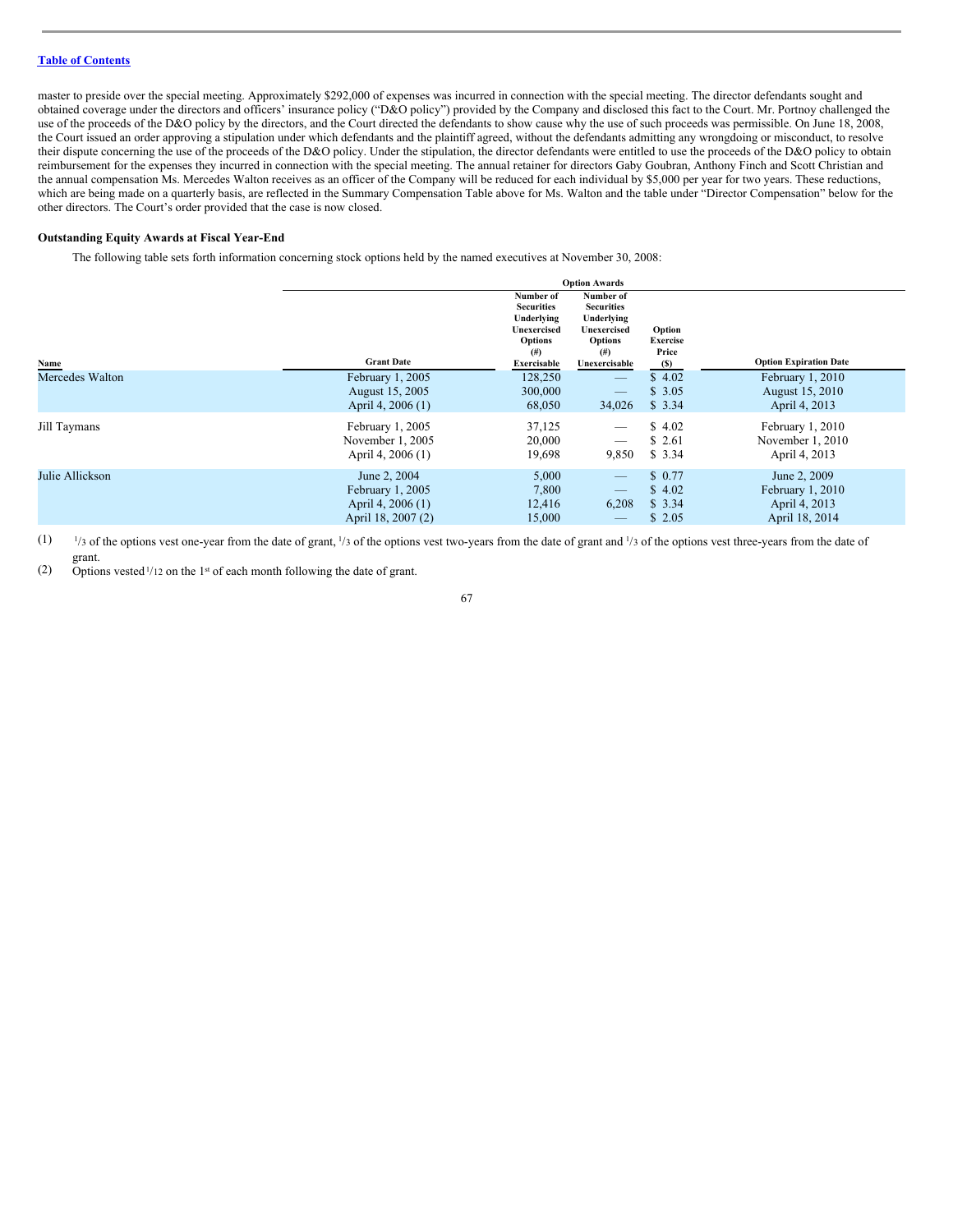master to preside over the special meeting. Approximately $292,000 of expenses was incurred in connection with the special meeting. The director defendants sought and obtained coverage under the directors and officers' insurance policy ("D&O policy") provided by the Company and disclosed this fact to the Court. Mr. Portnoy challenged the use of the proceeds of the D&O policy by the directors, and the Court directed the defendants to show cause why the use of such proceeds was permissible. On June 18, 2008, the Court issued an order approving a stipulation under which defendants and the plaintiff agreed, without the defendants admitting any wrongdoing or misconduct, to resolve their dispute concerning the use of the proceeds of the D&O policy. Under the stipulation, the director defendants were entitled to use the proceeds of the D&O policy to obtain reimbursement for the expenses they incurred in connection with the special meeting. The annual retainer for directors Gaby Goubran, Anthony Finch and Scott Christian and the annual compensation Ms. Mercedes Walton receives as an officer of the Company will be reduced for each individual by $5,000 per year for two years. These reductions, which are being made on a quarterly basis, are reflected in the Summary Compensation Table above for Ms. Walton and the table under "Director Compensation" below for the other directors. The Court's order provided that the case is now closed.

**Outstanding Equity Awards at Fiscal Year-End**

The following table sets forth information concerning stock options held by the named executives at November 30, 2008:

| | Option Awards | | | | |
|---|---|---|---|---|---|
| Name | Grant Date | Number of Securities Underlying Unexercised Options (#) Exercisable | Number of Securities Underlying Unexercised Options (#) Unexercisable | Option Exercise Price ($) | Option Expiration Date |
| Mercedes Walton | February 1, 2005 | 128,250 | — | $ 4.02 | February 1, 2010 |
| | August 15, 2005 | 300,000 | — | $ 3.05 | August 15, 2010 |
| | April 4, 2006 (1) | 68,050 | 34,026 | $ 3.34 | April 4, 2013 |
| Jill Taymans | February 1, 2005 | 37,125 | — | $ 4.02 | February 1, 2010 |
| | November 1, 2005 | 20,000 | — | $ 2.61 | November 1, 2010 |
| | April 4, 2006 (1) | 19,698 | 9,850 | $ 3.34 | April 4, 2013 |
| Julie Allickson | June 2, 2004 | 5,000 | — | $ 0.77 | June 2, 2009 |
| | February 1, 2005 | 7,800 | — | $ 4.02 | February 1, 2010 |
| | April 4, 2006 (1) | 12,416 | 6,208 | $ 3.34 | April 4, 2013 |
| | April 18, 2007 (2) | 15,000 | — | $ 2.05 | April 18, 2014 |

(1) 1/3 of the options vest one-year from the date of grant, 1/3 of the options vest two-years from the date of grant and 1/3 of the options vest three-years from the date of grant.

(2) Options vested 1/12 on the 1st of each month following the date of grant.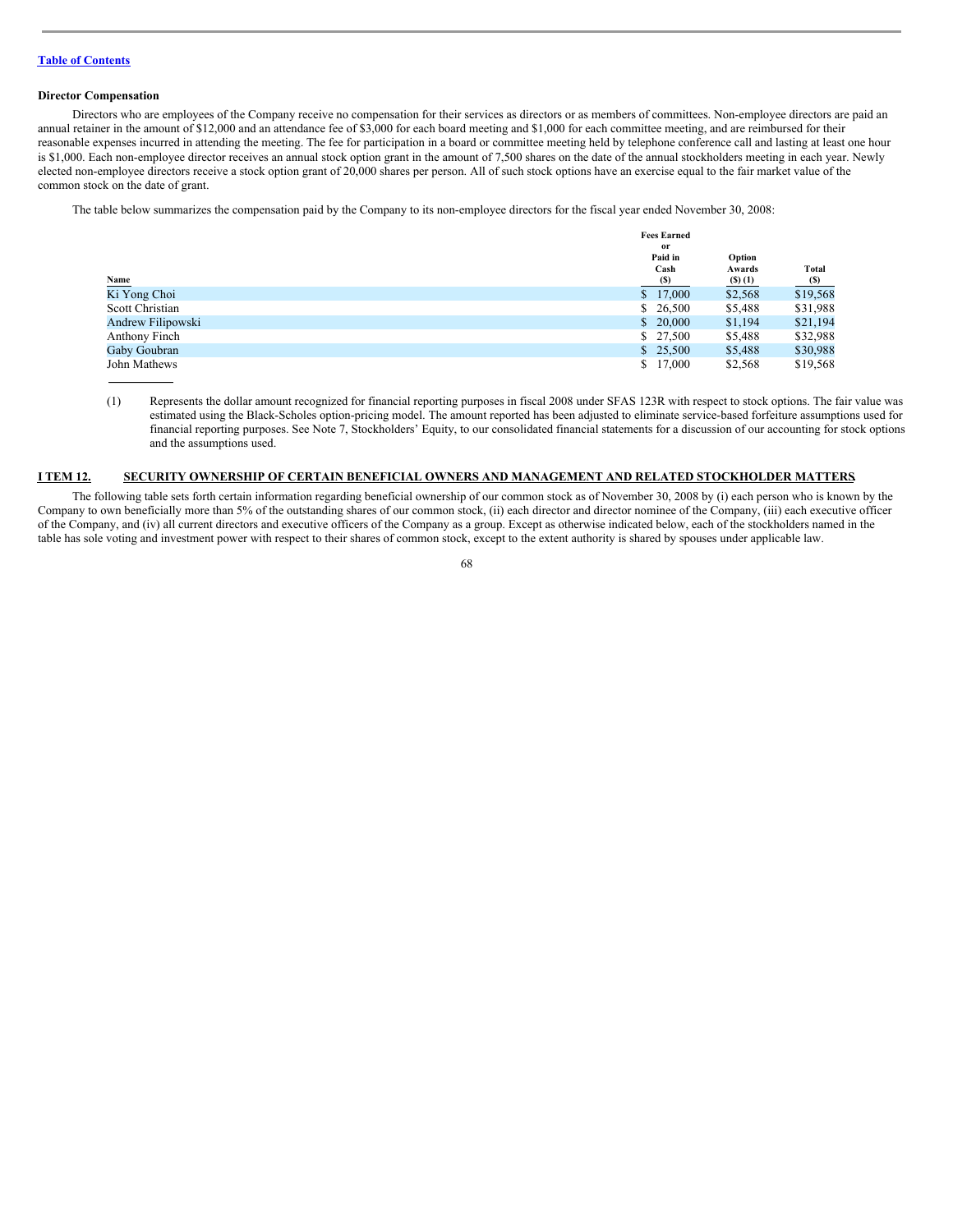[Table of Contents](#)

### Director Compensation

Directors who are employees of the Company receive no compensation for their services as directors or as members of committees. Non-employee directors are paid an annual retainer in the amount of $12,000 and an attendance fee of $3,000 for each board meeting and $1,000 for each committee meeting, and are reimbursed for their reasonable expenses incurred in attending the meeting. The fee for participation in a board or committee meeting held by telephone conference call and lasting at least one hour is $1,000. Each non-employee director receives an annual stock option grant in the amount of 7,500 shares on the date of the annual stockholders meeting in each year. Newly elected non-employee directors receive a stock option grant of 20,000 shares per person. All of such stock options have an exercise equal to the fair market value of the common stock on the date of grant.

The table below summarizes the compensation paid by the Company to its non-employee directors for the fiscal year ended November 30, 2008:

| Name | Fees Earned or Paid in Cash ($) | Option Awards ($) (1) | Total ($) |
|---|---|---|---|
| Ki Yong Choi | $ 17,000 | $2,568 | $19,568 |
| Scott Christian | $ 26,500 | $5,488 | $31,988 |
| Andrew Filipowski | $ 20,000 | $1,194 | $21,194 |
| Anthony Finch | $ 27,500 | $5,488 | $32,988 |
| Gaby Goubran | $ 25,500 | $5,488 | $30,988 |
| John Mathews | $ 17,000 | $2,568 | $19,568 |

(1) Represents the dollar amount recognized for financial reporting purposes in fiscal 2008 under SFAS 123R with respect to stock options. The fair value was estimated using the Black-Scholes option-pricing model. The amount reported has been adjusted to eliminate service-based forfeiture assumptions used for financial reporting purposes. See Note 7, Stockholders' Equity, to our consolidated financial statements for a discussion of our accounting for stock options and the assumptions used.

## ITEM 12. SECURITY OWNERSHIP OF CERTAIN BENEFICIAL OWNERS AND MANAGEMENT AND RELATED STOCKHOLDER MATTERS

The following table sets forth certain information regarding beneficial ownership of our common stock as of November 30, 2008 by (i) each person who is known by the Company to own beneficially more than 5% of the outstanding shares of our common stock, (ii) each director and director nominee of the Company, (iii) each executive officer of the Company, and (iv) all current directors and executive officers of the Company as a group. Except as otherwise indicated below, each of the stockholders named in the table has sole voting and investment power with respect to their shares of common stock, except to the extent authority is shared by spouses under applicable law.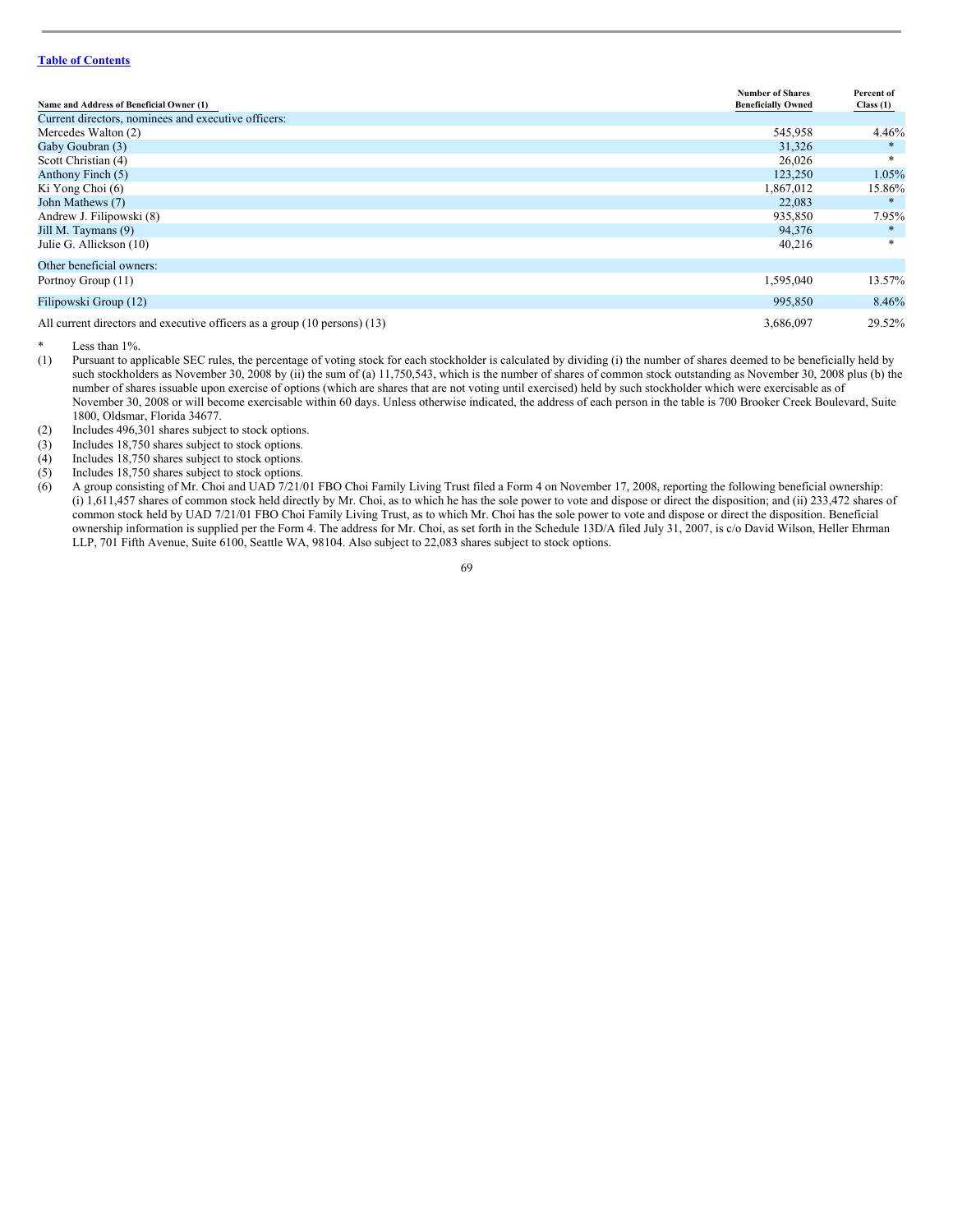[Table of Contents](#)

| Name and Address of Beneficial Owner (1) | Number of Shares Beneficially Owned | Percent of Class (1) |
|---|---|---|
| Current directors, nominees and executive officers: | | |
| Mercedes Walton (2) | 545,958 | 4.46% |
| Gaby Goubran (3) | 31,326 | * |
| Scott Christian (4) | 26,026 | * |
| Anthony Finch (5) | 123,250 | 1.05% |
| Ki Yong Choi (6) | 1,867,012 | 15.86% |
| John Mathews (7) | 22,083 | * |
| Andrew J. Filipowski (8) | 935,850 | 7.95% |
| Jill M. Taymans (9) | 94,376 | * |
| Julie G. Allickson (10) | 40,216 | * |
| Other beneficial owners: | | |
| Portnoy Group (11) | 1,595,040 | 13.57% |
| Filipowski Group (12) | 995,850 | 8.46% |
| All current directors and executive officers as a group (10 persons) (13) | 3,686,097 | 29.52% |

\* Less than 1%.

(1) Pursuant to applicable SEC rules, the percentage of voting stock for each stockholder is calculated by dividing (i) the number of shares deemed to be beneficially held by such stockholders as November 30, 2008 by (ii) the sum of (a) 11,750,543, which is the number of shares of common stock outstanding as November 30, 2008 plus (b) the number of shares issuable upon exercise of options (which are shares that are not voting until exercised) held by such stockholder which were exercisable as of November 30, 2008 or will become exercisable within 60 days. Unless otherwise indicated, the address of each person in the table is 700 Brooker Creek Boulevard, Suite 1800, Oldsmar, Florida 34677.

(2) Includes 496,301 shares subject to stock options.

(3) Includes 18,750 shares subject to stock options.

(4) Includes 18,750 shares subject to stock options.

(5) Includes 18,750 shares subject to stock options.

(6) A group consisting of Mr. Choi and UAD 7/21/01 FBO Choi Family Living Trust filed a Form 4 on November 17, 2008, reporting the following beneficial ownership: (i) 1,611,457 shares of common stock held directly by Mr. Choi, as to which he has the sole power to vote and dispose or direct the disposition; and (ii) 233,472 shares of common stock held by UAD 7/21/01 FBO Choi Family Living Trust, as to which Mr. Choi has the sole power to vote and dispose or direct the disposition. Beneficial ownership information is supplied per the Form 4. The address for Mr. Choi, as set forth in the Schedule 13D/A filed July 31, 2007, is c/o David Wilson, Heller Ehrman LLP, 701 Fifth Avenue, Suite 6100, Seattle WA, 98104. Also subject to 22,083 shares subject to stock options.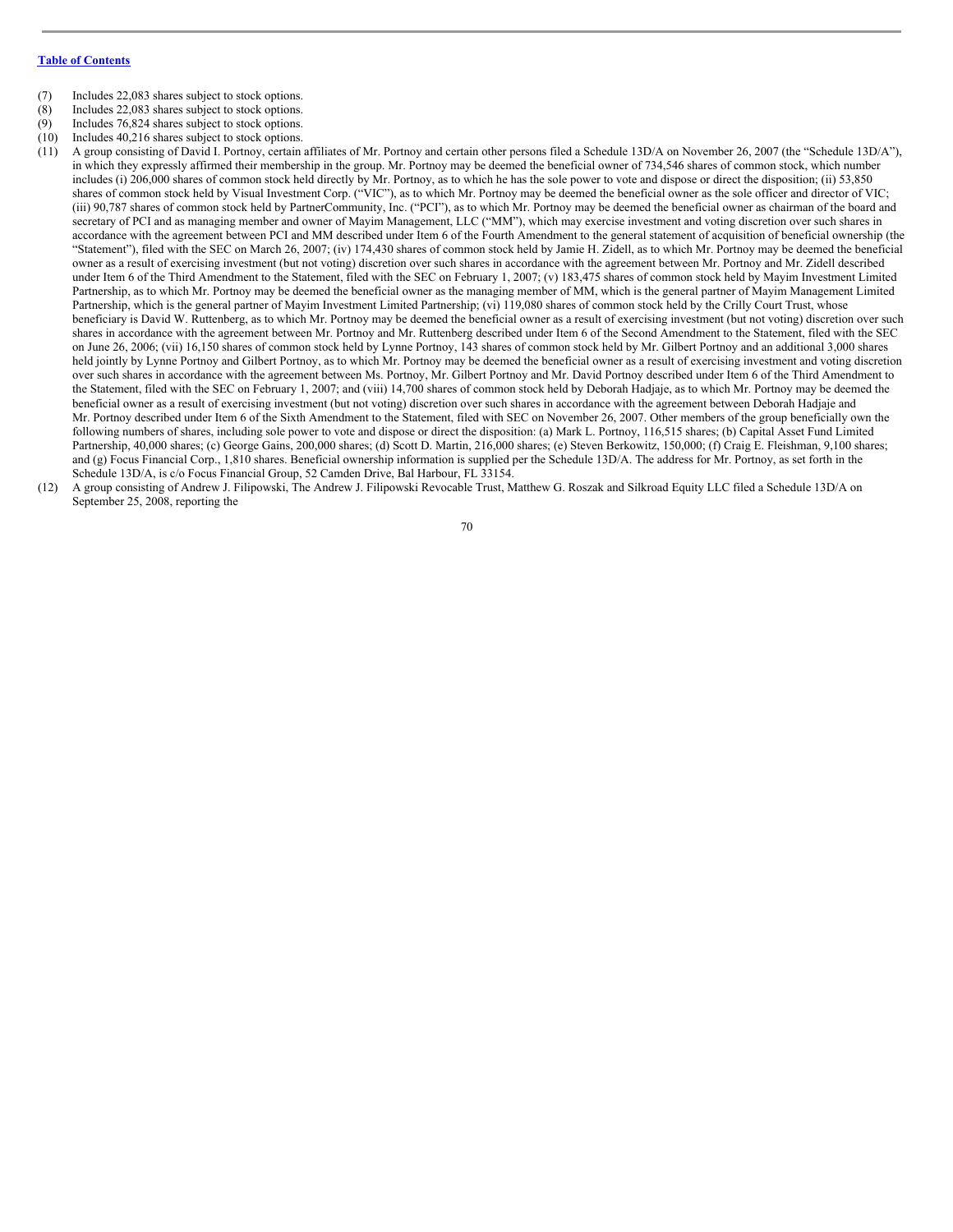(7) Includes 22,083 shares subject to stock options.

(8) Includes 22,083 shares subject to stock options.

(9) Includes 76,824 shares subject to stock options.

(10) Includes 40,216 shares subject to stock options.

(11) A group consisting of David I. Portnoy, certain affiliates of Mr. Portnoy and certain other persons filed a Schedule 13D/A on November 26, 2007 (the "Schedule 13D/A"), in which they expressly affirmed their membership in the group. Mr. Portnoy may be deemed the beneficial owner of 734,546 shares of common stock, which number includes (i) 206,000 shares of common stock held directly by Mr. Portnoy, as to which he has the sole power to vote and dispose or direct the disposition; (ii) 53,850 shares of common stock held by Visual Investment Corp. ("VIC"), as to which Mr. Portnoy may be deemed the beneficial owner as the sole officer and director of VIC; (iii) 90,787 shares of common stock held by PartnerCommunity, Inc. ("PCI"), as to which Mr. Portnoy may be deemed the beneficial owner as chairman of the board and secretary of PCI and as managing member and owner of Mayim Management, LLC ("MM"), which may exercise investment and voting discretion over such shares in accordance with the agreement between PCI and MM described under Item 6 of the Fourth Amendment to the general statement of acquisition of beneficial ownership (the "Statement"), filed with the SEC on March 26, 2007; (iv) 174,430 shares of common stock held by Jamie H. Zidell, as to which Mr. Portnoy may be deemed the beneficial owner as a result of exercising investment (but not voting) discretion over such shares in accordance with the agreement between Mr. Portnoy and Mr. Zidell described under Item 6 of the Third Amendment to the Statement, filed with the SEC on February 1, 2007; (v) 183,475 shares of common stock held by Mayim Investment Limited Partnership, as to which Mr. Portnoy may be deemed the beneficial owner as the managing member of MM, which is the general partner of Mayim Management Limited Partnership, which is the general partner of Mayim Investment Limited Partnership; (vi) 119,080 shares of common stock held by the Crilly Court Trust, whose beneficiary is David W. Ruttenberg, as to which Mr. Portnoy may be deemed the beneficial owner as a result of exercising investment (but not voting) discretion over such shares in accordance with the agreement between Mr. Portnoy and Mr. Ruttenberg described under Item 6 of the Second Amendment to the Statement, filed with the SEC on June 26, 2006; (vii) 16,150 shares of common stock held by Lynne Portnoy, 143 shares of common stock held by Mr. Gilbert Portnoy and an additional 3,000 shares held jointly by Lynne Portnoy and Gilbert Portnoy, as to which Mr. Portnoy may be deemed the beneficial owner as a result of exercising investment and voting discretion over such shares in accordance with the agreement between Ms. Portnoy, Mr. Gilbert Portnoy and Mr. David Portnoy described under Item 6 of the Third Amendment to the Statement, filed with the SEC on February 1, 2007; and (viii) 14,700 shares of common stock held by Deborah Hadjaje, as to which Mr. Portnoy may be deemed the beneficial owner as a result of exercising investment (but not voting) discretion over such shares in accordance with the agreement between Deborah Hadjaje and Mr. Portnoy described under Item 6 of the Sixth Amendment to the Statement, filed with SEC on November 26, 2007. Other members of the group beneficially own the following numbers of shares, including sole power to vote and dispose or direct the disposition: (a) Mark L. Portnoy, 116,515 shares; (b) Capital Asset Fund Limited Partnership, 40,000 shares; (c) George Gains, 200,000 shares; (d) Scott D. Martin, 216,000 shares; (e) Steven Berkowitz, 150,000; (f) Craig E. Fleishman, 9,100 shares; and (g) Focus Financial Corp., 1,810 shares. Beneficial ownership information is supplied per the Schedule 13D/A. The address for Mr. Portnoy, as set forth in the Schedule 13D/A, is c/o Focus Financial Group, 52 Camden Drive, Bal Harbour, FL 33154.

(12) A group consisting of Andrew J. Filipowski, The Andrew J. Filipowski Revocable Trust, Matthew G. Roszak and Silkroad Equity LLC filed a Schedule 13D/A on September 25, 2008, reporting the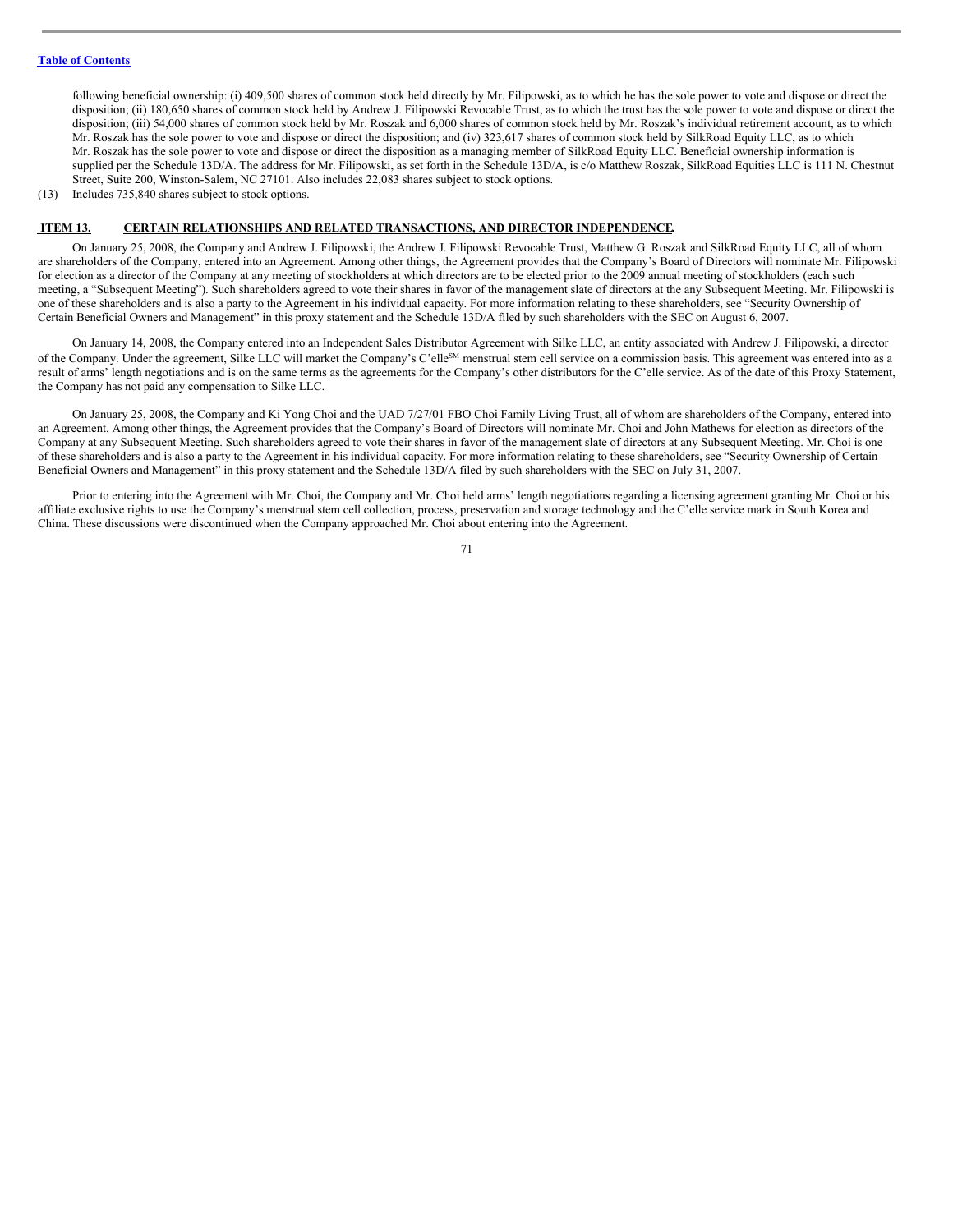following beneficial ownership: (i) 409,500 shares of common stock held directly by Mr. Filipowski, as to which he has the sole power to vote and dispose or direct the disposition; (ii) 180,650 shares of common stock held by Andrew J. Filipowski Revocable Trust, as to which the trust has the sole power to vote and dispose or direct the disposition; (iii) 54,000 shares of common stock held by Mr. Roszak and 6,000 shares of common stock held by Mr. Roszak's individual retirement account, as to which Mr. Roszak has the sole power to vote and dispose or direct the disposition; and (iv) 323,617 shares of common stock held by SilkRoad Equity LLC, as to which Mr. Roszak has the sole power to vote and dispose or direct the disposition as a managing member of SilkRoad Equity LLC. Beneficial ownership information is supplied per the Schedule 13D/A. The address for Mr. Filipowski, as set forth in the Schedule 13D/A, is c/o Matthew Roszak, SilkRoad Equities LLC is 111 N. Chestnut Street, Suite 200, Winston-Salem, NC 27101. Also includes 22,083 shares subject to stock options.

(13) Includes 735,840 shares subject to stock options.

## ITEM 13. CERTAIN RELATIONSHIPS AND RELATED TRANSACTIONS, AND DIRECTOR INDEPENDENCE.

On January 25, 2008, the Company and Andrew J. Filipowski, the Andrew J. Filipowski Revocable Trust, Matthew G. Roszak and SilkRoad Equity LLC, all of whom are shareholders of the Company, entered into an Agreement. Among other things, the Agreement provides that the Company's Board of Directors will nominate Mr. Filipowski for election as a director of the Company at any meeting of stockholders at which directors are to be elected prior to the 2009 annual meeting of stockholders (each such meeting, a "Subsequent Meeting"). Such shareholders agreed to vote their shares in favor of the management slate of directors at the any Subsequent Meeting. Mr. Filipowski is one of these shareholders and is also a party to the Agreement in his individual capacity. For more information relating to these shareholders, see "Security Ownership of Certain Beneficial Owners and Management" in this proxy statement and the Schedule 13D/A filed by such shareholders with the SEC on August 6, 2007.

On January 14, 2008, the Company entered into an Independent Sales Distributor Agreement with Silke LLC, an entity associated with Andrew J. Filipowski, a director of the Company. Under the agreement, Silke LLC will market the Company's C'elle[SM] menstrual stem cell service on a commission basis. This agreement was entered into as a result of arms' length negotiations and is on the same terms as the agreements for the Company's other distributors for the C'elle service. As of the date of this Proxy Statement, the Company has not paid any compensation to Silke LLC.

On January 25, 2008, the Company and Ki Yong Choi and the UAD 7/27/01 FBO Choi Family Living Trust, all of whom are shareholders of the Company, entered into an Agreement. Among other things, the Agreement provides that the Company's Board of Directors will nominate Mr. Choi and John Mathews for election as directors of the Company at any Subsequent Meeting. Such shareholders agreed to vote their shares in favor of the management slate of directors at any Subsequent Meeting. Mr. Choi is one of these shareholders and is also a party to the Agreement in his individual capacity. For more information relating to these shareholders, see "Security Ownership of Certain Beneficial Owners and Management" in this proxy statement and the Schedule 13D/A filed by such shareholders with the SEC on July 31, 2007.

Prior to entering into the Agreement with Mr. Choi, the Company and Mr. Choi held arms' length negotiations regarding a licensing agreement granting Mr. Choi or his affiliate exclusive rights to use the Company's menstrual stem cell collection, process, preservation and storage technology and the C'elle service mark in South Korea and China. These discussions were discontinued when the Company approached Mr. Choi about entering into the Agreement.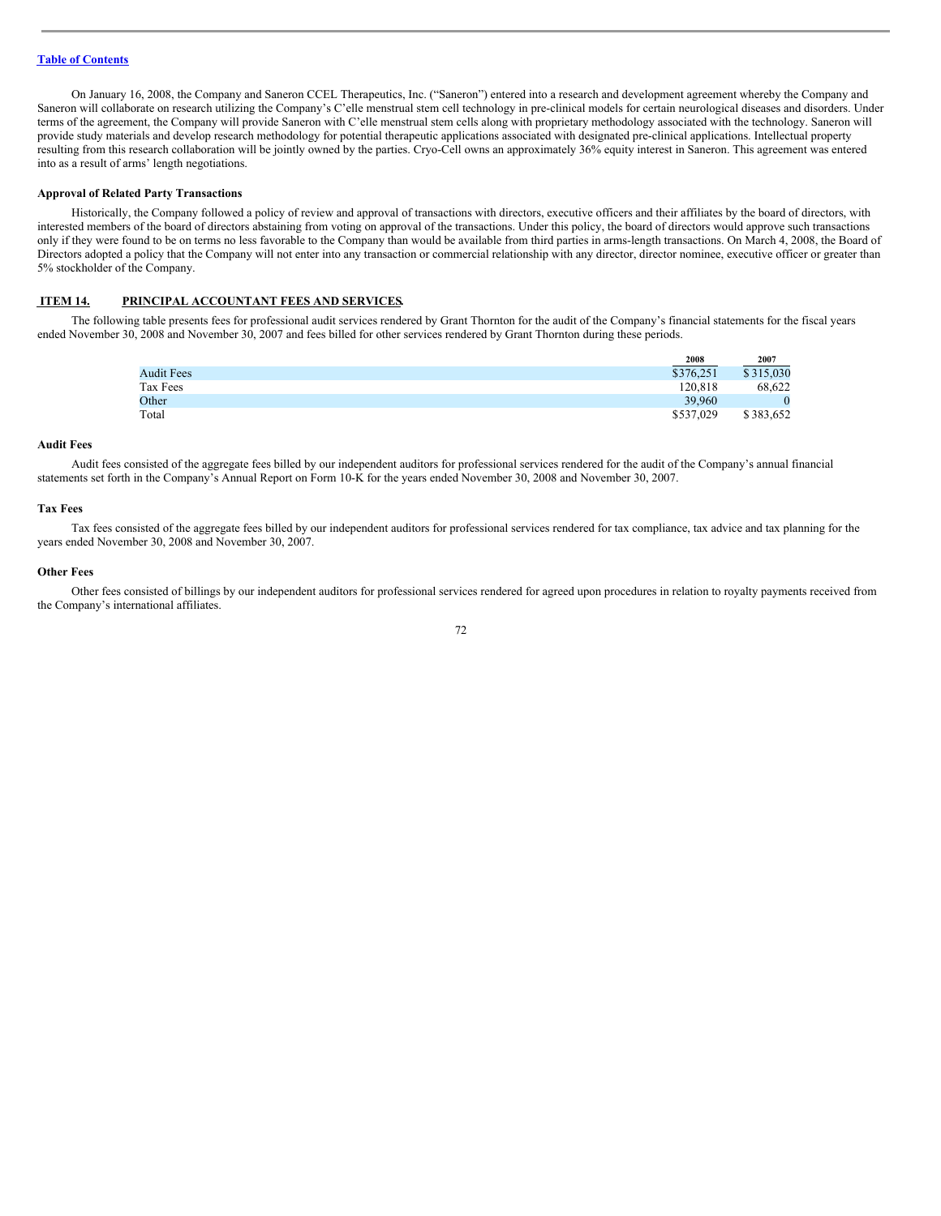On January 16, 2008, the Company and Saneron CCEL Therapeutics, Inc. ("Saneron") entered into a research and development agreement whereby the Company and Saneron will collaborate on research utilizing the Company's C'elle menstrual stem cell technology in pre-clinical models for certain neurological diseases and disorders. Under terms of the agreement, the Company will provide Saneron with C'elle menstrual stem cells along with proprietary methodology associated with the technology. Saneron will provide study materials and develop research methodology for potential therapeutic applications associated with designated pre-clinical applications. Intellectual property resulting from this research collaboration will be jointly owned by the parties. Cryo-Cell owns an approximately 36% equity interest in Saneron. This agreement was entered into as a result of arms' length negotiations.

**Approval of Related Party Transactions**

Historically, the Company followed a policy of review and approval of transactions with directors, executive officers and their affiliates by the board of directors, with interested members of the board of directors abstaining from voting on approval of the transactions. Under this policy, the board of directors would approve such transactions only if they were found to be on terms no less favorable to the Company than would be available from third parties in arms-length transactions. On March 4, 2008, the Board of Directors adopted a policy that the Company will not enter into any transaction or commercial relationship with any director, director nominee, executive officer or greater than 5% stockholder of the Company.

## ITEM 14. PRINCIPAL ACCOUNTANT FEES AND SERVICES.

The following table presents fees for professional audit services rendered by Grant Thornton for the audit of the Company's financial statements for the fiscal years ended November 30, 2008 and November 30, 2007 and fees billed for other services rendered by Grant Thornton during these periods.

| | 2008 | 2007 |
|---|---|---|
| Audit Fees | $376,251 | $ 315,030 |
| Tax Fees | 120,818 | 68,622 |
| Other | 39,960 | 0 |
| Total | $537,029 | $ 383,652 |

**Audit Fees**

Audit fees consisted of the aggregate fees billed by our independent auditors for professional services rendered for the audit of the Company's annual financial statements set forth in the Company's Annual Report on Form 10-K for the years ended November 30, 2008 and November 30, 2007.

**Tax Fees**

Tax fees consisted of the aggregate fees billed by our independent auditors for professional services rendered for tax compliance, tax advice and tax planning for the years ended November 30, 2008 and November 30, 2007.

**Other Fees**

Other fees consisted of billings by our independent auditors for professional services rendered for agreed upon procedures in relation to royalty payments received from the Company's international affiliates.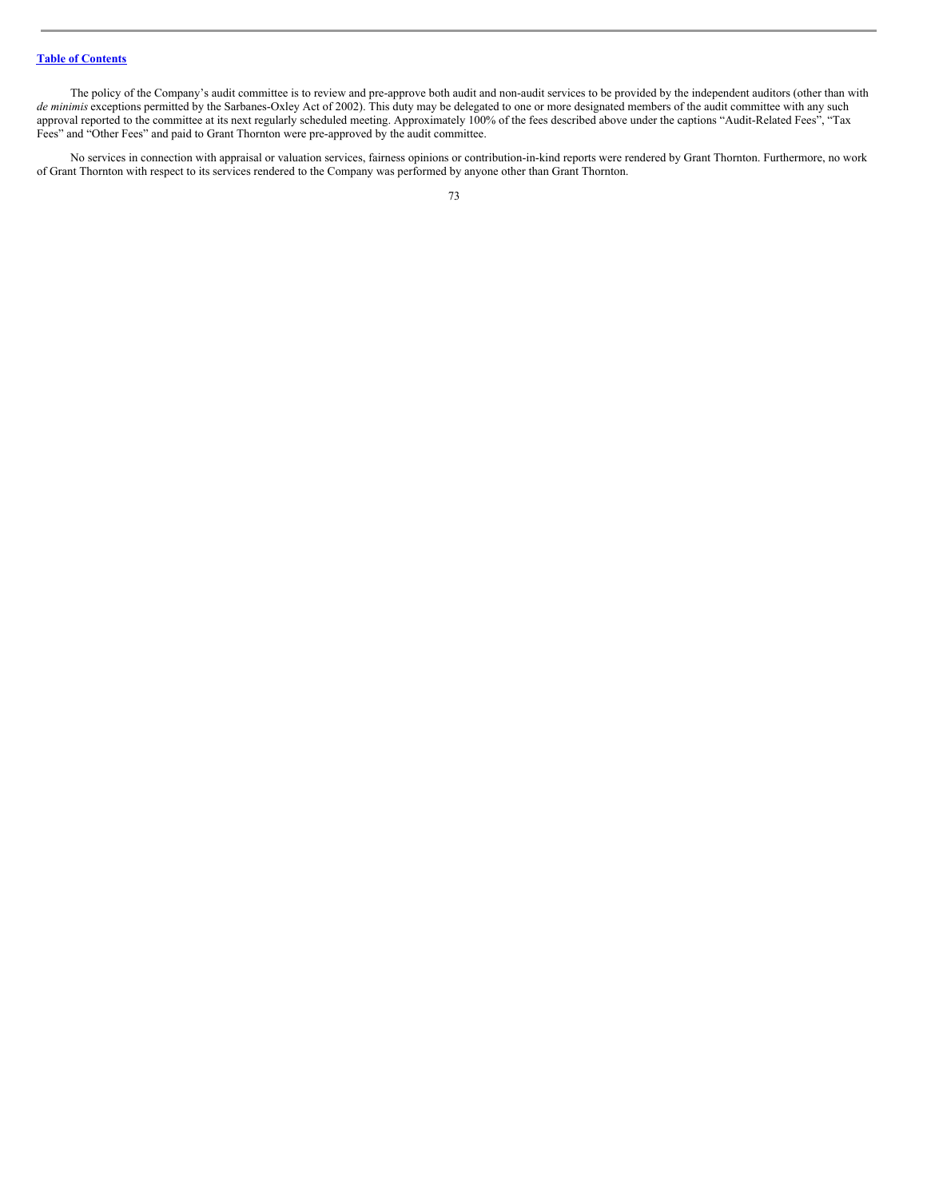The policy of the Company's audit committee is to review and pre-approve both audit and non-audit services to be provided by the independent auditors (other than with *de minimis* exceptions permitted by the Sarbanes-Oxley Act of 2002). This duty may be delegated to one or more designated members of the audit committee with any such approval reported to the committee at its next regularly scheduled meeting. Approximately 100% of the fees described above under the captions "Audit-Related Fees", "Tax Fees" and "Other Fees" and paid to Grant Thornton were pre-approved by the audit committee.

No services in connection with appraisal or valuation services, fairness opinions or contribution-in-kind reports were rendered by Grant Thornton. Furthermore, no work of Grant Thornton with respect to its services rendered to the Company was performed by anyone other than Grant Thornton.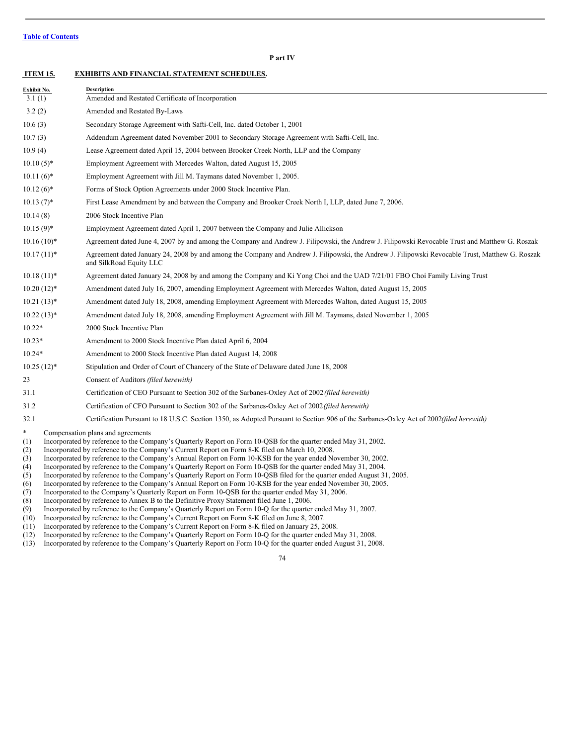[Table of Contents](#)

**Part IV**

## ITEM 15. EXHIBITS AND FINANCIAL STATEMENT SCHEDULES.

| Exhibit No. | Description |
|---|---|
| 3.1 (1) | Amended and Restated Certificate of Incorporation |
| 3.2 (2) | Amended and Restated By-Laws |
| 10.6 (3) | Secondary Storage Agreement with Safti-Cell, Inc. dated October 1, 2001 |
| 10.7 (3) | Addendum Agreement dated November 2001 to Secondary Storage Agreement with Safti-Cell, Inc. |
| 10.9 (4) | Lease Agreement dated April 15, 2004 between Brooker Creek North, LLP and the Company |
| 10.10 (5)* | Employment Agreement with Mercedes Walton, dated August 15, 2005 |
| 10.11 (6)* | Employment Agreement with Jill M. Taymans dated November 1, 2005. |
| 10.12 (6)* | Forms of Stock Option Agreements under 2000 Stock Incentive Plan. |
| 10.13 (7)* | First Lease Amendment by and between the Company and Brooker Creek North I, LLP, dated June 7, 2006. |
| 10.14 (8) | 2006 Stock Incentive Plan |
| 10.15 (9)* | Employment Agreement dated April 1, 2007 between the Company and Julie Allickson |
| 10.16 (10)* | Agreement dated June 4, 2007 by and among the Company and Andrew J. Filipowski, the Andrew J. Filipowski Revocable Trust and Matthew G. Roszak |
| 10.17 (11)* | Agreement dated January 24, 2008 by and among the Company and Andrew J. Filipowski, the Andrew J. Filipowski Revocable Trust, Matthew G. Roszak and SilkRoad Equity LLC |
| 10.18 (11)* | Agreement dated January 24, 2008 by and among the Company and Ki Yong Choi and the UAD 7/21/01 FBO Choi Family Living Trust |
| 10.20 (12)* | Amendment dated July 16, 2007, amending Employment Agreement with Mercedes Walton, dated August 15, 2005 |
| 10.21 (13)* | Amendment dated July 18, 2008, amending Employment Agreement with Mercedes Walton, dated August 15, 2005 |
| 10.22 (13)* | Amendment dated July 18, 2008, amending Employment Agreement with Jill M. Taymans, dated November 1, 2005 |
| 10.22* | 2000 Stock Incentive Plan |
| 10.23* | Amendment to 2000 Stock Incentive Plan dated April 6, 2004 |
| 10.24* | Amendment to 2000 Stock Incentive Plan dated August 14, 2008 |
| 10.25 (12)* | Stipulation and Order of Court of Chancery of the State of Delaware dated June 18, 2008 |
| 23 | Consent of Auditors *(filed herewith)* |
| 31.1 | Certification of CEO Pursuant to Section 302 of the Sarbanes-Oxley Act of 2002 *(filed herewith)* |
| 31.2 | Certification of CFO Pursuant to Section 302 of the Sarbanes-Oxley Act of 2002 *(filed herewith)* |
| 32.1 | Certification Pursuant to 18 U.S.C. Section 1350, as Adopted Pursuant to Section 906 of the Sarbanes-Oxley Act of 2002 *(filed herewith)* |

\* Compensation plans and agreements

(1) Incorporated by reference to the Company's Quarterly Report on Form 10-QSB for the quarter ended May 31, 2002.
(2) Incorporated by reference to the Company's Current Report on Form 8-K filed on March 10, 2008.
(3) Incorporated by reference to the Company's Annual Report on Form 10-KSB for the year ended November 30, 2002.
(4) Incorporated by reference to the Company's Quarterly Report on Form 10-QSB for the quarter ended May 31, 2004.
(5) Incorporated by reference to the Company's Quarterly Report on Form 10-QSB filed for the quarter ended August 31, 2005.
(6) Incorporated by reference to the Company's Annual Report on Form 10-KSB for the year ended November 30, 2005.
(7) Incorporated to the Company's Quarterly Report on Form 10-QSB for the quarter ended May 31, 2006.
(8) Incorporated by reference to Annex B to the Definitive Proxy Statement filed June 1, 2006.
(9) Incorporated by reference to the Company's Quarterly Report on Form 10-Q for the quarter ended May 31, 2007.
(10) Incorporated by reference to the Company's Current Report on Form 8-K filed on June 8, 2007.
(11) Incorporated by reference to the Company's Current Report on Form 8-K filed on January 25, 2008.
(12) Incorporated by reference to the Company's Quarterly Report on Form 10-Q for the quarter ended May 31, 2008.
(13) Incorporated by reference to the Company's Quarterly Report on Form 10-Q for the quarter ended August 31, 2008.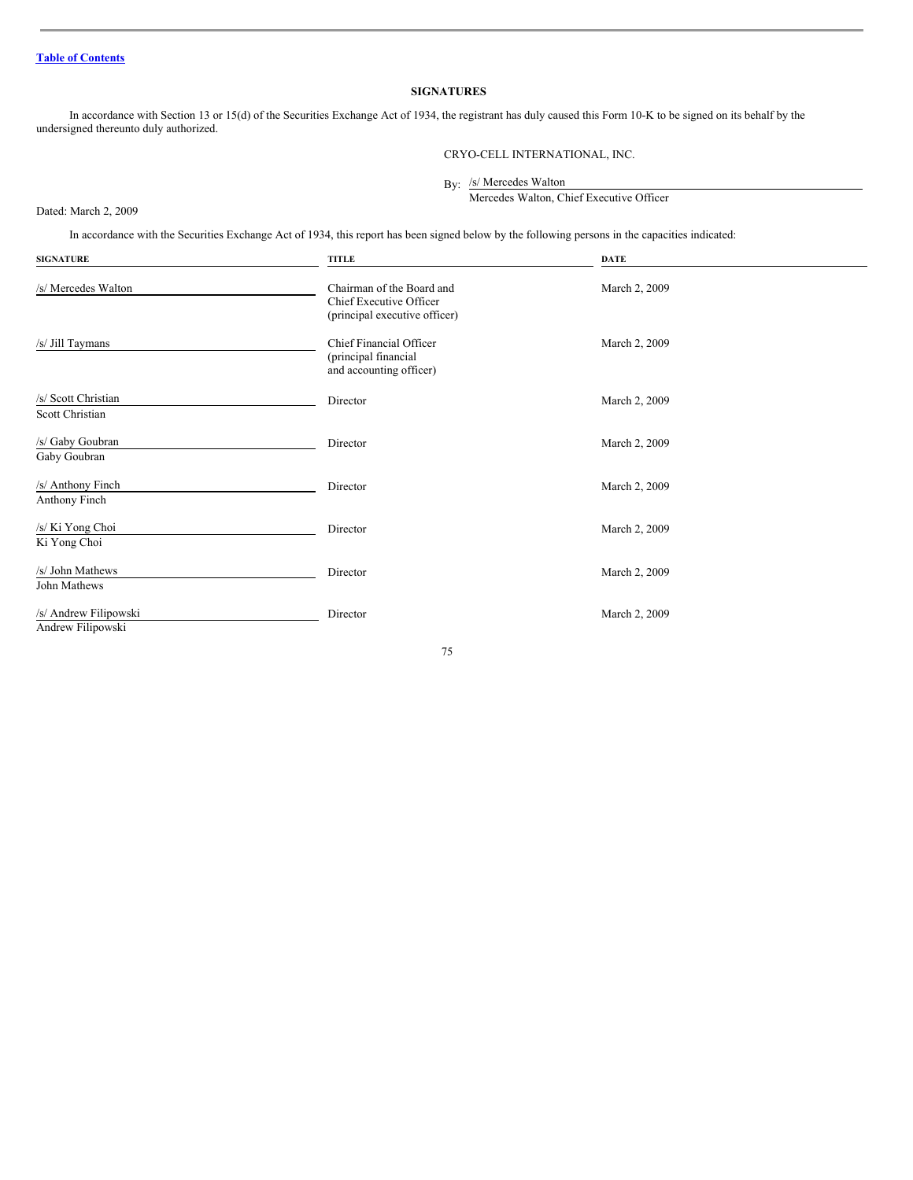[Table of Contents](#)

## SIGNATURES

In accordance with Section 13 or 15(d) of the Securities Exchange Act of 1934, the registrant has duly caused this Form 10-K to be signed on its behalf by the undersigned thereunto duly authorized.

CRYO-CELL INTERNATIONAL, INC.

By: /s/ Mercedes Walton
Mercedes Walton, Chief Executive Officer

Dated: March 2, 2009

In accordance with the Securities Exchange Act of 1934, this report has been signed below by the following persons in the capacities indicated:

| SIGNATURE | TITLE | DATE |
|---|---|---|
| /s/ Mercedes Walton | Chairman of the Board and Chief Executive Officer (principal executive officer) | March 2, 2009 |
| /s/ Jill Taymans | Chief Financial Officer (principal financial and accounting officer) | March 2, 2009 |
| /s/ Scott Christian<br>Scott Christian | Director | March 2, 2009 |
| /s/ Gaby Goubran<br>Gaby Goubran | Director | March 2, 2009 |
| /s/ Anthony Finch<br>Anthony Finch | Director | March 2, 2009 |
| /s/ Ki Yong Choi<br>Ki Yong Choi | Director | March 2, 2009 |
| /s/ John Mathews<br>John Mathews | Director | March 2, 2009 |
| /s/ Andrew Filipowski<br>Andrew Filipowski | Director | March 2, 2009 |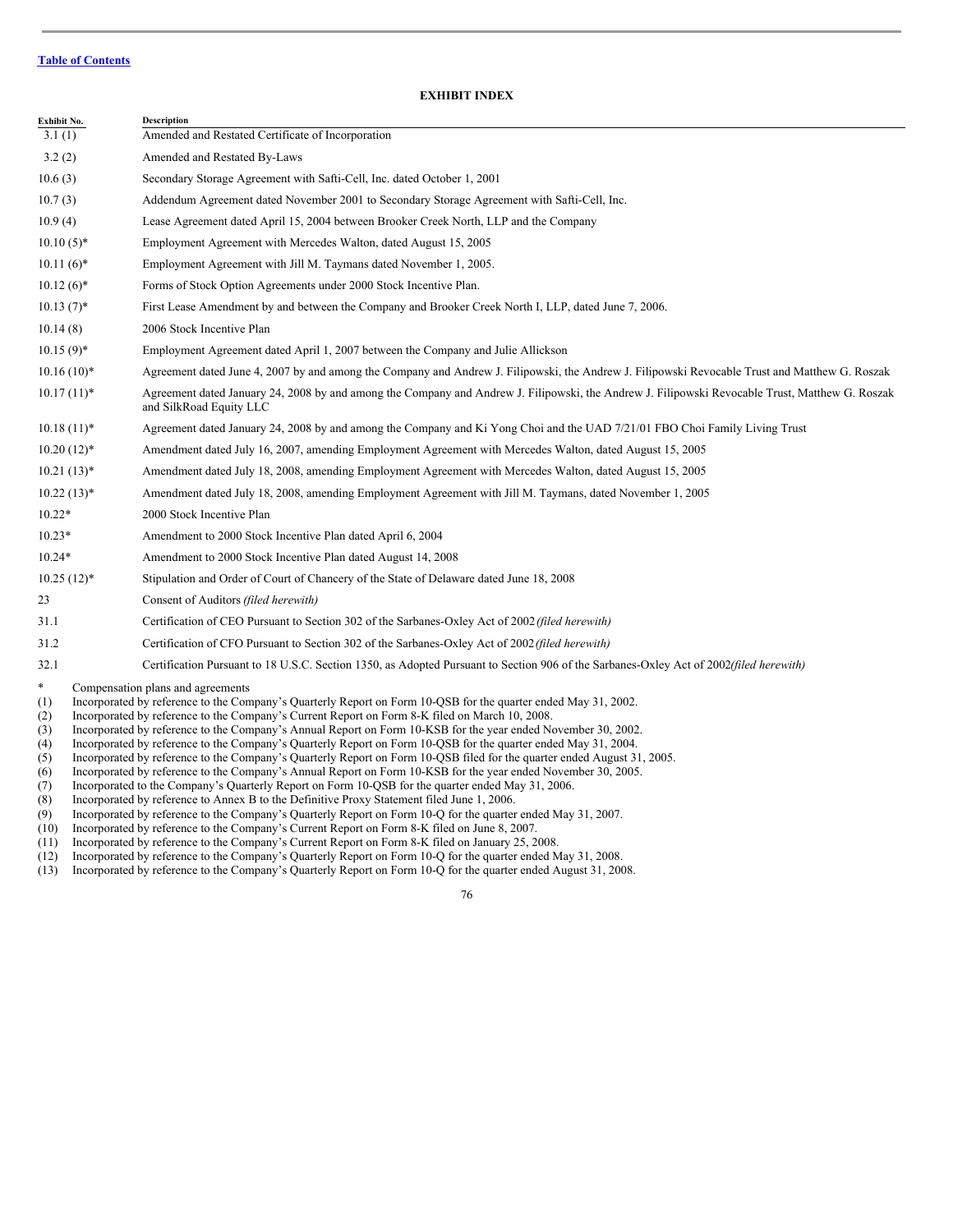[Table of Contents](#)

**EXHIBIT INDEX**

| Exhibit No. | Description |
|---|---|
| 3.1 (1) | Amended and Restated Certificate of Incorporation |
| 3.2 (2) | Amended and Restated By-Laws |
| 10.6 (3) | Secondary Storage Agreement with Safti-Cell, Inc. dated October 1, 2001 |
| 10.7 (3) | Addendum Agreement dated November 2001 to Secondary Storage Agreement with Safti-Cell, Inc. |
| 10.9 (4) | Lease Agreement dated April 15, 2004 between Brooker Creek North, LLP and the Company |
| 10.10 (5)* | Employment Agreement with Mercedes Walton, dated August 15, 2005 |
| 10.11 (6)* | Employment Agreement with Jill M. Taymans dated November 1, 2005. |
| 10.12 (6)* | Forms of Stock Option Agreements under 2000 Stock Incentive Plan. |
| 10.13 (7)* | First Lease Amendment by and between the Company and Brooker Creek North I, LLP, dated June 7, 2006. |
| 10.14 (8) | 2006 Stock Incentive Plan |
| 10.15 (9)* | Employment Agreement dated April 1, 2007 between the Company and Julie Allickson |
| 10.16 (10)* | Agreement dated June 4, 2007 by and among the Company and Andrew J. Filipowski, the Andrew J. Filipowski Revocable Trust and Matthew G. Roszak |
| 10.17 (11)* | Agreement dated January 24, 2008 by and among the Company and Andrew J. Filipowski, the Andrew J. Filipowski Revocable Trust, Matthew G. Roszak and SilkRoad Equity LLC |
| 10.18 (11)* | Agreement dated January 24, 2008 by and among the Company and Ki Yong Choi and the UAD 7/21/01 FBO Choi Family Living Trust |
| 10.20 (12)* | Amendment dated July 16, 2007, amending Employment Agreement with Mercedes Walton, dated August 15, 2005 |
| 10.21 (13)* | Amendment dated July 18, 2008, amending Employment Agreement with Mercedes Walton, dated August 15, 2005 |
| 10.22 (13)* | Amendment dated July 18, 2008, amending Employment Agreement with Jill M. Taymans, dated November 1, 2005 |
| 10.22* | 2000 Stock Incentive Plan |
| 10.23* | Amendment to 2000 Stock Incentive Plan dated April 6, 2004 |
| 10.24* | Amendment to 2000 Stock Incentive Plan dated August 14, 2008 |
| 10.25 (12)* | Stipulation and Order of Court of Chancery of the State of Delaware dated June 18, 2008 |
| 23 | Consent of Auditors *(filed herewith)* |
| 31.1 | Certification of CEO Pursuant to Section 302 of the Sarbanes-Oxley Act of 2002 *(filed herewith)* |
| 31.2 | Certification of CFO Pursuant to Section 302 of the Sarbanes-Oxley Act of 2002 *(filed herewith)* |
| 32.1 | Certification Pursuant to 18 U.S.C. Section 1350, as Adopted Pursuant to Section 906 of the Sarbanes-Oxley Act of 2002 *(filed herewith)* |

\* Compensation plans and agreements

(1) Incorporated by reference to the Company's Quarterly Report on Form 10-QSB for the quarter ended May 31, 2002.
(2) Incorporated by reference to the Company's Current Report on Form 8-K filed on March 10, 2008.
(3) Incorporated by reference to the Company's Annual Report on Form 10-KSB for the year ended November 30, 2002.
(4) Incorporated by reference to the Company's Quarterly Report on Form 10-QSB for the quarter ended May 31, 2004.
(5) Incorporated by reference to the Company's Quarterly Report on Form 10-QSB filed for the quarter ended August 31, 2005.
(6) Incorporated by reference to the Company's Annual Report on Form 10-KSB for the year ended November 30, 2005.
(7) Incorporated to the Company's Quarterly Report on Form 10-QSB for the quarter ended May 31, 2006.
(8) Incorporated by reference to Annex B to the Definitive Proxy Statement filed June 1, 2006.
(9) Incorporated by reference to the Company's Quarterly Report on Form 10-Q for the quarter ended May 31, 2007.
(10) Incorporated by reference to the Company's Current Report on Form 8-K filed on June 8, 2007.
(11) Incorporated by reference to the Company's Current Report on Form 8-K filed on January 25, 2008.
(12) Incorporated by reference to the Company's Quarterly Report on Form 10-Q for the quarter ended May 31, 2008.
(13) Incorporated by reference to the Company's Quarterly Report on Form 10-Q for the quarter ended August 31, 2008.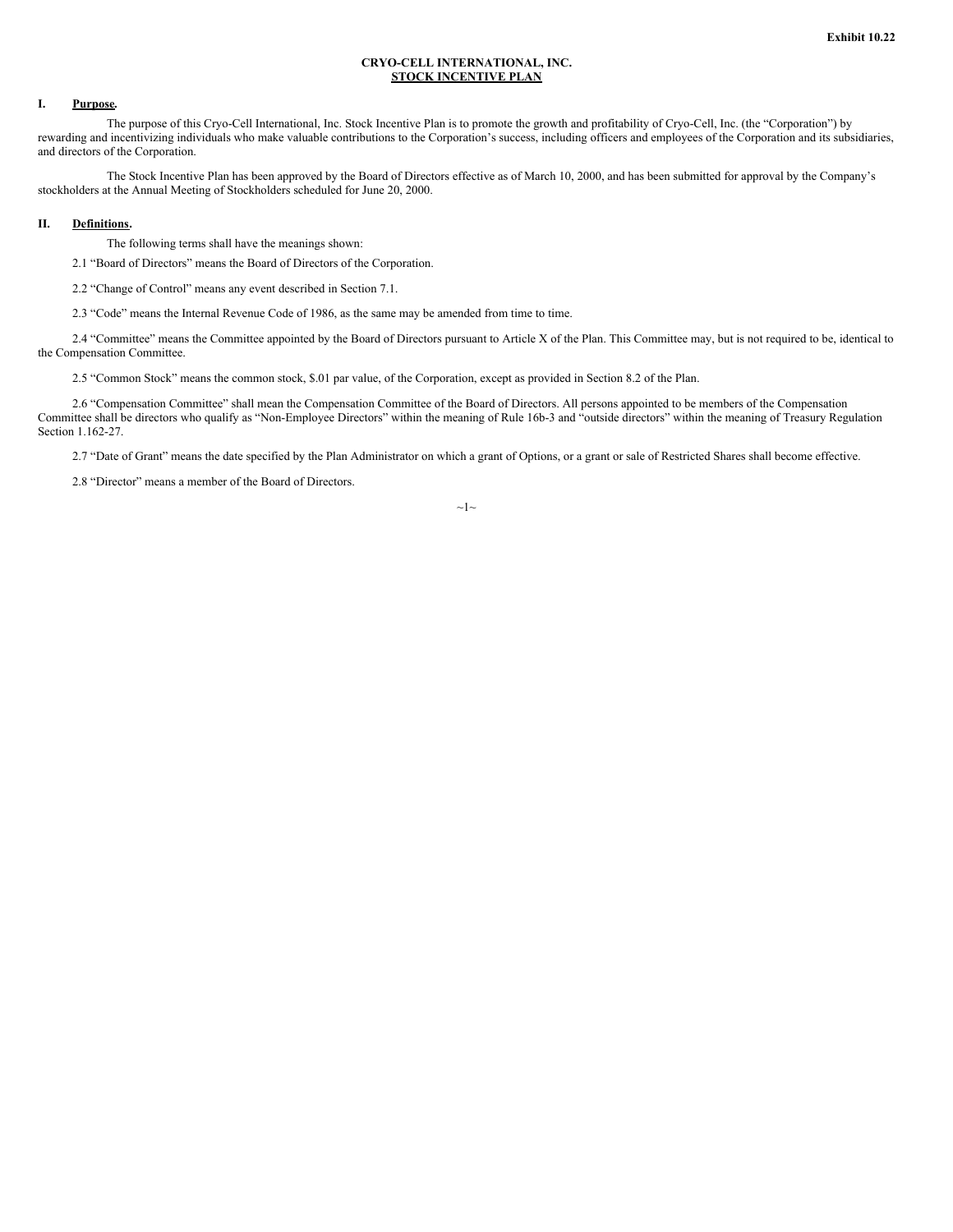Exhibit 10.22

**CRYO-CELL INTERNATIONAL, INC.**
**STOCK INCENTIVE PLAN**

## I. Purpose.

The purpose of this Cryo-Cell International, Inc. Stock Incentive Plan is to promote the growth and profitability of Cryo-Cell, Inc. (the "Corporation") by rewarding and incentivizing individuals who make valuable contributions to the Corporation's success, including officers and employees of the Corporation and its subsidiaries, and directors of the Corporation.

The Stock Incentive Plan has been approved by the Board of Directors effective as of March 10, 2000, and has been submitted for approval by the Company's stockholders at the Annual Meeting of Stockholders scheduled for June 20, 2000.

## II. Definitions.

The following terms shall have the meanings shown:

2.1 "Board of Directors" means the Board of Directors of the Corporation.

2.2 "Change of Control" means any event described in Section 7.1.

2.3 "Code" means the Internal Revenue Code of 1986, as the same may be amended from time to time.

2.4 "Committee" means the Committee appointed by the Board of Directors pursuant to Article X of the Plan. This Committee may, but is not required to be, identical to the Compensation Committee.

2.5 "Common Stock" means the common stock, $.01 par value, of the Corporation, except as provided in Section 8.2 of the Plan.

2.6 "Compensation Committee" shall mean the Compensation Committee of the Board of Directors. All persons appointed to be members of the Compensation Committee shall be directors who qualify as "Non-Employee Directors" within the meaning of Rule 16b-3 and "outside directors" within the meaning of Treasury Regulation Section 1.162-27.

2.7 "Date of Grant" means the date specified by the Plan Administrator on which a grant of Options, or a grant or sale of Restricted Shares shall become effective.

2.8 "Director" means a member of the Board of Directors.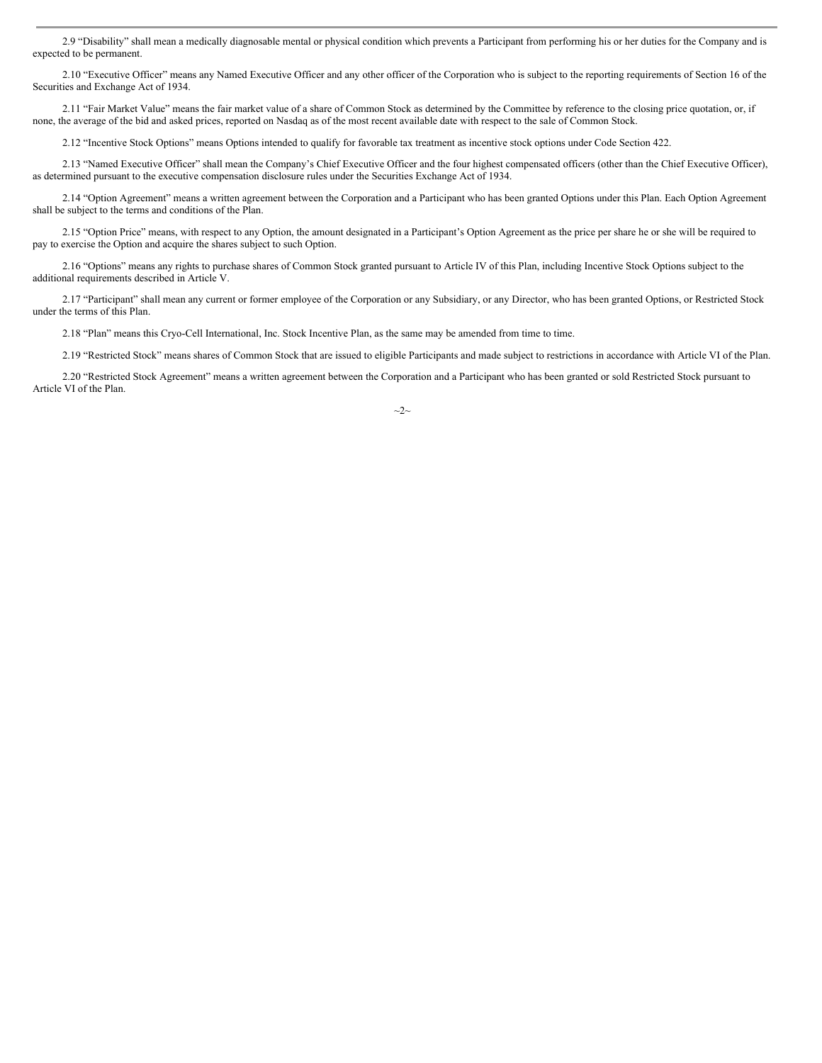2.9 “Disability” shall mean a medically diagnosable mental or physical condition which prevents a Participant from performing his or her duties for the Company and is expected to be permanent.

2.10 “Executive Officer” means any Named Executive Officer and any other officer of the Corporation who is subject to the reporting requirements of Section 16 of the Securities and Exchange Act of 1934.

2.11 “Fair Market Value” means the fair market value of a share of Common Stock as determined by the Committee by reference to the closing price quotation, or, if none, the average of the bid and asked prices, reported on Nasdaq as of the most recent available date with respect to the sale of Common Stock.

2.12 “Incentive Stock Options” means Options intended to qualify for favorable tax treatment as incentive stock options under Code Section 422.

2.13 “Named Executive Officer” shall mean the Company’s Chief Executive Officer and the four highest compensated officers (other than the Chief Executive Officer), as determined pursuant to the executive compensation disclosure rules under the Securities Exchange Act of 1934.

2.14 “Option Agreement” means a written agreement between the Corporation and a Participant who has been granted Options under this Plan. Each Option Agreement shall be subject to the terms and conditions of the Plan.

2.15 “Option Price” means, with respect to any Option, the amount designated in a Participant’s Option Agreement as the price per share he or she will be required to pay to exercise the Option and acquire the shares subject to such Option.

2.16 “Options” means any rights to purchase shares of Common Stock granted pursuant to Article IV of this Plan, including Incentive Stock Options subject to the additional requirements described in Article V.

2.17 “Participant” shall mean any current or former employee of the Corporation or any Subsidiary, or any Director, who has been granted Options, or Restricted Stock under the terms of this Plan.

2.18 “Plan” means this Cryo-Cell International, Inc. Stock Incentive Plan, as the same may be amended from time to time.

2.19 “Restricted Stock” means shares of Common Stock that are issued to eligible Participants and made subject to restrictions in accordance with Article VI of the Plan.

2.20 “Restricted Stock Agreement” means a written agreement between the Corporation and a Participant who has been granted or sold Restricted Stock pursuant to Article VI of the Plan.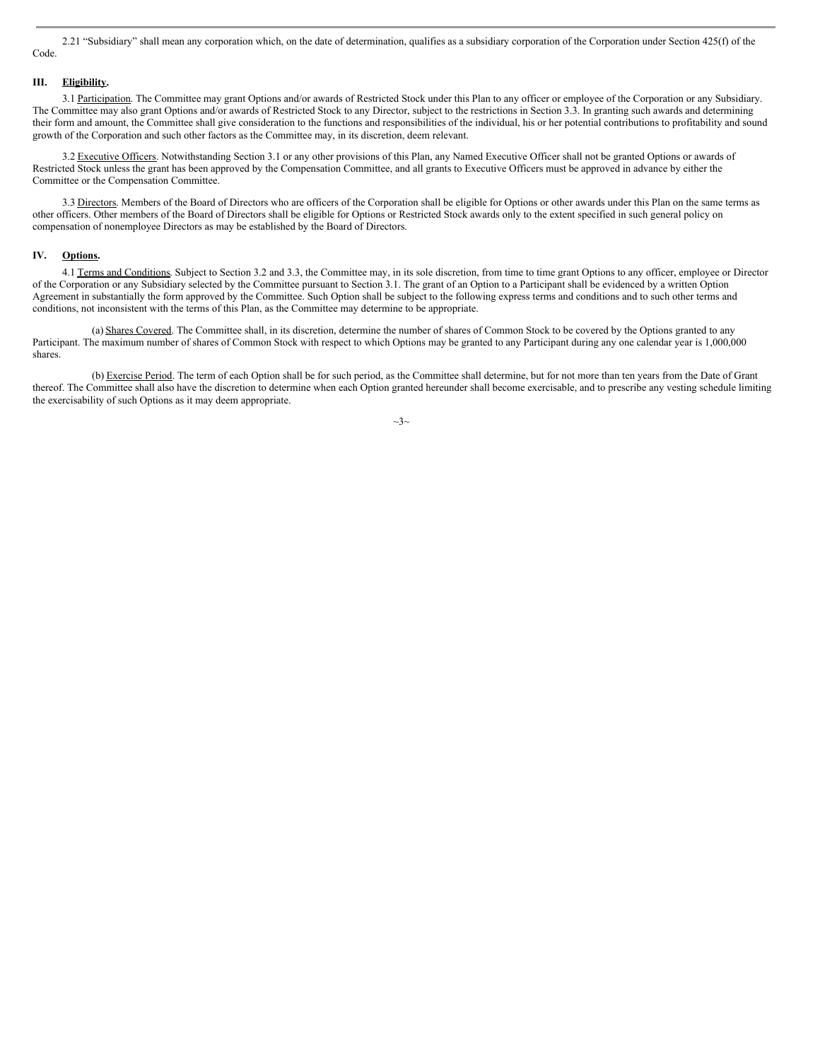2.21 “Subsidiary” shall mean any corporation which, on the date of determination, qualifies as a subsidiary corporation of the Corporation under Section 425(f) of the Code.

## III. Eligibility.

3.1 Participation. The Committee may grant Options and/or awards of Restricted Stock under this Plan to any officer or employee of the Corporation or any Subsidiary. The Committee may also grant Options and/or awards of Restricted Stock to any Director, subject to the restrictions in Section 3.3. In granting such awards and determining their form and amount, the Committee shall give consideration to the functions and responsibilities of the individual, his or her potential contributions to profitability and sound growth of the Corporation and such other factors as the Committee may, in its discretion, deem relevant.

3.2 Executive Officers. Notwithstanding Section 3.1 or any other provisions of this Plan, any Named Executive Officer shall not be granted Options or awards of Restricted Stock unless the grant has been approved by the Compensation Committee, and all grants to Executive Officers must be approved in advance by either the Committee or the Compensation Committee.

3.3 Directors. Members of the Board of Directors who are officers of the Corporation shall be eligible for Options or other awards under this Plan on the same terms as other officers. Other members of the Board of Directors shall be eligible for Options or Restricted Stock awards only to the extent specified in such general policy on compensation of nonemployee Directors as may be established by the Board of Directors.

## IV. Options.

4.1 Terms and Conditions. Subject to Section 3.2 and 3.3, the Committee may, in its sole discretion, from time to time grant Options to any officer, employee or Director of the Corporation or any Subsidiary selected by the Committee pursuant to Section 3.1. The grant of an Option to a Participant shall be evidenced by a written Option Agreement in substantially the form approved by the Committee. Such Option shall be subject to the following express terms and conditions and to such other terms and conditions, not inconsistent with the terms of this Plan, as the Committee may determine to be appropriate.

(a) Shares Covered. The Committee shall, in its discretion, determine the number of shares of Common Stock to be covered by the Options granted to any Participant. The maximum number of shares of Common Stock with respect to which Options may be granted to any Participant during any one calendar year is 1,000,000 shares.

(b) Exercise Period. The term of each Option shall be for such period, as the Committee shall determine, but for not more than ten years from the Date of Grant thereof. The Committee shall also have the discretion to determine when each Option granted hereunder shall become exercisable, and to prescribe any vesting schedule limiting the exercisability of such Options as it may deem appropriate.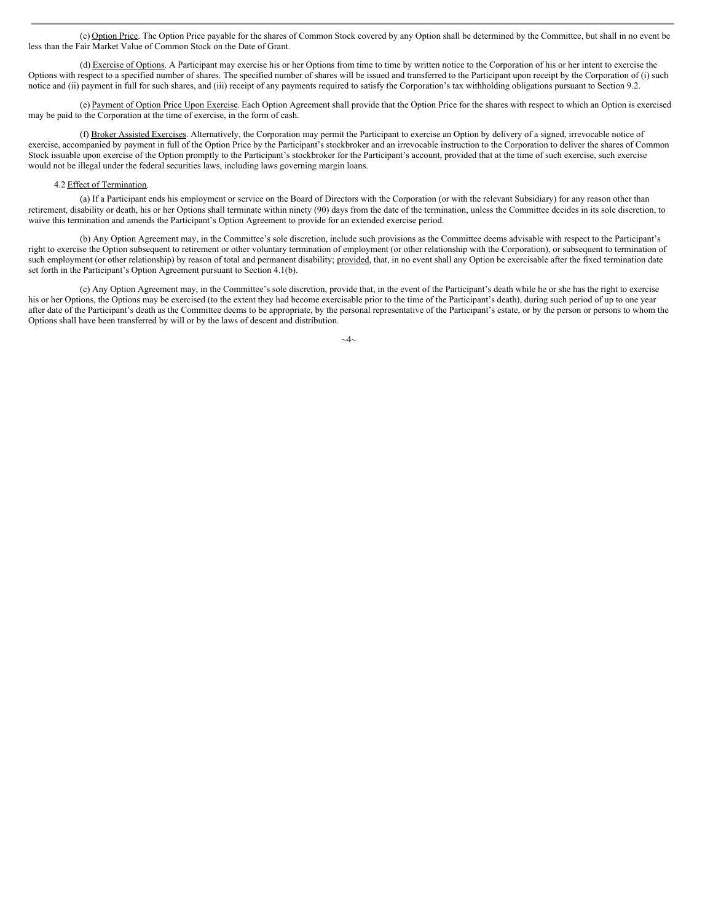(c) Option Price. The Option Price payable for the shares of Common Stock covered by any Option shall be determined by the Committee, but shall in no event be less than the Fair Market Value of Common Stock on the Date of Grant.

(d) Exercise of Options. A Participant may exercise his or her Options from time to time by written notice to the Corporation of his or her intent to exercise the Options with respect to a specified number of shares. The specified number of shares will be issued and transferred to the Participant upon receipt by the Corporation of (i) such notice and (ii) payment in full for such shares, and (iii) receipt of any payments required to satisfy the Corporation's tax withholding obligations pursuant to Section 9.2.

(e) Payment of Option Price Upon Exercise. Each Option Agreement shall provide that the Option Price for the shares with respect to which an Option is exercised may be paid to the Corporation at the time of exercise, in the form of cash.

(f) Broker Assisted Exercises. Alternatively, the Corporation may permit the Participant to exercise an Option by delivery of a signed, irrevocable notice of exercise, accompanied by payment in full of the Option Price by the Participant's stockbroker and an irrevocable instruction to the Corporation to deliver the shares of Common Stock issuable upon exercise of the Option promptly to the Participant's stockbroker for the Participant's account, provided that at the time of such exercise, such exercise would not be illegal under the federal securities laws, including laws governing margin loans.

4.2 Effect of Termination.

(a) If a Participant ends his employment or service on the Board of Directors with the Corporation (or with the relevant Subsidiary) for any reason other than retirement, disability or death, his or her Options shall terminate within ninety (90) days from the date of the termination, unless the Committee decides in its sole discretion, to waive this termination and amends the Participant's Option Agreement to provide for an extended exercise period.

(b) Any Option Agreement may, in the Committee's sole discretion, include such provisions as the Committee deems advisable with respect to the Participant's right to exercise the Option subsequent to retirement or other voluntary termination of employment (or other relationship with the Corporation), or subsequent to termination of such employment (or other relationship) by reason of total and permanent disability; provided, that, in no event shall any Option be exercisable after the fixed termination date set forth in the Participant's Option Agreement pursuant to Section 4.1(b).

(c) Any Option Agreement may, in the Committee's sole discretion, provide that, in the event of the Participant's death while he or she has the right to exercise his or her Options, the Options may be exercised (to the extent they had become exercisable prior to the time of the Participant's death), during such period of up to one year after date of the Participant's death as the Committee deems to be appropriate, by the personal representative of the Participant's estate, or by the person or persons to whom the Options shall have been transferred by will or by the laws of descent and distribution.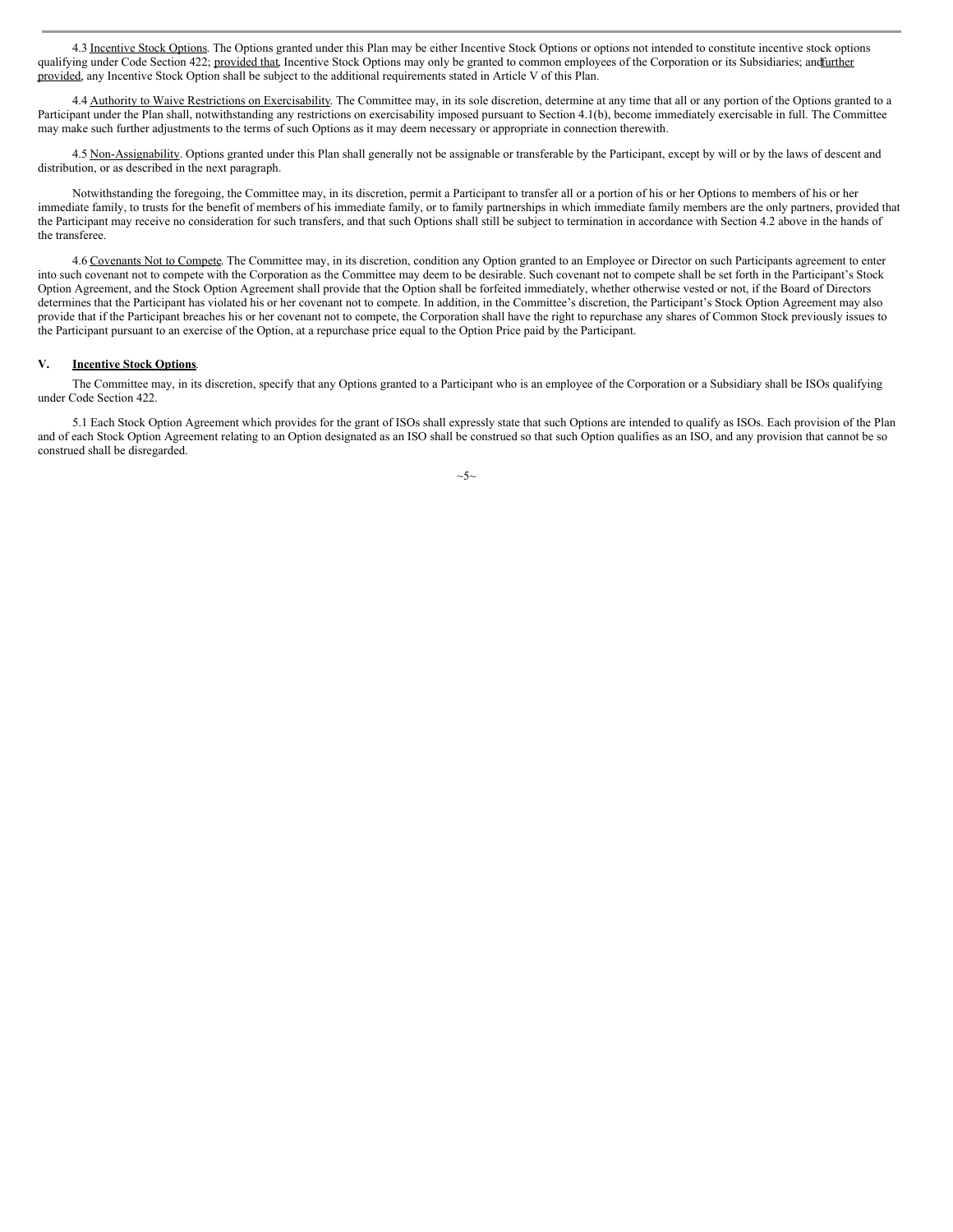4.3 Incentive Stock Options. The Options granted under this Plan may be either Incentive Stock Options or options not intended to constitute incentive stock options qualifying under Code Section 422; provided that, Incentive Stock Options may only be granted to common employees of the Corporation or its Subsidiaries; and further provided, any Incentive Stock Option shall be subject to the additional requirements stated in Article V of this Plan.

4.4 Authority to Waive Restrictions on Exercisability. The Committee may, in its sole discretion, determine at any time that all or any portion of the Options granted to a Participant under the Plan shall, notwithstanding any restrictions on exercisability imposed pursuant to Section 4.1(b), become immediately exercisable in full. The Committee may make such further adjustments to the terms of such Options as it may deem necessary or appropriate in connection therewith.

4.5 Non-Assignability. Options granted under this Plan shall generally not be assignable or transferable by the Participant, except by will or by the laws of descent and distribution, or as described in the next paragraph.

Notwithstanding the foregoing, the Committee may, in its discretion, permit a Participant to transfer all or a portion of his or her Options to members of his or her immediate family, to trusts for the benefit of members of his immediate family, or to family partnerships in which immediate family members are the only partners, provided that the Participant may receive no consideration for such transfers, and that such Options shall still be subject to termination in accordance with Section 4.2 above in the hands of the transferee.

4.6 Covenants Not to Compete. The Committee may, in its discretion, condition any Option granted to an Employee or Director on such Participants agreement to enter into such covenant not to compete with the Corporation as the Committee may deem to be desirable. Such covenant not to compete shall be set forth in the Participant's Stock Option Agreement, and the Stock Option Agreement shall provide that the Option shall be forfeited immediately, whether otherwise vested or not, if the Board of Directors determines that the Participant has violated his or her covenant not to compete. In addition, in the Committee's discretion, the Participant's Stock Option Agreement may also provide that if the Participant breaches his or her covenant not to compete, the Corporation shall have the right to repurchase any shares of Common Stock previously issues to the Participant pursuant to an exercise of the Option, at a repurchase price equal to the Option Price paid by the Participant.

## V. **Incentive Stock Options**.

The Committee may, in its discretion, specify that any Options granted to a Participant who is an employee of the Corporation or a Subsidiary shall be ISOs qualifying under Code Section 422.

5.1 Each Stock Option Agreement which provides for the grant of ISOs shall expressly state that such Options are intended to qualify as ISOs. Each provision of the Plan and of each Stock Option Agreement relating to an Option designated as an ISO shall be construed so that such Option qualifies as an ISO, and any provision that cannot be so construed shall be disregarded.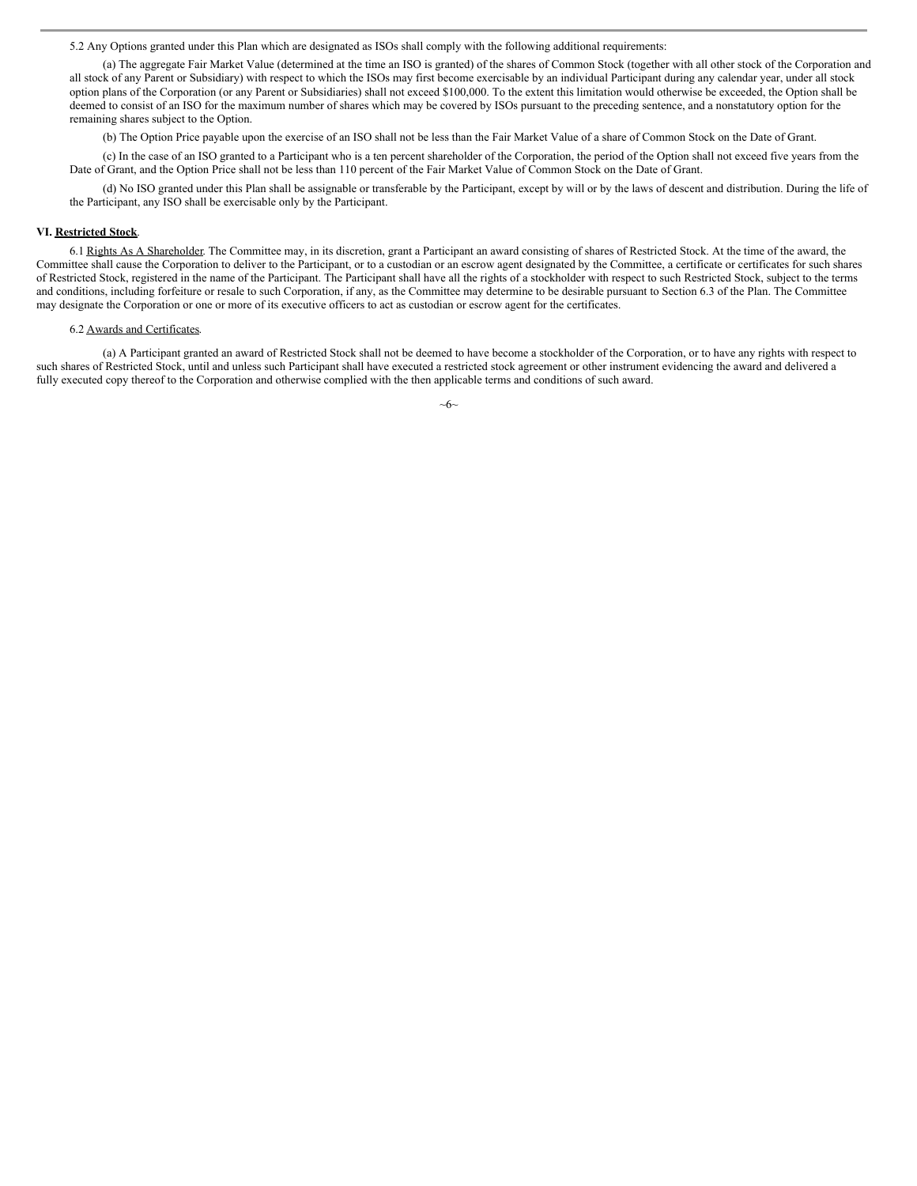5.2 Any Options granted under this Plan which are designated as ISOs shall comply with the following additional requirements:

(a) The aggregate Fair Market Value (determined at the time an ISO is granted) of the shares of Common Stock (together with all other stock of the Corporation and all stock of any Parent or Subsidiary) with respect to which the ISOs may first become exercisable by an individual Participant during any calendar year, under all stock option plans of the Corporation (or any Parent or Subsidiaries) shall not exceed $100,000. To the extent this limitation would otherwise be exceeded, the Option shall be deemed to consist of an ISO for the maximum number of shares which may be covered by ISOs pursuant to the preceding sentence, and a nonstatutory option for the remaining shares subject to the Option.

(b) The Option Price payable upon the exercise of an ISO shall not be less than the Fair Market Value of a share of Common Stock on the Date of Grant.

(c) In the case of an ISO granted to a Participant who is a ten percent shareholder of the Corporation, the period of the Option shall not exceed five years from the Date of Grant, and the Option Price shall not be less than 110 percent of the Fair Market Value of Common Stock on the Date of Grant.

(d) No ISO granted under this Plan shall be assignable or transferable by the Participant, except by will or by the laws of descent and distribution. During the life of the Participant, any ISO shall be exercisable only by the Participant.

**VI. Restricted Stock**.

6.1 Rights As A Shareholder. The Committee may, in its discretion, grant a Participant an award consisting of shares of Restricted Stock. At the time of the award, the Committee shall cause the Corporation to deliver to the Participant, or to a custodian or an escrow agent designated by the Committee, a certificate or certificates for such shares of Restricted Stock, registered in the name of the Participant. The Participant shall have all the rights of a stockholder with respect to such Restricted Stock, subject to the terms and conditions, including forfeiture or resale to such Corporation, if any, as the Committee may determine to be desirable pursuant to Section 6.3 of the Plan. The Committee may designate the Corporation or one or more of its executive officers to act as custodian or escrow agent for the certificates.

6.2 Awards and Certificates.

(a) A Participant granted an award of Restricted Stock shall not be deemed to have become a stockholder of the Corporation, or to have any rights with respect to such shares of Restricted Stock, until and unless such Participant shall have executed a restricted stock agreement or other instrument evidencing the award and delivered a fully executed copy thereof to the Corporation and otherwise complied with the then applicable terms and conditions of such award.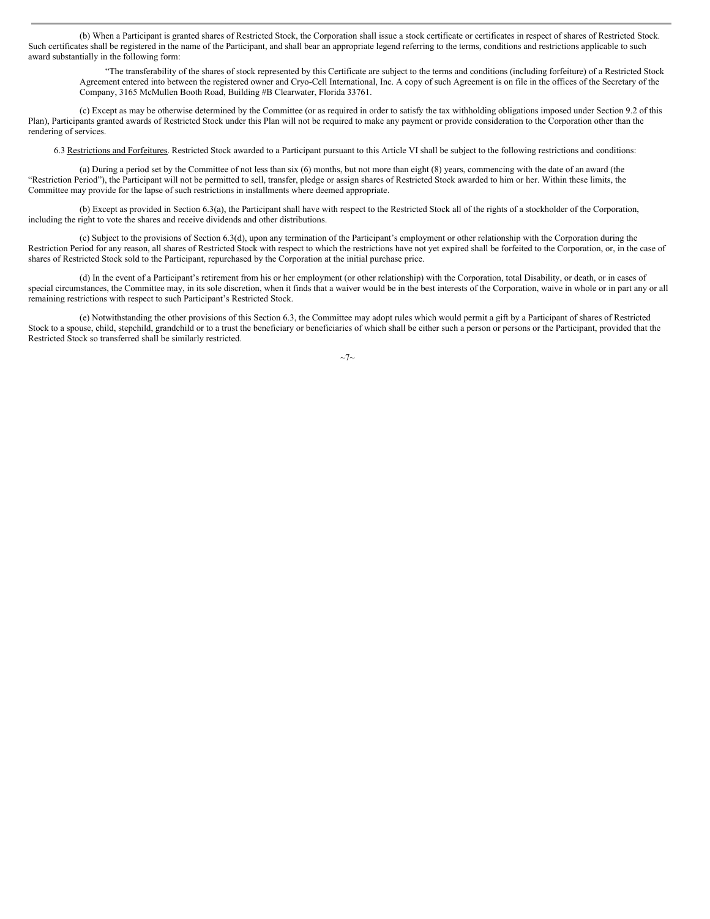(b) When a Participant is granted shares of Restricted Stock, the Corporation shall issue a stock certificate or certificates in respect of shares of Restricted Stock. Such certificates shall be registered in the name of the Participant, and shall bear an appropriate legend referring to the terms, conditions and restrictions applicable to such award substantially in the following form:

> "The transferability of the shares of stock represented by this Certificate are subject to the terms and conditions (including forfeiture) of a Restricted Stock Agreement entered into between the registered owner and Cryo-Cell International, Inc. A copy of such Agreement is on file in the offices of the Secretary of the Company, 3165 McMullen Booth Road, Building #B Clearwater, Florida 33761.

(c) Except as may be otherwise determined by the Committee (or as required in order to satisfy the tax withholding obligations imposed under Section 9.2 of this Plan), Participants granted awards of Restricted Stock under this Plan will not be required to make any payment or provide consideration to the Corporation other than the rendering of services.

6.3 Restrictions and Forfeitures. Restricted Stock awarded to a Participant pursuant to this Article VI shall be subject to the following restrictions and conditions:

(a) During a period set by the Committee of not less than six (6) months, but not more than eight (8) years, commencing with the date of an award (the "Restriction Period"), the Participant will not be permitted to sell, transfer, pledge or assign shares of Restricted Stock awarded to him or her. Within these limits, the Committee may provide for the lapse of such restrictions in installments where deemed appropriate.

(b) Except as provided in Section 6.3(a), the Participant shall have with respect to the Restricted Stock all of the rights of a stockholder of the Corporation, including the right to vote the shares and receive dividends and other distributions.

(c) Subject to the provisions of Section 6.3(d), upon any termination of the Participant's employment or other relationship with the Corporation during the Restriction Period for any reason, all shares of Restricted Stock with respect to which the restrictions have not yet expired shall be forfeited to the Corporation, or, in the case of shares of Restricted Stock sold to the Participant, repurchased by the Corporation at the initial purchase price.

(d) In the event of a Participant's retirement from his or her employment (or other relationship) with the Corporation, total Disability, or death, or in cases of special circumstances, the Committee may, in its sole discretion, when it finds that a waiver would be in the best interests of the Corporation, waive in whole or in part any or all remaining restrictions with respect to such Participant's Restricted Stock.

(e) Notwithstanding the other provisions of this Section 6.3, the Committee may adopt rules which would permit a gift by a Participant of shares of Restricted Stock to a spouse, child, stepchild, grandchild or to a trust the beneficiary or beneficiaries of which shall be either such a person or persons or the Participant, provided that the Restricted Stock so transferred shall be similarly restricted.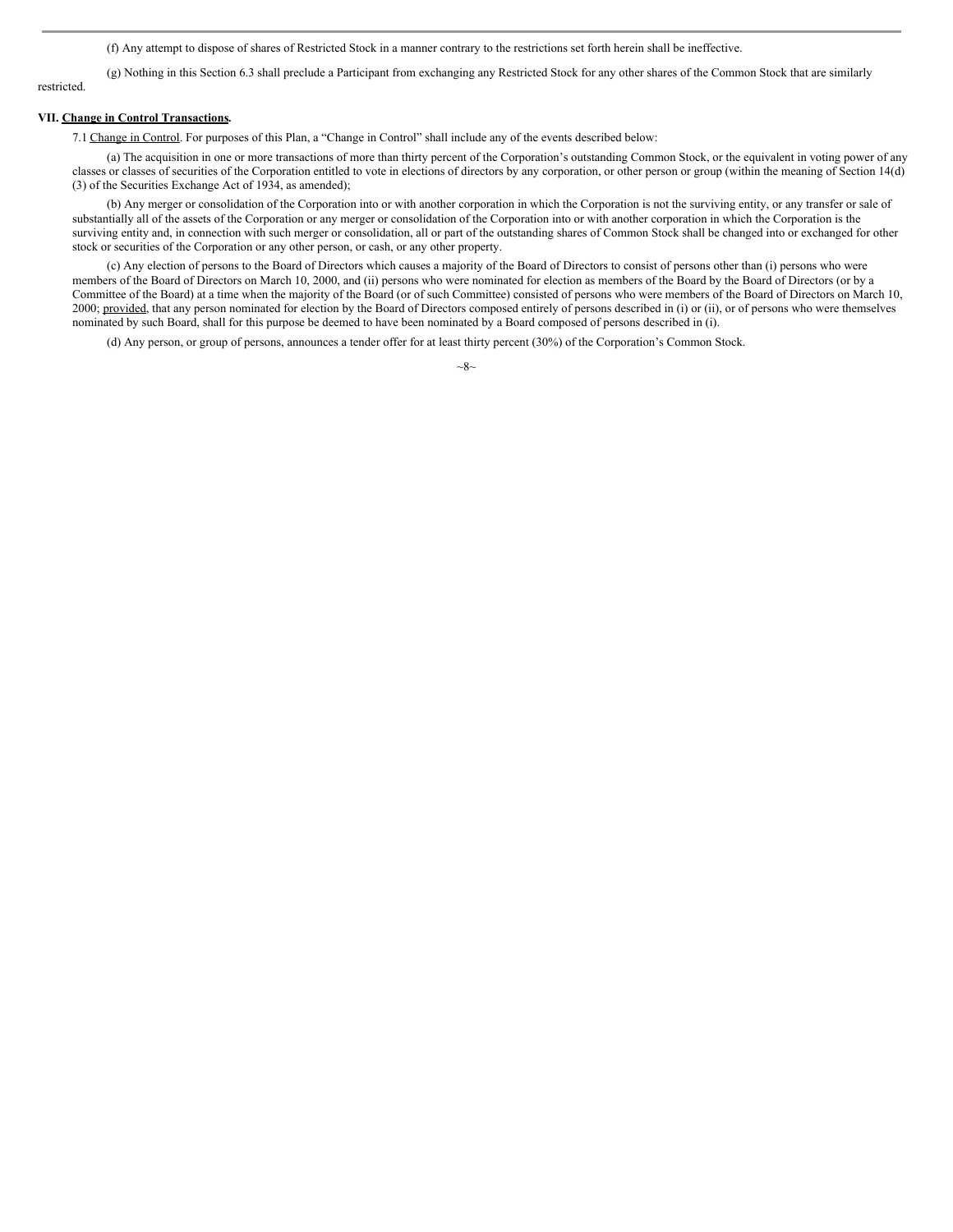(f) Any attempt to dispose of shares of Restricted Stock in a manner contrary to the restrictions set forth herein shall be ineffective.

(g) Nothing in this Section 6.3 shall preclude a Participant from exchanging any Restricted Stock for any other shares of the Common Stock that are similarly restricted.

**VII. <u>Change in Control Transactions</u>.**

7.1 <u>Change in Control</u>. For purposes of this Plan, a "Change in Control" shall include any of the events described below:

(a) The acquisition in one or more transactions of more than thirty percent of the Corporation's outstanding Common Stock, or the equivalent in voting power of any classes or classes of securities of the Corporation entitled to vote in elections of directors by any corporation, or other person or group (within the meaning of Section 14(d)(3) of the Securities Exchange Act of 1934, as amended);

(b) Any merger or consolidation of the Corporation into or with another corporation in which the Corporation is not the surviving entity, or any transfer or sale of substantially all of the assets of the Corporation or any merger or consolidation of the Corporation into or with another corporation in which the Corporation is the surviving entity and, in connection with such merger or consolidation, all or part of the outstanding shares of Common Stock shall be changed into or exchanged for other stock or securities of the Corporation or any other person, or cash, or any other property.

(c) Any election of persons to the Board of Directors which causes a majority of the Board of Directors to consist of persons other than (i) persons who were members of the Board of Directors on March 10, 2000, and (ii) persons who were nominated for election as members of the Board by the Board of Directors (or by a Committee of the Board) at a time when the majority of the Board (or of such Committee) consisted of persons who were members of the Board of Directors on March 10, 2000; <u>provided</u>, that any person nominated for election by the Board of Directors composed entirely of persons described in (i) or (ii), or of persons who were themselves nominated by such Board, shall for this purpose be deemed to have been nominated by a Board composed of persons described in (i).

(d) Any person, or group of persons, announces a tender offer for at least thirty percent (30%) of the Corporation's Common Stock.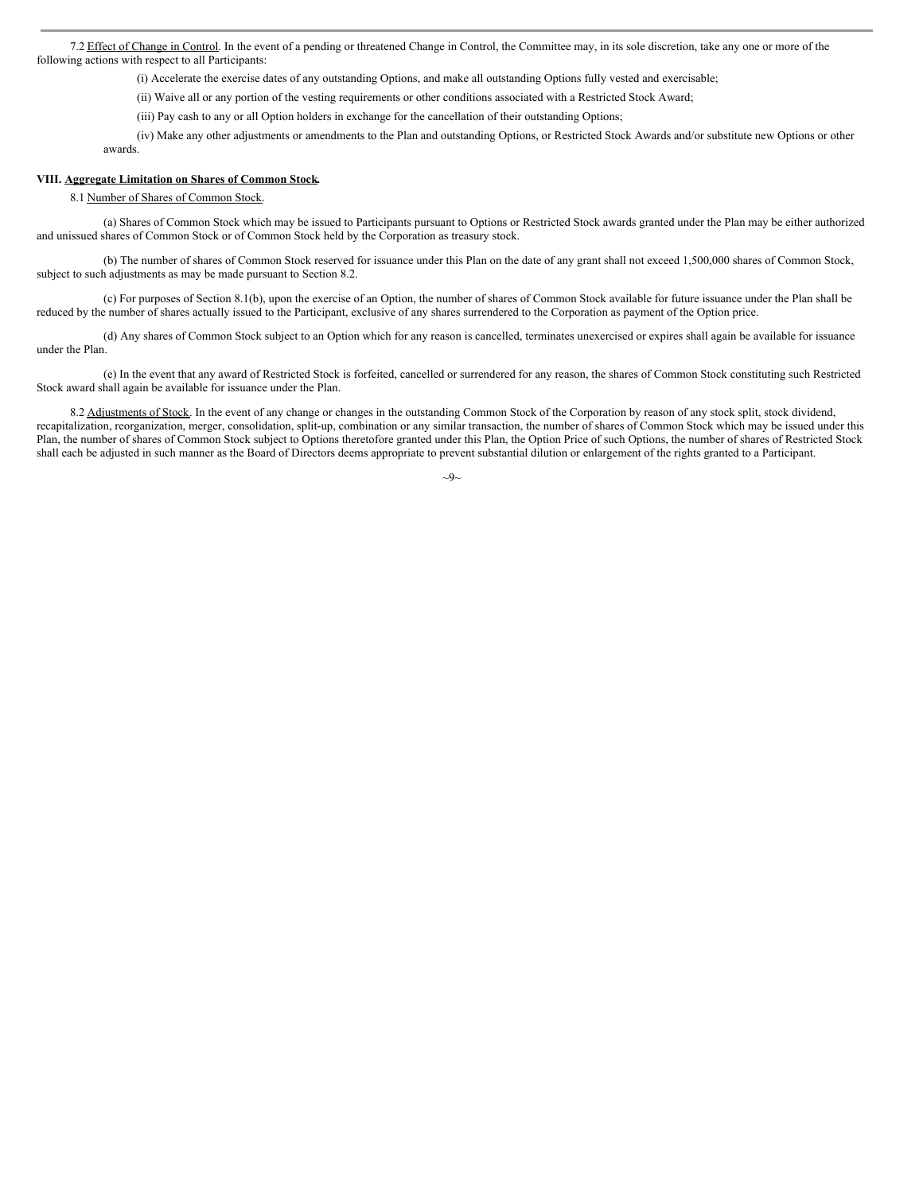7.2 Effect of Change in Control. In the event of a pending or threatened Change in Control, the Committee may, in its sole discretion, take any one or more of the following actions with respect to all Participants:

(i) Accelerate the exercise dates of any outstanding Options, and make all outstanding Options fully vested and exercisable;

(ii) Waive all or any portion of the vesting requirements or other conditions associated with a Restricted Stock Award;

(iii) Pay cash to any or all Option holders in exchange for the cancellation of their outstanding Options;

(iv) Make any other adjustments or amendments to the Plan and outstanding Options, or Restricted Stock Awards and/or substitute new Options or other awards.

**VIII. Aggregate Limitation on Shares of Common Stock.**

8.1 Number of Shares of Common Stock.

(a) Shares of Common Stock which may be issued to Participants pursuant to Options or Restricted Stock awards granted under the Plan may be either authorized and unissued shares of Common Stock or of Common Stock held by the Corporation as treasury stock.

(b) The number of shares of Common Stock reserved for issuance under this Plan on the date of any grant shall not exceed 1,500,000 shares of Common Stock, subject to such adjustments as may be made pursuant to Section 8.2.

(c) For purposes of Section 8.1(b), upon the exercise of an Option, the number of shares of Common Stock available for future issuance under the Plan shall be reduced by the number of shares actually issued to the Participant, exclusive of any shares surrendered to the Corporation as payment of the Option price.

(d) Any shares of Common Stock subject to an Option which for any reason is cancelled, terminates unexercised or expires shall again be available for issuance under the Plan.

(e) In the event that any award of Restricted Stock is forfeited, cancelled or surrendered for any reason, the shares of Common Stock constituting such Restricted Stock award shall again be available for issuance under the Plan.

8.2 Adjustments of Stock. In the event of any change or changes in the outstanding Common Stock of the Corporation by reason of any stock split, stock dividend, recapitalization, reorganization, merger, consolidation, split-up, combination or any similar transaction, the number of shares of Common Stock which may be issued under this Plan, the number of shares of Common Stock subject to Options theretofore granted under this Plan, the Option Price of such Options, the number of shares of Restricted Stock shall each be adjusted in such manner as the Board of Directors deems appropriate to prevent substantial dilution or enlargement of the rights granted to a Participant.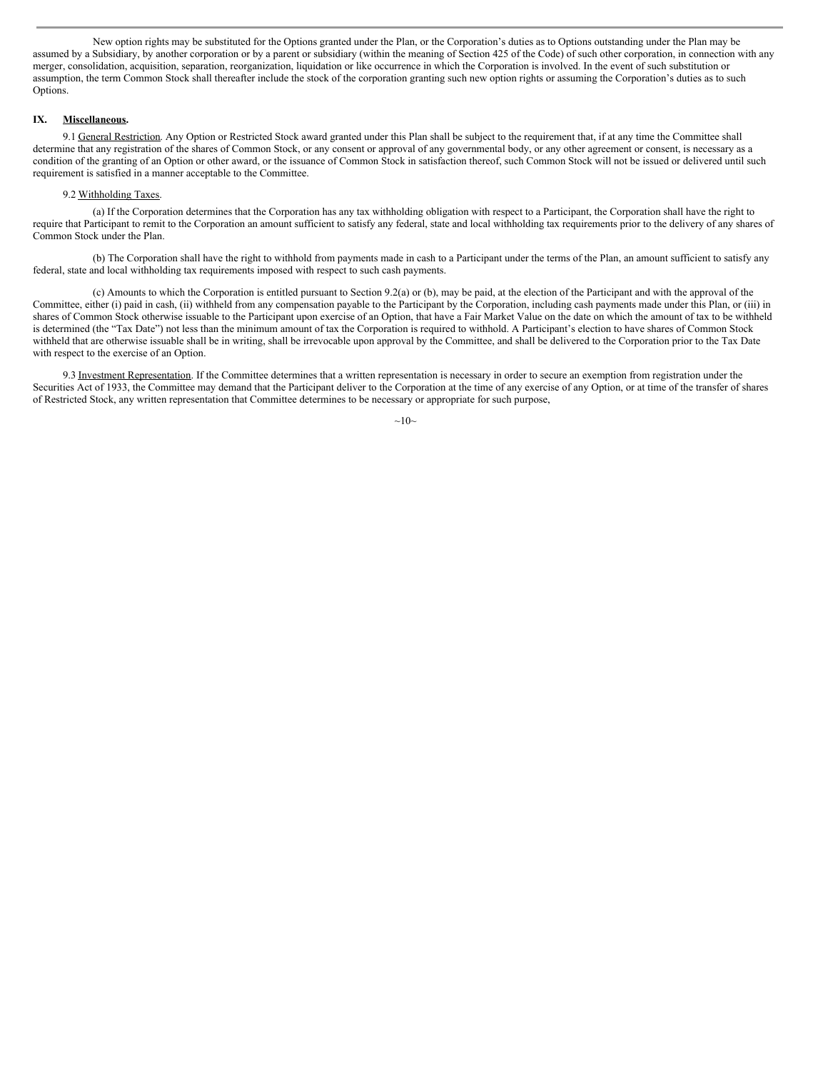New option rights may be substituted for the Options granted under the Plan, or the Corporation's duties as to Options outstanding under the Plan may be assumed by a Subsidiary, by another corporation or by a parent or subsidiary (within the meaning of Section 425 of the Code) of such other corporation, in connection with any merger, consolidation, acquisition, separation, reorganization, liquidation or like occurrence in which the Corporation is involved. In the event of such substitution or assumption, the term Common Stock shall thereafter include the stock of the corporation granting such new option rights or assuming the Corporation's duties as to such Options.

## IX. Miscellaneous.

9.1 General Restriction. Any Option or Restricted Stock award granted under this Plan shall be subject to the requirement that, if at any time the Committee shall determine that any registration of the shares of Common Stock, or any consent or approval of any governmental body, or any other agreement or consent, is necessary as a condition of the granting of an Option or other award, or the issuance of Common Stock in satisfaction thereof, such Common Stock will not be issued or delivered until such requirement is satisfied in a manner acceptable to the Committee.

9.2 Withholding Taxes.

(a) If the Corporation determines that the Corporation has any tax withholding obligation with respect to a Participant, the Corporation shall have the right to require that Participant to remit to the Corporation an amount sufficient to satisfy any federal, state and local withholding tax requirements prior to the delivery of any shares of Common Stock under the Plan.

(b) The Corporation shall have the right to withhold from payments made in cash to a Participant under the terms of the Plan, an amount sufficient to satisfy any federal, state and local withholding tax requirements imposed with respect to such cash payments.

(c) Amounts to which the Corporation is entitled pursuant to Section 9.2(a) or (b), may be paid, at the election of the Participant and with the approval of the Committee, either (i) paid in cash, (ii) withheld from any compensation payable to the Participant by the Corporation, including cash payments made under this Plan, or (iii) in shares of Common Stock otherwise issuable to the Participant upon exercise of an Option, that have a Fair Market Value on the date on which the amount of tax to be withheld is determined (the "Tax Date") not less than the minimum amount of tax the Corporation is required to withhold. A Participant's election to have shares of Common Stock withheld that are otherwise issuable shall be in writing, shall be irrevocable upon approval by the Committee, and shall be delivered to the Corporation prior to the Tax Date with respect to the exercise of an Option.

9.3 Investment Representation. If the Committee determines that a written representation is necessary in order to secure an exemption from registration under the Securities Act of 1933, the Committee may demand that the Participant deliver to the Corporation at the time of any exercise of any Option, or at time of the transfer of shares of Restricted Stock, any written representation that Committee determines to be necessary or appropriate for such purpose,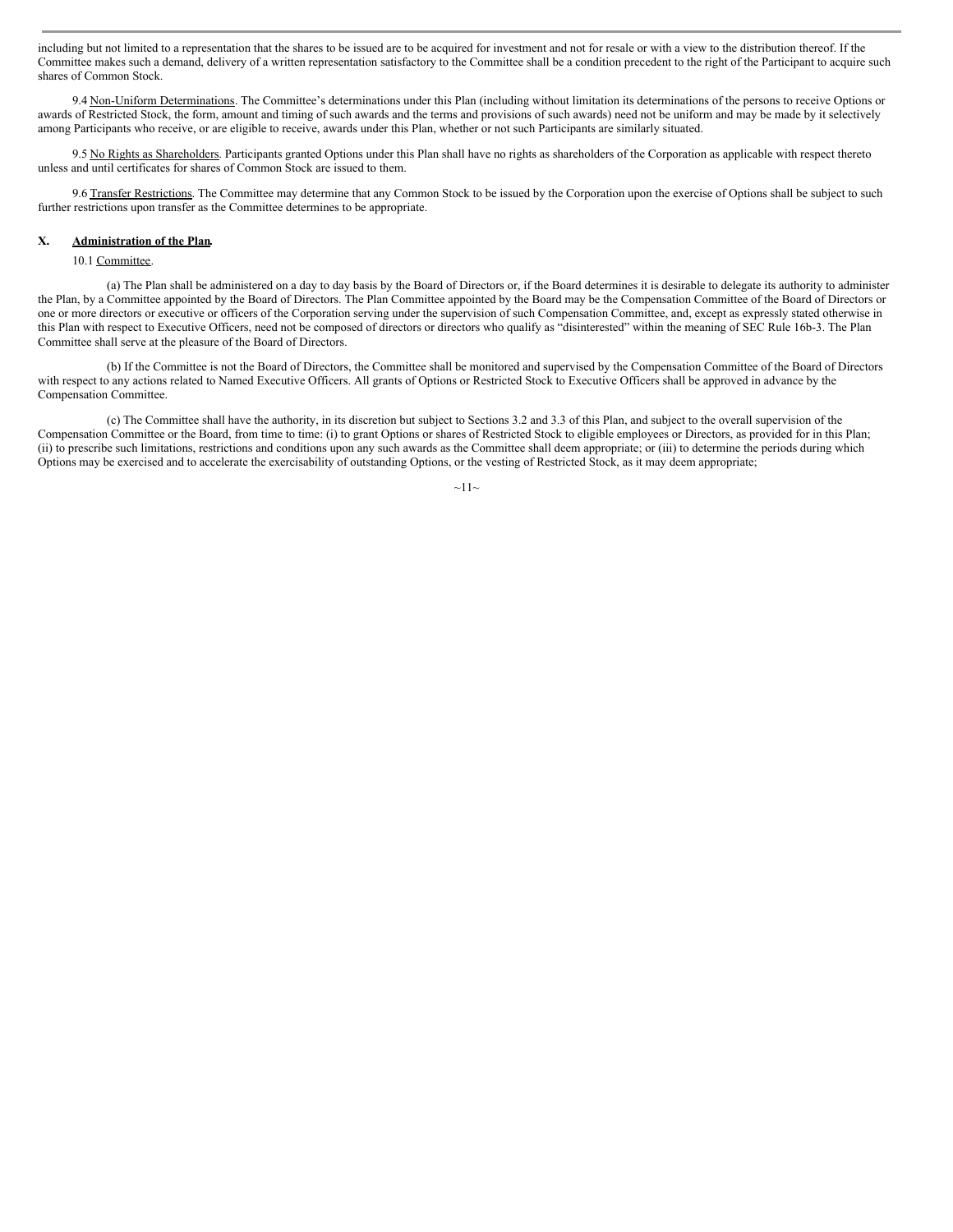including but not limited to a representation that the shares to be issued are to be acquired for investment and not for resale or with a view to the distribution thereof. If the Committee makes such a demand, delivery of a written representation satisfactory to the Committee shall be a condition precedent to the right of the Participant to acquire such shares of Common Stock.

9.4 Non-Uniform Determinations. The Committee's determinations under this Plan (including without limitation its determinations of the persons to receive Options or awards of Restricted Stock, the form, amount and timing of such awards and the terms and provisions of such awards) need not be uniform and may be made by it selectively among Participants who receive, or are eligible to receive, awards under this Plan, whether or not such Participants are similarly situated.

9.5 No Rights as Shareholders. Participants granted Options under this Plan shall have no rights as shareholders of the Corporation as applicable with respect thereto unless and until certificates for shares of Common Stock are issued to them.

9.6 Transfer Restrictions. The Committee may determine that any Common Stock to be issued by the Corporation upon the exercise of Options shall be subject to such further restrictions upon transfer as the Committee determines to be appropriate.

## X. Administration of the Plan.

10.1 Committee.

(a) The Plan shall be administered on a day to day basis by the Board of Directors or, if the Board determines it is desirable to delegate its authority to administer the Plan, by a Committee appointed by the Board of Directors. The Plan Committee appointed by the Board may be the Compensation Committee of the Board of Directors or one or more directors or executive or officers of the Corporation serving under the supervision of such Compensation Committee, and, except as expressly stated otherwise in this Plan with respect to Executive Officers, need not be composed of directors or directors who qualify as "disinterested" within the meaning of SEC Rule 16b-3. The Plan Committee shall serve at the pleasure of the Board of Directors.

(b) If the Committee is not the Board of Directors, the Committee shall be monitored and supervised by the Compensation Committee of the Board of Directors with respect to any actions related to Named Executive Officers. All grants of Options or Restricted Stock to Executive Officers shall be approved in advance by the Compensation Committee.

(c) The Committee shall have the authority, in its discretion but subject to Sections 3.2 and 3.3 of this Plan, and subject to the overall supervision of the Compensation Committee or the Board, from time to time: (i) to grant Options or shares of Restricted Stock to eligible employees or Directors, as provided for in this Plan; (ii) to prescribe such limitations, restrictions and conditions upon any such awards as the Committee shall deem appropriate; or (iii) to determine the periods during which Options may be exercised and to accelerate the exercisability of outstanding Options, or the vesting of Restricted Stock, as it may deem appropriate;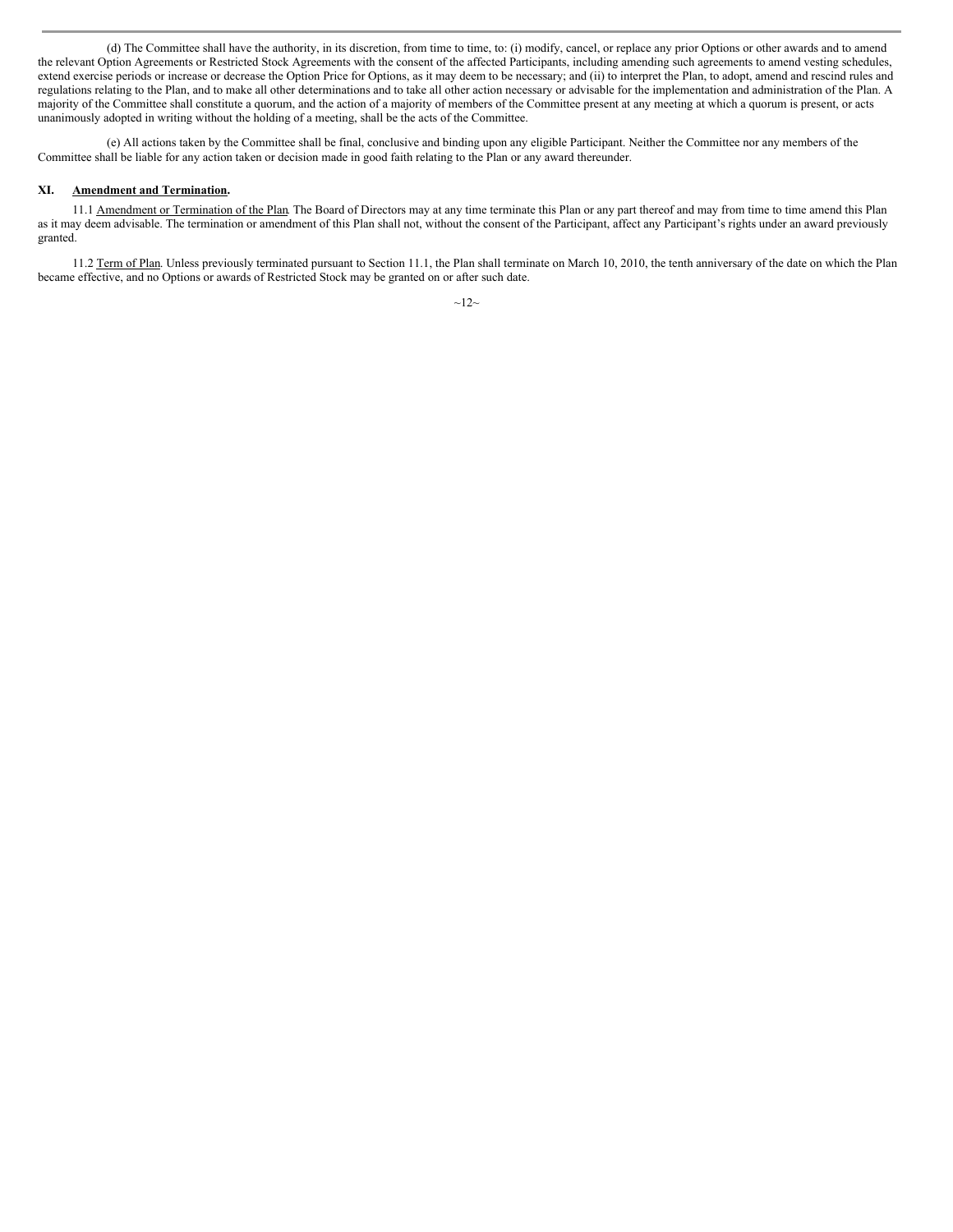(d) The Committee shall have the authority, in its discretion, from time to time, to: (i) modify, cancel, or replace any prior Options or other awards and to amend the relevant Option Agreements or Restricted Stock Agreements with the consent of the affected Participants, including amending such agreements to amend vesting schedules, extend exercise periods or increase or decrease the Option Price for Options, as it may deem to be necessary; and (ii) to interpret the Plan, to adopt, amend and rescind rules and regulations relating to the Plan, and to make all other determinations and to take all other action necessary or advisable for the implementation and administration of the Plan. A majority of the Committee shall constitute a quorum, and the action of a majority of members of the Committee present at any meeting at which a quorum is present, or acts unanimously adopted in writing without the holding of a meeting, shall be the acts of the Committee.

(e) All actions taken by the Committee shall be final, conclusive and binding upon any eligible Participant. Neither the Committee nor any members of the Committee shall be liable for any action taken or decision made in good faith relating to the Plan or any award thereunder.

**XI. Amendment and Termination.**

11.1 Amendment or Termination of the Plan. The Board of Directors may at any time terminate this Plan or any part thereof and may from time to time amend this Plan as it may deem advisable. The termination or amendment of this Plan shall not, without the consent of the Participant, affect any Participant's rights under an award previously granted.

11.2 Term of Plan. Unless previously terminated pursuant to Section 11.1, the Plan shall terminate on March 10, 2010, the tenth anniversary of the date on which the Plan became effective, and no Options or awards of Restricted Stock may be granted on or after such date.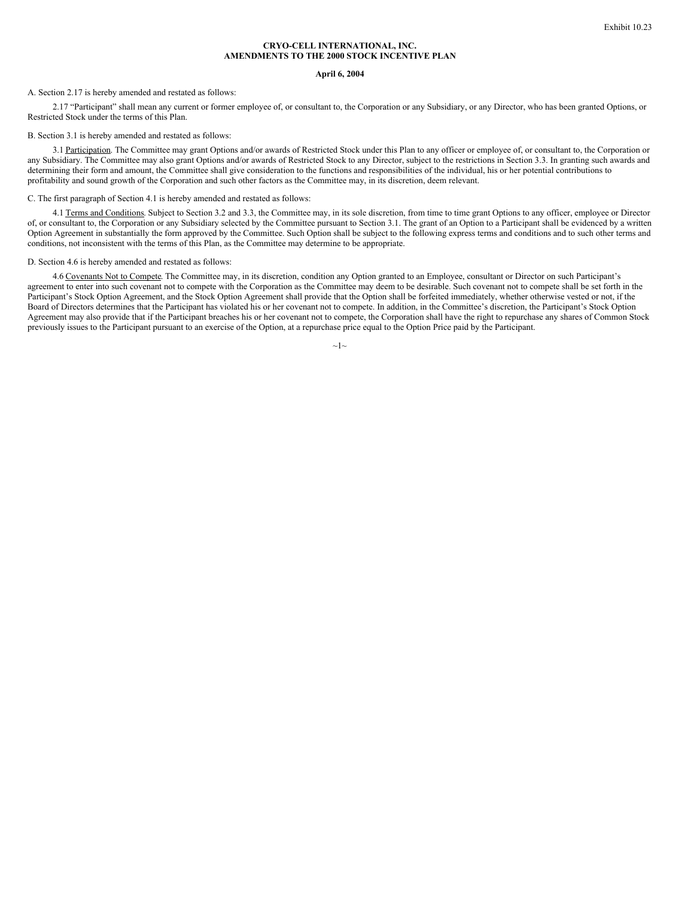Exhibit 10.23

**CRYO-CELL INTERNATIONAL, INC.**
**AMENDMENTS TO THE 2000 STOCK INCENTIVE PLAN**

**April 6, 2004**

A. Section 2.17 is hereby amended and restated as follows:

2.17 "Participant" shall mean any current or former employee of, or consultant to, the Corporation or any Subsidiary, or any Director, who has been granted Options, or Restricted Stock under the terms of this Plan.

B. Section 3.1 is hereby amended and restated as follows:

3.1 Participation. The Committee may grant Options and/or awards of Restricted Stock under this Plan to any officer or employee of, or consultant to, the Corporation or any Subsidiary. The Committee may also grant Options and/or awards of Restricted Stock to any Director, subject to the restrictions in Section 3.3. In granting such awards and determining their form and amount, the Committee shall give consideration to the functions and responsibilities of the individual, his or her potential contributions to profitability and sound growth of the Corporation and such other factors as the Committee may, in its discretion, deem relevant.

C. The first paragraph of Section 4.1 is hereby amended and restated as follows:

4.1 Terms and Conditions. Subject to Section 3.2 and 3.3, the Committee may, in its sole discretion, from time to time grant Options to any officer, employee or Director of, or consultant to, the Corporation or any Subsidiary selected by the Committee pursuant to Section 3.1. The grant of an Option to a Participant shall be evidenced by a written Option Agreement in substantially the form approved by the Committee. Such Option shall be subject to the following express terms and conditions and to such other terms and conditions, not inconsistent with the terms of this Plan, as the Committee may determine to be appropriate.

D. Section 4.6 is hereby amended and restated as follows:

4.6 Covenants Not to Compete. The Committee may, in its discretion, condition any Option granted to an Employee, consultant or Director on such Participant's agreement to enter into such covenant not to compete with the Corporation as the Committee may deem to be desirable. Such covenant not to compete shall be set forth in the Participant's Stock Option Agreement, and the Stock Option Agreement shall provide that the Option shall be forfeited immediately, whether otherwise vested or not, if the Board of Directors determines that the Participant has violated his or her covenant not to compete. In addition, in the Committee's discretion, the Participant's Stock Option Agreement may also provide that if the Participant breaches his or her covenant not to compete, the Corporation shall have the right to repurchase any shares of Common Stock previously issues to the Participant pursuant to an exercise of the Option, at a repurchase price equal to the Option Price paid by the Participant.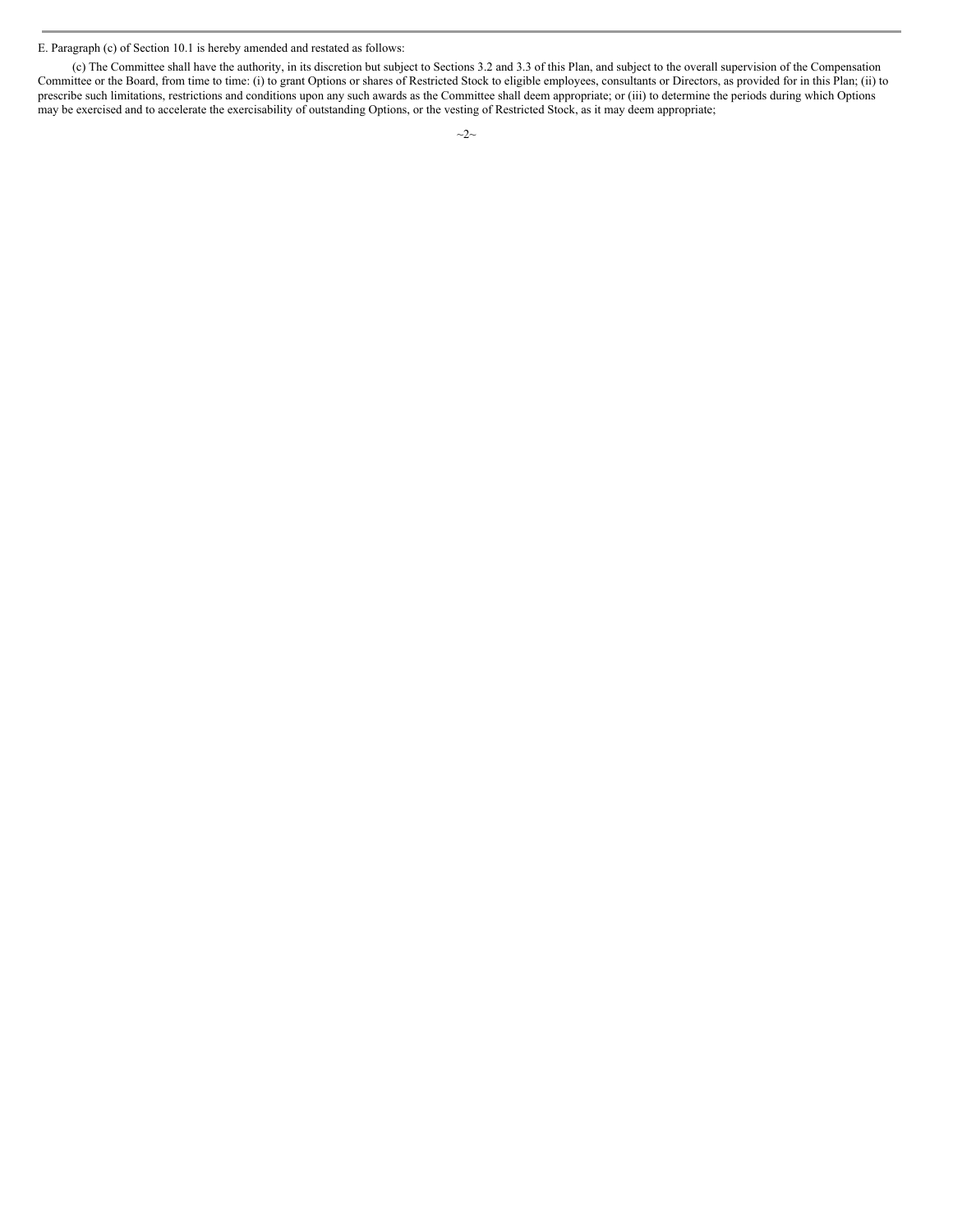E. Paragraph (c) of Section 10.1 is hereby amended and restated as follows:

(c) The Committee shall have the authority, in its discretion but subject to Sections 3.2 and 3.3 of this Plan, and subject to the overall supervision of the Compensation Committee or the Board, from time to time: (i) to grant Options or shares of Restricted Stock to eligible employees, consultants or Directors, as provided for in this Plan; (ii) to prescribe such limitations, restrictions and conditions upon any such awards as the Committee shall deem appropriate; or (iii) to determine the periods during which Options may be exercised and to accelerate the exercisability of outstanding Options, or the vesting of Restricted Stock, as it may deem appropriate;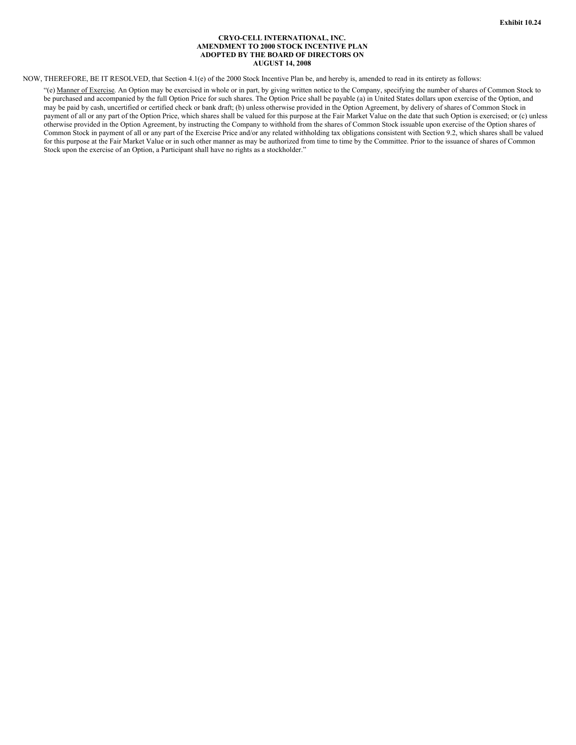**Exhibit 10.24**

**CRYO-CELL INTERNATIONAL, INC.**
**AMENDMENT TO 2000 STOCK INCENTIVE PLAN**
**ADOPTED BY THE BOARD OF DIRECTORS ON**
**AUGUST 14, 2008**

NOW, THEREFORE, BE IT RESOLVED, that Section 4.1(e) of the 2000 Stock Incentive Plan be, and hereby is, amended to read in its entirety as follows:

> "(e) Manner of Exercise. An Option may be exercised in whole or in part, by giving written notice to the Company, specifying the number of shares of Common Stock to be purchased and accompanied by the full Option Price for such shares. The Option Price shall be payable (a) in United States dollars upon exercise of the Option, and may be paid by cash, uncertified or certified check or bank draft; (b) unless otherwise provided in the Option Agreement, by delivery of shares of Common Stock in payment of all or any part of the Option Price, which shares shall be valued for this purpose at the Fair Market Value on the date that such Option is exercised; or (c) unless otherwise provided in the Option Agreement, by instructing the Company to withhold from the shares of Common Stock issuable upon exercise of the Option shares of Common Stock in payment of all or any part of the Exercise Price and/or any related withholding tax obligations consistent with Section 9.2, which shares shall be valued for this purpose at the Fair Market Value or in such other manner as may be authorized from time to time by the Committee. Prior to the issuance of shares of Common Stock upon the exercise of an Option, a Participant shall have no rights as a stockholder."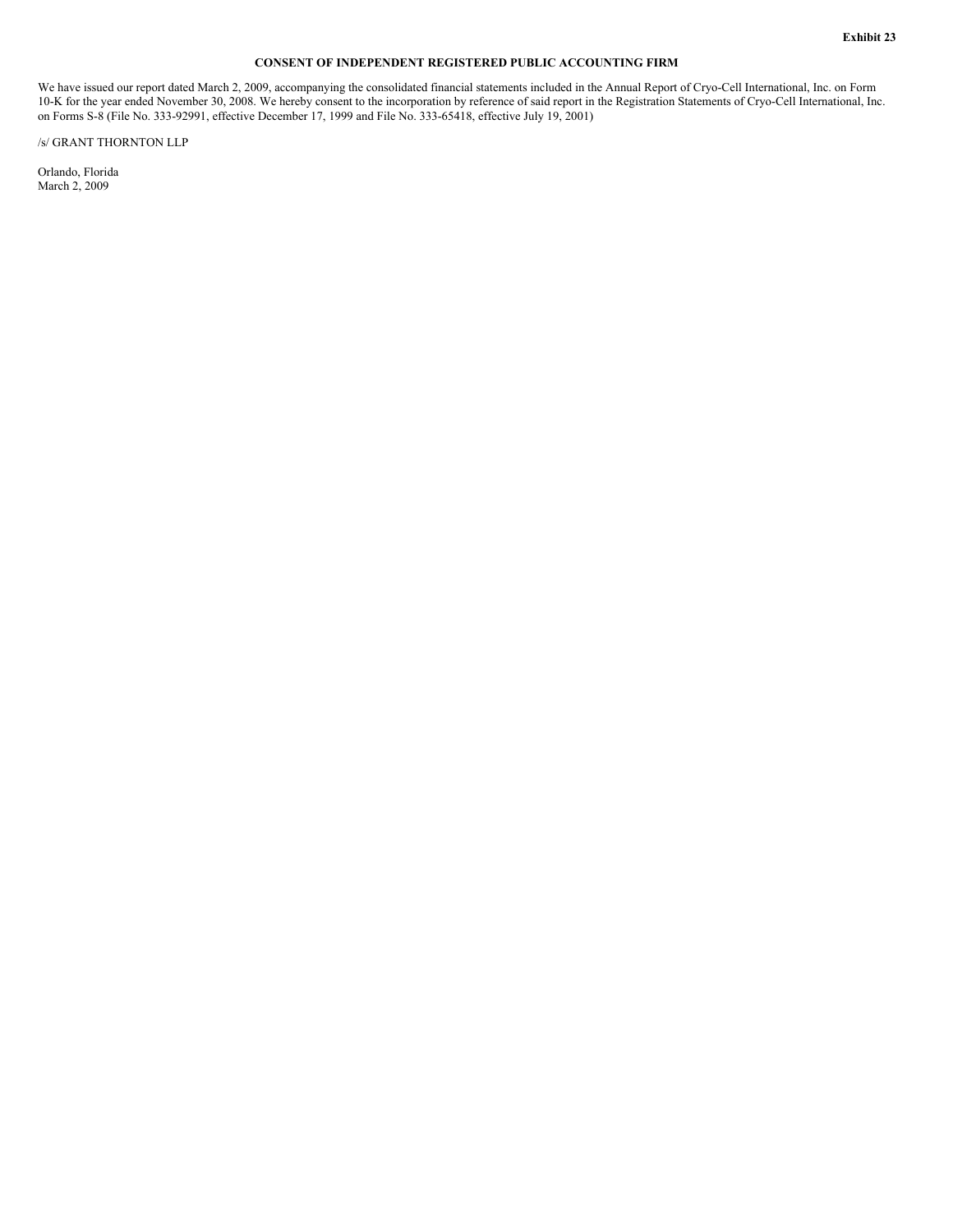**Exhibit 23**

**CONSENT OF INDEPENDENT REGISTERED PUBLIC ACCOUNTING FIRM**

We have issued our report dated March 2, 2009, accompanying the consolidated financial statements included in the Annual Report of Cryo-Cell International, Inc. on Form 10-K for the year ended November 30, 2008. We hereby consent to the incorporation by reference of said report in the Registration Statements of Cryo-Cell International, Inc. on Forms S-8 (File No. 333-92991, effective December 17, 1999 and File No. 333-65418, effective July 19, 2001)

/s/ GRANT THORNTON LLP

Orlando, Florida
March 2, 2009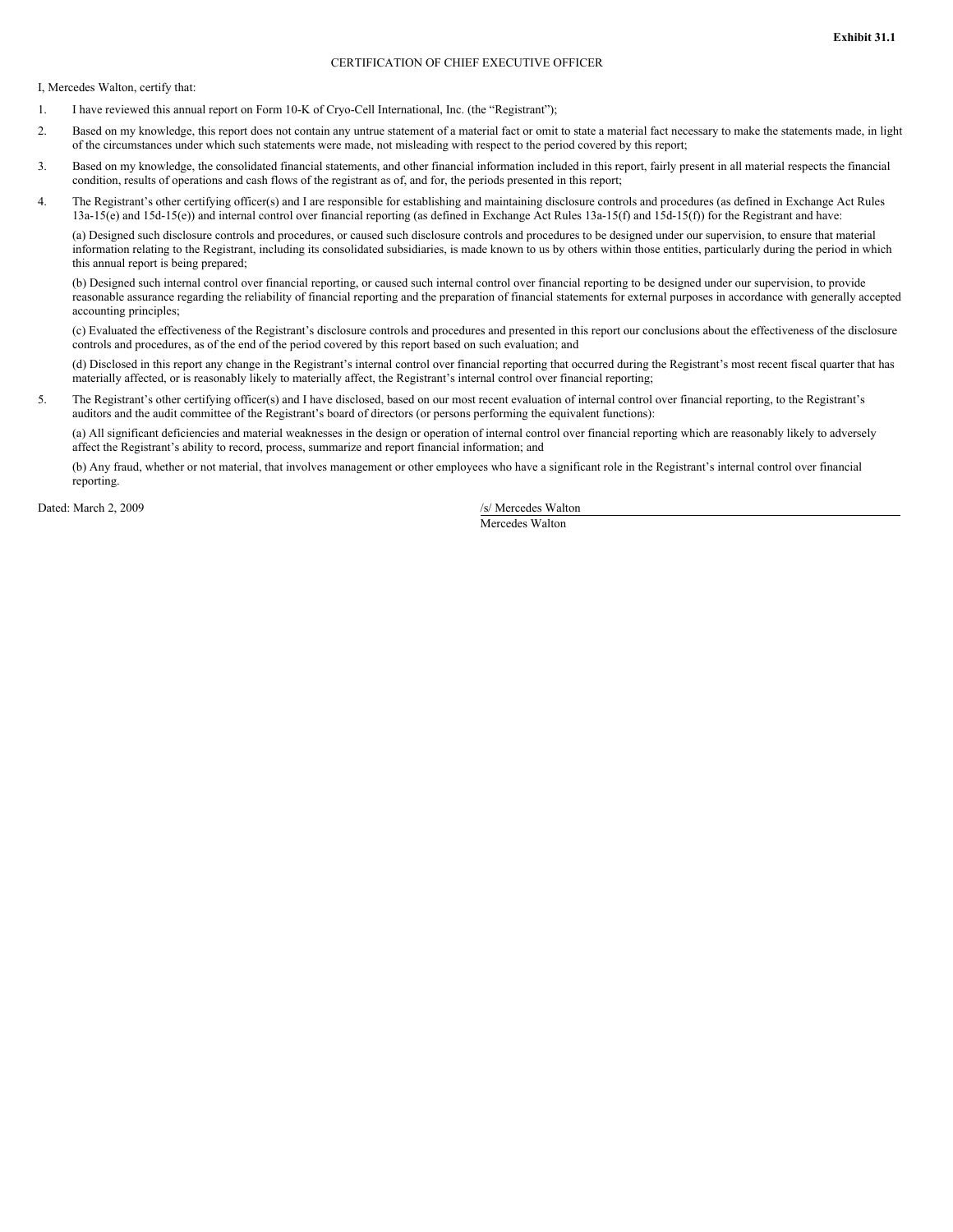**Exhibit 31.1**

CERTIFICATION OF CHIEF EXECUTIVE OFFICER

I, Mercedes Walton, certify that:

1. I have reviewed this annual report on Form 10-K of Cryo-Cell International, Inc. (the "Registrant");

2. Based on my knowledge, this report does not contain any untrue statement of a material fact or omit to state a material fact necessary to make the statements made, in light of the circumstances under which such statements were made, not misleading with respect to the period covered by this report;

3. Based on my knowledge, the consolidated financial statements, and other financial information included in this report, fairly present in all material respects the financial condition, results of operations and cash flows of the registrant as of, and for, the periods presented in this report;

4. The Registrant's other certifying officer(s) and I are responsible for establishing and maintaining disclosure controls and procedures (as defined in Exchange Act Rules 13a-15(e) and 15d-15(e)) and internal control over financial reporting (as defined in Exchange Act Rules 13a-15(f) and 15d-15(f)) for the Registrant and have:

   (a) Designed such disclosure controls and procedures, or caused such disclosure controls and procedures to be designed under our supervision, to ensure that material information relating to the Registrant, including its consolidated subsidiaries, is made known to us by others within those entities, particularly during the period in which this annual report is being prepared;

   (b) Designed such internal control over financial reporting, or caused such internal control over financial reporting to be designed under our supervision, to provide reasonable assurance regarding the reliability of financial reporting and the preparation of financial statements for external purposes in accordance with generally accepted accounting principles;

   (c) Evaluated the effectiveness of the Registrant's disclosure controls and procedures and presented in this report our conclusions about the effectiveness of the disclosure controls and procedures, as of the end of the period covered by this report based on such evaluation; and

   (d) Disclosed in this report any change in the Registrant's internal control over financial reporting that occurred during the Registrant's most recent fiscal quarter that has materially affected, or is reasonably likely to materially affect, the Registrant's internal control over financial reporting;

5. The Registrant's other certifying officer(s) and I have disclosed, based on our most recent evaluation of internal control over financial reporting, to the Registrant's auditors and the audit committee of the Registrant's board of directors (or persons performing the equivalent functions):

   (a) All significant deficiencies and material weaknesses in the design or operation of internal control over financial reporting which are reasonably likely to adversely affect the Registrant's ability to record, process, summarize and report financial information; and

   (b) Any fraud, whether or not material, that involves management or other employees who have a significant role in the Registrant's internal control over financial reporting.

Dated: March 2, 2009

/s/ Mercedes Walton
Mercedes Walton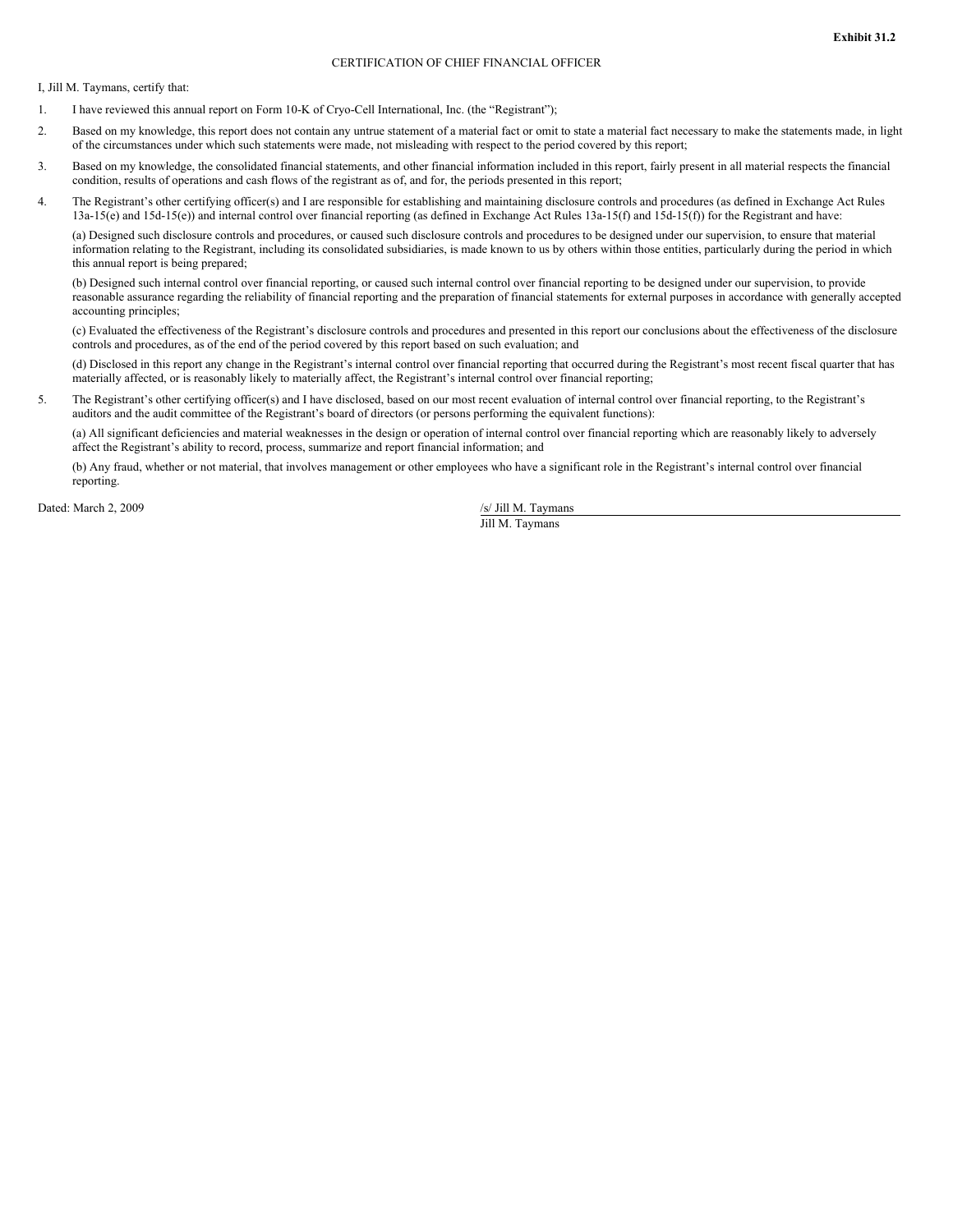**Exhibit 31.2**

CERTIFICATION OF CHIEF FINANCIAL OFFICER

I, Jill M. Taymans, certify that:

1. I have reviewed this annual report on Form 10-K of Cryo-Cell International, Inc. (the "Registrant");

2. Based on my knowledge, this report does not contain any untrue statement of a material fact or omit to state a material fact necessary to make the statements made, in light of the circumstances under which such statements were made, not misleading with respect to the period covered by this report;

3. Based on my knowledge, the consolidated financial statements, and other financial information included in this report, fairly present in all material respects the financial condition, results of operations and cash flows of the registrant as of, and for, the periods presented in this report;

4. The Registrant's other certifying officer(s) and I are responsible for establishing and maintaining disclosure controls and procedures (as defined in Exchange Act Rules 13a-15(e) and 15d-15(e)) and internal control over financial reporting (as defined in Exchange Act Rules 13a-15(f) and 15d-15(f)) for the Registrant and have:

   (a) Designed such disclosure controls and procedures, or caused such disclosure controls and procedures to be designed under our supervision, to ensure that material information relating to the Registrant, including its consolidated subsidiaries, is made known to us by others within those entities, particularly during the period in which this annual report is being prepared;

   (b) Designed such internal control over financial reporting, or caused such internal control over financial reporting to be designed under our supervision, to provide reasonable assurance regarding the reliability of financial reporting and the preparation of financial statements for external purposes in accordance with generally accepted accounting principles;

   (c) Evaluated the effectiveness of the Registrant's disclosure controls and procedures and presented in this report our conclusions about the effectiveness of the disclosure controls and procedures, as of the end of the period covered by this report based on such evaluation; and

   (d) Disclosed in this report any change in the Registrant's internal control over financial reporting that occurred during the Registrant's most recent fiscal quarter that has materially affected, or is reasonably likely to materially affect, the Registrant's internal control over financial reporting;

5. The Registrant's other certifying officer(s) and I have disclosed, based on our most recent evaluation of internal control over financial reporting, to the Registrant's auditors and the audit committee of the Registrant's board of directors (or persons performing the equivalent functions):

   (a) All significant deficiencies and material weaknesses in the design or operation of internal control over financial reporting which are reasonably likely to adversely affect the Registrant's ability to record, process, summarize and report financial information; and

   (b) Any fraud, whether or not material, that involves management or other employees who have a significant role in the Registrant's internal control over financial reporting.

Dated: March 2, 2009

/s/ Jill M. Taymans

Jill M. Taymans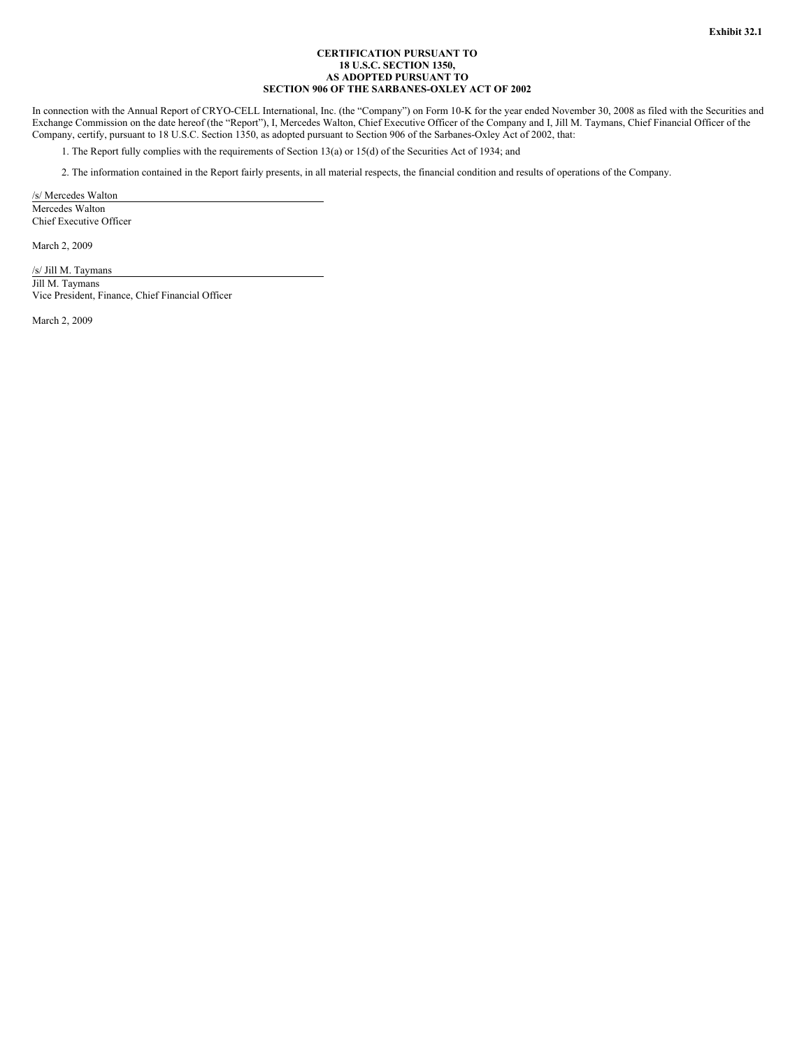**Exhibit 32.1**

**CERTIFICATION PURSUANT TO**
**18 U.S.C. SECTION 1350,**
**AS ADOPTED PURSUANT TO**
**SECTION 906 OF THE SARBANES-OXLEY ACT OF 2002**

In connection with the Annual Report of CRYO-CELL International, Inc. (the "Company") on Form 10-K for the year ended November 30, 2008 as filed with the Securities and Exchange Commission on the date hereof (the "Report"), I, Mercedes Walton, Chief Executive Officer of the Company and I, Jill M. Taymans, Chief Financial Officer of the Company, certify, pursuant to 18 U.S.C. Section 1350, as adopted pursuant to Section 906 of the Sarbanes-Oxley Act of 2002, that:

1. The Report fully complies with the requirements of Section 13(a) or 15(d) of the Securities Act of 1934; and

2. The information contained in the Report fairly presents, in all material respects, the financial condition and results of operations of the Company.

/s/ Mercedes Walton
Mercedes Walton
Chief Executive Officer

March 2, 2009

/s/ Jill M. Taymans
Jill M. Taymans
Vice President, Finance, Chief Financial Officer

March 2, 2009